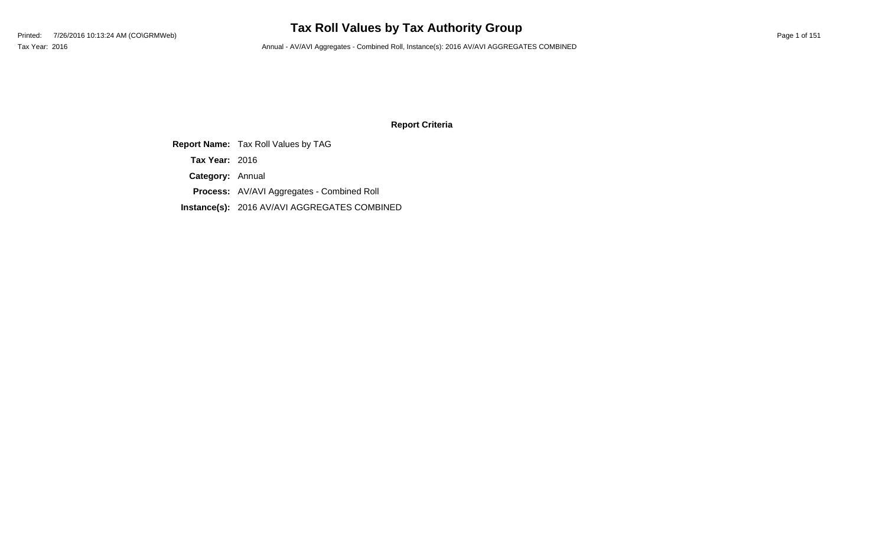# Tax Roll Values by Tax Authority Group

Printed: 7/26/2016 10:13:24 AM (CO\GRMWeb)

Tax Year: 2016

Annual - AV/AVI Aggregates - Combined Roll, Instance(s): 2016 AV/AVI AGGREGATES COMBINED

## Report Criteria

**Report Name:** Tax Roll Values by TAG

**Tax Year:** 2016

**Category:** Annual

**Process:** AV/AVI Aggregates - Combined Roll

**Instance(s):** 2016 AV/AVI AGGREGATES COMBINED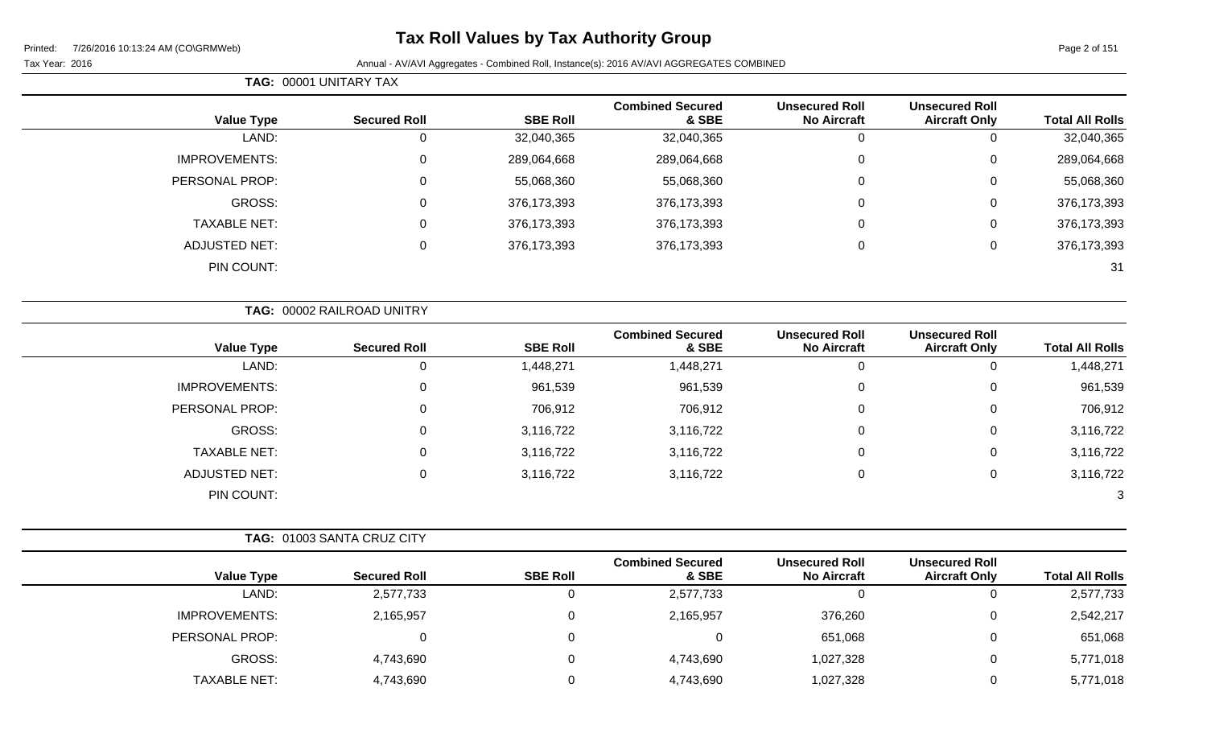# Tax Roll Values by Tax Authority Group

Printed: 7/26/2016 10:13:24 AM (CO\GRMWeb)

Tax Year: 2016

Annual - AV/AVI Aggregates - Combined Roll, Instance(s): 2016 AV/AVI AGGREGATES COMBINED

**TAG: 00001 UNITARY TAX**

| Value Type | Secured Roll | SBE Roll | Combined Secured & SBE | Unsecured Roll No Aircraft | Unsecured Roll Aircraft Only | Total All Rolls |
|---|---|---|---|---|---|---|
| LAND: | 0 | 32,040,365 | 32,040,365 | 0 | 0 | 32,040,365 |
| IMPROVEMENTS: | 0 | 289,064,668 | 289,064,668 | 0 | 0 | 289,064,668 |
| PERSONAL PROP: | 0 | 55,068,360 | 55,068,360 | 0 | 0 | 55,068,360 |
| GROSS: | 0 | 376,173,393 | 376,173,393 | 0 | 0 | 376,173,393 |
| TAXABLE NET: | 0 | 376,173,393 | 376,173,393 | 0 | 0 | 376,173,393 |
| ADJUSTED NET: | 0 | 376,173,393 | 376,173,393 | 0 | 0 | 376,173,393 |
| PIN COUNT: | | | | | | 31 |

**TAG: 00002 RAILROAD UNITRY**

| Value Type | Secured Roll | SBE Roll | Combined Secured & SBE | Unsecured Roll No Aircraft | Unsecured Roll Aircraft Only | Total All Rolls |
|---|---|---|---|---|---|---|
| LAND: | 0 | 1,448,271 | 1,448,271 | 0 | 0 | 1,448,271 |
| IMPROVEMENTS: | 0 | 961,539 | 961,539 | 0 | 0 | 961,539 |
| PERSONAL PROP: | 0 | 706,912 | 706,912 | 0 | 0 | 706,912 |
| GROSS: | 0 | 3,116,722 | 3,116,722 | 0 | 0 | 3,116,722 |
| TAXABLE NET: | 0 | 3,116,722 | 3,116,722 | 0 | 0 | 3,116,722 |
| ADJUSTED NET: | 0 | 3,116,722 | 3,116,722 | 0 | 0 | 3,116,722 |
| PIN COUNT: | | | | | | 3 |

**TAG: 01003 SANTA CRUZ CITY**

| Value Type | Secured Roll | SBE Roll | Combined Secured & SBE | Unsecured Roll No Aircraft | Unsecured Roll Aircraft Only | Total All Rolls |
|---|---|---|---|---|---|---|
| LAND: | 2,577,733 | 0 | 2,577,733 | 0 | 0 | 2,577,733 |
| IMPROVEMENTS: | 2,165,957 | 0 | 2,165,957 | 376,260 | 0 | 2,542,217 |
| PERSONAL PROP: | 0 | 0 | 0 | 651,068 | 0 | 651,068 |
| GROSS: | 4,743,690 | 0 | 4,743,690 | 1,027,328 | 0 | 5,771,018 |
| TAXABLE NET: | 4,743,690 | 0 | 4,743,690 | 1,027,328 | 0 | 5,771,018 |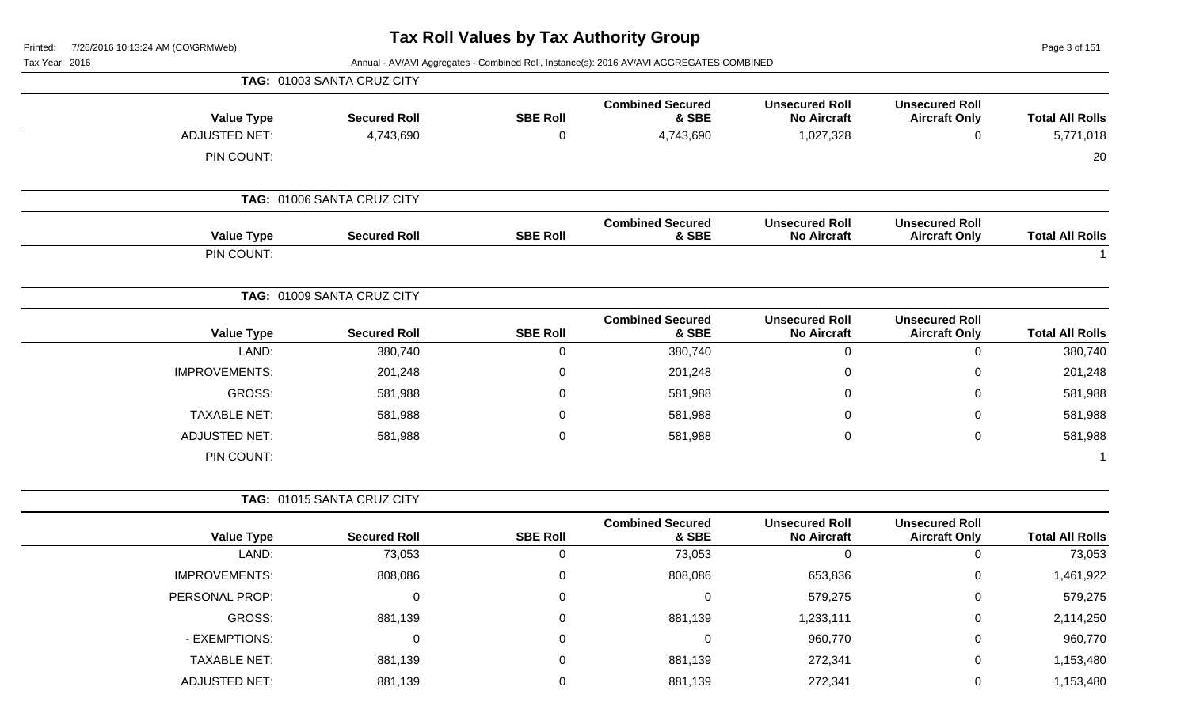# Tax Roll Values by Tax Authority Group

Printed: 7/26/2016 10:13:24 AM (CO\GRMWeb)

Tax Year: 2016

Annual - AV/AVI Aggregates - Combined Roll, Instance(s): 2016 AV/AVI AGGREGATES COMBINED

**TAG: 01003 SANTA CRUZ CITY**

| Value Type | Secured Roll | SBE Roll | Combined Secured & SBE | Unsecured Roll No Aircraft | Unsecured Roll Aircraft Only | Total All Rolls |
|---|---|---|---|---|---|---|
| ADJUSTED NET: | 4,743,690 | 0 | 4,743,690 | 1,027,328 | 0 | 5,771,018 |
| PIN COUNT: | | | | | | 20 |

**TAG: 01006 SANTA CRUZ CITY**

| Value Type | Secured Roll | SBE Roll | Combined Secured & SBE | Unsecured Roll No Aircraft | Unsecured Roll Aircraft Only | Total All Rolls |
|---|---|---|---|---|---|---|
| PIN COUNT: | | | | | | 1 |

**TAG: 01009 SANTA CRUZ CITY**

| Value Type | Secured Roll | SBE Roll | Combined Secured & SBE | Unsecured Roll No Aircraft | Unsecured Roll Aircraft Only | Total All Rolls |
|---|---|---|---|---|---|---|
| LAND: | 380,740 | 0 | 380,740 | 0 | 0 | 380,740 |
| IMPROVEMENTS: | 201,248 | 0 | 201,248 | 0 | 0 | 201,248 |
| GROSS: | 581,988 | 0 | 581,988 | 0 | 0 | 581,988 |
| TAXABLE NET: | 581,988 | 0 | 581,988 | 0 | 0 | 581,988 |
| ADJUSTED NET: | 581,988 | 0 | 581,988 | 0 | 0 | 581,988 |
| PIN COUNT: | | | | | | 1 |

**TAG: 01015 SANTA CRUZ CITY**

| Value Type | Secured Roll | SBE Roll | Combined Secured & SBE | Unsecured Roll No Aircraft | Unsecured Roll Aircraft Only | Total All Rolls |
|---|---|---|---|---|---|---|
| LAND: | 73,053 | 0 | 73,053 | 0 | 0 | 73,053 |
| IMPROVEMENTS: | 808,086 | 0 | 808,086 | 653,836 | 0 | 1,461,922 |
| PERSONAL PROP: | 0 | 0 | 0 | 579,275 | 0 | 579,275 |
| GROSS: | 881,139 | 0 | 881,139 | 1,233,111 | 0 | 2,114,250 |
| - EXEMPTIONS: | 0 | 0 | 0 | 960,770 | 0 | 960,770 |
| TAXABLE NET: | 881,139 | 0 | 881,139 | 272,341 | 0 | 1,153,480 |
| ADJUSTED NET: | 881,139 | 0 | 881,139 | 272,341 | 0 | 1,153,480 |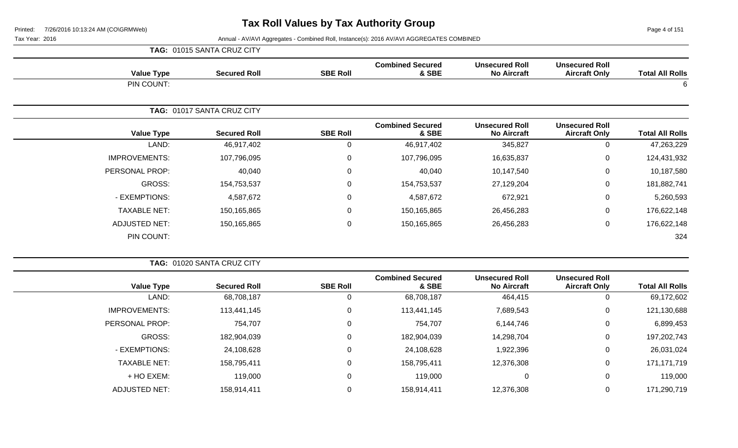# Tax Roll Values by Tax Authority Group

Printed: 7/26/2016 10:13:24 AM (CO\GRMWeb)

Tax Year: 2016

Annual - AV/AVI Aggregates - Combined Roll, Instance(s): 2016 AV/AVI AGGREGATES COMBINED

**TAG: 01015 SANTA CRUZ CITY**

| Value Type | Secured Roll | SBE Roll | Combined Secured & SBE | Unsecured Roll No Aircraft | Unsecured Roll Aircraft Only | Total All Rolls |
|---|---|---|---|---|---|---|
| PIN COUNT: | | | | | | 6 |

**TAG: 01017 SANTA CRUZ CITY**

| Value Type | Secured Roll | SBE Roll | Combined Secured & SBE | Unsecured Roll No Aircraft | Unsecured Roll Aircraft Only | Total All Rolls |
|---|---|---|---|---|---|---|
| LAND: | 46,917,402 | 0 | 46,917,402 | 345,827 | 0 | 47,263,229 |
| IMPROVEMENTS: | 107,796,095 | 0 | 107,796,095 | 16,635,837 | 0 | 124,431,932 |
| PERSONAL PROP: | 40,040 | 0 | 40,040 | 10,147,540 | 0 | 10,187,580 |
| GROSS: | 154,753,537 | 0 | 154,753,537 | 27,129,204 | 0 | 181,882,741 |
| - EXEMPTIONS: | 4,587,672 | 0 | 4,587,672 | 672,921 | 0 | 5,260,593 |
| TAXABLE NET: | 150,165,865 | 0 | 150,165,865 | 26,456,283 | 0 | 176,622,148 |
| ADJUSTED NET: | 150,165,865 | 0 | 150,165,865 | 26,456,283 | 0 | 176,622,148 |
| PIN COUNT: | | | | | | 324 |

**TAG: 01020 SANTA CRUZ CITY**

| Value Type | Secured Roll | SBE Roll | Combined Secured & SBE | Unsecured Roll No Aircraft | Unsecured Roll Aircraft Only | Total All Rolls |
|---|---|---|---|---|---|---|
| LAND: | 68,708,187 | 0 | 68,708,187 | 464,415 | 0 | 69,172,602 |
| IMPROVEMENTS: | 113,441,145 | 0 | 113,441,145 | 7,689,543 | 0 | 121,130,688 |
| PERSONAL PROP: | 754,707 | 0 | 754,707 | 6,144,746 | 0 | 6,899,453 |
| GROSS: | 182,904,039 | 0 | 182,904,039 | 14,298,704 | 0 | 197,202,743 |
| - EXEMPTIONS: | 24,108,628 | 0 | 24,108,628 | 1,922,396 | 0 | 26,031,024 |
| TAXABLE NET: | 158,795,411 | 0 | 158,795,411 | 12,376,308 | 0 | 171,171,719 |
| + HO EXEM: | 119,000 | 0 | 119,000 | 0 | 0 | 119,000 |
| ADJUSTED NET: | 158,914,411 | 0 | 158,914,411 | 12,376,308 | 0 | 171,290,719 |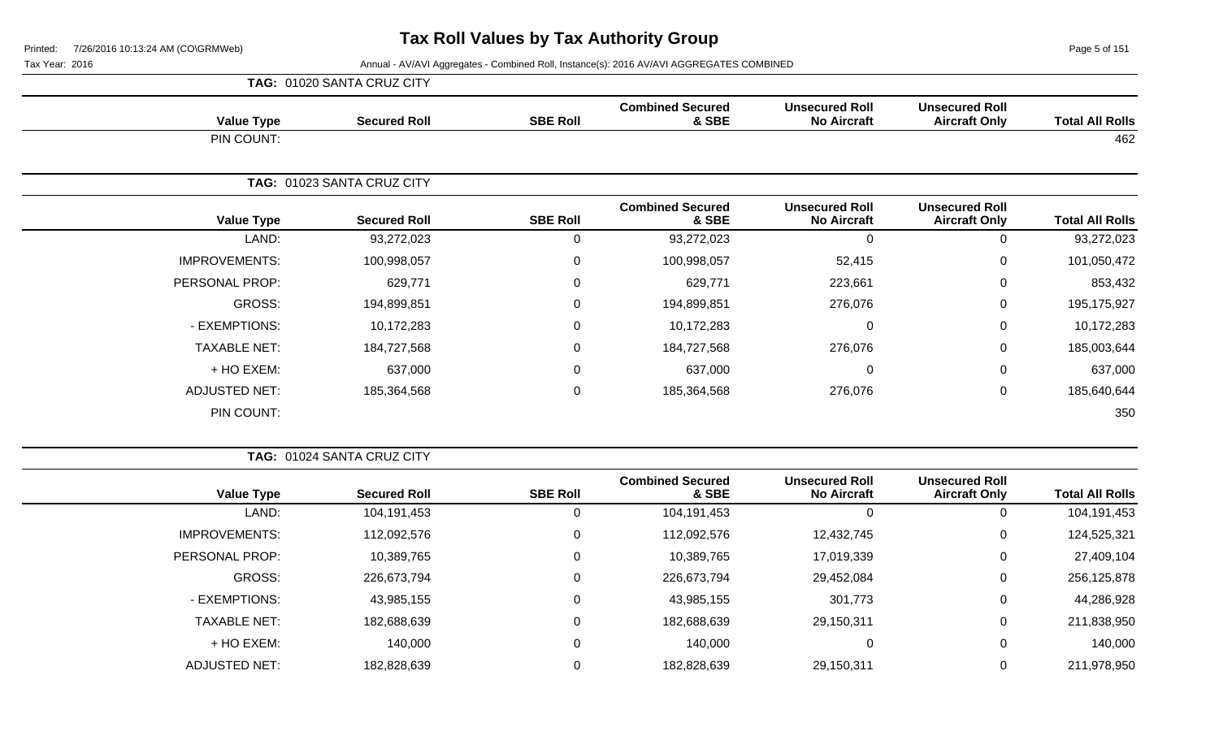# Tax Roll Values by Tax Authority Group

Printed: 7/26/2016 10:13:24 AM (CO\GRMWeb)

Tax Year: 2016

Annual - AV/AVI Aggregates - Combined Roll, Instance(s): 2016 AV/AVI AGGREGATES COMBINED

**TAG: 01020 SANTA CRUZ CITY**

| Value Type | Secured Roll | SBE Roll | Combined Secured & SBE | Unsecured Roll No Aircraft | Unsecured Roll Aircraft Only | Total All Rolls |
|---|---|---|---|---|---|---|
| PIN COUNT: | | | | | | 462 |

**TAG: 01023 SANTA CRUZ CITY**

| Value Type | Secured Roll | SBE Roll | Combined Secured & SBE | Unsecured Roll No Aircraft | Unsecured Roll Aircraft Only | Total All Rolls |
|---|---|---|---|---|---|---|
| LAND: | 93,272,023 | 0 | 93,272,023 | 0 | 0 | 93,272,023 |
| IMPROVEMENTS: | 100,998,057 | 0 | 100,998,057 | 52,415 | 0 | 101,050,472 |
| PERSONAL PROP: | 629,771 | 0 | 629,771 | 223,661 | 0 | 853,432 |
| GROSS: | 194,899,851 | 0 | 194,899,851 | 276,076 | 0 | 195,175,927 |
| - EXEMPTIONS: | 10,172,283 | 0 | 10,172,283 | 0 | 0 | 10,172,283 |
| TAXABLE NET: | 184,727,568 | 0 | 184,727,568 | 276,076 | 0 | 185,003,644 |
| + HO EXEM: | 637,000 | 0 | 637,000 | 0 | 0 | 637,000 |
| ADJUSTED NET: | 185,364,568 | 0 | 185,364,568 | 276,076 | 0 | 185,640,644 |
| PIN COUNT: | | | | | | 350 |

**TAG: 01024 SANTA CRUZ CITY**

| Value Type | Secured Roll | SBE Roll | Combined Secured & SBE | Unsecured Roll No Aircraft | Unsecured Roll Aircraft Only | Total All Rolls |
|---|---|---|---|---|---|---|
| LAND: | 104,191,453 | 0 | 104,191,453 | 0 | 0 | 104,191,453 |
| IMPROVEMENTS: | 112,092,576 | 0 | 112,092,576 | 12,432,745 | 0 | 124,525,321 |
| PERSONAL PROP: | 10,389,765 | 0 | 10,389,765 | 17,019,339 | 0 | 27,409,104 |
| GROSS: | 226,673,794 | 0 | 226,673,794 | 29,452,084 | 0 | 256,125,878 |
| - EXEMPTIONS: | 43,985,155 | 0 | 43,985,155 | 301,773 | 0 | 44,286,928 |
| TAXABLE NET: | 182,688,639 | 0 | 182,688,639 | 29,150,311 | 0 | 211,838,950 |
| + HO EXEM: | 140,000 | 0 | 140,000 | 0 | 0 | 140,000 |
| ADJUSTED NET: | 182,828,639 | 0 | 182,828,639 | 29,150,311 | 0 | 211,978,950 |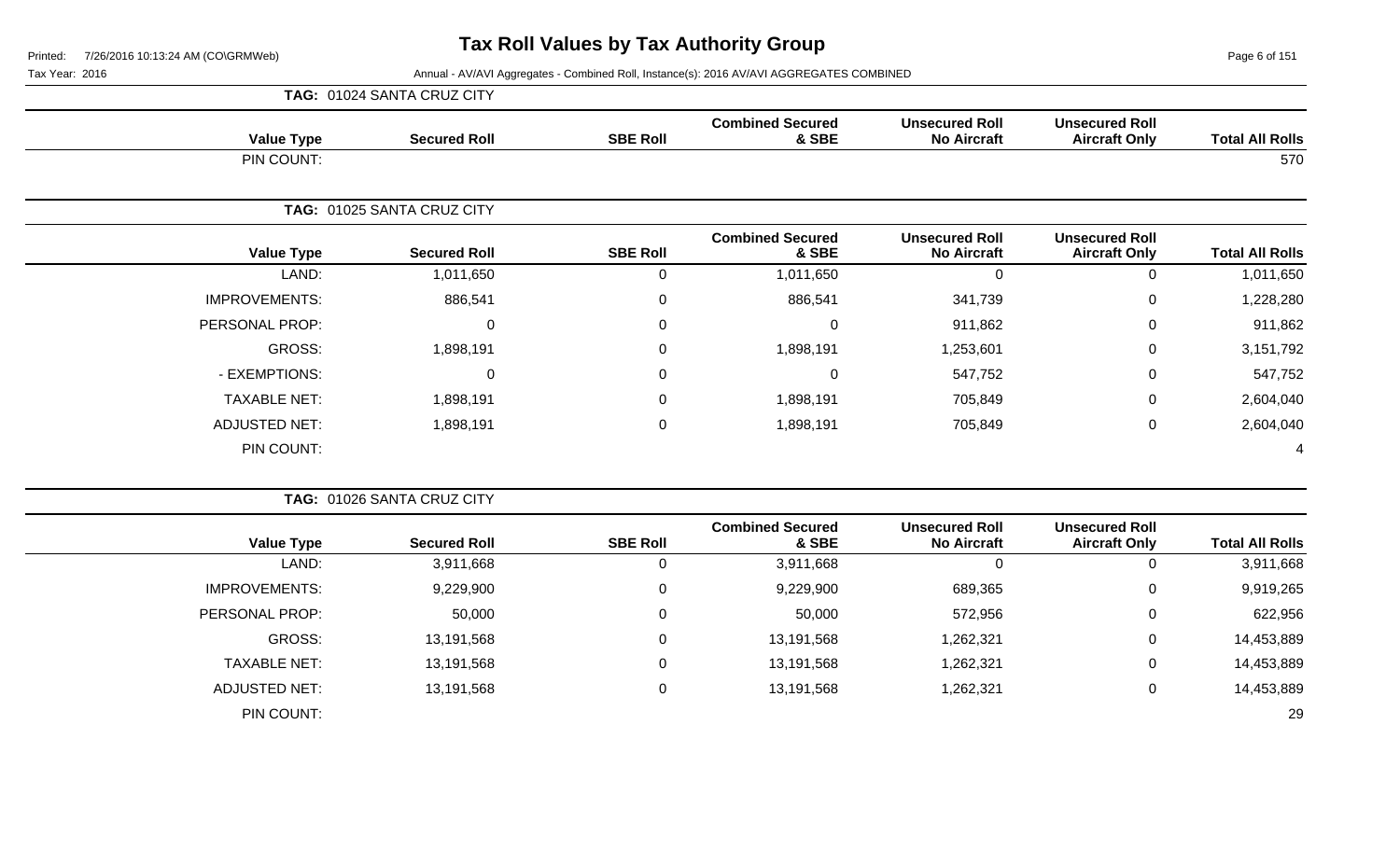# Tax Roll Values by Tax Authority Group

Printed: 7/26/2016 10:13:24 AM (CO\GRMWeb)

Tax Year: 2016

Annual - AV/AVI Aggregates - Combined Roll, Instance(s): 2016 AV/AVI AGGREGATES COMBINED

**TAG: 01024 SANTA CRUZ CITY**

| Value Type | Secured Roll | SBE Roll | Combined Secured & SBE | Unsecured Roll No Aircraft | Unsecured Roll Aircraft Only | Total All Rolls |
|---|---|---|---|---|---|---|
| PIN COUNT: | | | | | | 570 |

**TAG: 01025 SANTA CRUZ CITY**

| Value Type | Secured Roll | SBE Roll | Combined Secured & SBE | Unsecured Roll No Aircraft | Unsecured Roll Aircraft Only | Total All Rolls |
|---|---|---|---|---|---|---|
| LAND: | 1,011,650 | 0 | 1,011,650 | 0 | 0 | 1,011,650 |
| IMPROVEMENTS: | 886,541 | 0 | 886,541 | 341,739 | 0 | 1,228,280 |
| PERSONAL PROP: | 0 | 0 | 0 | 911,862 | 0 | 911,862 |
| GROSS: | 1,898,191 | 0 | 1,898,191 | 1,253,601 | 0 | 3,151,792 |
| - EXEMPTIONS: | 0 | 0 | 0 | 547,752 | 0 | 547,752 |
| TAXABLE NET: | 1,898,191 | 0 | 1,898,191 | 705,849 | 0 | 2,604,040 |
| ADJUSTED NET: | 1,898,191 | 0 | 1,898,191 | 705,849 | 0 | 2,604,040 |
| PIN COUNT: | | | | | | 4 |

**TAG: 01026 SANTA CRUZ CITY**

| Value Type | Secured Roll | SBE Roll | Combined Secured & SBE | Unsecured Roll No Aircraft | Unsecured Roll Aircraft Only | Total All Rolls |
|---|---|---|---|---|---|---|
| LAND: | 3,911,668 | 0 | 3,911,668 | 0 | 0 | 3,911,668 |
| IMPROVEMENTS: | 9,229,900 | 0 | 9,229,900 | 689,365 | 0 | 9,919,265 |
| PERSONAL PROP: | 50,000 | 0 | 50,000 | 572,956 | 0 | 622,956 |
| GROSS: | 13,191,568 | 0 | 13,191,568 | 1,262,321 | 0 | 14,453,889 |
| TAXABLE NET: | 13,191,568 | 0 | 13,191,568 | 1,262,321 | 0 | 14,453,889 |
| ADJUSTED NET: | 13,191,568 | 0 | 13,191,568 | 1,262,321 | 0 | 14,453,889 |
| PIN COUNT: | | | | | | 29 |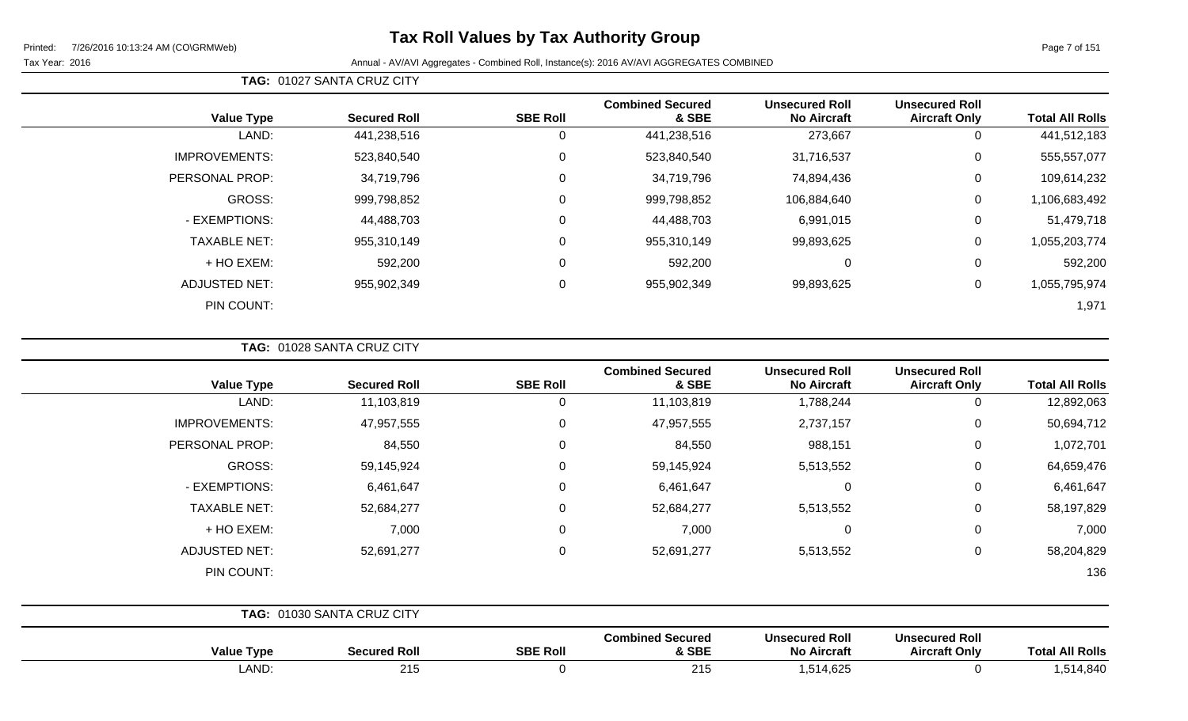# Tax Roll Values by Tax Authority Group

Printed: 7/26/2016 10:13:24 AM (CO\GRMWeb)

Tax Year: 2016

Annual - AV/AVI Aggregates - Combined Roll, Instance(s): 2016 AV/AVI AGGREGATES COMBINED

## TAG: 01027 SANTA CRUZ CITY

| Value Type | Secured Roll | SBE Roll | Combined Secured & SBE | Unsecured Roll No Aircraft | Unsecured Roll Aircraft Only | Total All Rolls |
|---|---|---|---|---|---|---|
| LAND: | 441,238,516 | 0 | 441,238,516 | 273,667 | 0 | 441,512,183 |
| IMPROVEMENTS: | 523,840,540 | 0 | 523,840,540 | 31,716,537 | 0 | 555,557,077 |
| PERSONAL PROP: | 34,719,796 | 0 | 34,719,796 | 74,894,436 | 0 | 109,614,232 |
| GROSS: | 999,798,852 | 0 | 999,798,852 | 106,884,640 | 0 | 1,106,683,492 |
| - EXEMPTIONS: | 44,488,703 | 0 | 44,488,703 | 6,991,015 | 0 | 51,479,718 |
| TAXABLE NET: | 955,310,149 | 0 | 955,310,149 | 99,893,625 | 0 | 1,055,203,774 |
| + HO EXEM: | 592,200 | 0 | 592,200 | 0 | 0 | 592,200 |
| ADJUSTED NET: | 955,902,349 | 0 | 955,902,349 | 99,893,625 | 0 | 1,055,795,974 |
| PIN COUNT: | | | | | | 1,971 |

## TAG: 01028 SANTA CRUZ CITY

| Value Type | Secured Roll | SBE Roll | Combined Secured & SBE | Unsecured Roll No Aircraft | Unsecured Roll Aircraft Only | Total All Rolls |
|---|---|---|---|---|---|---|
| LAND: | 11,103,819 | 0 | 11,103,819 | 1,788,244 | 0 | 12,892,063 |
| IMPROVEMENTS: | 47,957,555 | 0 | 47,957,555 | 2,737,157 | 0 | 50,694,712 |
| PERSONAL PROP: | 84,550 | 0 | 84,550 | 988,151 | 0 | 1,072,701 |
| GROSS: | 59,145,924 | 0 | 59,145,924 | 5,513,552 | 0 | 64,659,476 |
| - EXEMPTIONS: | 6,461,647 | 0 | 6,461,647 | 0 | 0 | 6,461,647 |
| TAXABLE NET: | 52,684,277 | 0 | 52,684,277 | 5,513,552 | 0 | 58,197,829 |
| + HO EXEM: | 7,000 | 0 | 7,000 | 0 | 0 | 7,000 |
| ADJUSTED NET: | 52,691,277 | 0 | 52,691,277 | 5,513,552 | 0 | 58,204,829 |
| PIN COUNT: | | | | | | 136 |

## TAG: 01030 SANTA CRUZ CITY

| Value Type | Secured Roll | SBE Roll | Combined Secured & SBE | Unsecured Roll No Aircraft | Unsecured Roll Aircraft Only | Total All Rolls |
|---|---|---|---|---|---|---|
| LAND: | 215 | 0 | 215 | 1,514,625 | 0 | 1,514,840 |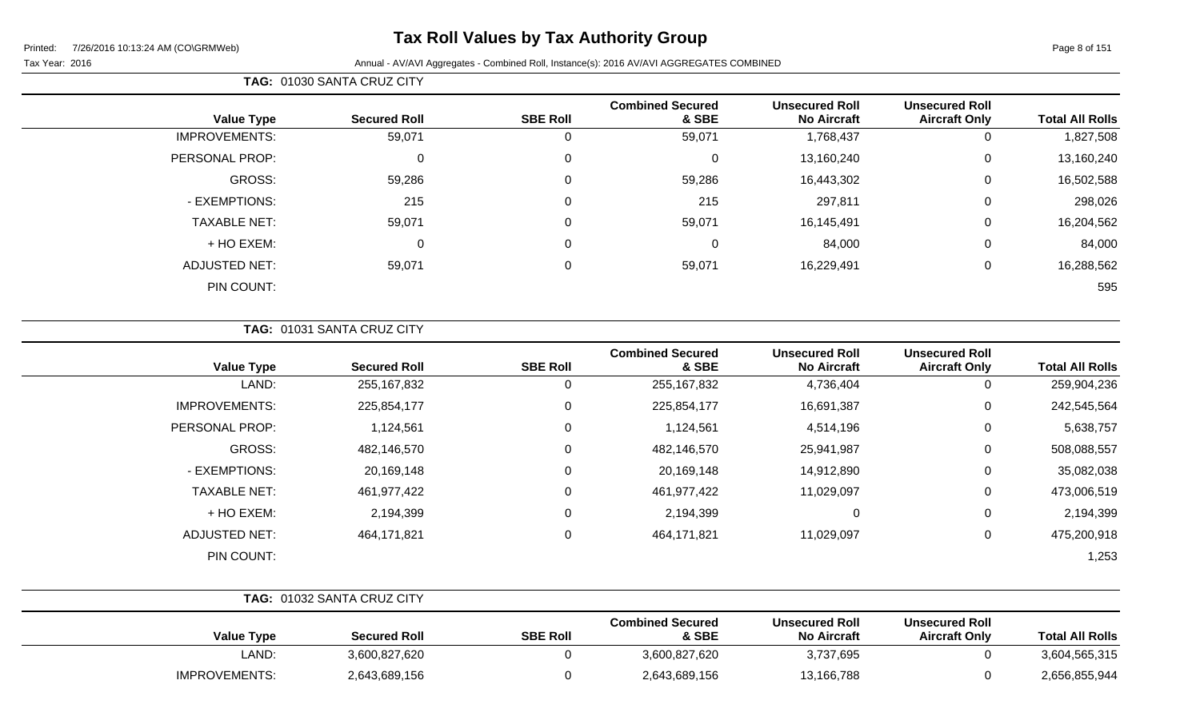# Tax Roll Values by Tax Authority Group

Printed: 7/26/2016 10:13:24 AM (CO\GRMWeb)

Tax Year: 2016 — Annual - AV/AVI Aggregates - Combined Roll, Instance(s): 2016 AV/AVI AGGREGATES COMBINED

**TAG: 01030 SANTA CRUZ CITY**

| Value Type | Secured Roll | SBE Roll | Combined Secured & SBE | Unsecured Roll No Aircraft | Unsecured Roll Aircraft Only | Total All Rolls |
|---|---|---|---|---|---|---|
| IMPROVEMENTS: | 59,071 | 0 | 59,071 | 1,768,437 | 0 | 1,827,508 |
| PERSONAL PROP: | 0 | 0 | 0 | 13,160,240 | 0 | 13,160,240 |
| GROSS: | 59,286 | 0 | 59,286 | 16,443,302 | 0 | 16,502,588 |
| - EXEMPTIONS: | 215 | 0 | 215 | 297,811 | 0 | 298,026 |
| TAXABLE NET: | 59,071 | 0 | 59,071 | 16,145,491 | 0 | 16,204,562 |
| + HO EXEM: | 0 | 0 | 0 | 84,000 | 0 | 84,000 |
| ADJUSTED NET: | 59,071 | 0 | 59,071 | 16,229,491 | 0 | 16,288,562 |
| PIN COUNT: | | | | | | 595 |

**TAG: 01031 SANTA CRUZ CITY**

| Value Type | Secured Roll | SBE Roll | Combined Secured & SBE | Unsecured Roll No Aircraft | Unsecured Roll Aircraft Only | Total All Rolls |
|---|---|---|---|---|---|---|
| LAND: | 255,167,832 | 0 | 255,167,832 | 4,736,404 | 0 | 259,904,236 |
| IMPROVEMENTS: | 225,854,177 | 0 | 225,854,177 | 16,691,387 | 0 | 242,545,564 |
| PERSONAL PROP: | 1,124,561 | 0 | 1,124,561 | 4,514,196 | 0 | 5,638,757 |
| GROSS: | 482,146,570 | 0 | 482,146,570 | 25,941,987 | 0 | 508,088,557 |
| - EXEMPTIONS: | 20,169,148 | 0 | 20,169,148 | 14,912,890 | 0 | 35,082,038 |
| TAXABLE NET: | 461,977,422 | 0 | 461,977,422 | 11,029,097 | 0 | 473,006,519 |
| + HO EXEM: | 2,194,399 | 0 | 2,194,399 | 0 | 0 | 2,194,399 |
| ADJUSTED NET: | 464,171,821 | 0 | 464,171,821 | 11,029,097 | 0 | 475,200,918 |
| PIN COUNT: | | | | | | 1,253 |

**TAG: 01032 SANTA CRUZ CITY**

| Value Type | Secured Roll | SBE Roll | Combined Secured & SBE | Unsecured Roll No Aircraft | Unsecured Roll Aircraft Only | Total All Rolls |
|---|---|---|---|---|---|---|
| LAND: | 3,600,827,620 | 0 | 3,600,827,620 | 3,737,695 | 0 | 3,604,565,315 |
| IMPROVEMENTS: | 2,643,689,156 | 0 | 2,643,689,156 | 13,166,788 | 0 | 2,656,855,944 |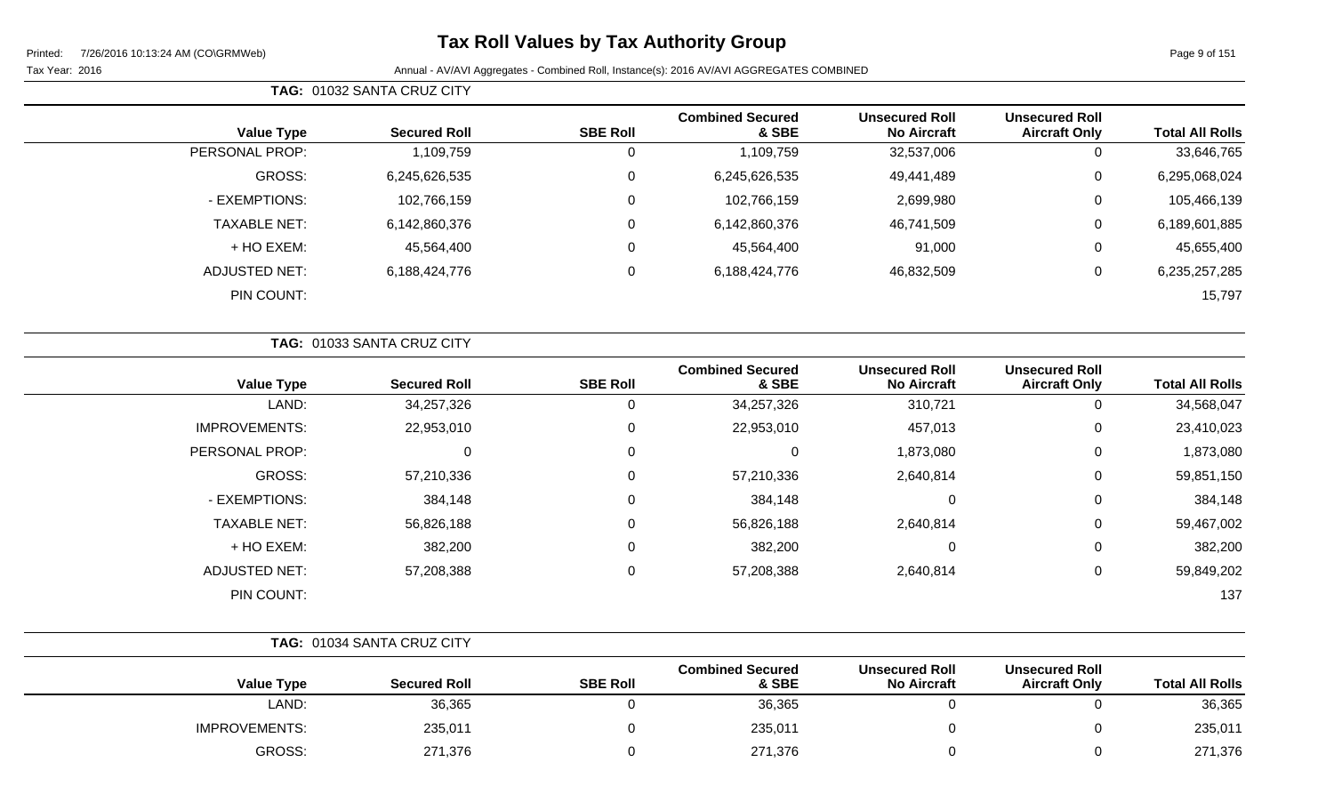# Tax Roll Values by Tax Authority Group

Printed: 7/26/2016 10:13:24 AM (CO\GRMWeb)

Tax Year: 2016

Annual - AV/AVI Aggregates - Combined Roll, Instance(s): 2016 AV/AVI AGGREGATES COMBINED

**TAG: 01032 SANTA CRUZ CITY**

| Value Type | Secured Roll | SBE Roll | Combined Secured & SBE | Unsecured Roll No Aircraft | Unsecured Roll Aircraft Only | Total All Rolls |
|---|---|---|---|---|---|---|
| PERSONAL PROP: | 1,109,759 | 0 | 1,109,759 | 32,537,006 | 0 | 33,646,765 |
| GROSS: | 6,245,626,535 | 0 | 6,245,626,535 | 49,441,489 | 0 | 6,295,068,024 |
| - EXEMPTIONS: | 102,766,159 | 0 | 102,766,159 | 2,699,980 | 0 | 105,466,139 |
| TAXABLE NET: | 6,142,860,376 | 0 | 6,142,860,376 | 46,741,509 | 0 | 6,189,601,885 |
| + HO EXEM: | 45,564,400 | 0 | 45,564,400 | 91,000 | 0 | 45,655,400 |
| ADJUSTED NET: | 6,188,424,776 | 0 | 6,188,424,776 | 46,832,509 | 0 | 6,235,257,285 |
| PIN COUNT: | | | | | | 15,797 |

**TAG: 01033 SANTA CRUZ CITY**

| Value Type | Secured Roll | SBE Roll | Combined Secured & SBE | Unsecured Roll No Aircraft | Unsecured Roll Aircraft Only | Total All Rolls |
|---|---|---|---|---|---|---|
| LAND: | 34,257,326 | 0 | 34,257,326 | 310,721 | 0 | 34,568,047 |
| IMPROVEMENTS: | 22,953,010 | 0 | 22,953,010 | 457,013 | 0 | 23,410,023 |
| PERSONAL PROP: | 0 | 0 | 0 | 1,873,080 | 0 | 1,873,080 |
| GROSS: | 57,210,336 | 0 | 57,210,336 | 2,640,814 | 0 | 59,851,150 |
| - EXEMPTIONS: | 384,148 | 0 | 384,148 | 0 | 0 | 384,148 |
| TAXABLE NET: | 56,826,188 | 0 | 56,826,188 | 2,640,814 | 0 | 59,467,002 |
| + HO EXEM: | 382,200 | 0 | 382,200 | 0 | 0 | 382,200 |
| ADJUSTED NET: | 57,208,388 | 0 | 57,208,388 | 2,640,814 | 0 | 59,849,202 |
| PIN COUNT: | | | | | | 137 |

**TAG: 01034 SANTA CRUZ CITY**

| Value Type | Secured Roll | SBE Roll | Combined Secured & SBE | Unsecured Roll No Aircraft | Unsecured Roll Aircraft Only | Total All Rolls |
|---|---|---|---|---|---|---|
| LAND: | 36,365 | 0 | 36,365 | 0 | 0 | 36,365 |
| IMPROVEMENTS: | 235,011 | 0 | 235,011 | 0 | 0 | 235,011 |
| GROSS: | 271,376 | 0 | 271,376 | 0 | 0 | 271,376 |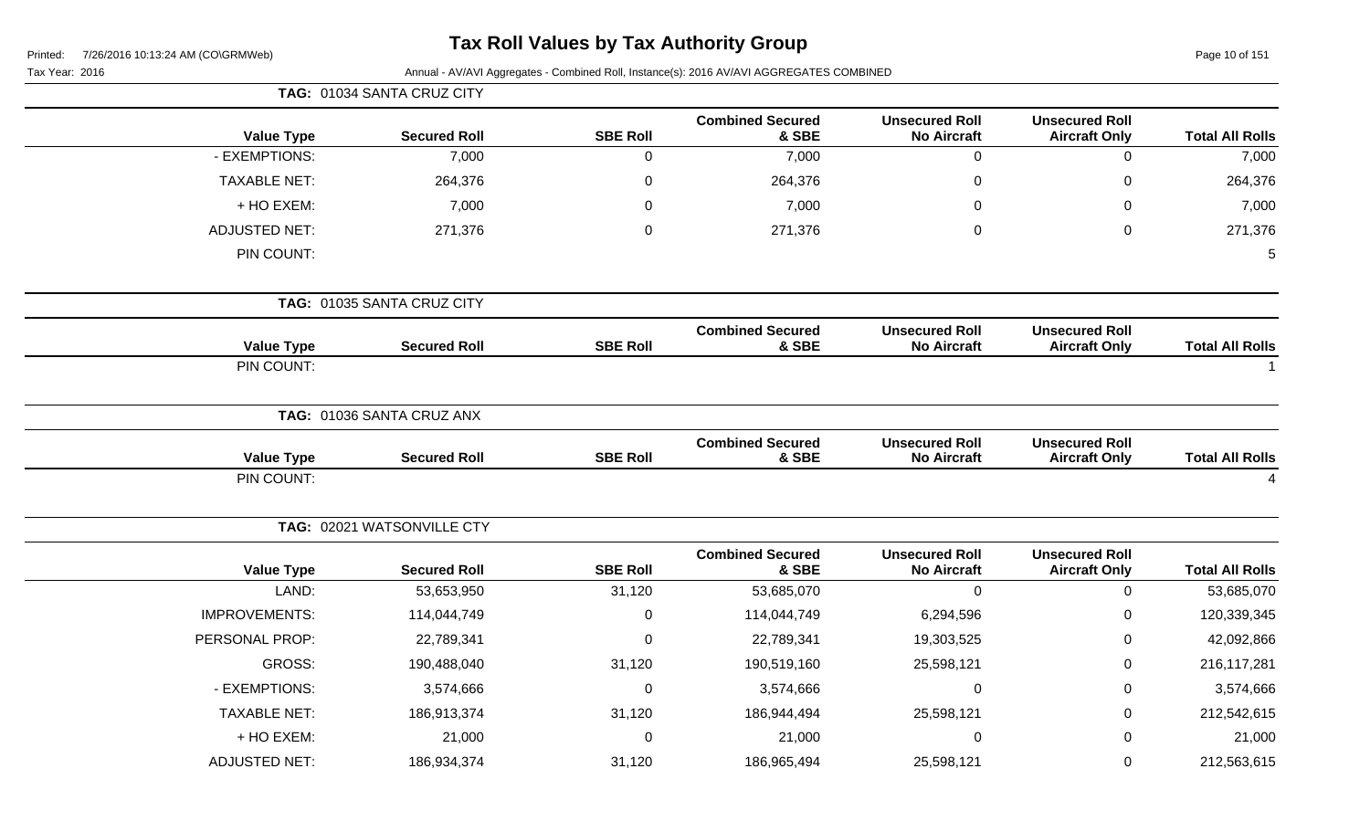# Tax Roll Values by Tax Authority Group

Tax Year: 2016

Annual - AV/AVI Aggregates - Combined Roll, Instance(s): 2016 AV/AVI AGGREGATES COMBINED

**TAG: 01034 SANTA CRUZ CITY**

| Value Type | Secured Roll | SBE Roll | Combined Secured & SBE | Unsecured Roll No Aircraft | Unsecured Roll Aircraft Only | Total All Rolls |
|---|---|---|---|---|---|---|
| - EXEMPTIONS: | 7,000 | 0 | 7,000 | 0 | 0 | 7,000 |
| TAXABLE NET: | 264,376 | 0 | 264,376 | 0 | 0 | 264,376 |
| + HO EXEM: | 7,000 | 0 | 7,000 | 0 | 0 | 7,000 |
| ADJUSTED NET: | 271,376 | 0 | 271,376 | 0 | 0 | 271,376 |
| PIN COUNT: | | | | | | 5 |

**TAG: 01035 SANTA CRUZ CITY**

| Value Type | Secured Roll | SBE Roll | Combined Secured & SBE | Unsecured Roll No Aircraft | Unsecured Roll Aircraft Only | Total All Rolls |
|---|---|---|---|---|---|---|
| PIN COUNT: | | | | | | 1 |

**TAG: 01036 SANTA CRUZ ANX**

| Value Type | Secured Roll | SBE Roll | Combined Secured & SBE | Unsecured Roll No Aircraft | Unsecured Roll Aircraft Only | Total All Rolls |
|---|---|---|---|---|---|---|
| PIN COUNT: | | | | | | 4 |

**TAG: 02021 WATSONVILLE CTY**

| Value Type | Secured Roll | SBE Roll | Combined Secured & SBE | Unsecured Roll No Aircraft | Unsecured Roll Aircraft Only | Total All Rolls |
|---|---|---|---|---|---|---|
| LAND: | 53,653,950 | 31,120 | 53,685,070 | 0 | 0 | 53,685,070 |
| IMPROVEMENTS: | 114,044,749 | 0 | 114,044,749 | 6,294,596 | 0 | 120,339,345 |
| PERSONAL PROP: | 22,789,341 | 0 | 22,789,341 | 19,303,525 | 0 | 42,092,866 |
| GROSS: | 190,488,040 | 31,120 | 190,519,160 | 25,598,121 | 0 | 216,117,281 |
| - EXEMPTIONS: | 3,574,666 | 0 | 3,574,666 | 0 | 0 | 3,574,666 |
| TAXABLE NET: | 186,913,374 | 31,120 | 186,944,494 | 25,598,121 | 0 | 212,542,615 |
| + HO EXEM: | 21,000 | 0 | 21,000 | 0 | 0 | 21,000 |
| ADJUSTED NET: | 186,934,374 | 31,120 | 186,965,494 | 25,598,121 | 0 | 212,563,615 |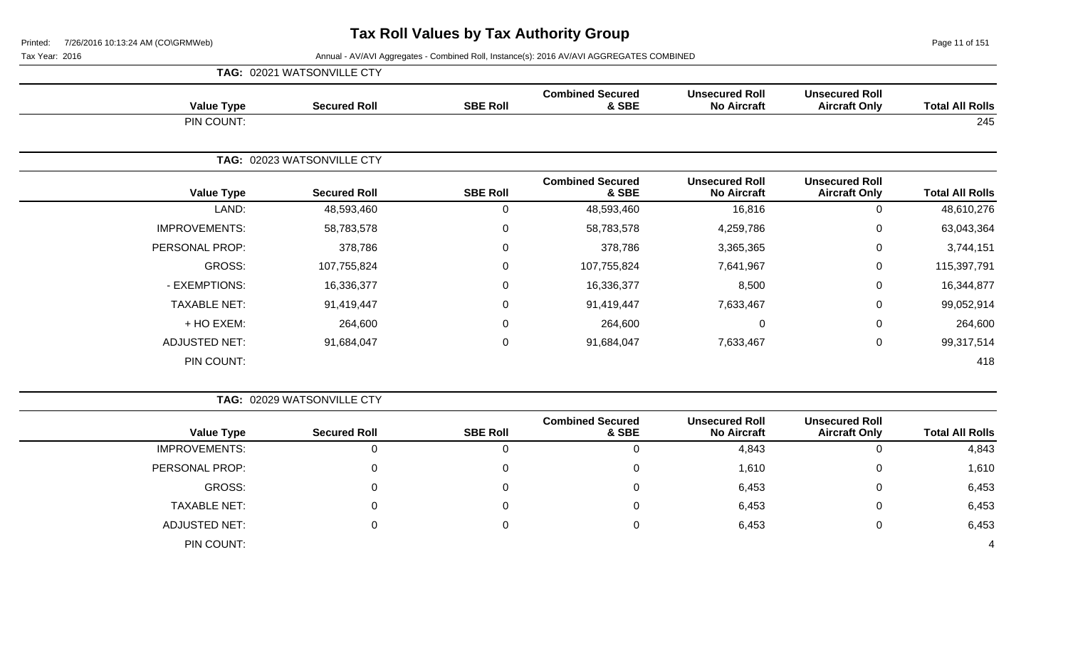# Tax Roll Values by Tax Authority Group

Printed: 7/26/2016 10:13:24 AM (CO\GRMWeb)

Tax Year: 2016

Annual - AV/AVI Aggregates - Combined Roll, Instance(s): 2016 AV/AVI AGGREGATES COMBINED

**TAG: 02021 WATSONVILLE CTY**

| Value Type | Secured Roll | SBE Roll | Combined Secured & SBE | Unsecured Roll No Aircraft | Unsecured Roll Aircraft Only | Total All Rolls |
|---|---|---|---|---|---|---|
| PIN COUNT: | | | | | | 245 |

**TAG: 02023 WATSONVILLE CTY**

| Value Type | Secured Roll | SBE Roll | Combined Secured & SBE | Unsecured Roll No Aircraft | Unsecured Roll Aircraft Only | Total All Rolls |
|---|---|---|---|---|---|---|
| LAND: | 48,593,460 | 0 | 48,593,460 | 16,816 | 0 | 48,610,276 |
| IMPROVEMENTS: | 58,783,578 | 0 | 58,783,578 | 4,259,786 | 0 | 63,043,364 |
| PERSONAL PROP: | 378,786 | 0 | 378,786 | 3,365,365 | 0 | 3,744,151 |
| GROSS: | 107,755,824 | 0 | 107,755,824 | 7,641,967 | 0 | 115,397,791 |
| - EXEMPTIONS: | 16,336,377 | 0 | 16,336,377 | 8,500 | 0 | 16,344,877 |
| TAXABLE NET: | 91,419,447 | 0 | 91,419,447 | 7,633,467 | 0 | 99,052,914 |
| + HO EXEM: | 264,600 | 0 | 264,600 | 0 | 0 | 264,600 |
| ADJUSTED NET: | 91,684,047 | 0 | 91,684,047 | 7,633,467 | 0 | 99,317,514 |
| PIN COUNT: | | | | | | 418 |

**TAG: 02029 WATSONVILLE CTY**

| Value Type | Secured Roll | SBE Roll | Combined Secured & SBE | Unsecured Roll No Aircraft | Unsecured Roll Aircraft Only | Total All Rolls |
|---|---|---|---|---|---|---|
| IMPROVEMENTS: | 0 | 0 | 0 | 4,843 | 0 | 4,843 |
| PERSONAL PROP: | 0 | 0 | 0 | 1,610 | 0 | 1,610 |
| GROSS: | 0 | 0 | 0 | 6,453 | 0 | 6,453 |
| TAXABLE NET: | 0 | 0 | 0 | 6,453 | 0 | 6,453 |
| ADJUSTED NET: | 0 | 0 | 0 | 6,453 | 0 | 6,453 |
| PIN COUNT: | | | | | | 4 |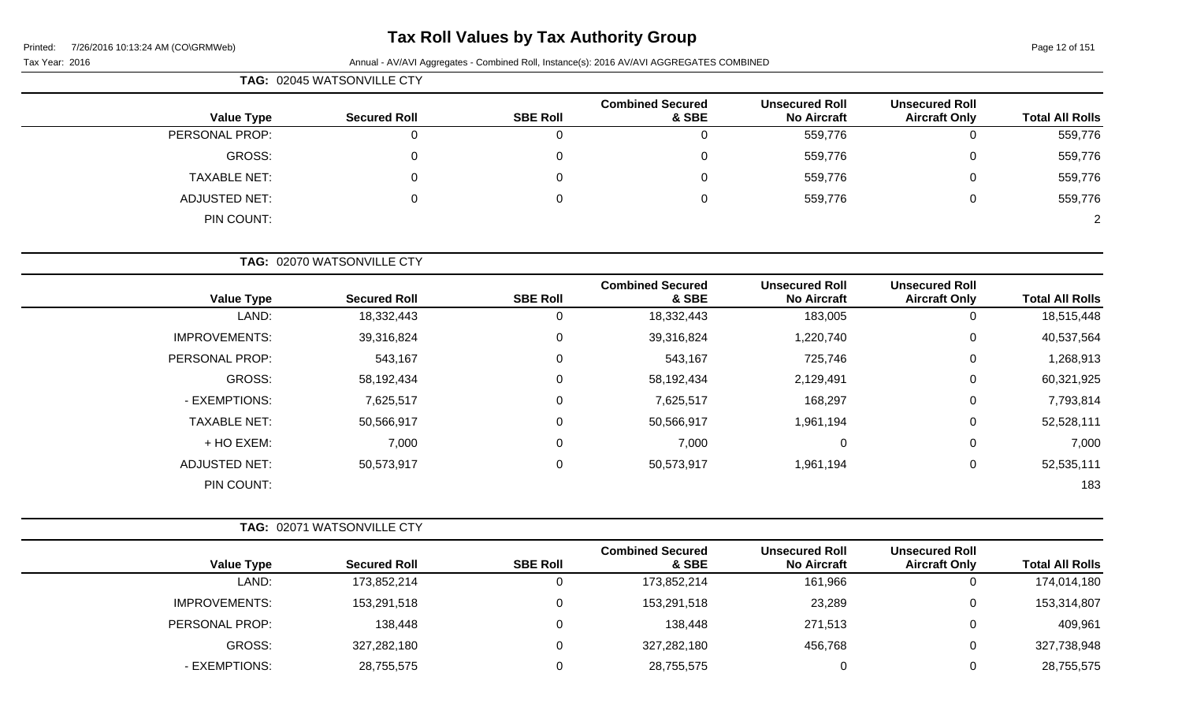# Tax Roll Values by Tax Authority Group

Printed: 7/26/2016 10:13:24 AM (CO\GRMWeb)

Tax Year: 2016

Annual - AV/AVI Aggregates - Combined Roll, Instance(s): 2016 AV/AVI AGGREGATES COMBINED

**TAG: 02045 WATSONVILLE CTY**

| Value Type | Secured Roll | SBE Roll | Combined Secured & SBE | Unsecured Roll No Aircraft | Unsecured Roll Aircraft Only | Total All Rolls |
|---|---|---|---|---|---|---|
| PERSONAL PROP: | 0 | 0 | 0 | 559,776 | 0 | 559,776 |
| GROSS: | 0 | 0 | 0 | 559,776 | 0 | 559,776 |
| TAXABLE NET: | 0 | 0 | 0 | 559,776 | 0 | 559,776 |
| ADJUSTED NET: | 0 | 0 | 0 | 559,776 | 0 | 559,776 |
| PIN COUNT: | | | | | | 2 |

**TAG: 02070 WATSONVILLE CTY**

| Value Type | Secured Roll | SBE Roll | Combined Secured & SBE | Unsecured Roll No Aircraft | Unsecured Roll Aircraft Only | Total All Rolls |
|---|---|---|---|---|---|---|
| LAND: | 18,332,443 | 0 | 18,332,443 | 183,005 | 0 | 18,515,448 |
| IMPROVEMENTS: | 39,316,824 | 0 | 39,316,824 | 1,220,740 | 0 | 40,537,564 |
| PERSONAL PROP: | 543,167 | 0 | 543,167 | 725,746 | 0 | 1,268,913 |
| GROSS: | 58,192,434 | 0 | 58,192,434 | 2,129,491 | 0 | 60,321,925 |
| - EXEMPTIONS: | 7,625,517 | 0 | 7,625,517 | 168,297 | 0 | 7,793,814 |
| TAXABLE NET: | 50,566,917 | 0 | 50,566,917 | 1,961,194 | 0 | 52,528,111 |
| + HO EXEM: | 7,000 | 0 | 7,000 | 0 | 0 | 7,000 |
| ADJUSTED NET: | 50,573,917 | 0 | 50,573,917 | 1,961,194 | 0 | 52,535,111 |
| PIN COUNT: | | | | | | 183 |

**TAG: 02071 WATSONVILLE CTY**

| Value Type | Secured Roll | SBE Roll | Combined Secured & SBE | Unsecured Roll No Aircraft | Unsecured Roll Aircraft Only | Total All Rolls |
|---|---|---|---|---|---|---|
| LAND: | 173,852,214 | 0 | 173,852,214 | 161,966 | 0 | 174,014,180 |
| IMPROVEMENTS: | 153,291,518 | 0 | 153,291,518 | 23,289 | 0 | 153,314,807 |
| PERSONAL PROP: | 138,448 | 0 | 138,448 | 271,513 | 0 | 409,961 |
| GROSS: | 327,282,180 | 0 | 327,282,180 | 456,768 | 0 | 327,738,948 |
| - EXEMPTIONS: | 28,755,575 | 0 | 28,755,575 | 0 | 0 | 28,755,575 |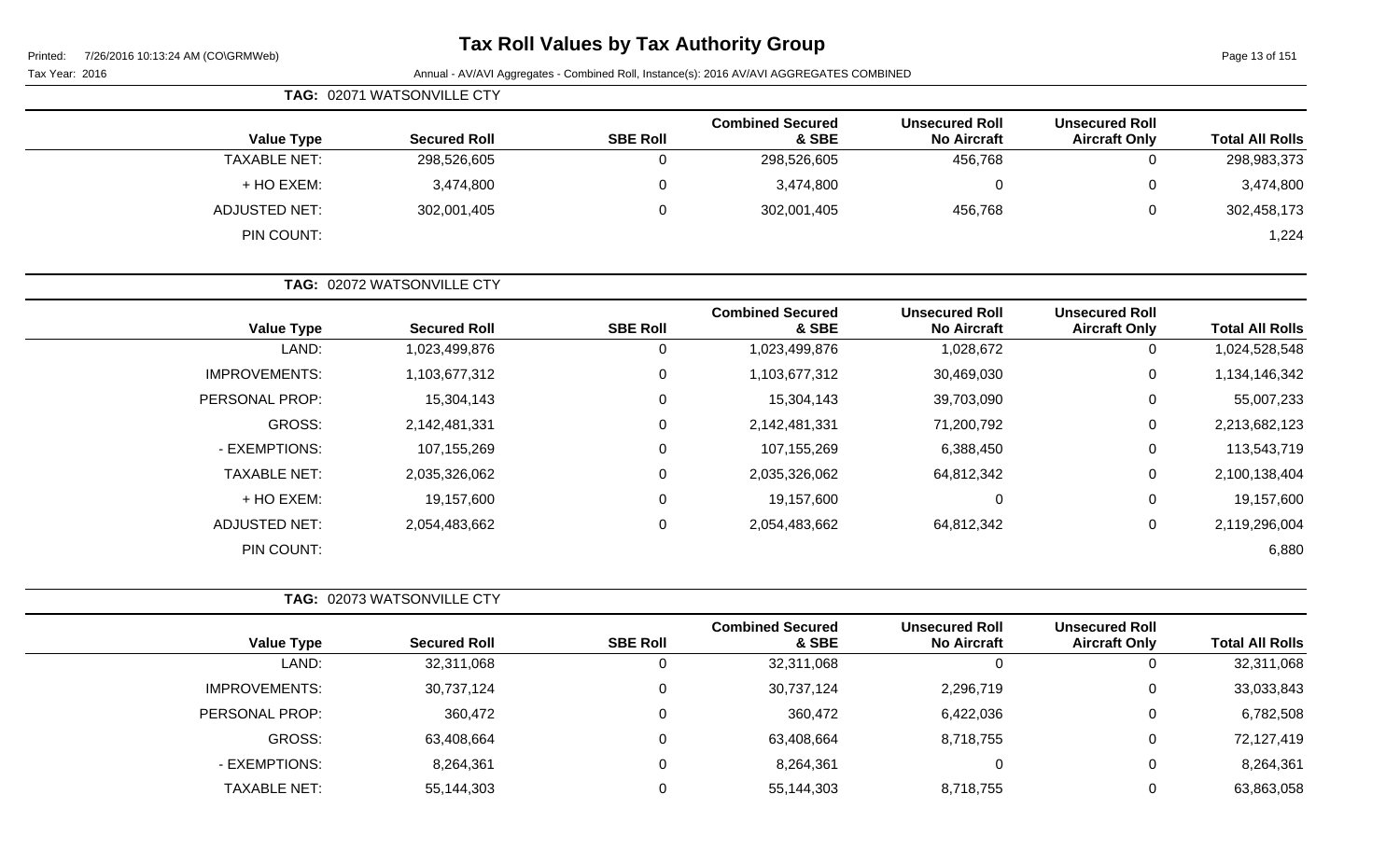# Tax Roll Values by Tax Authority Group

Printed: 7/26/2016 10:13:24 AM (CO\GRMWeb)

Tax Year: 2016

Annual - AV/AVI Aggregates - Combined Roll, Instance(s): 2016 AV/AVI AGGREGATES COMBINED

**TAG: 02071 WATSONVILLE CTY**

| Value Type | Secured Roll | SBE Roll | Combined Secured & SBE | Unsecured Roll No Aircraft | Unsecured Roll Aircraft Only | Total All Rolls |
|---|---|---|---|---|---|---|
| TAXABLE NET: | 298,526,605 | 0 | 298,526,605 | 456,768 | 0 | 298,983,373 |
| + HO EXEM: | 3,474,800 | 0 | 3,474,800 | 0 | 0 | 3,474,800 |
| ADJUSTED NET: | 302,001,405 | 0 | 302,001,405 | 456,768 | 0 | 302,458,173 |
| PIN COUNT: | | | | | | 1,224 |

**TAG: 02072 WATSONVILLE CTY**

| Value Type | Secured Roll | SBE Roll | Combined Secured & SBE | Unsecured Roll No Aircraft | Unsecured Roll Aircraft Only | Total All Rolls |
|---|---|---|---|---|---|---|
| LAND: | 1,023,499,876 | 0 | 1,023,499,876 | 1,028,672 | 0 | 1,024,528,548 |
| IMPROVEMENTS: | 1,103,677,312 | 0 | 1,103,677,312 | 30,469,030 | 0 | 1,134,146,342 |
| PERSONAL PROP: | 15,304,143 | 0 | 15,304,143 | 39,703,090 | 0 | 55,007,233 |
| GROSS: | 2,142,481,331 | 0 | 2,142,481,331 | 71,200,792 | 0 | 2,213,682,123 |
| - EXEMPTIONS: | 107,155,269 | 0 | 107,155,269 | 6,388,450 | 0 | 113,543,719 |
| TAXABLE NET: | 2,035,326,062 | 0 | 2,035,326,062 | 64,812,342 | 0 | 2,100,138,404 |
| + HO EXEM: | 19,157,600 | 0 | 19,157,600 | 0 | 0 | 19,157,600 |
| ADJUSTED NET: | 2,054,483,662 | 0 | 2,054,483,662 | 64,812,342 | 0 | 2,119,296,004 |
| PIN COUNT: | | | | | | 6,880 |

**TAG: 02073 WATSONVILLE CTY**

| Value Type | Secured Roll | SBE Roll | Combined Secured & SBE | Unsecured Roll No Aircraft | Unsecured Roll Aircraft Only | Total All Rolls |
|---|---|---|---|---|---|---|
| LAND: | 32,311,068 | 0 | 32,311,068 | 0 | 0 | 32,311,068 |
| IMPROVEMENTS: | 30,737,124 | 0 | 30,737,124 | 2,296,719 | 0 | 33,033,843 |
| PERSONAL PROP: | 360,472 | 0 | 360,472 | 6,422,036 | 0 | 6,782,508 |
| GROSS: | 63,408,664 | 0 | 63,408,664 | 8,718,755 | 0 | 72,127,419 |
| - EXEMPTIONS: | 8,264,361 | 0 | 8,264,361 | 0 | 0 | 8,264,361 |
| TAXABLE NET: | 55,144,303 | 0 | 55,144,303 | 8,718,755 | 0 | 63,863,058 |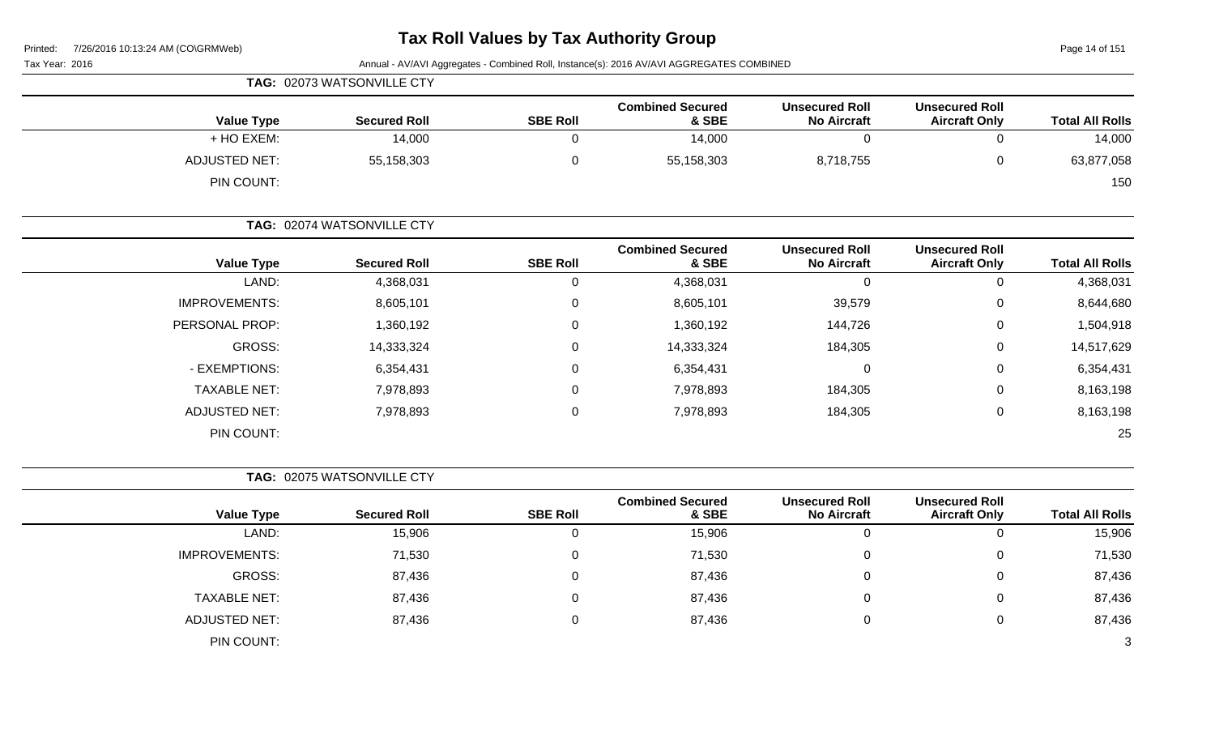# Tax Roll Values by Tax Authority Group

Printed: 7/26/2016 10:13:24 AM (CO\GRMWeb)

Tax Year: 2016

Annual - AV/AVI Aggregates - Combined Roll, Instance(s): 2016 AV/AVI AGGREGATES COMBINED

**TAG: 02073 WATSONVILLE CTY**

| Value Type | Secured Roll | SBE Roll | Combined Secured & SBE | Unsecured Roll No Aircraft | Unsecured Roll Aircraft Only | Total All Rolls |
|---|---|---|---|---|---|---|
| + HO EXEM: | 14,000 | 0 | 14,000 | 0 | 0 | 14,000 |
| ADJUSTED NET: | 55,158,303 | 0 | 55,158,303 | 8,718,755 | 0 | 63,877,058 |
| PIN COUNT: | | | | | | 150 |

**TAG: 02074 WATSONVILLE CTY**

| Value Type | Secured Roll | SBE Roll | Combined Secured & SBE | Unsecured Roll No Aircraft | Unsecured Roll Aircraft Only | Total All Rolls |
|---|---|---|---|---|---|---|
| LAND: | 4,368,031 | 0 | 4,368,031 | 0 | 0 | 4,368,031 |
| IMPROVEMENTS: | 8,605,101 | 0 | 8,605,101 | 39,579 | 0 | 8,644,680 |
| PERSONAL PROP: | 1,360,192 | 0 | 1,360,192 | 144,726 | 0 | 1,504,918 |
| GROSS: | 14,333,324 | 0 | 14,333,324 | 184,305 | 0 | 14,517,629 |
| - EXEMPTIONS: | 6,354,431 | 0 | 6,354,431 | 0 | 0 | 6,354,431 |
| TAXABLE NET: | 7,978,893 | 0 | 7,978,893 | 184,305 | 0 | 8,163,198 |
| ADJUSTED NET: | 7,978,893 | 0 | 7,978,893 | 184,305 | 0 | 8,163,198 |
| PIN COUNT: | | | | | | 25 |

**TAG: 02075 WATSONVILLE CTY**

| Value Type | Secured Roll | SBE Roll | Combined Secured & SBE | Unsecured Roll No Aircraft | Unsecured Roll Aircraft Only | Total All Rolls |
|---|---|---|---|---|---|---|
| LAND: | 15,906 | 0 | 15,906 | 0 | 0 | 15,906 |
| IMPROVEMENTS: | 71,530 | 0 | 71,530 | 0 | 0 | 71,530 |
| GROSS: | 87,436 | 0 | 87,436 | 0 | 0 | 87,436 |
| TAXABLE NET: | 87,436 | 0 | 87,436 | 0 | 0 | 87,436 |
| ADJUSTED NET: | 87,436 | 0 | 87,436 | 0 | 0 | 87,436 |
| PIN COUNT: | | | | | | 3 |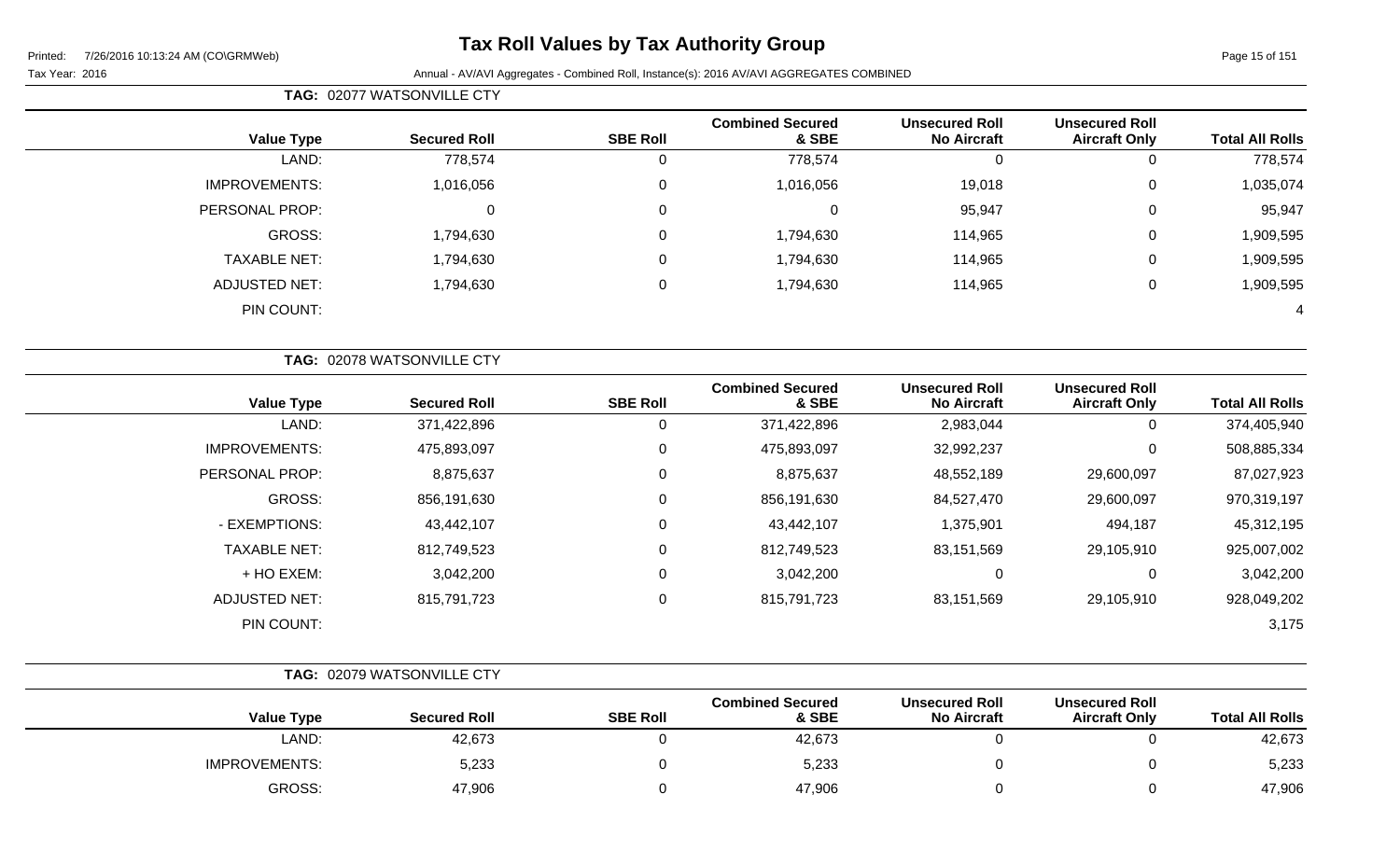# Tax Roll Values by Tax Authority Group

Printed: 7/26/2016 10:13:24 AM (CO\GRMWeb)

Tax Year: 2016

Annual - AV/AVI Aggregates - Combined Roll, Instance(s): 2016 AV/AVI AGGREGATES COMBINED

**TAG: 02077 WATSONVILLE CTY**

| Value Type | Secured Roll | SBE Roll | Combined Secured & SBE | Unsecured Roll No Aircraft | Unsecured Roll Aircraft Only | Total All Rolls |
|---|---|---|---|---|---|---|
| LAND: | 778,574 | 0 | 778,574 | 0 | 0 | 778,574 |
| IMPROVEMENTS: | 1,016,056 | 0 | 1,016,056 | 19,018 | 0 | 1,035,074 |
| PERSONAL PROP: | 0 | 0 | 0 | 95,947 | 0 | 95,947 |
| GROSS: | 1,794,630 | 0 | 1,794,630 | 114,965 | 0 | 1,909,595 |
| TAXABLE NET: | 1,794,630 | 0 | 1,794,630 | 114,965 | 0 | 1,909,595 |
| ADJUSTED NET: | 1,794,630 | 0 | 1,794,630 | 114,965 | 0 | 1,909,595 |
| PIN COUNT: | | | | | | 4 |

**TAG: 02078 WATSONVILLE CTY**

| Value Type | Secured Roll | SBE Roll | Combined Secured & SBE | Unsecured Roll No Aircraft | Unsecured Roll Aircraft Only | Total All Rolls |
|---|---|---|---|---|---|---|
| LAND: | 371,422,896 | 0 | 371,422,896 | 2,983,044 | 0 | 374,405,940 |
| IMPROVEMENTS: | 475,893,097 | 0 | 475,893,097 | 32,992,237 | 0 | 508,885,334 |
| PERSONAL PROP: | 8,875,637 | 0 | 8,875,637 | 48,552,189 | 29,600,097 | 87,027,923 |
| GROSS: | 856,191,630 | 0 | 856,191,630 | 84,527,470 | 29,600,097 | 970,319,197 |
| - EXEMPTIONS: | 43,442,107 | 0 | 43,442,107 | 1,375,901 | 494,187 | 45,312,195 |
| TAXABLE NET: | 812,749,523 | 0 | 812,749,523 | 83,151,569 | 29,105,910 | 925,007,002 |
| + HO EXEM: | 3,042,200 | 0 | 3,042,200 | 0 | 0 | 3,042,200 |
| ADJUSTED NET: | 815,791,723 | 0 | 815,791,723 | 83,151,569 | 29,105,910 | 928,049,202 |
| PIN COUNT: | | | | | | 3,175 |

**TAG: 02079 WATSONVILLE CTY**

| Value Type | Secured Roll | SBE Roll | Combined Secured & SBE | Unsecured Roll No Aircraft | Unsecured Roll Aircraft Only | Total All Rolls |
|---|---|---|---|---|---|---|
| LAND: | 42,673 | 0 | 42,673 | 0 | 0 | 42,673 |
| IMPROVEMENTS: | 5,233 | 0 | 5,233 | 0 | 0 | 5,233 |
| GROSS: | 47,906 | 0 | 47,906 | 0 | 0 | 47,906 |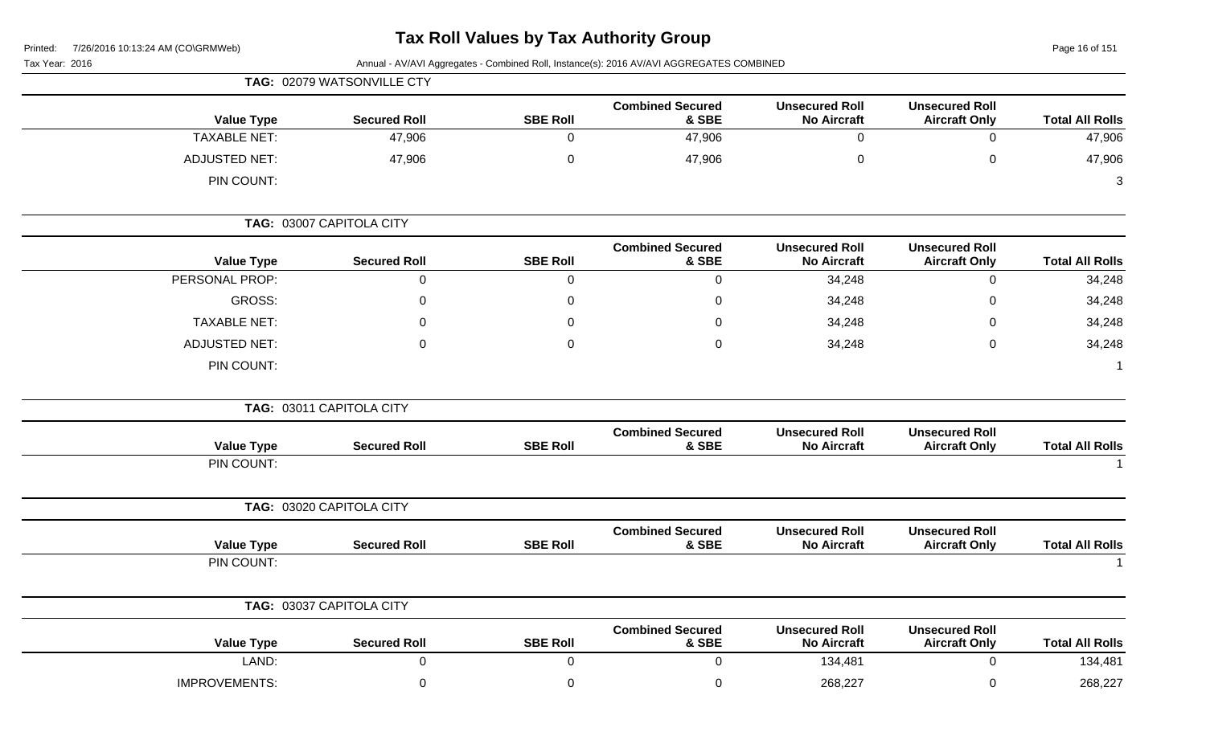# Tax Roll Values by Tax Authority Group

Printed: 7/26/2016 10:13:24 AM (CO\GRMWeb)

Tax Year: 2016

Annual - AV/AVI Aggregates - Combined Roll, Instance(s): 2016 AV/AVI AGGREGATES COMBINED

## TAG: 02079 WATSONVILLE CTY

| Value Type | Secured Roll | SBE Roll | Combined Secured & SBE | Unsecured Roll No Aircraft | Unsecured Roll Aircraft Only | Total All Rolls |
|---|---|---|---|---|---|---|
| TAXABLE NET: | 47,906 | 0 | 47,906 | 0 | 0 | 47,906 |
| ADJUSTED NET: | 47,906 | 0 | 47,906 | 0 | 0 | 47,906 |
| PIN COUNT: | | | | | | 3 |

## TAG: 03007 CAPITOLA CITY

| Value Type | Secured Roll | SBE Roll | Combined Secured & SBE | Unsecured Roll No Aircraft | Unsecured Roll Aircraft Only | Total All Rolls |
|---|---|---|---|---|---|---|
| PERSONAL PROP: | 0 | 0 | 0 | 34,248 | 0 | 34,248 |
| GROSS: | 0 | 0 | 0 | 34,248 | 0 | 34,248 |
| TAXABLE NET: | 0 | 0 | 0 | 34,248 | 0 | 34,248 |
| ADJUSTED NET: | 0 | 0 | 0 | 34,248 | 0 | 34,248 |
| PIN COUNT: | | | | | | 1 |

## TAG: 03011 CAPITOLA CITY

| Value Type | Secured Roll | SBE Roll | Combined Secured & SBE | Unsecured Roll No Aircraft | Unsecured Roll Aircraft Only | Total All Rolls |
|---|---|---|---|---|---|---|
| PIN COUNT: | | | | | | 1 |

## TAG: 03020 CAPITOLA CITY

| Value Type | Secured Roll | SBE Roll | Combined Secured & SBE | Unsecured Roll No Aircraft | Unsecured Roll Aircraft Only | Total All Rolls |
|---|---|---|---|---|---|---|
| PIN COUNT: | | | | | | 1 |

## TAG: 03037 CAPITOLA CITY

| Value Type | Secured Roll | SBE Roll | Combined Secured & SBE | Unsecured Roll No Aircraft | Unsecured Roll Aircraft Only | Total All Rolls |
|---|---|---|---|---|---|---|
| LAND: | 0 | 0 | 0 | 134,481 | 0 | 134,481 |
| IMPROVEMENTS: | 0 | 0 | 0 | 268,227 | 0 | 268,227 |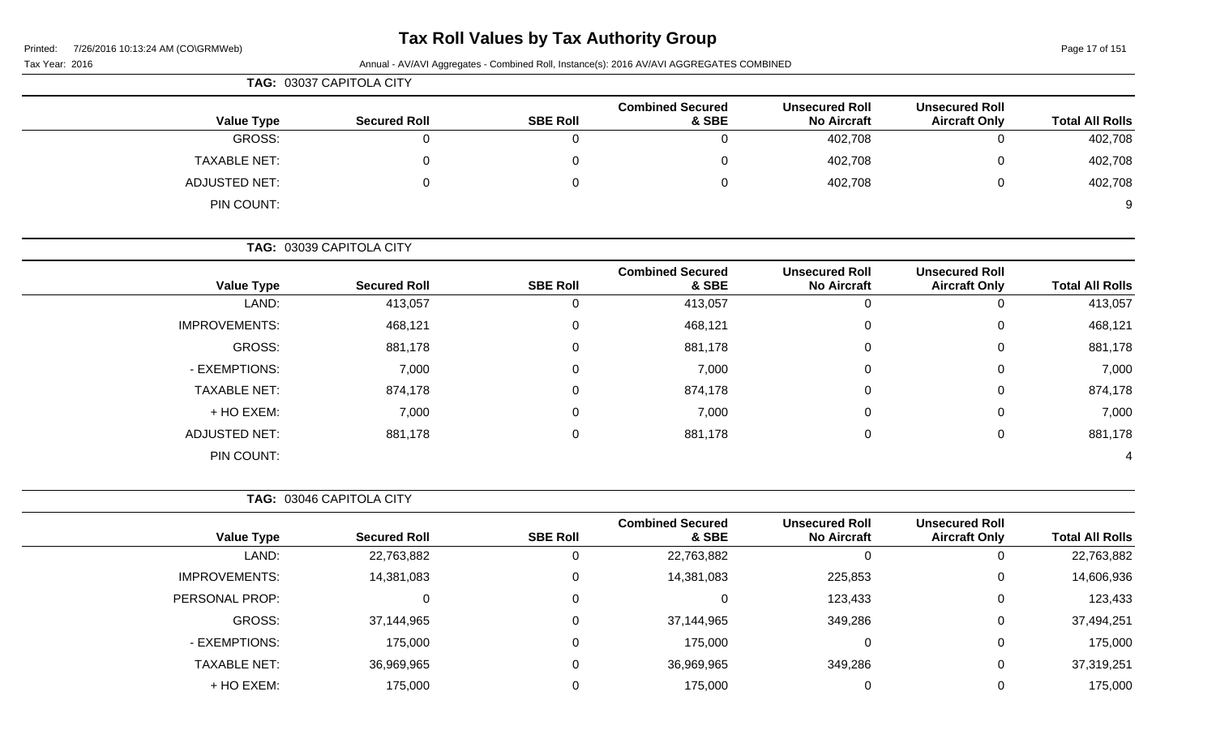# Tax Roll Values by Tax Authority Group

Tax Year: 2016

Annual - AV/AVI Aggregates - Combined Roll, Instance(s): 2016 AV/AVI AGGREGATES COMBINED

**TAG: 03037 CAPITOLA CITY**

| Value Type | Secured Roll | SBE Roll | Combined Secured & SBE | Unsecured Roll No Aircraft | Unsecured Roll Aircraft Only | Total All Rolls |
|---|---|---|---|---|---|---|
| GROSS: | 0 | 0 | 0 | 402,708 | 0 | 402,708 |
| TAXABLE NET: | 0 | 0 | 0 | 402,708 | 0 | 402,708 |
| ADJUSTED NET: | 0 | 0 | 0 | 402,708 | 0 | 402,708 |
| PIN COUNT: | | | | | | 9 |

**TAG: 03039 CAPITOLA CITY**

| Value Type | Secured Roll | SBE Roll | Combined Secured & SBE | Unsecured Roll No Aircraft | Unsecured Roll Aircraft Only | Total All Rolls |
|---|---|---|---|---|---|---|
| LAND: | 413,057 | 0 | 413,057 | 0 | 0 | 413,057 |
| IMPROVEMENTS: | 468,121 | 0 | 468,121 | 0 | 0 | 468,121 |
| GROSS: | 881,178 | 0 | 881,178 | 0 | 0 | 881,178 |
| - EXEMPTIONS: | 7,000 | 0 | 7,000 | 0 | 0 | 7,000 |
| TAXABLE NET: | 874,178 | 0 | 874,178 | 0 | 0 | 874,178 |
| + HO EXEM: | 7,000 | 0 | 7,000 | 0 | 0 | 7,000 |
| ADJUSTED NET: | 881,178 | 0 | 881,178 | 0 | 0 | 881,178 |
| PIN COUNT: | | | | | | 4 |

**TAG: 03046 CAPITOLA CITY**

| Value Type | Secured Roll | SBE Roll | Combined Secured & SBE | Unsecured Roll No Aircraft | Unsecured Roll Aircraft Only | Total All Rolls |
|---|---|---|---|---|---|---|
| LAND: | 22,763,882 | 0 | 22,763,882 | 0 | 0 | 22,763,882 |
| IMPROVEMENTS: | 14,381,083 | 0 | 14,381,083 | 225,853 | 0 | 14,606,936 |
| PERSONAL PROP: | 0 | 0 | 0 | 123,433 | 0 | 123,433 |
| GROSS: | 37,144,965 | 0 | 37,144,965 | 349,286 | 0 | 37,494,251 |
| - EXEMPTIONS: | 175,000 | 0 | 175,000 | 0 | 0 | 175,000 |
| TAXABLE NET: | 36,969,965 | 0 | 36,969,965 | 349,286 | 0 | 37,319,251 |
| + HO EXEM: | 175,000 | 0 | 175,000 | 0 | 0 | 175,000 |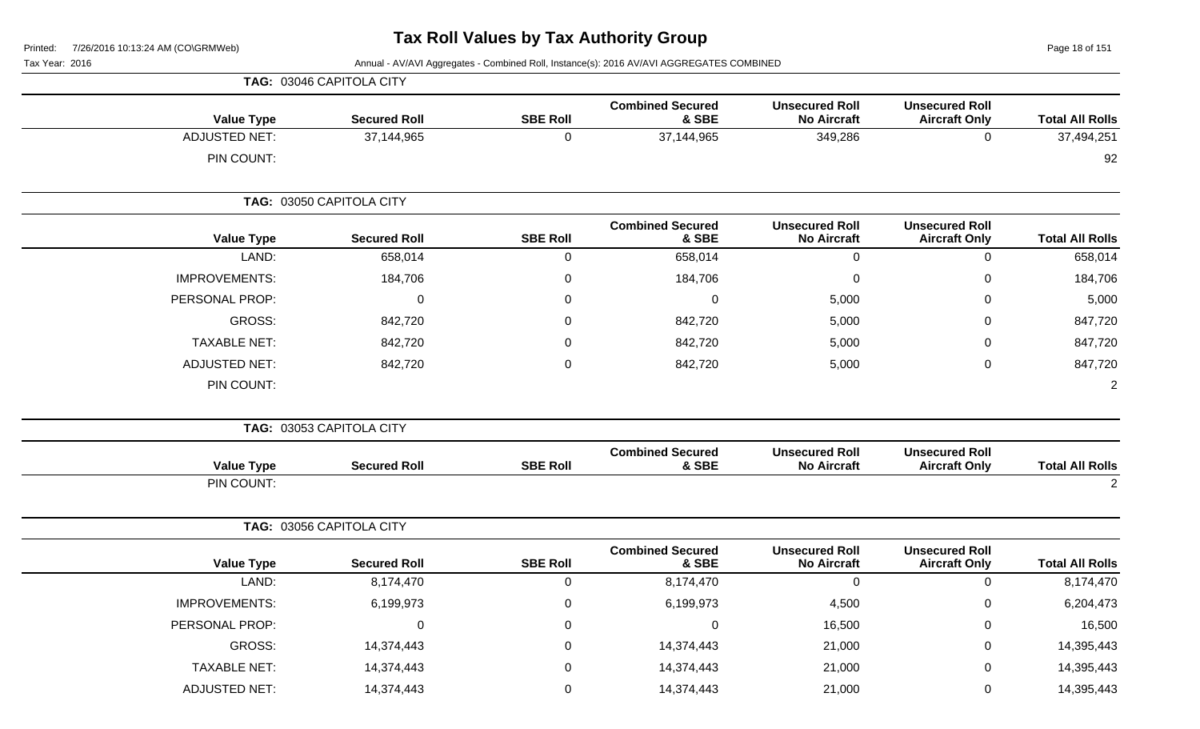# Tax Roll Values by Tax Authority Group

Printed: 7/26/2016 10:13:24 AM (CO\GRMWeb)

Tax Year: 2016

Annual - AV/AVI Aggregates - Combined Roll, Instance(s): 2016 AV/AVI AGGREGATES COMBINED

**TAG: 03046 CAPITOLA CITY**

| Value Type | Secured Roll | SBE Roll | Combined Secured & SBE | Unsecured Roll No Aircraft | Unsecured Roll Aircraft Only | Total All Rolls |
|---|---|---|---|---|---|---|
| ADJUSTED NET: | 37,144,965 | 0 | 37,144,965 | 349,286 | 0 | 37,494,251 |
| PIN COUNT: | | | | | | 92 |

**TAG: 03050 CAPITOLA CITY**

| Value Type | Secured Roll | SBE Roll | Combined Secured & SBE | Unsecured Roll No Aircraft | Unsecured Roll Aircraft Only | Total All Rolls |
|---|---|---|---|---|---|---|
| LAND: | 658,014 | 0 | 658,014 | 0 | 0 | 658,014 |
| IMPROVEMENTS: | 184,706 | 0 | 184,706 | 0 | 0 | 184,706 |
| PERSONAL PROP: | 0 | 0 | 0 | 5,000 | 0 | 5,000 |
| GROSS: | 842,720 | 0 | 842,720 | 5,000 | 0 | 847,720 |
| TAXABLE NET: | 842,720 | 0 | 842,720 | 5,000 | 0 | 847,720 |
| ADJUSTED NET: | 842,720 | 0 | 842,720 | 5,000 | 0 | 847,720 |
| PIN COUNT: | | | | | | 2 |

**TAG: 03053 CAPITOLA CITY**

| Value Type | Secured Roll | SBE Roll | Combined Secured & SBE | Unsecured Roll No Aircraft | Unsecured Roll Aircraft Only | Total All Rolls |
|---|---|---|---|---|---|---|
| PIN COUNT: | | | | | | 2 |

**TAG: 03056 CAPITOLA CITY**

| Value Type | Secured Roll | SBE Roll | Combined Secured & SBE | Unsecured Roll No Aircraft | Unsecured Roll Aircraft Only | Total All Rolls |
|---|---|---|---|---|---|---|
| LAND: | 8,174,470 | 0 | 8,174,470 | 0 | 0 | 8,174,470 |
| IMPROVEMENTS: | 6,199,973 | 0 | 6,199,973 | 4,500 | 0 | 6,204,473 |
| PERSONAL PROP: | 0 | 0 | 0 | 16,500 | 0 | 16,500 |
| GROSS: | 14,374,443 | 0 | 14,374,443 | 21,000 | 0 | 14,395,443 |
| TAXABLE NET: | 14,374,443 | 0 | 14,374,443 | 21,000 | 0 | 14,395,443 |
| ADJUSTED NET: | 14,374,443 | 0 | 14,374,443 | 21,000 | 0 | 14,395,443 |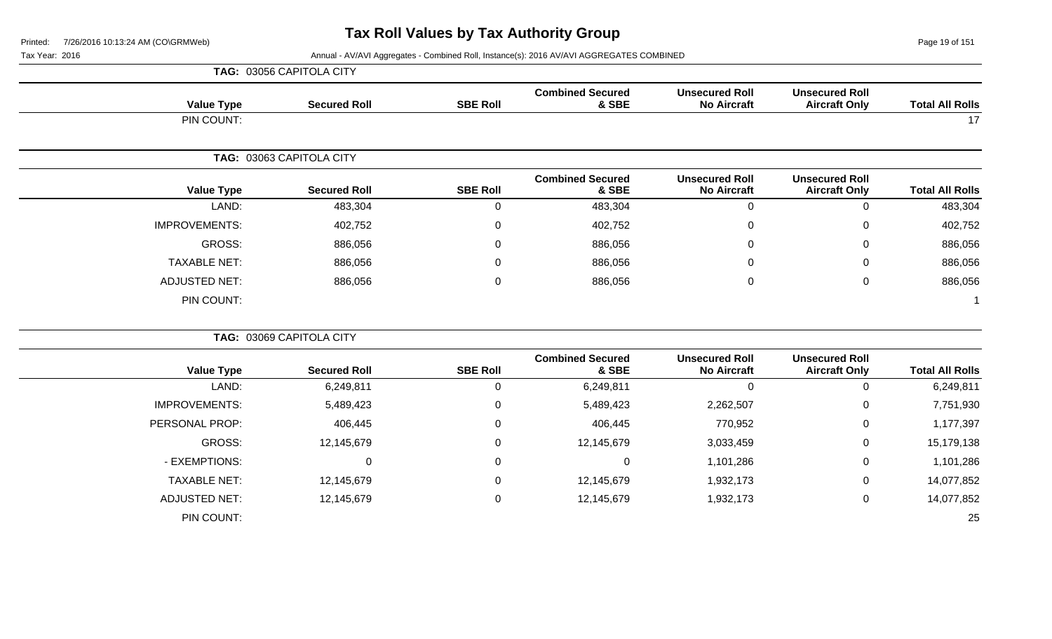# Tax Roll Values by Tax Authority Group

Tax Year: 2016

Annual - AV/AVI Aggregates - Combined Roll, Instance(s): 2016 AV/AVI AGGREGATES COMBINED

**TAG: 03056 CAPITOLA CITY**

| Value Type | Secured Roll | SBE Roll | Combined Secured & SBE | Unsecured Roll No Aircraft | Unsecured Roll Aircraft Only | Total All Rolls |
|---|---|---|---|---|---|---|
| PIN COUNT: | | | | | | 17 |

**TAG: 03063 CAPITOLA CITY**

| Value Type | Secured Roll | SBE Roll | Combined Secured & SBE | Unsecured Roll No Aircraft | Unsecured Roll Aircraft Only | Total All Rolls |
|---|---|---|---|---|---|---|
| LAND: | 483,304 | 0 | 483,304 | 0 | 0 | 483,304 |
| IMPROVEMENTS: | 402,752 | 0 | 402,752 | 0 | 0 | 402,752 |
| GROSS: | 886,056 | 0 | 886,056 | 0 | 0 | 886,056 |
| TAXABLE NET: | 886,056 | 0 | 886,056 | 0 | 0 | 886,056 |
| ADJUSTED NET: | 886,056 | 0 | 886,056 | 0 | 0 | 886,056 |
| PIN COUNT: | | | | | | 1 |

**TAG: 03069 CAPITOLA CITY**

| Value Type | Secured Roll | SBE Roll | Combined Secured & SBE | Unsecured Roll No Aircraft | Unsecured Roll Aircraft Only | Total All Rolls |
|---|---|---|---|---|---|---|
| LAND: | 6,249,811 | 0 | 6,249,811 | 0 | 0 | 6,249,811 |
| IMPROVEMENTS: | 5,489,423 | 0 | 5,489,423 | 2,262,507 | 0 | 7,751,930 |
| PERSONAL PROP: | 406,445 | 0 | 406,445 | 770,952 | 0 | 1,177,397 |
| GROSS: | 12,145,679 | 0 | 12,145,679 | 3,033,459 | 0 | 15,179,138 |
| - EXEMPTIONS: | 0 | 0 | 0 | 1,101,286 | 0 | 1,101,286 |
| TAXABLE NET: | 12,145,679 | 0 | 12,145,679 | 1,932,173 | 0 | 14,077,852 |
| ADJUSTED NET: | 12,145,679 | 0 | 12,145,679 | 1,932,173 | 0 | 14,077,852 |
| PIN COUNT: | | | | | | 25 |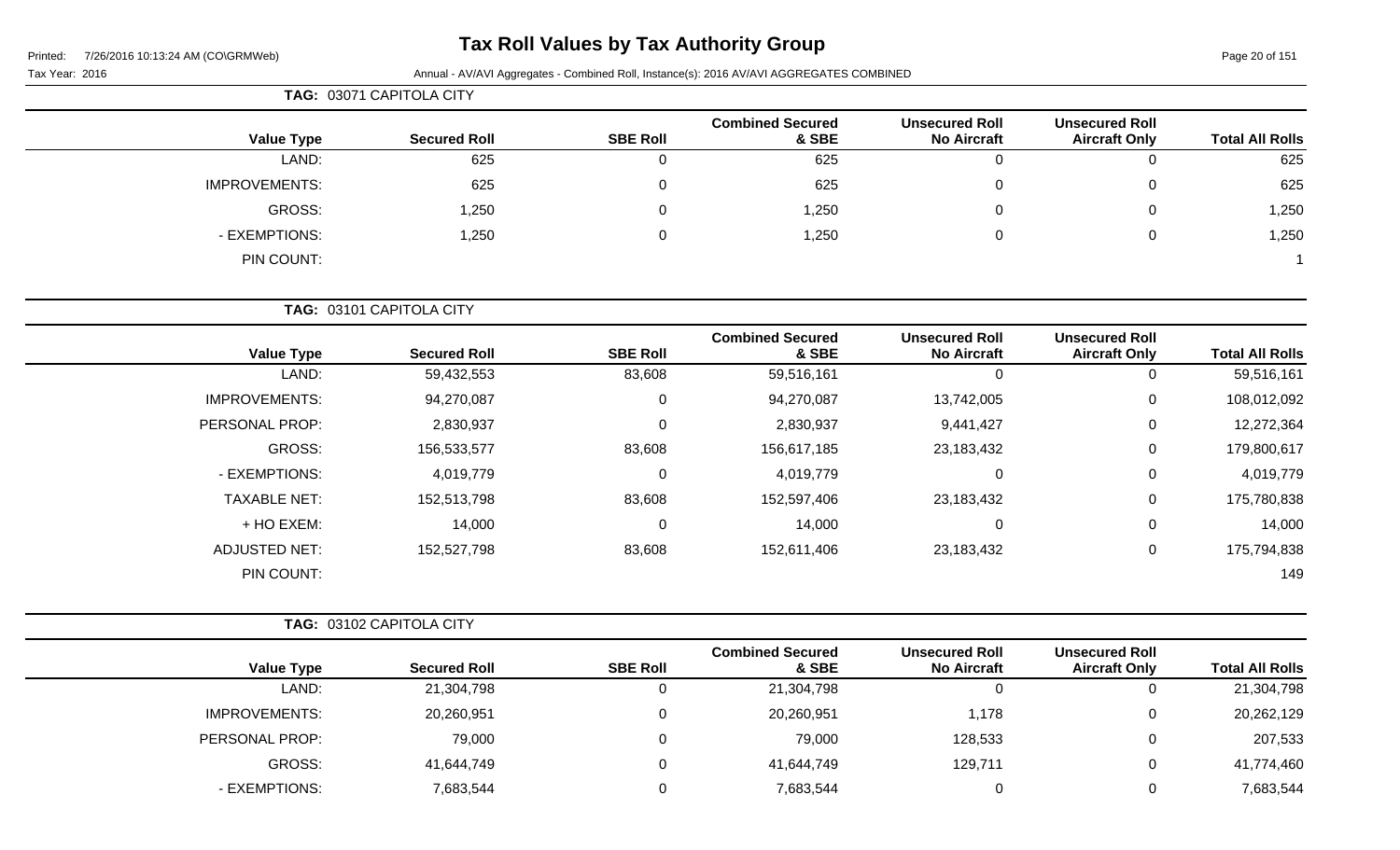# Tax Roll Values by Tax Authority Group

Printed: 7/26/2016 10:13:24 AM (CO\GRMWeb)

Tax Year: 2016

Annual - AV/AVI Aggregates - Combined Roll, Instance(s): 2016 AV/AVI AGGREGATES COMBINED

**TAG: 03071 CAPITOLA CITY**

| Value Type | Secured Roll | SBE Roll | Combined Secured & SBE | Unsecured Roll No Aircraft | Unsecured Roll Aircraft Only | Total All Rolls |
|---|---|---|---|---|---|---|
| LAND: | 625 | 0 | 625 | 0 | 0 | 625 |
| IMPROVEMENTS: | 625 | 0 | 625 | 0 | 0 | 625 |
| GROSS: | 1,250 | 0 | 1,250 | 0 | 0 | 1,250 |
| - EXEMPTIONS: | 1,250 | 0 | 1,250 | 0 | 0 | 1,250 |
| PIN COUNT: | | | | | | 1 |

**TAG: 03101 CAPITOLA CITY**

| Value Type | Secured Roll | SBE Roll | Combined Secured & SBE | Unsecured Roll No Aircraft | Unsecured Roll Aircraft Only | Total All Rolls |
|---|---|---|---|---|---|---|
| LAND: | 59,432,553 | 83,608 | 59,516,161 | 0 | 0 | 59,516,161 |
| IMPROVEMENTS: | 94,270,087 | 0 | 94,270,087 | 13,742,005 | 0 | 108,012,092 |
| PERSONAL PROP: | 2,830,937 | 0 | 2,830,937 | 9,441,427 | 0 | 12,272,364 |
| GROSS: | 156,533,577 | 83,608 | 156,617,185 | 23,183,432 | 0 | 179,800,617 |
| - EXEMPTIONS: | 4,019,779 | 0 | 4,019,779 | 0 | 0 | 4,019,779 |
| TAXABLE NET: | 152,513,798 | 83,608 | 152,597,406 | 23,183,432 | 0 | 175,780,838 |
| + HO EXEM: | 14,000 | 0 | 14,000 | 0 | 0 | 14,000 |
| ADJUSTED NET: | 152,527,798 | 83,608 | 152,611,406 | 23,183,432 | 0 | 175,794,838 |
| PIN COUNT: | | | | | | 149 |

**TAG: 03102 CAPITOLA CITY**

| Value Type | Secured Roll | SBE Roll | Combined Secured & SBE | Unsecured Roll No Aircraft | Unsecured Roll Aircraft Only | Total All Rolls |
|---|---|---|---|---|---|---|
| LAND: | 21,304,798 | 0 | 21,304,798 | 0 | 0 | 21,304,798 |
| IMPROVEMENTS: | 20,260,951 | 0 | 20,260,951 | 1,178 | 0 | 20,262,129 |
| PERSONAL PROP: | 79,000 | 0 | 79,000 | 128,533 | 0 | 207,533 |
| GROSS: | 41,644,749 | 0 | 41,644,749 | 129,711 | 0 | 41,774,460 |
| - EXEMPTIONS: | 7,683,544 | 0 | 7,683,544 | 0 | 0 | 7,683,544 |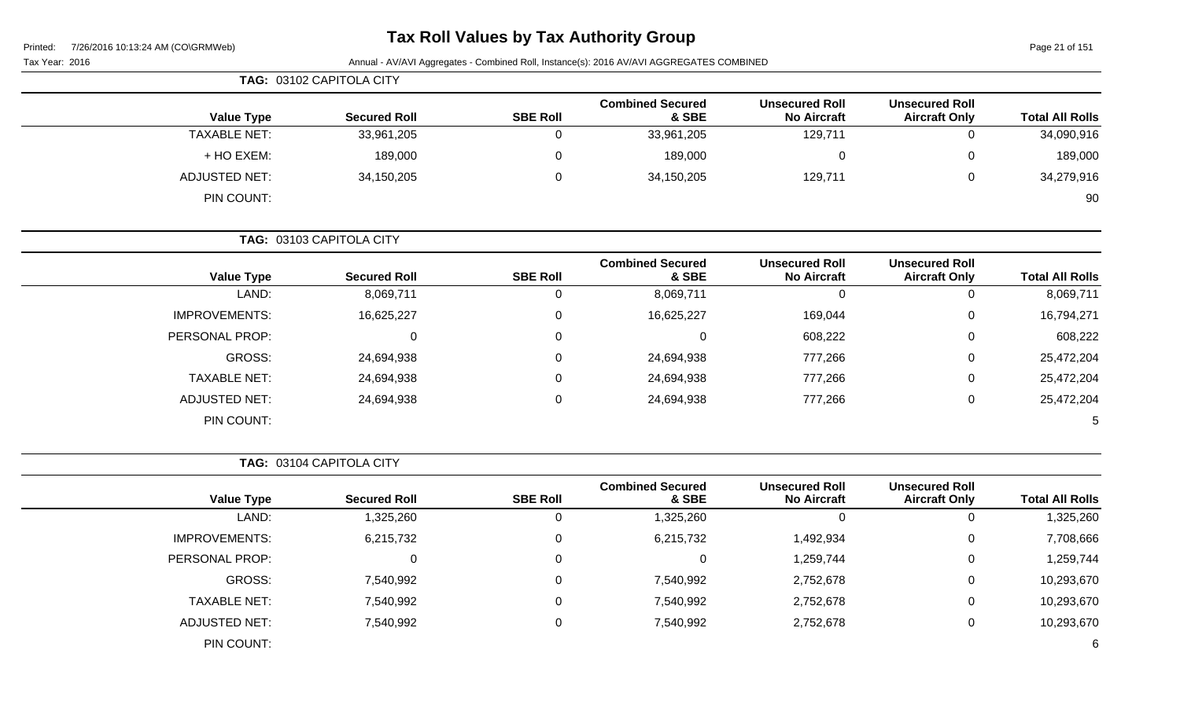# Tax Roll Values by Tax Authority Group

Printed: 7/26/2016 10:13:24 AM (CO\GRMWeb)

Tax Year: 2016 — Annual - AV/AVI Aggregates - Combined Roll, Instance(s): 2016 AV/AVI AGGREGATES COMBINED

**TAG: 03102 CAPITOLA CITY**

| Value Type | Secured Roll | SBE Roll | Combined Secured & SBE | Unsecured Roll No Aircraft | Unsecured Roll Aircraft Only | Total All Rolls |
|---|---|---|---|---|---|---|
| TAXABLE NET: | 33,961,205 | 0 | 33,961,205 | 129,711 | 0 | 34,090,916 |
| + HO EXEM: | 189,000 | 0 | 189,000 | 0 | 0 | 189,000 |
| ADJUSTED NET: | 34,150,205 | 0 | 34,150,205 | 129,711 | 0 | 34,279,916 |
| PIN COUNT: | | | | | | 90 |

**TAG: 03103 CAPITOLA CITY**

| Value Type | Secured Roll | SBE Roll | Combined Secured & SBE | Unsecured Roll No Aircraft | Unsecured Roll Aircraft Only | Total All Rolls |
|---|---|---|---|---|---|---|
| LAND: | 8,069,711 | 0 | 8,069,711 | 0 | 0 | 8,069,711 |
| IMPROVEMENTS: | 16,625,227 | 0 | 16,625,227 | 169,044 | 0 | 16,794,271 |
| PERSONAL PROP: | 0 | 0 | 0 | 608,222 | 0 | 608,222 |
| GROSS: | 24,694,938 | 0 | 24,694,938 | 777,266 | 0 | 25,472,204 |
| TAXABLE NET: | 24,694,938 | 0 | 24,694,938 | 777,266 | 0 | 25,472,204 |
| ADJUSTED NET: | 24,694,938 | 0 | 24,694,938 | 777,266 | 0 | 25,472,204 |
| PIN COUNT: | | | | | | 5 |

**TAG: 03104 CAPITOLA CITY**

| Value Type | Secured Roll | SBE Roll | Combined Secured & SBE | Unsecured Roll No Aircraft | Unsecured Roll Aircraft Only | Total All Rolls |
|---|---|---|---|---|---|---|
| LAND: | 1,325,260 | 0 | 1,325,260 | 0 | 0 | 1,325,260 |
| IMPROVEMENTS: | 6,215,732 | 0 | 6,215,732 | 1,492,934 | 0 | 7,708,666 |
| PERSONAL PROP: | 0 | 0 | 0 | 1,259,744 | 0 | 1,259,744 |
| GROSS: | 7,540,992 | 0 | 7,540,992 | 2,752,678 | 0 | 10,293,670 |
| TAXABLE NET: | 7,540,992 | 0 | 7,540,992 | 2,752,678 | 0 | 10,293,670 |
| ADJUSTED NET: | 7,540,992 | 0 | 7,540,992 | 2,752,678 | 0 | 10,293,670 |
| PIN COUNT: | | | | | | 6 |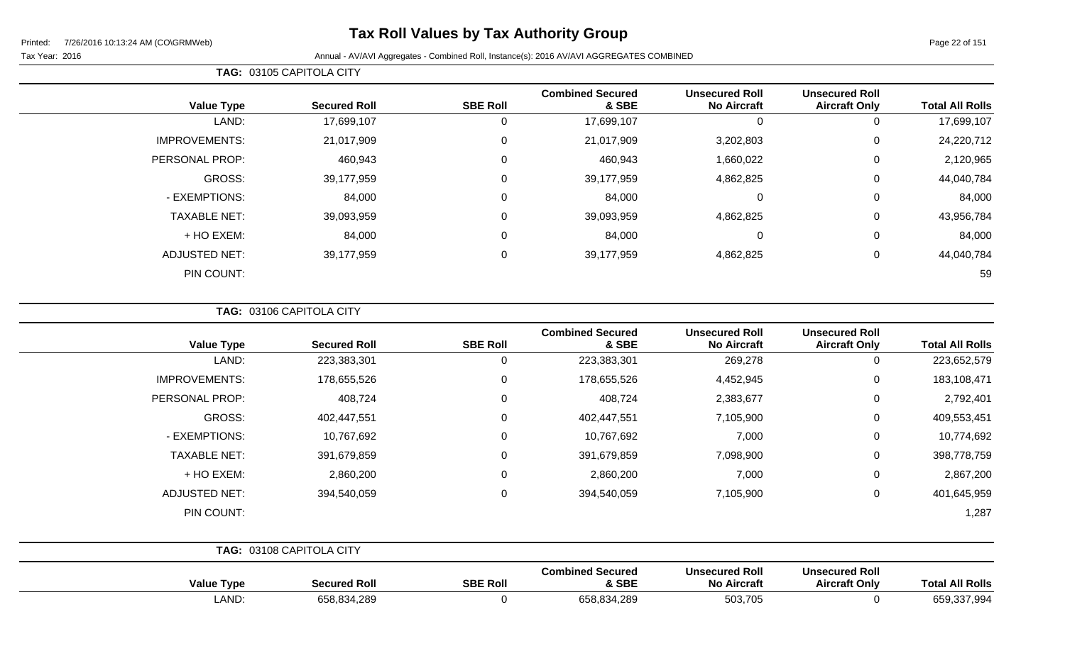# Tax Roll Values by Tax Authority Group

Printed: 7/26/2016 10:13:24 AM (CO\GRMWeb)

Tax Year: 2016

Annual - AV/AVI Aggregates - Combined Roll, Instance(s): 2016 AV/AVI AGGREGATES COMBINED

**TAG: 03105 CAPITOLA CITY**

| Value Type | Secured Roll | SBE Roll | Combined Secured & SBE | Unsecured Roll No Aircraft | Unsecured Roll Aircraft Only | Total All Rolls |
|---|---|---|---|---|---|---|
| LAND: | 17,699,107 | 0 | 17,699,107 | 0 | 0 | 17,699,107 |
| IMPROVEMENTS: | 21,017,909 | 0 | 21,017,909 | 3,202,803 | 0 | 24,220,712 |
| PERSONAL PROP: | 460,943 | 0 | 460,943 | 1,660,022 | 0 | 2,120,965 |
| GROSS: | 39,177,959 | 0 | 39,177,959 | 4,862,825 | 0 | 44,040,784 |
| - EXEMPTIONS: | 84,000 | 0 | 84,000 | 0 | 0 | 84,000 |
| TAXABLE NET: | 39,093,959 | 0 | 39,093,959 | 4,862,825 | 0 | 43,956,784 |
| + HO EXEM: | 84,000 | 0 | 84,000 | 0 | 0 | 84,000 |
| ADJUSTED NET: | 39,177,959 | 0 | 39,177,959 | 4,862,825 | 0 | 44,040,784 |
| PIN COUNT: | | | | | | 59 |

**TAG: 03106 CAPITOLA CITY**

| Value Type | Secured Roll | SBE Roll | Combined Secured & SBE | Unsecured Roll No Aircraft | Unsecured Roll Aircraft Only | Total All Rolls |
|---|---|---|---|---|---|---|
| LAND: | 223,383,301 | 0 | 223,383,301 | 269,278 | 0 | 223,652,579 |
| IMPROVEMENTS: | 178,655,526 | 0 | 178,655,526 | 4,452,945 | 0 | 183,108,471 |
| PERSONAL PROP: | 408,724 | 0 | 408,724 | 2,383,677 | 0 | 2,792,401 |
| GROSS: | 402,447,551 | 0 | 402,447,551 | 7,105,900 | 0 | 409,553,451 |
| - EXEMPTIONS: | 10,767,692 | 0 | 10,767,692 | 7,000 | 0 | 10,774,692 |
| TAXABLE NET: | 391,679,859 | 0 | 391,679,859 | 7,098,900 | 0 | 398,778,759 |
| + HO EXEM: | 2,860,200 | 0 | 2,860,200 | 7,000 | 0 | 2,867,200 |
| ADJUSTED NET: | 394,540,059 | 0 | 394,540,059 | 7,105,900 | 0 | 401,645,959 |
| PIN COUNT: | | | | | | 1,287 |

**TAG: 03108 CAPITOLA CITY**

| Value Type | Secured Roll | SBE Roll | Combined Secured & SBE | Unsecured Roll No Aircraft | Unsecured Roll Aircraft Only | Total All Rolls |
|---|---|---|---|---|---|---|
| LAND: | 658,834,289 | 0 | 658,834,289 | 503,705 | 0 | 659,337,994 |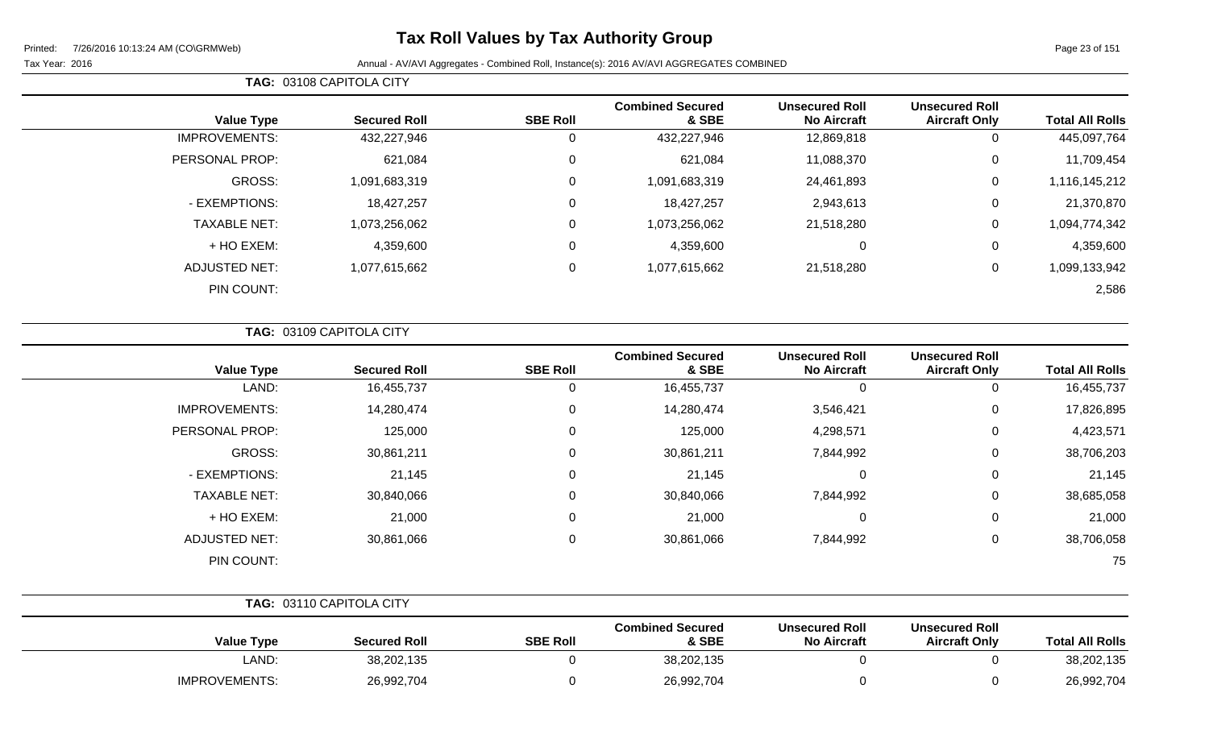# Tax Roll Values by Tax Authority Group

Printed: 7/26/2016 10:13:24 AM (CO\GRMWeb)

Tax Year: 2016

Annual - AV/AVI Aggregates - Combined Roll, Instance(s): 2016 AV/AVI AGGREGATES COMBINED

**TAG: 03108 CAPITOLA CITY**

| Value Type | Secured Roll | SBE Roll | Combined Secured & SBE | Unsecured Roll No Aircraft | Unsecured Roll Aircraft Only | Total All Rolls |
|---|---|---|---|---|---|---|
| IMPROVEMENTS: | 432,227,946 | 0 | 432,227,946 | 12,869,818 | 0 | 445,097,764 |
| PERSONAL PROP: | 621,084 | 0 | 621,084 | 11,088,370 | 0 | 11,709,454 |
| GROSS: | 1,091,683,319 | 0 | 1,091,683,319 | 24,461,893 | 0 | 1,116,145,212 |
| - EXEMPTIONS: | 18,427,257 | 0 | 18,427,257 | 2,943,613 | 0 | 21,370,870 |
| TAXABLE NET: | 1,073,256,062 | 0 | 1,073,256,062 | 21,518,280 | 0 | 1,094,774,342 |
| + HO EXEM: | 4,359,600 | 0 | 4,359,600 | 0 | 0 | 4,359,600 |
| ADJUSTED NET: | 1,077,615,662 | 0 | 1,077,615,662 | 21,518,280 | 0 | 1,099,133,942 |
| PIN COUNT: | | | | | | 2,586 |

**TAG: 03109 CAPITOLA CITY**

| Value Type | Secured Roll | SBE Roll | Combined Secured & SBE | Unsecured Roll No Aircraft | Unsecured Roll Aircraft Only | Total All Rolls |
|---|---|---|---|---|---|---|
| LAND: | 16,455,737 | 0 | 16,455,737 | 0 | 0 | 16,455,737 |
| IMPROVEMENTS: | 14,280,474 | 0 | 14,280,474 | 3,546,421 | 0 | 17,826,895 |
| PERSONAL PROP: | 125,000 | 0 | 125,000 | 4,298,571 | 0 | 4,423,571 |
| GROSS: | 30,861,211 | 0 | 30,861,211 | 7,844,992 | 0 | 38,706,203 |
| - EXEMPTIONS: | 21,145 | 0 | 21,145 | 0 | 0 | 21,145 |
| TAXABLE NET: | 30,840,066 | 0 | 30,840,066 | 7,844,992 | 0 | 38,685,058 |
| + HO EXEM: | 21,000 | 0 | 21,000 | 0 | 0 | 21,000 |
| ADJUSTED NET: | 30,861,066 | 0 | 30,861,066 | 7,844,992 | 0 | 38,706,058 |
| PIN COUNT: | | | | | | 75 |

**TAG: 03110 CAPITOLA CITY**

| Value Type | Secured Roll | SBE Roll | Combined Secured & SBE | Unsecured Roll No Aircraft | Unsecured Roll Aircraft Only | Total All Rolls |
|---|---|---|---|---|---|---|
| LAND: | 38,202,135 | 0 | 38,202,135 | 0 | 0 | 38,202,135 |
| IMPROVEMENTS: | 26,992,704 | 0 | 26,992,704 | 0 | 0 | 26,992,704 |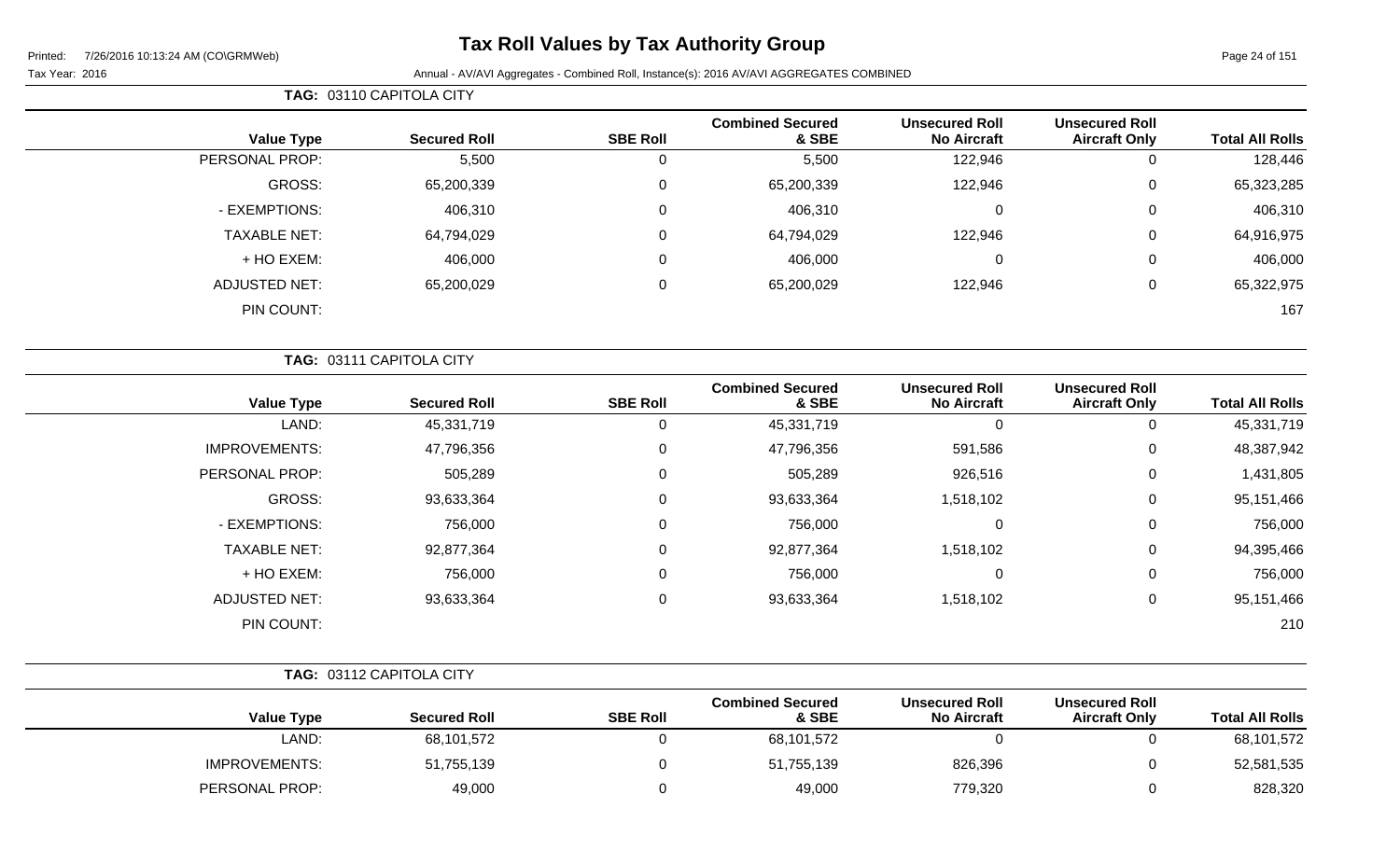# Tax Roll Values by Tax Authority Group

Printed: 7/26/2016 10:13:24 AM (CO\GRMWeb)

Tax Year: 2016 — Annual - AV/AVI Aggregates - Combined Roll, Instance(s): 2016 AV/AVI AGGREGATES COMBINED

**TAG: 03110 CAPITOLA CITY**

| Value Type | Secured Roll | SBE Roll | Combined Secured & SBE | Unsecured Roll No Aircraft | Unsecured Roll Aircraft Only | Total All Rolls |
|---|---|---|---|---|---|---|
| PERSONAL PROP: | 5,500 | 0 | 5,500 | 122,946 | 0 | 128,446 |
| GROSS: | 65,200,339 | 0 | 65,200,339 | 122,946 | 0 | 65,323,285 |
| - EXEMPTIONS: | 406,310 | 0 | 406,310 | 0 | 0 | 406,310 |
| TAXABLE NET: | 64,794,029 | 0 | 64,794,029 | 122,946 | 0 | 64,916,975 |
| + HO EXEM: | 406,000 | 0 | 406,000 | 0 | 0 | 406,000 |
| ADJUSTED NET: | 65,200,029 | 0 | 65,200,029 | 122,946 | 0 | 65,322,975 |
| PIN COUNT: | | | | | | 167 |

**TAG: 03111 CAPITOLA CITY**

| Value Type | Secured Roll | SBE Roll | Combined Secured & SBE | Unsecured Roll No Aircraft | Unsecured Roll Aircraft Only | Total All Rolls |
|---|---|---|---|---|---|---|
| LAND: | 45,331,719 | 0 | 45,331,719 | 0 | 0 | 45,331,719 |
| IMPROVEMENTS: | 47,796,356 | 0 | 47,796,356 | 591,586 | 0 | 48,387,942 |
| PERSONAL PROP: | 505,289 | 0 | 505,289 | 926,516 | 0 | 1,431,805 |
| GROSS: | 93,633,364 | 0 | 93,633,364 | 1,518,102 | 0 | 95,151,466 |
| - EXEMPTIONS: | 756,000 | 0 | 756,000 | 0 | 0 | 756,000 |
| TAXABLE NET: | 92,877,364 | 0 | 92,877,364 | 1,518,102 | 0 | 94,395,466 |
| + HO EXEM: | 756,000 | 0 | 756,000 | 0 | 0 | 756,000 |
| ADJUSTED NET: | 93,633,364 | 0 | 93,633,364 | 1,518,102 | 0 | 95,151,466 |
| PIN COUNT: | | | | | | 210 |

**TAG: 03112 CAPITOLA CITY**

| Value Type | Secured Roll | SBE Roll | Combined Secured & SBE | Unsecured Roll No Aircraft | Unsecured Roll Aircraft Only | Total All Rolls |
|---|---|---|---|---|---|---|
| LAND: | 68,101,572 | 0 | 68,101,572 | 0 | 0 | 68,101,572 |
| IMPROVEMENTS: | 51,755,139 | 0 | 51,755,139 | 826,396 | 0 | 52,581,535 |
| PERSONAL PROP: | 49,000 | 0 | 49,000 | 779,320 | 0 | 828,320 |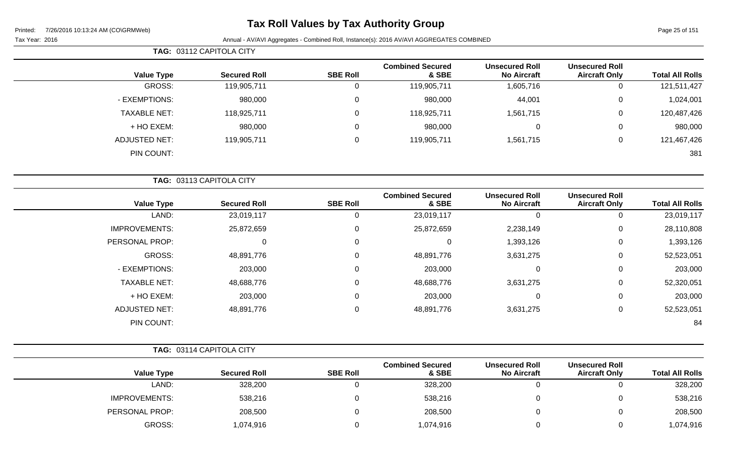# Tax Roll Values by Tax Authority Group

Printed: 7/26/2016 10:13:24 AM (CO\GRMWeb)

Tax Year: 2016

Annual - AV/AVI Aggregates - Combined Roll, Instance(s): 2016 AV/AVI AGGREGATES COMBINED

**TAG: 03112 CAPITOLA CITY**

| Value Type | Secured Roll | SBE Roll | Combined Secured & SBE | Unsecured Roll No Aircraft | Unsecured Roll Aircraft Only | Total All Rolls |
|---|---|---|---|---|---|---|
| GROSS: | 119,905,711 | 0 | 119,905,711 | 1,605,716 | 0 | 121,511,427 |
| - EXEMPTIONS: | 980,000 | 0 | 980,000 | 44,001 | 0 | 1,024,001 |
| TAXABLE NET: | 118,925,711 | 0 | 118,925,711 | 1,561,715 | 0 | 120,487,426 |
| + HO EXEM: | 980,000 | 0 | 980,000 | 0 | 0 | 980,000 |
| ADJUSTED NET: | 119,905,711 | 0 | 119,905,711 | 1,561,715 | 0 | 121,467,426 |
| PIN COUNT: | | | | | | 381 |

**TAG: 03113 CAPITOLA CITY**

| Value Type | Secured Roll | SBE Roll | Combined Secured & SBE | Unsecured Roll No Aircraft | Unsecured Roll Aircraft Only | Total All Rolls |
|---|---|---|---|---|---|---|
| LAND: | 23,019,117 | 0 | 23,019,117 | 0 | 0 | 23,019,117 |
| IMPROVEMENTS: | 25,872,659 | 0 | 25,872,659 | 2,238,149 | 0 | 28,110,808 |
| PERSONAL PROP: | 0 | 0 | 0 | 1,393,126 | 0 | 1,393,126 |
| GROSS: | 48,891,776 | 0 | 48,891,776 | 3,631,275 | 0 | 52,523,051 |
| - EXEMPTIONS: | 203,000 | 0 | 203,000 | 0 | 0 | 203,000 |
| TAXABLE NET: | 48,688,776 | 0 | 48,688,776 | 3,631,275 | 0 | 52,320,051 |
| + HO EXEM: | 203,000 | 0 | 203,000 | 0 | 0 | 203,000 |
| ADJUSTED NET: | 48,891,776 | 0 | 48,891,776 | 3,631,275 | 0 | 52,523,051 |
| PIN COUNT: | | | | | | 84 |

**TAG: 03114 CAPITOLA CITY**

| Value Type | Secured Roll | SBE Roll | Combined Secured & SBE | Unsecured Roll No Aircraft | Unsecured Roll Aircraft Only | Total All Rolls |
|---|---|---|---|---|---|---|
| LAND: | 328,200 | 0 | 328,200 | 0 | 0 | 328,200 |
| IMPROVEMENTS: | 538,216 | 0 | 538,216 | 0 | 0 | 538,216 |
| PERSONAL PROP: | 208,500 | 0 | 208,500 | 0 | 0 | 208,500 |
| GROSS: | 1,074,916 | 0 | 1,074,916 | 0 | 0 | 1,074,916 |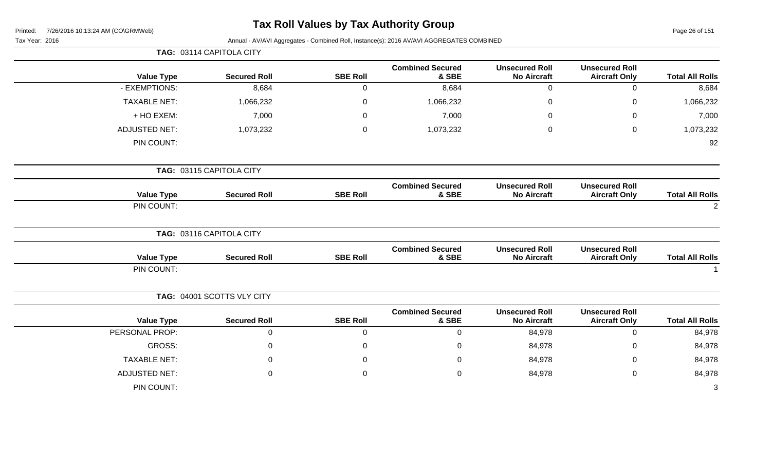# Tax Roll Values by Tax Authority Group

Printed: 7/26/2016 10:13:24 AM (CO\GRMWeb)

Tax Year: 2016

Annual - AV/AVI Aggregates - Combined Roll, Instance(s): 2016 AV/AVI AGGREGATES COMBINED

**TAG: 03114 CAPITOLA CITY**

| Value Type | Secured Roll | SBE Roll | Combined Secured & SBE | Unsecured Roll No Aircraft | Unsecured Roll Aircraft Only | Total All Rolls |
|---|---|---|---|---|---|---|
| - EXEMPTIONS: | 8,684 | 0 | 8,684 | 0 | 0 | 8,684 |
| TAXABLE NET: | 1,066,232 | 0 | 1,066,232 | 0 | 0 | 1,066,232 |
| + HO EXEM: | 7,000 | 0 | 7,000 | 0 | 0 | 7,000 |
| ADJUSTED NET: | 1,073,232 | 0 | 1,073,232 | 0 | 0 | 1,073,232 |
| PIN COUNT: | | | | | | 92 |

**TAG: 03115 CAPITOLA CITY**

| Value Type | Secured Roll | SBE Roll | Combined Secured & SBE | Unsecured Roll No Aircraft | Unsecured Roll Aircraft Only | Total All Rolls |
|---|---|---|---|---|---|---|
| PIN COUNT: | | | | | | 2 |

**TAG: 03116 CAPITOLA CITY**

| Value Type | Secured Roll | SBE Roll | Combined Secured & SBE | Unsecured Roll No Aircraft | Unsecured Roll Aircraft Only | Total All Rolls |
|---|---|---|---|---|---|---|
| PIN COUNT: | | | | | | 1 |

**TAG: 04001 SCOTTS VLY CITY**

| Value Type | Secured Roll | SBE Roll | Combined Secured & SBE | Unsecured Roll No Aircraft | Unsecured Roll Aircraft Only | Total All Rolls |
|---|---|---|---|---|---|---|
| PERSONAL PROP: | 0 | 0 | 0 | 84,978 | 0 | 84,978 |
| GROSS: | 0 | 0 | 0 | 84,978 | 0 | 84,978 |
| TAXABLE NET: | 0 | 0 | 0 | 84,978 | 0 | 84,978 |
| ADJUSTED NET: | 0 | 0 | 0 | 84,978 | 0 | 84,978 |
| PIN COUNT: | | | | | | 3 |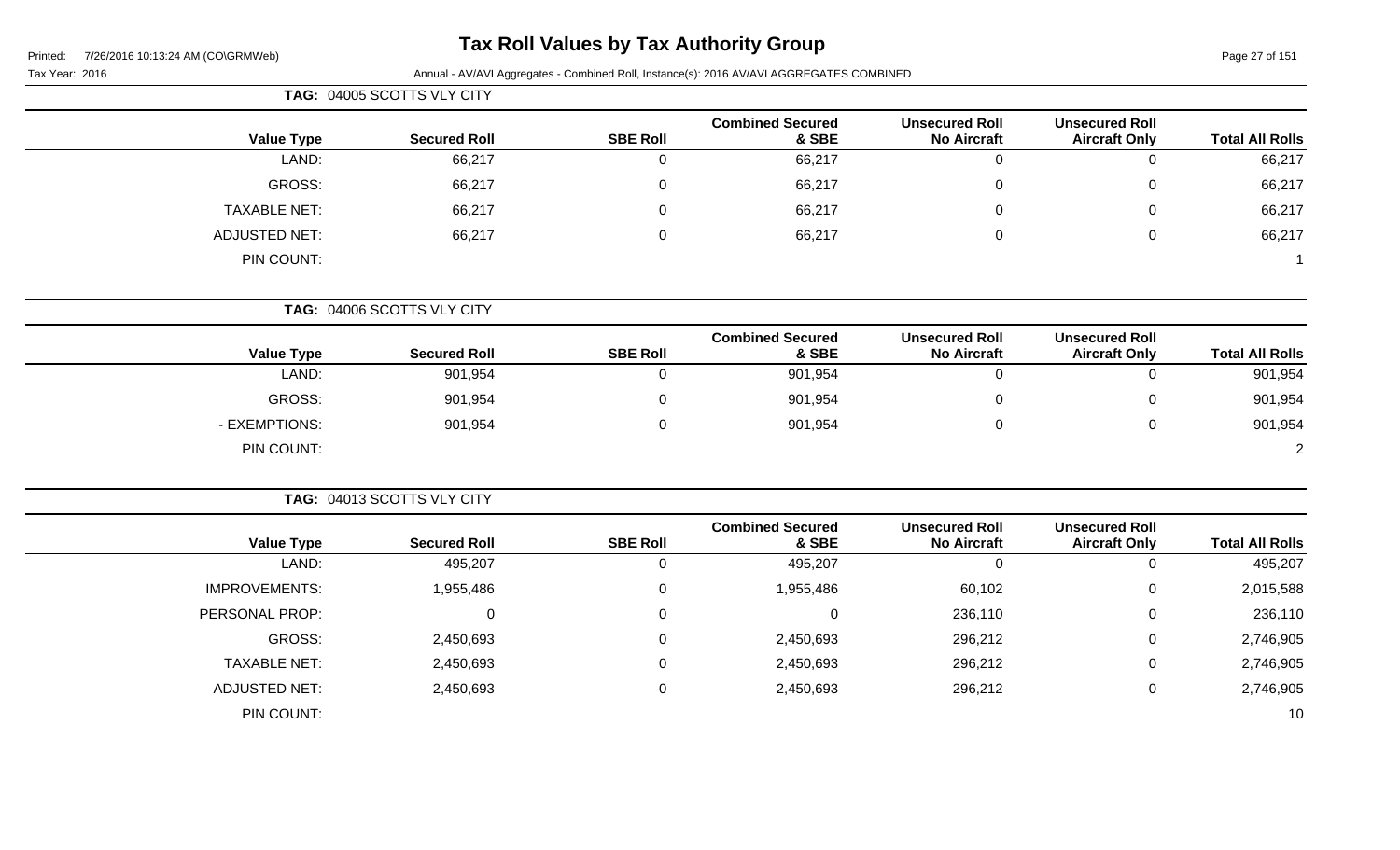# Tax Roll Values by Tax Authority Group

Printed: 7/26/2016 10:13:24 AM (CO\GRMWeb)

Tax Year: 2016 — Annual - AV/AVI Aggregates - Combined Roll, Instance(s): 2016 AV/AVI AGGREGATES COMBINED

**TAG: 04005 SCOTTS VLY CITY**

| Value Type | Secured Roll | SBE Roll | Combined Secured & SBE | Unsecured Roll No Aircraft | Unsecured Roll Aircraft Only | Total All Rolls |
|---|---|---|---|---|---|---|
| LAND: | 66,217 | 0 | 66,217 | 0 | 0 | 66,217 |
| GROSS: | 66,217 | 0 | 66,217 | 0 | 0 | 66,217 |
| TAXABLE NET: | 66,217 | 0 | 66,217 | 0 | 0 | 66,217 |
| ADJUSTED NET: | 66,217 | 0 | 66,217 | 0 | 0 | 66,217 |
| PIN COUNT: | | | | | | 1 |

**TAG: 04006 SCOTTS VLY CITY**

| Value Type | Secured Roll | SBE Roll | Combined Secured & SBE | Unsecured Roll No Aircraft | Unsecured Roll Aircraft Only | Total All Rolls |
|---|---|---|---|---|---|---|
| LAND: | 901,954 | 0 | 901,954 | 0 | 0 | 901,954 |
| GROSS: | 901,954 | 0 | 901,954 | 0 | 0 | 901,954 |
| - EXEMPTIONS: | 901,954 | 0 | 901,954 | 0 | 0 | 901,954 |
| PIN COUNT: | | | | | | 2 |

**TAG: 04013 SCOTTS VLY CITY**

| Value Type | Secured Roll | SBE Roll | Combined Secured & SBE | Unsecured Roll No Aircraft | Unsecured Roll Aircraft Only | Total All Rolls |
|---|---|---|---|---|---|---|
| LAND: | 495,207 | 0 | 495,207 | 0 | 0 | 495,207 |
| IMPROVEMENTS: | 1,955,486 | 0 | 1,955,486 | 60,102 | 0 | 2,015,588 |
| PERSONAL PROP: | 0 | 0 | 0 | 236,110 | 0 | 236,110 |
| GROSS: | 2,450,693 | 0 | 2,450,693 | 296,212 | 0 | 2,746,905 |
| TAXABLE NET: | 2,450,693 | 0 | 2,450,693 | 296,212 | 0 | 2,746,905 |
| ADJUSTED NET: | 2,450,693 | 0 | 2,450,693 | 296,212 | 0 | 2,746,905 |
| PIN COUNT: | | | | | | 10 |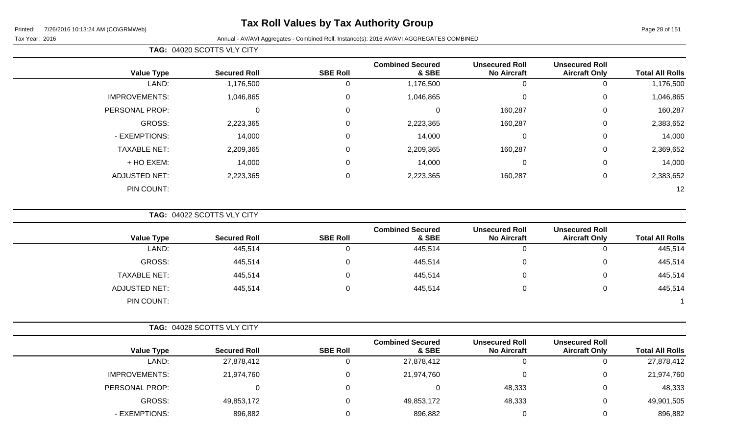# Tax Roll Values by Tax Authority Group

Printed: 7/26/2016 10:13:24 AM (CO\GRMWeb)

Tax Year: 2016

Annual - AV/AVI Aggregates - Combined Roll, Instance(s): 2016 AV/AVI AGGREGATES COMBINED

**TAG: 04020 SCOTTS VLY CITY**

| Value Type | Secured Roll | SBE Roll | Combined Secured & SBE | Unsecured Roll No Aircraft | Unsecured Roll Aircraft Only | Total All Rolls |
|---|---|---|---|---|---|---|
| LAND: | 1,176,500 | 0 | 1,176,500 | 0 | 0 | 1,176,500 |
| IMPROVEMENTS: | 1,046,865 | 0 | 1,046,865 | 0 | 0 | 1,046,865 |
| PERSONAL PROP: | 0 | 0 | 0 | 160,287 | 0 | 160,287 |
| GROSS: | 2,223,365 | 0 | 2,223,365 | 160,287 | 0 | 2,383,652 |
| - EXEMPTIONS: | 14,000 | 0 | 14,000 | 0 | 0 | 14,000 |
| TAXABLE NET: | 2,209,365 | 0 | 2,209,365 | 160,287 | 0 | 2,369,652 |
| + HO EXEM: | 14,000 | 0 | 14,000 | 0 | 0 | 14,000 |
| ADJUSTED NET: | 2,223,365 | 0 | 2,223,365 | 160,287 | 0 | 2,383,652 |
| PIN COUNT: | | | | | | 12 |

**TAG: 04022 SCOTTS VLY CITY**

| Value Type | Secured Roll | SBE Roll | Combined Secured & SBE | Unsecured Roll No Aircraft | Unsecured Roll Aircraft Only | Total All Rolls |
|---|---|---|---|---|---|---|
| LAND: | 445,514 | 0 | 445,514 | 0 | 0 | 445,514 |
| GROSS: | 445,514 | 0 | 445,514 | 0 | 0 | 445,514 |
| TAXABLE NET: | 445,514 | 0 | 445,514 | 0 | 0 | 445,514 |
| ADJUSTED NET: | 445,514 | 0 | 445,514 | 0 | 0 | 445,514 |
| PIN COUNT: | | | | | | 1 |

**TAG: 04028 SCOTTS VLY CITY**

| Value Type | Secured Roll | SBE Roll | Combined Secured & SBE | Unsecured Roll No Aircraft | Unsecured Roll Aircraft Only | Total All Rolls |
|---|---|---|---|---|---|---|
| LAND: | 27,878,412 | 0 | 27,878,412 | 0 | 0 | 27,878,412 |
| IMPROVEMENTS: | 21,974,760 | 0 | 21,974,760 | 0 | 0 | 21,974,760 |
| PERSONAL PROP: | 0 | 0 | 0 | 48,333 | 0 | 48,333 |
| GROSS: | 49,853,172 | 0 | 49,853,172 | 48,333 | 0 | 49,901,505 |
| - EXEMPTIONS: | 896,882 | 0 | 896,882 | 0 | 0 | 896,882 |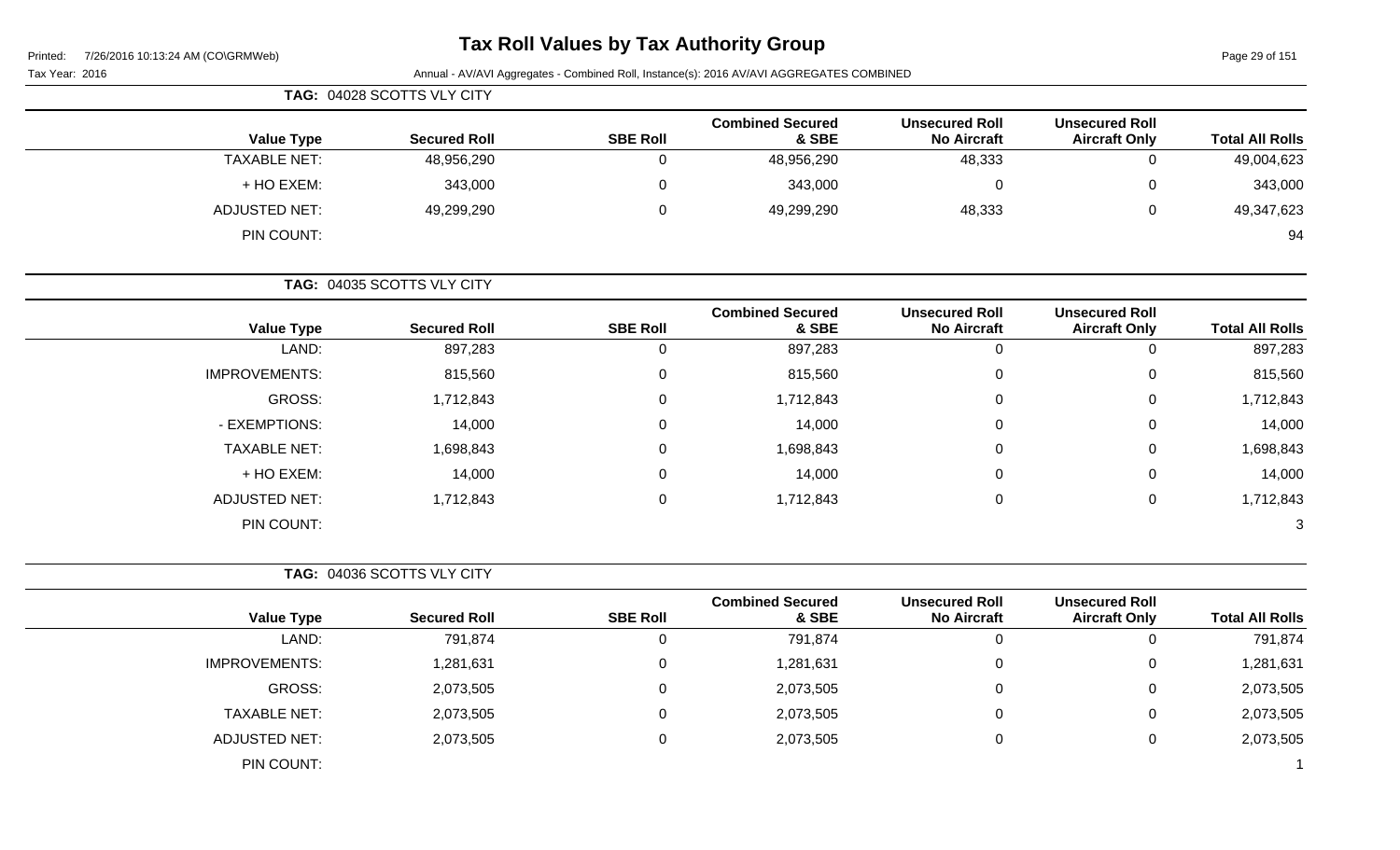# Tax Roll Values by Tax Authority Group

Printed: 7/26/2016 10:13:24 AM (CO\GRMWeb)

Tax Year: 2016

Annual - AV/AVI Aggregates - Combined Roll, Instance(s): 2016 AV/AVI AGGREGATES COMBINED

**TAG: 04028 SCOTTS VLY CITY**

| Value Type | Secured Roll | SBE Roll | Combined Secured & SBE | Unsecured Roll No Aircraft | Unsecured Roll Aircraft Only | Total All Rolls |
|---|---|---|---|---|---|---|
| TAXABLE NET: | 48,956,290 | 0 | 48,956,290 | 48,333 | 0 | 49,004,623 |
| + HO EXEM: | 343,000 | 0 | 343,000 | 0 | 0 | 343,000 |
| ADJUSTED NET: | 49,299,290 | 0 | 49,299,290 | 48,333 | 0 | 49,347,623 |
| PIN COUNT: | | | | | | 94 |

**TAG: 04035 SCOTTS VLY CITY**

| Value Type | Secured Roll | SBE Roll | Combined Secured & SBE | Unsecured Roll No Aircraft | Unsecured Roll Aircraft Only | Total All Rolls |
|---|---|---|---|---|---|---|
| LAND: | 897,283 | 0 | 897,283 | 0 | 0 | 897,283 |
| IMPROVEMENTS: | 815,560 | 0 | 815,560 | 0 | 0 | 815,560 |
| GROSS: | 1,712,843 | 0 | 1,712,843 | 0 | 0 | 1,712,843 |
| - EXEMPTIONS: | 14,000 | 0 | 14,000 | 0 | 0 | 14,000 |
| TAXABLE NET: | 1,698,843 | 0 | 1,698,843 | 0 | 0 | 1,698,843 |
| + HO EXEM: | 14,000 | 0 | 14,000 | 0 | 0 | 14,000 |
| ADJUSTED NET: | 1,712,843 | 0 | 1,712,843 | 0 | 0 | 1,712,843 |
| PIN COUNT: | | | | | | 3 |

**TAG: 04036 SCOTTS VLY CITY**

| Value Type | Secured Roll | SBE Roll | Combined Secured & SBE | Unsecured Roll No Aircraft | Unsecured Roll Aircraft Only | Total All Rolls |
|---|---|---|---|---|---|---|
| LAND: | 791,874 | 0 | 791,874 | 0 | 0 | 791,874 |
| IMPROVEMENTS: | 1,281,631 | 0 | 1,281,631 | 0 | 0 | 1,281,631 |
| GROSS: | 2,073,505 | 0 | 2,073,505 | 0 | 0 | 2,073,505 |
| TAXABLE NET: | 2,073,505 | 0 | 2,073,505 | 0 | 0 | 2,073,505 |
| ADJUSTED NET: | 2,073,505 | 0 | 2,073,505 | 0 | 0 | 2,073,505 |
| PIN COUNT: | | | | | | 1 |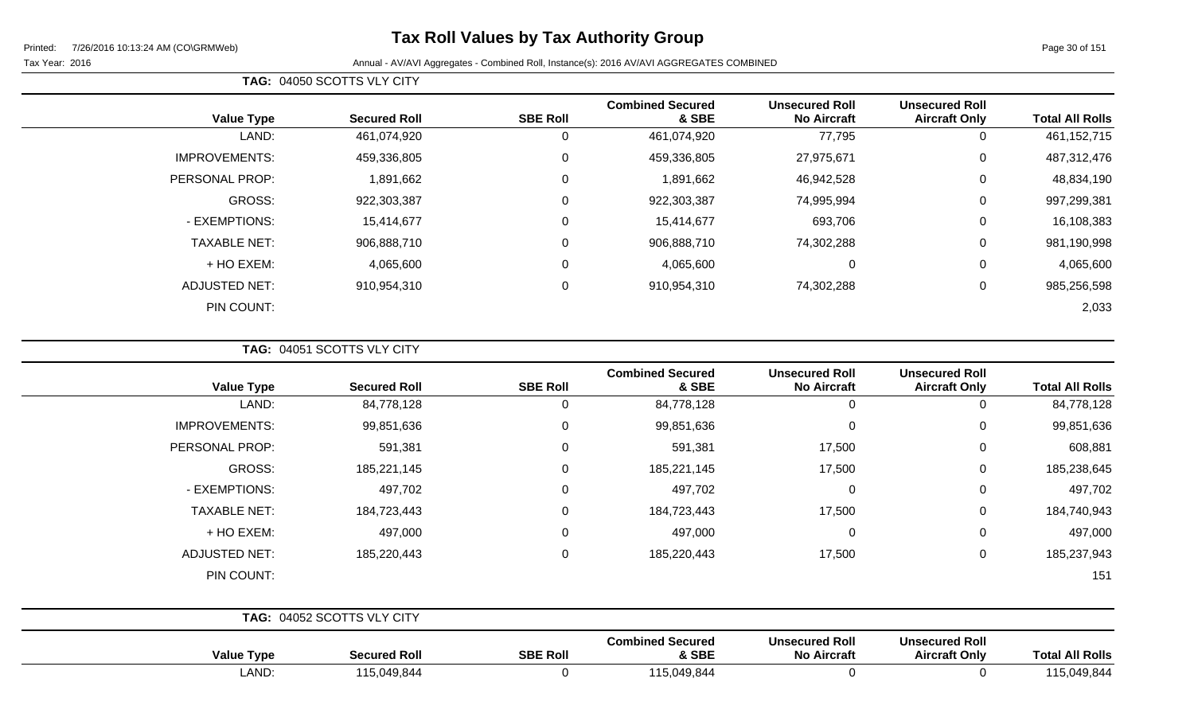# Tax Roll Values by Tax Authority Group

Printed: 7/26/2016 10:13:24 AM (CO\GRMWeb)

Tax Year: 2016

Annual - AV/AVI Aggregates - Combined Roll, Instance(s): 2016 AV/AVI AGGREGATES COMBINED

**TAG: 04050 SCOTTS VLY CITY**

| Value Type | Secured Roll | SBE Roll | Combined Secured & SBE | Unsecured Roll No Aircraft | Unsecured Roll Aircraft Only | Total All Rolls |
|---|---|---|---|---|---|---|
| LAND: | 461,074,920 | 0 | 461,074,920 | 77,795 | 0 | 461,152,715 |
| IMPROVEMENTS: | 459,336,805 | 0 | 459,336,805 | 27,975,671 | 0 | 487,312,476 |
| PERSONAL PROP: | 1,891,662 | 0 | 1,891,662 | 46,942,528 | 0 | 48,834,190 |
| GROSS: | 922,303,387 | 0 | 922,303,387 | 74,995,994 | 0 | 997,299,381 |
| - EXEMPTIONS: | 15,414,677 | 0 | 15,414,677 | 693,706 | 0 | 16,108,383 |
| TAXABLE NET: | 906,888,710 | 0 | 906,888,710 | 74,302,288 | 0 | 981,190,998 |
| + HO EXEM: | 4,065,600 | 0 | 4,065,600 | 0 | 0 | 4,065,600 |
| ADJUSTED NET: | 910,954,310 | 0 | 910,954,310 | 74,302,288 | 0 | 985,256,598 |
| PIN COUNT: | | | | | | 2,033 |

**TAG: 04051 SCOTTS VLY CITY**

| Value Type | Secured Roll | SBE Roll | Combined Secured & SBE | Unsecured Roll No Aircraft | Unsecured Roll Aircraft Only | Total All Rolls |
|---|---|---|---|---|---|---|
| LAND: | 84,778,128 | 0 | 84,778,128 | 0 | 0 | 84,778,128 |
| IMPROVEMENTS: | 99,851,636 | 0 | 99,851,636 | 0 | 0 | 99,851,636 |
| PERSONAL PROP: | 591,381 | 0 | 591,381 | 17,500 | 0 | 608,881 |
| GROSS: | 185,221,145 | 0 | 185,221,145 | 17,500 | 0 | 185,238,645 |
| - EXEMPTIONS: | 497,702 | 0 | 497,702 | 0 | 0 | 497,702 |
| TAXABLE NET: | 184,723,443 | 0 | 184,723,443 | 17,500 | 0 | 184,740,943 |
| + HO EXEM: | 497,000 | 0 | 497,000 | 0 | 0 | 497,000 |
| ADJUSTED NET: | 185,220,443 | 0 | 185,220,443 | 17,500 | 0 | 185,237,943 |
| PIN COUNT: | | | | | | 151 |

**TAG: 04052 SCOTTS VLY CITY**

| Value Type | Secured Roll | SBE Roll | Combined Secured & SBE | Unsecured Roll No Aircraft | Unsecured Roll Aircraft Only | Total All Rolls |
|---|---|---|---|---|---|---|
| LAND: | 115,049,844 | 0 | 115,049,844 | 0 | 0 | 115,049,844 |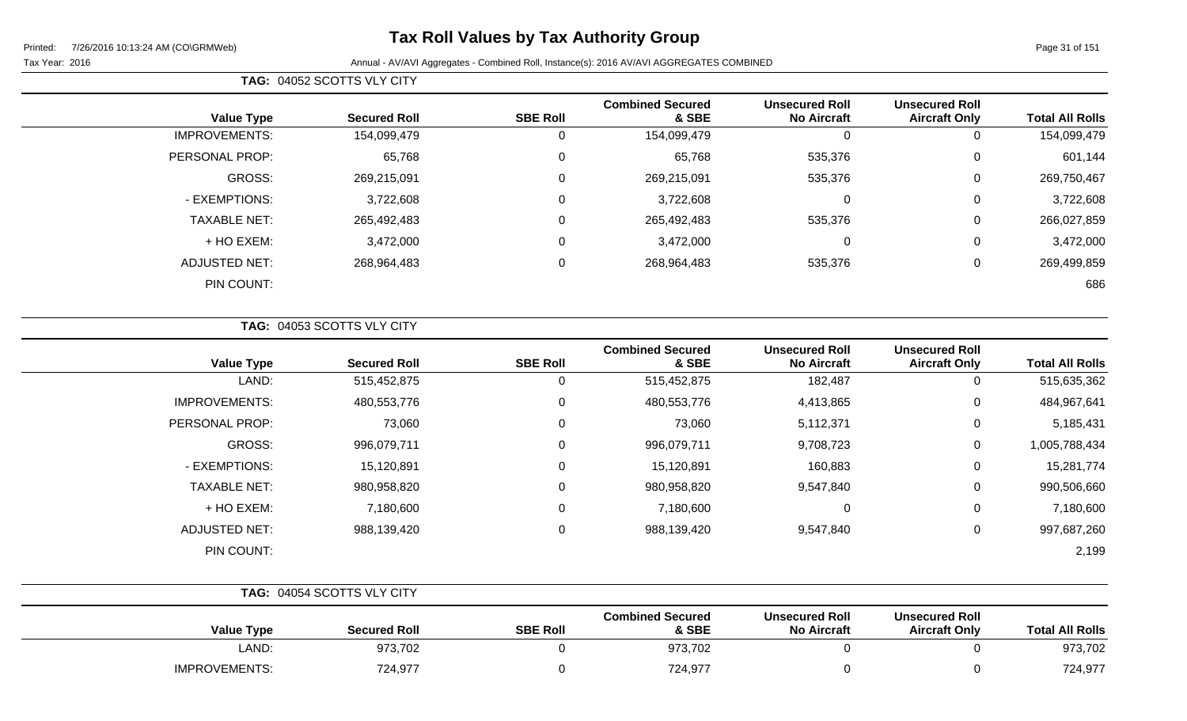# Tax Roll Values by Tax Authority Group

Printed: 7/26/2016 10:13:24 AM (CO\GRMWeb)

Tax Year: 2016

Annual - AV/AVI Aggregates - Combined Roll, Instance(s): 2016 AV/AVI AGGREGATES COMBINED

**TAG: 04052 SCOTTS VLY CITY**

| Value Type | Secured Roll | SBE Roll | Combined Secured & SBE | Unsecured Roll No Aircraft | Unsecured Roll Aircraft Only | Total All Rolls |
|---|---|---|---|---|---|---|
| IMPROVEMENTS: | 154,099,479 | 0 | 154,099,479 | 0 | 0 | 154,099,479 |
| PERSONAL PROP: | 65,768 | 0 | 65,768 | 535,376 | 0 | 601,144 |
| GROSS: | 269,215,091 | 0 | 269,215,091 | 535,376 | 0 | 269,750,467 |
| - EXEMPTIONS: | 3,722,608 | 0 | 3,722,608 | 0 | 0 | 3,722,608 |
| TAXABLE NET: | 265,492,483 | 0 | 265,492,483 | 535,376 | 0 | 266,027,859 |
| + HO EXEM: | 3,472,000 | 0 | 3,472,000 | 0 | 0 | 3,472,000 |
| ADJUSTED NET: | 268,964,483 | 0 | 268,964,483 | 535,376 | 0 | 269,499,859 |
| PIN COUNT: | | | | | | 686 |

**TAG: 04053 SCOTTS VLY CITY**

| Value Type | Secured Roll | SBE Roll | Combined Secured & SBE | Unsecured Roll No Aircraft | Unsecured Roll Aircraft Only | Total All Rolls |
|---|---|---|---|---|---|---|
| LAND: | 515,452,875 | 0 | 515,452,875 | 182,487 | 0 | 515,635,362 |
| IMPROVEMENTS: | 480,553,776 | 0 | 480,553,776 | 4,413,865 | 0 | 484,967,641 |
| PERSONAL PROP: | 73,060 | 0 | 73,060 | 5,112,371 | 0 | 5,185,431 |
| GROSS: | 996,079,711 | 0 | 996,079,711 | 9,708,723 | 0 | 1,005,788,434 |
| - EXEMPTIONS: | 15,120,891 | 0 | 15,120,891 | 160,883 | 0 | 15,281,774 |
| TAXABLE NET: | 980,958,820 | 0 | 980,958,820 | 9,547,840 | 0 | 990,506,660 |
| + HO EXEM: | 7,180,600 | 0 | 7,180,600 | 0 | 0 | 7,180,600 |
| ADJUSTED NET: | 988,139,420 | 0 | 988,139,420 | 9,547,840 | 0 | 997,687,260 |
| PIN COUNT: | | | | | | 2,199 |

**TAG: 04054 SCOTTS VLY CITY**

| Value Type | Secured Roll | SBE Roll | Combined Secured & SBE | Unsecured Roll No Aircraft | Unsecured Roll Aircraft Only | Total All Rolls |
|---|---|---|---|---|---|---|
| LAND: | 973,702 | 0 | 973,702 | 0 | 0 | 973,702 |
| IMPROVEMENTS: | 724,977 | 0 | 724,977 | 0 | 0 | 724,977 |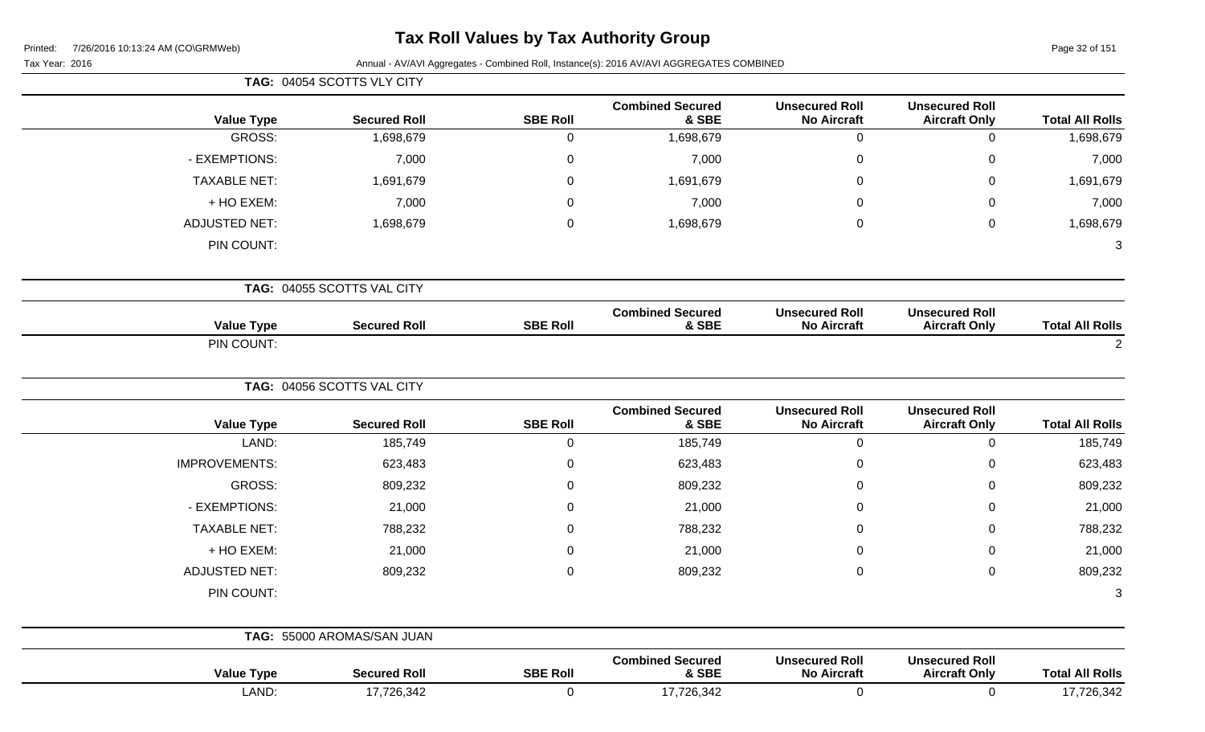# Tax Roll Values by Tax Authority Group

Printed: 7/26/2016 10:13:24 AM (CO\GRMWeb)

Tax Year: 2016

Annual - AV/AVI Aggregates - Combined Roll, Instance(s): 2016 AV/AVI AGGREGATES COMBINED

**TAG: 04054 SCOTTS VLY CITY**

| Value Type | Secured Roll | SBE Roll | Combined Secured & SBE | Unsecured Roll No Aircraft | Unsecured Roll Aircraft Only | Total All Rolls |
|---|---|---|---|---|---|---|
| GROSS: | 1,698,679 | 0 | 1,698,679 | 0 | 0 | 1,698,679 |
| - EXEMPTIONS: | 7,000 | 0 | 7,000 | 0 | 0 | 7,000 |
| TAXABLE NET: | 1,691,679 | 0 | 1,691,679 | 0 | 0 | 1,691,679 |
| + HO EXEM: | 7,000 | 0 | 7,000 | 0 | 0 | 7,000 |
| ADJUSTED NET: | 1,698,679 | 0 | 1,698,679 | 0 | 0 | 1,698,679 |
| PIN COUNT: | | | | | | 3 |

**TAG: 04055 SCOTTS VAL CITY**

| Value Type | Secured Roll | SBE Roll | Combined Secured & SBE | Unsecured Roll No Aircraft | Unsecured Roll Aircraft Only | Total All Rolls |
|---|---|---|---|---|---|---|
| PIN COUNT: | | | | | | 2 |

**TAG: 04056 SCOTTS VAL CITY**

| Value Type | Secured Roll | SBE Roll | Combined Secured & SBE | Unsecured Roll No Aircraft | Unsecured Roll Aircraft Only | Total All Rolls |
|---|---|---|---|---|---|---|
| LAND: | 185,749 | 0 | 185,749 | 0 | 0 | 185,749 |
| IMPROVEMENTS: | 623,483 | 0 | 623,483 | 0 | 0 | 623,483 |
| GROSS: | 809,232 | 0 | 809,232 | 0 | 0 | 809,232 |
| - EXEMPTIONS: | 21,000 | 0 | 21,000 | 0 | 0 | 21,000 |
| TAXABLE NET: | 788,232 | 0 | 788,232 | 0 | 0 | 788,232 |
| + HO EXEM: | 21,000 | 0 | 21,000 | 0 | 0 | 21,000 |
| ADJUSTED NET: | 809,232 | 0 | 809,232 | 0 | 0 | 809,232 |
| PIN COUNT: | | | | | | 3 |

**TAG: 55000 AROMAS/SAN JUAN**

| Value Type | Secured Roll | SBE Roll | Combined Secured & SBE | Unsecured Roll No Aircraft | Unsecured Roll Aircraft Only | Total All Rolls |
|---|---|---|---|---|---|---|
| LAND: | 17,726,342 | 0 | 17,726,342 | 0 | 0 | 17,726,342 |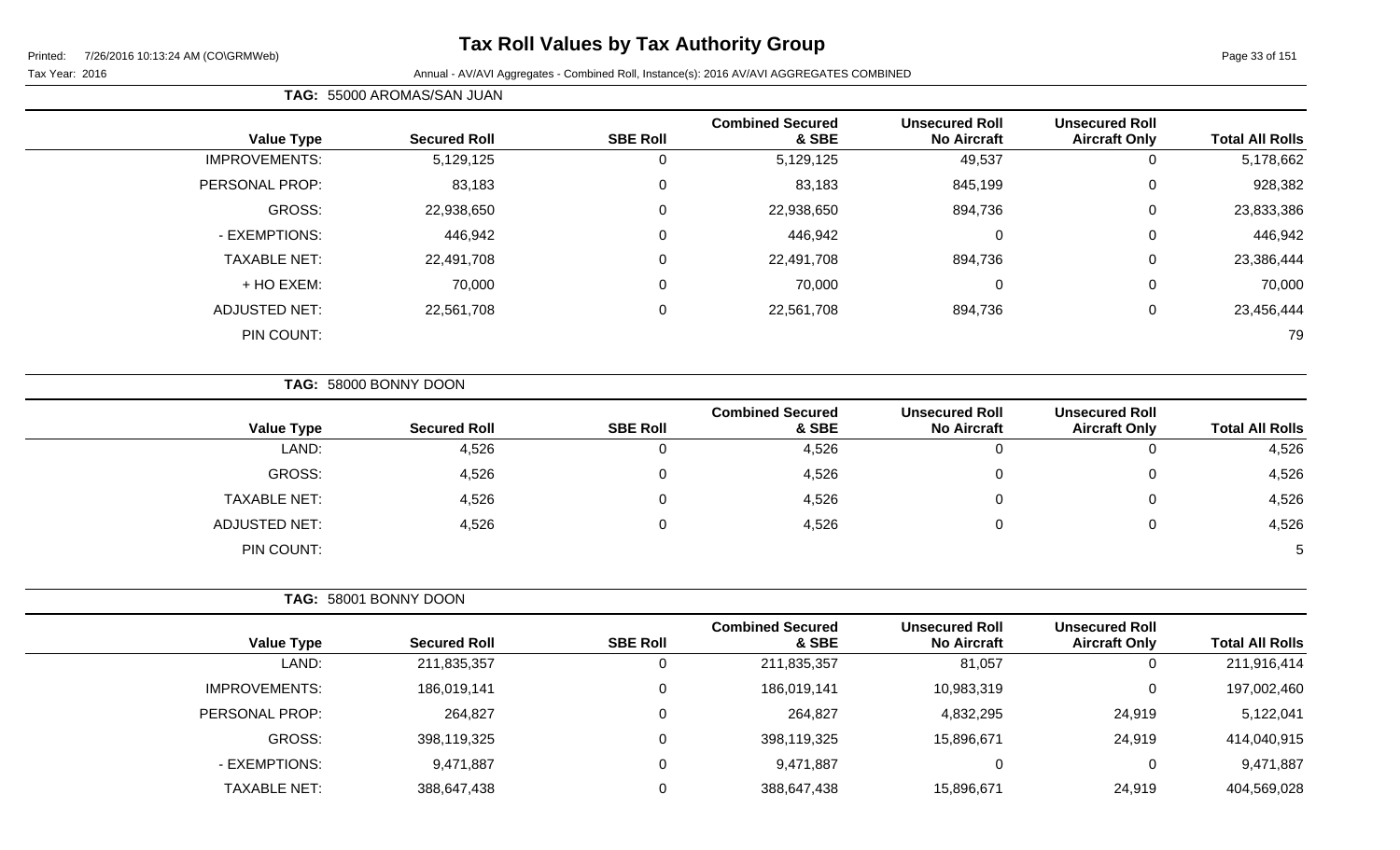# Tax Roll Values by Tax Authority Group

Printed: 7/26/2016 10:13:24 AM (CO\GRMWeb)

Tax Year: 2016

Annual - AV/AVI Aggregates - Combined Roll, Instance(s): 2016 AV/AVI AGGREGATES COMBINED

**TAG: 55000 AROMAS/SAN JUAN**

| Value Type | Secured Roll | SBE Roll | Combined Secured & SBE | Unsecured Roll No Aircraft | Unsecured Roll Aircraft Only | Total All Rolls |
|---|---|---|---|---|---|---|
| IMPROVEMENTS: | 5,129,125 | 0 | 5,129,125 | 49,537 | 0 | 5,178,662 |
| PERSONAL PROP: | 83,183 | 0 | 83,183 | 845,199 | 0 | 928,382 |
| GROSS: | 22,938,650 | 0 | 22,938,650 | 894,736 | 0 | 23,833,386 |
| - EXEMPTIONS: | 446,942 | 0 | 446,942 | 0 | 0 | 446,942 |
| TAXABLE NET: | 22,491,708 | 0 | 22,491,708 | 894,736 | 0 | 23,386,444 |
| + HO EXEM: | 70,000 | 0 | 70,000 | 0 | 0 | 70,000 |
| ADJUSTED NET: | 22,561,708 | 0 | 22,561,708 | 894,736 | 0 | 23,456,444 |
| PIN COUNT: | | | | | | 79 |

**TAG: 58000 BONNY DOON**

| Value Type | Secured Roll | SBE Roll | Combined Secured & SBE | Unsecured Roll No Aircraft | Unsecured Roll Aircraft Only | Total All Rolls |
|---|---|---|---|---|---|---|
| LAND: | 4,526 | 0 | 4,526 | 0 | 0 | 4,526 |
| GROSS: | 4,526 | 0 | 4,526 | 0 | 0 | 4,526 |
| TAXABLE NET: | 4,526 | 0 | 4,526 | 0 | 0 | 4,526 |
| ADJUSTED NET: | 4,526 | 0 | 4,526 | 0 | 0 | 4,526 |
| PIN COUNT: | | | | | | 5 |

**TAG: 58001 BONNY DOON**

| Value Type | Secured Roll | SBE Roll | Combined Secured & SBE | Unsecured Roll No Aircraft | Unsecured Roll Aircraft Only | Total All Rolls |
|---|---|---|---|---|---|---|
| LAND: | 211,835,357 | 0 | 211,835,357 | 81,057 | 0 | 211,916,414 |
| IMPROVEMENTS: | 186,019,141 | 0 | 186,019,141 | 10,983,319 | 0 | 197,002,460 |
| PERSONAL PROP: | 264,827 | 0 | 264,827 | 4,832,295 | 24,919 | 5,122,041 |
| GROSS: | 398,119,325 | 0 | 398,119,325 | 15,896,671 | 24,919 | 414,040,915 |
| - EXEMPTIONS: | 9,471,887 | 0 | 9,471,887 | 0 | 0 | 9,471,887 |
| TAXABLE NET: | 388,647,438 | 0 | 388,647,438 | 15,896,671 | 24,919 | 404,569,028 |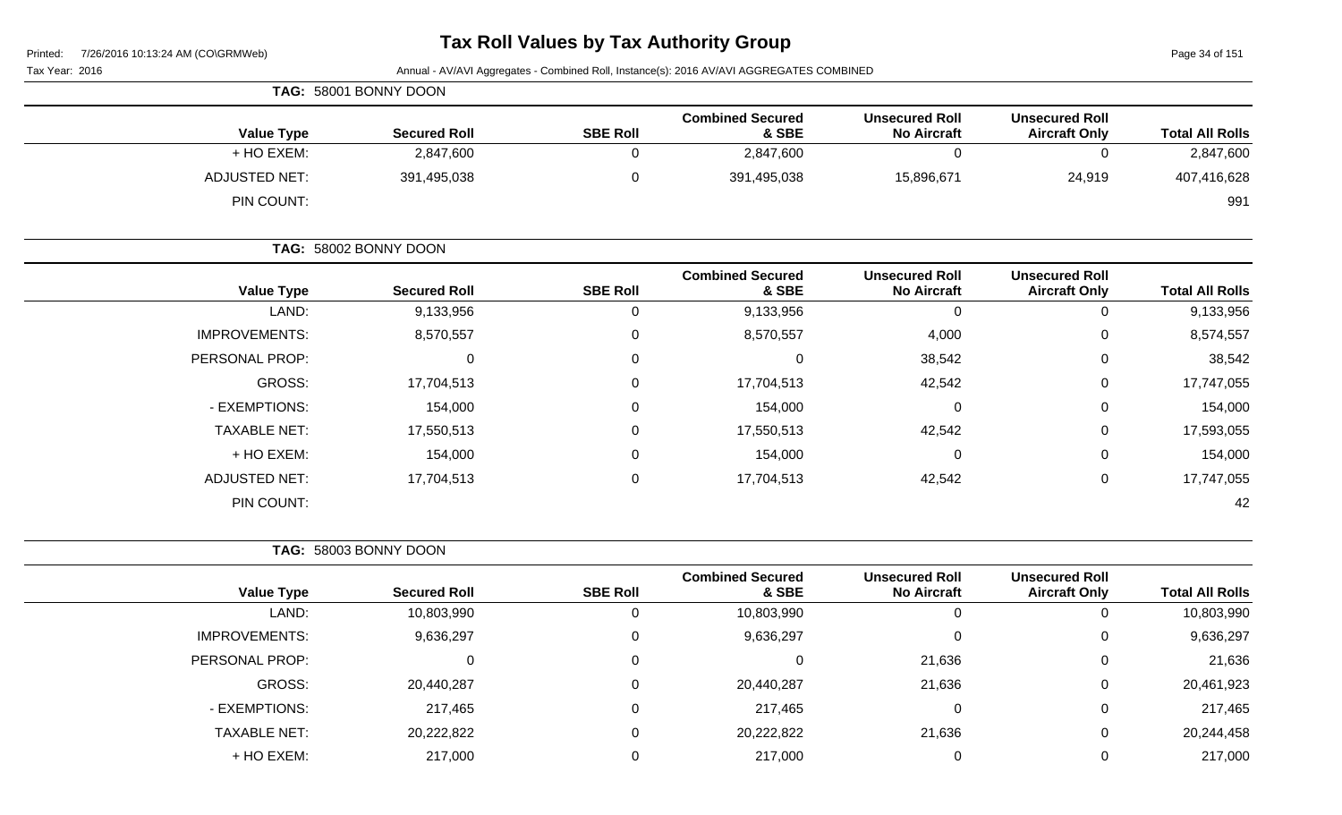# Tax Roll Values by Tax Authority Group

Printed: 7/26/2016 10:13:24 AM (CO\GRMWeb)

Tax Year: 2016

Annual - AV/AVI Aggregates - Combined Roll, Instance(s): 2016 AV/AVI AGGREGATES COMBINED

**TAG: 58001 BONNY DOON**

| Value Type | Secured Roll | SBE Roll | Combined Secured & SBE | Unsecured Roll No Aircraft | Unsecured Roll Aircraft Only | Total All Rolls |
|---|---|---|---|---|---|---|
| + HO EXEM: | 2,847,600 | 0 | 2,847,600 | 0 | 0 | 2,847,600 |
| ADJUSTED NET: | 391,495,038 | 0 | 391,495,038 | 15,896,671 | 24,919 | 407,416,628 |
| PIN COUNT: | | | | | | 991 |

**TAG: 58002 BONNY DOON**

| Value Type | Secured Roll | SBE Roll | Combined Secured & SBE | Unsecured Roll No Aircraft | Unsecured Roll Aircraft Only | Total All Rolls |
|---|---|---|---|---|---|---|
| LAND: | 9,133,956 | 0 | 9,133,956 | 0 | 0 | 9,133,956 |
| IMPROVEMENTS: | 8,570,557 | 0 | 8,570,557 | 4,000 | 0 | 8,574,557 |
| PERSONAL PROP: | 0 | 0 | 0 | 38,542 | 0 | 38,542 |
| GROSS: | 17,704,513 | 0 | 17,704,513 | 42,542 | 0 | 17,747,055 |
| - EXEMPTIONS: | 154,000 | 0 | 154,000 | 0 | 0 | 154,000 |
| TAXABLE NET: | 17,550,513 | 0 | 17,550,513 | 42,542 | 0 | 17,593,055 |
| + HO EXEM: | 154,000 | 0 | 154,000 | 0 | 0 | 154,000 |
| ADJUSTED NET: | 17,704,513 | 0 | 17,704,513 | 42,542 | 0 | 17,747,055 |
| PIN COUNT: | | | | | | 42 |

**TAG: 58003 BONNY DOON**

| Value Type | Secured Roll | SBE Roll | Combined Secured & SBE | Unsecured Roll No Aircraft | Unsecured Roll Aircraft Only | Total All Rolls |
|---|---|---|---|---|---|---|
| LAND: | 10,803,990 | 0 | 10,803,990 | 0 | 0 | 10,803,990 |
| IMPROVEMENTS: | 9,636,297 | 0 | 9,636,297 | 0 | 0 | 9,636,297 |
| PERSONAL PROP: | 0 | 0 | 0 | 21,636 | 0 | 21,636 |
| GROSS: | 20,440,287 | 0 | 20,440,287 | 21,636 | 0 | 20,461,923 |
| - EXEMPTIONS: | 217,465 | 0 | 217,465 | 0 | 0 | 217,465 |
| TAXABLE NET: | 20,222,822 | 0 | 20,222,822 | 21,636 | 0 | 20,244,458 |
| + HO EXEM: | 217,000 | 0 | 217,000 | 0 | 0 | 217,000 |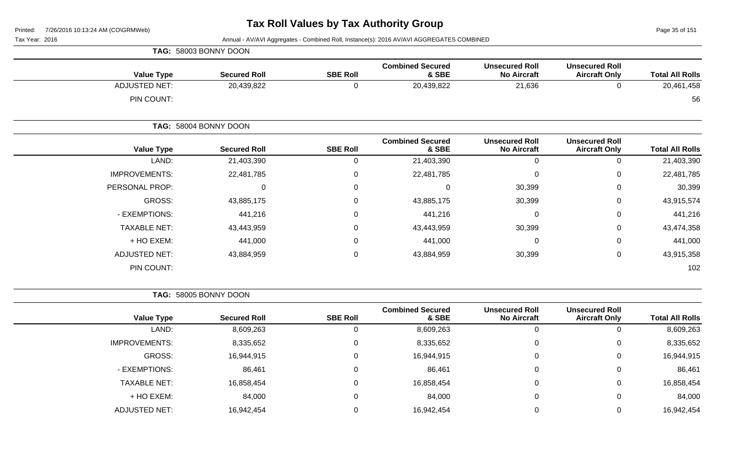# Tax Roll Values by Tax Authority Group

Printed: 7/26/2016 10:13:24 AM (CO\GRMWeb)

Tax Year: 2016 — Annual - AV/AVI Aggregates - Combined Roll, Instance(s): 2016 AV/AVI AGGREGATES COMBINED

**TAG: 58003 BONNY DOON**

| Value Type | Secured Roll | SBE Roll | Combined Secured & SBE | Unsecured Roll No Aircraft | Unsecured Roll Aircraft Only | Total All Rolls |
|---|---|---|---|---|---|---|
| ADJUSTED NET: | 20,439,822 | 0 | 20,439,822 | 21,636 | 0 | 20,461,458 |
| PIN COUNT: | | | | | | 56 |

**TAG: 58004 BONNY DOON**

| Value Type | Secured Roll | SBE Roll | Combined Secured & SBE | Unsecured Roll No Aircraft | Unsecured Roll Aircraft Only | Total All Rolls |
|---|---|---|---|---|---|---|
| LAND: | 21,403,390 | 0 | 21,403,390 | 0 | 0 | 21,403,390 |
| IMPROVEMENTS: | 22,481,785 | 0 | 22,481,785 | 0 | 0 | 22,481,785 |
| PERSONAL PROP: | 0 | 0 | 0 | 30,399 | 0 | 30,399 |
| GROSS: | 43,885,175 | 0 | 43,885,175 | 30,399 | 0 | 43,915,574 |
| - EXEMPTIONS: | 441,216 | 0 | 441,216 | 0 | 0 | 441,216 |
| TAXABLE NET: | 43,443,959 | 0 | 43,443,959 | 30,399 | 0 | 43,474,358 |
| + HO EXEM: | 441,000 | 0 | 441,000 | 0 | 0 | 441,000 |
| ADJUSTED NET: | 43,884,959 | 0 | 43,884,959 | 30,399 | 0 | 43,915,358 |
| PIN COUNT: | | | | | | 102 |

**TAG: 58005 BONNY DOON**

| Value Type | Secured Roll | SBE Roll | Combined Secured & SBE | Unsecured Roll No Aircraft | Unsecured Roll Aircraft Only | Total All Rolls |
|---|---|---|---|---|---|---|
| LAND: | 8,609,263 | 0 | 8,609,263 | 0 | 0 | 8,609,263 |
| IMPROVEMENTS: | 8,335,652 | 0 | 8,335,652 | 0 | 0 | 8,335,652 |
| GROSS: | 16,944,915 | 0 | 16,944,915 | 0 | 0 | 16,944,915 |
| - EXEMPTIONS: | 86,461 | 0 | 86,461 | 0 | 0 | 86,461 |
| TAXABLE NET: | 16,858,454 | 0 | 16,858,454 | 0 | 0 | 16,858,454 |
| + HO EXEM: | 84,000 | 0 | 84,000 | 0 | 0 | 84,000 |
| ADJUSTED NET: | 16,942,454 | 0 | 16,942,454 | 0 | 0 | 16,942,454 |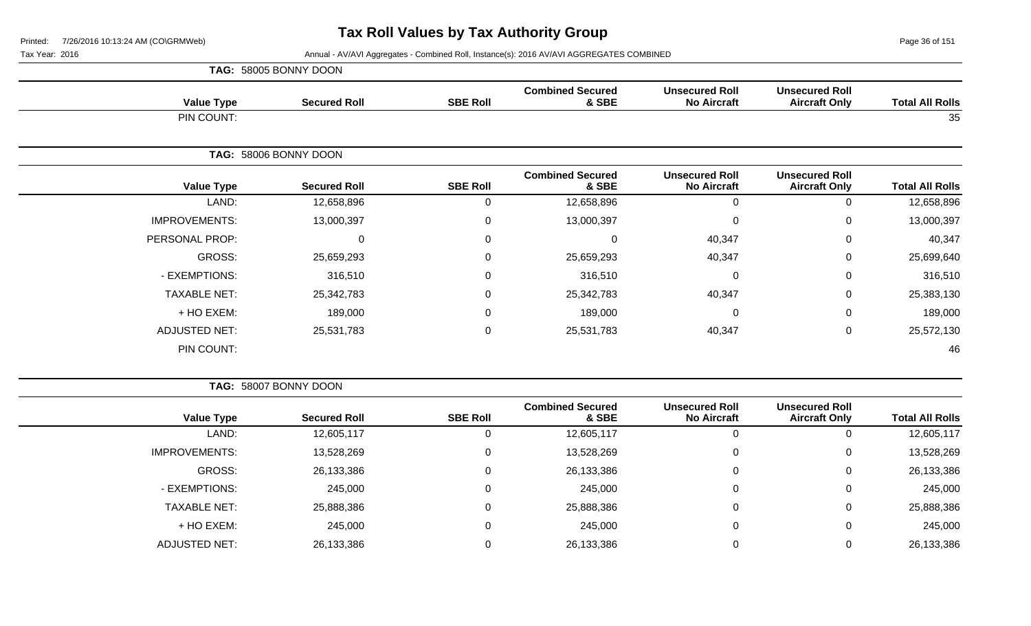# Tax Roll Values by Tax Authority Group

Printed: 7/26/2016 10:13:24 AM (CO\GRMWeb)

Tax Year: 2016

Annual - AV/AVI Aggregates - Combined Roll, Instance(s): 2016 AV/AVI AGGREGATES COMBINED

**TAG: 58005 BONNY DOON**

| Value Type | Secured Roll | SBE Roll | Combined Secured & SBE | Unsecured Roll No Aircraft | Unsecured Roll Aircraft Only | Total All Rolls |
|---|---|---|---|---|---|---|
| PIN COUNT: | | | | | | 35 |

**TAG: 58006 BONNY DOON**

| Value Type | Secured Roll | SBE Roll | Combined Secured & SBE | Unsecured Roll No Aircraft | Unsecured Roll Aircraft Only | Total All Rolls |
|---|---|---|---|---|---|---|
| LAND: | 12,658,896 | 0 | 12,658,896 | 0 | 0 | 12,658,896 |
| IMPROVEMENTS: | 13,000,397 | 0 | 13,000,397 | 0 | 0 | 13,000,397 |
| PERSONAL PROP: | 0 | 0 | 0 | 40,347 | 0 | 40,347 |
| GROSS: | 25,659,293 | 0 | 25,659,293 | 40,347 | 0 | 25,699,640 |
| - EXEMPTIONS: | 316,510 | 0 | 316,510 | 0 | 0 | 316,510 |
| TAXABLE NET: | 25,342,783 | 0 | 25,342,783 | 40,347 | 0 | 25,383,130 |
| + HO EXEM: | 189,000 | 0 | 189,000 | 0 | 0 | 189,000 |
| ADJUSTED NET: | 25,531,783 | 0 | 25,531,783 | 40,347 | 0 | 25,572,130 |
| PIN COUNT: | | | | | | 46 |

**TAG: 58007 BONNY DOON**

| Value Type | Secured Roll | SBE Roll | Combined Secured & SBE | Unsecured Roll No Aircraft | Unsecured Roll Aircraft Only | Total All Rolls |
|---|---|---|---|---|---|---|
| LAND: | 12,605,117 | 0 | 12,605,117 | 0 | 0 | 12,605,117 |
| IMPROVEMENTS: | 13,528,269 | 0 | 13,528,269 | 0 | 0 | 13,528,269 |
| GROSS: | 26,133,386 | 0 | 26,133,386 | 0 | 0 | 26,133,386 |
| - EXEMPTIONS: | 245,000 | 0 | 245,000 | 0 | 0 | 245,000 |
| TAXABLE NET: | 25,888,386 | 0 | 25,888,386 | 0 | 0 | 25,888,386 |
| + HO EXEM: | 245,000 | 0 | 245,000 | 0 | 0 | 245,000 |
| ADJUSTED NET: | 26,133,386 | 0 | 26,133,386 | 0 | 0 | 26,133,386 |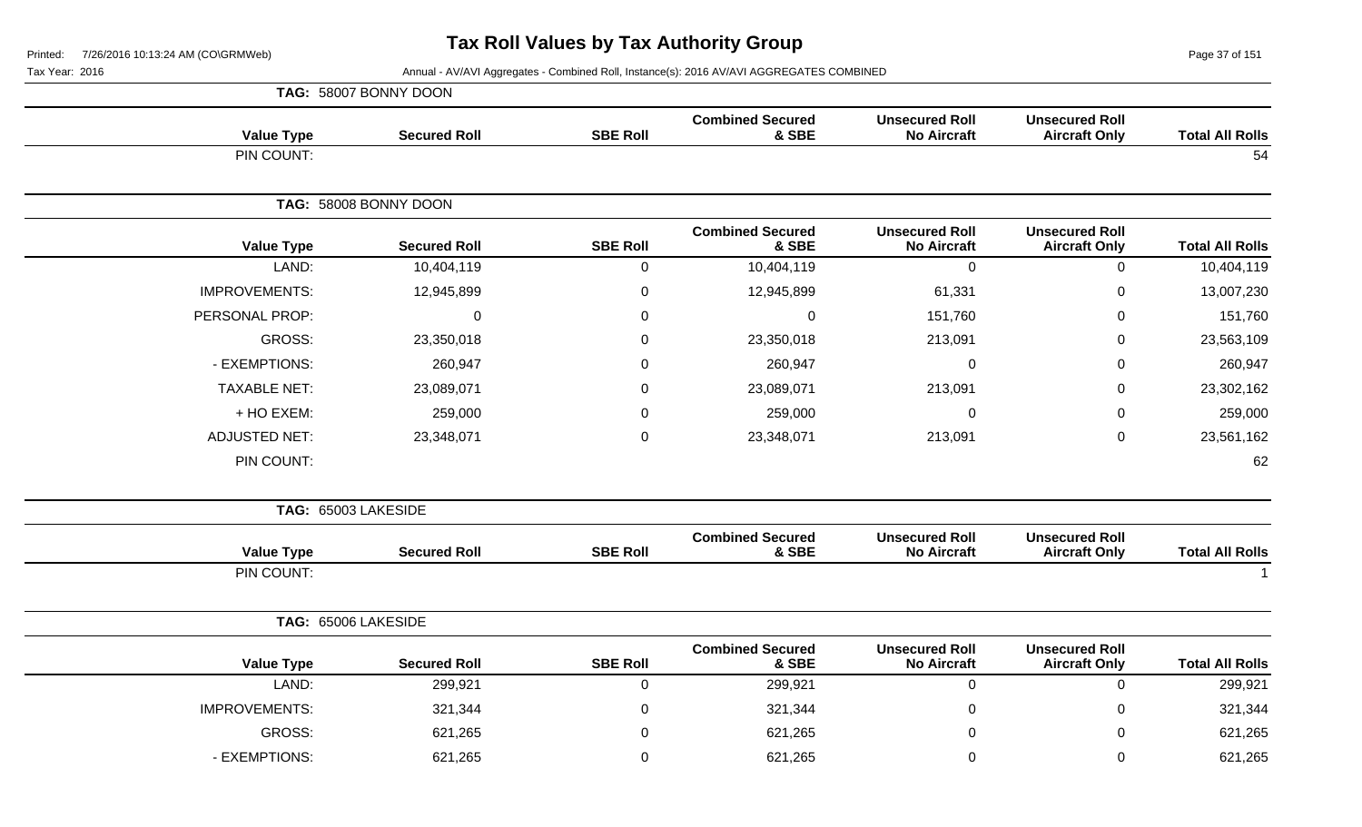# Tax Roll Values by Tax Authority Group

Tax Year: 2016

Annual - AV/AVI Aggregates - Combined Roll, Instance(s): 2016 AV/AVI AGGREGATES COMBINED

**TAG: 58007 BONNY DOON**

| Value Type | Secured Roll | SBE Roll | Combined Secured & SBE | Unsecured Roll No Aircraft | Unsecured Roll Aircraft Only | Total All Rolls |
|---|---|---|---|---|---|---|
| PIN COUNT: | | | | | | 54 |

**TAG: 58008 BONNY DOON**

| Value Type | Secured Roll | SBE Roll | Combined Secured & SBE | Unsecured Roll No Aircraft | Unsecured Roll Aircraft Only | Total All Rolls |
|---|---|---|---|---|---|---|
| LAND: | 10,404,119 | 0 | 10,404,119 | 0 | 0 | 10,404,119 |
| IMPROVEMENTS: | 12,945,899 | 0 | 12,945,899 | 61,331 | 0 | 13,007,230 |
| PERSONAL PROP: | 0 | 0 | 0 | 151,760 | 0 | 151,760 |
| GROSS: | 23,350,018 | 0 | 23,350,018 | 213,091 | 0 | 23,563,109 |
| - EXEMPTIONS: | 260,947 | 0 | 260,947 | 0 | 0 | 260,947 |
| TAXABLE NET: | 23,089,071 | 0 | 23,089,071 | 213,091 | 0 | 23,302,162 |
| + HO EXEM: | 259,000 | 0 | 259,000 | 0 | 0 | 259,000 |
| ADJUSTED NET: | 23,348,071 | 0 | 23,348,071 | 213,091 | 0 | 23,561,162 |
| PIN COUNT: | | | | | | 62 |

**TAG: 65003 LAKESIDE**

| Value Type | Secured Roll | SBE Roll | Combined Secured & SBE | Unsecured Roll No Aircraft | Unsecured Roll Aircraft Only | Total All Rolls |
|---|---|---|---|---|---|---|
| PIN COUNT: | | | | | | 1 |

**TAG: 65006 LAKESIDE**

| Value Type | Secured Roll | SBE Roll | Combined Secured & SBE | Unsecured Roll No Aircraft | Unsecured Roll Aircraft Only | Total All Rolls |
|---|---|---|---|---|---|---|
| LAND: | 299,921 | 0 | 299,921 | 0 | 0 | 299,921 |
| IMPROVEMENTS: | 321,344 | 0 | 321,344 | 0 | 0 | 321,344 |
| GROSS: | 621,265 | 0 | 621,265 | 0 | 0 | 621,265 |
| - EXEMPTIONS: | 621,265 | 0 | 621,265 | 0 | 0 | 621,265 |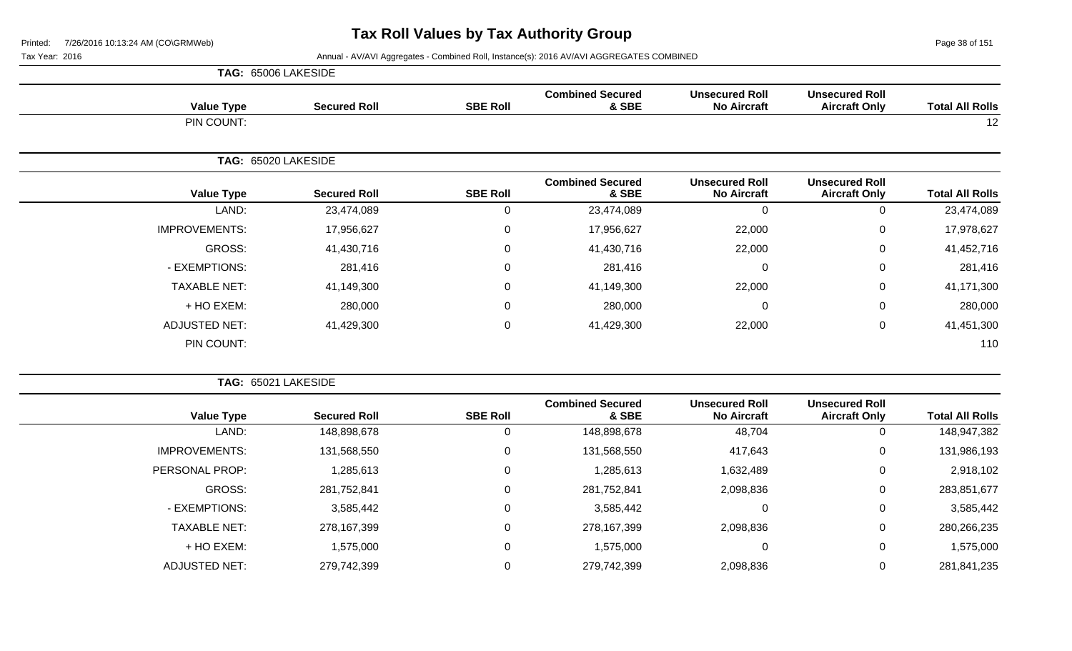# Tax Roll Values by Tax Authority Group

Tax Year: 2016

Annual - AV/AVI Aggregates - Combined Roll, Instance(s): 2016 AV/AVI AGGREGATES COMBINED

**TAG: 65006 LAKESIDE**

| Value Type | Secured Roll | SBE Roll | Combined Secured & SBE | Unsecured Roll No Aircraft | Unsecured Roll Aircraft Only | Total All Rolls |
|---|---|---|---|---|---|---|
| PIN COUNT: | | | | | | 12 |

**TAG: 65020 LAKESIDE**

| Value Type | Secured Roll | SBE Roll | Combined Secured & SBE | Unsecured Roll No Aircraft | Unsecured Roll Aircraft Only | Total All Rolls |
|---|---|---|---|---|---|---|
| LAND: | 23,474,089 | 0 | 23,474,089 | 0 | 0 | 23,474,089 |
| IMPROVEMENTS: | 17,956,627 | 0 | 17,956,627 | 22,000 | 0 | 17,978,627 |
| GROSS: | 41,430,716 | 0 | 41,430,716 | 22,000 | 0 | 41,452,716 |
| - EXEMPTIONS: | 281,416 | 0 | 281,416 | 0 | 0 | 281,416 |
| TAXABLE NET: | 41,149,300 | 0 | 41,149,300 | 22,000 | 0 | 41,171,300 |
| + HO EXEM: | 280,000 | 0 | 280,000 | 0 | 0 | 280,000 |
| ADJUSTED NET: | 41,429,300 | 0 | 41,429,300 | 22,000 | 0 | 41,451,300 |
| PIN COUNT: | | | | | | 110 |

**TAG: 65021 LAKESIDE**

| Value Type | Secured Roll | SBE Roll | Combined Secured & SBE | Unsecured Roll No Aircraft | Unsecured Roll Aircraft Only | Total All Rolls |
|---|---|---|---|---|---|---|
| LAND: | 148,898,678 | 0 | 148,898,678 | 48,704 | 0 | 148,947,382 |
| IMPROVEMENTS: | 131,568,550 | 0 | 131,568,550 | 417,643 | 0 | 131,986,193 |
| PERSONAL PROP: | 1,285,613 | 0 | 1,285,613 | 1,632,489 | 0 | 2,918,102 |
| GROSS: | 281,752,841 | 0 | 281,752,841 | 2,098,836 | 0 | 283,851,677 |
| - EXEMPTIONS: | 3,585,442 | 0 | 3,585,442 | 0 | 0 | 3,585,442 |
| TAXABLE NET: | 278,167,399 | 0 | 278,167,399 | 2,098,836 | 0 | 280,266,235 |
| + HO EXEM: | 1,575,000 | 0 | 1,575,000 | 0 | 0 | 1,575,000 |
| ADJUSTED NET: | 279,742,399 | 0 | 279,742,399 | 2,098,836 | 0 | 281,841,235 |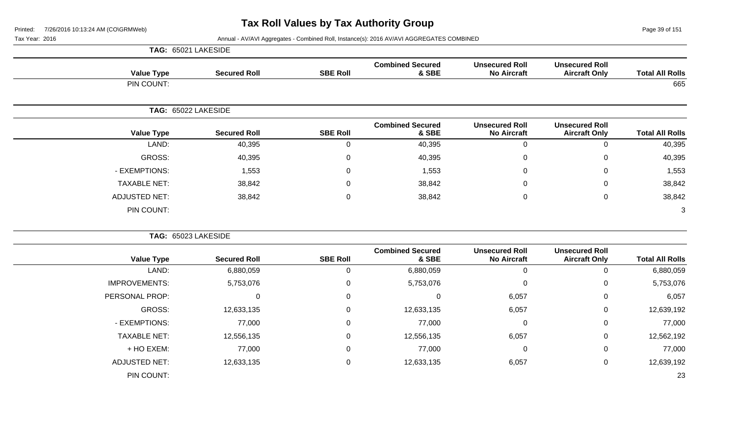# Tax Roll Values by Tax Authority Group

Printed: 7/26/2016 10:13:24 AM (CO\GRMWeb)

Tax Year: 2016

Annual - AV/AVI Aggregates - Combined Roll, Instance(s): 2016 AV/AVI AGGREGATES COMBINED

**TAG: 65021 LAKESIDE**

| Value Type | Secured Roll | SBE Roll | Combined Secured & SBE | Unsecured Roll No Aircraft | Unsecured Roll Aircraft Only | Total All Rolls |
|---|---|---|---|---|---|---|
| PIN COUNT: | | | | | | 665 |

**TAG: 65022 LAKESIDE**

| Value Type | Secured Roll | SBE Roll | Combined Secured & SBE | Unsecured Roll No Aircraft | Unsecured Roll Aircraft Only | Total All Rolls |
|---|---|---|---|---|---|---|
| LAND: | 40,395 | 0 | 40,395 | 0 | 0 | 40,395 |
| GROSS: | 40,395 | 0 | 40,395 | 0 | 0 | 40,395 |
| - EXEMPTIONS: | 1,553 | 0 | 1,553 | 0 | 0 | 1,553 |
| TAXABLE NET: | 38,842 | 0 | 38,842 | 0 | 0 | 38,842 |
| ADJUSTED NET: | 38,842 | 0 | 38,842 | 0 | 0 | 38,842 |
| PIN COUNT: | | | | | | 3 |

**TAG: 65023 LAKESIDE**

| Value Type | Secured Roll | SBE Roll | Combined Secured & SBE | Unsecured Roll No Aircraft | Unsecured Roll Aircraft Only | Total All Rolls |
|---|---|---|---|---|---|---|
| LAND: | 6,880,059 | 0 | 6,880,059 | 0 | 0 | 6,880,059 |
| IMPROVEMENTS: | 5,753,076 | 0 | 5,753,076 | 0 | 0 | 5,753,076 |
| PERSONAL PROP: | 0 | 0 | 0 | 6,057 | 0 | 6,057 |
| GROSS: | 12,633,135 | 0 | 12,633,135 | 6,057 | 0 | 12,639,192 |
| - EXEMPTIONS: | 77,000 | 0 | 77,000 | 0 | 0 | 77,000 |
| TAXABLE NET: | 12,556,135 | 0 | 12,556,135 | 6,057 | 0 | 12,562,192 |
| + HO EXEM: | 77,000 | 0 | 77,000 | 0 | 0 | 77,000 |
| ADJUSTED NET: | 12,633,135 | 0 | 12,633,135 | 6,057 | 0 | 12,639,192 |
| PIN COUNT: | | | | | | 23 |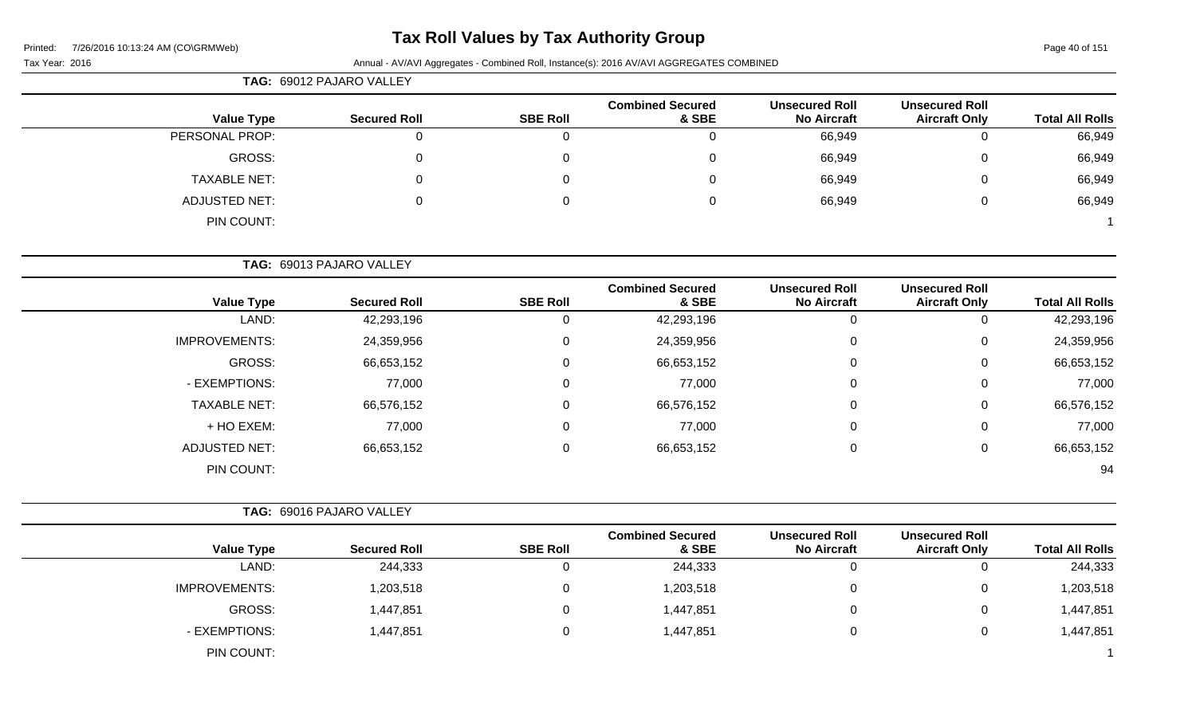# Tax Roll Values by Tax Authority Group

Printed: 7/26/2016 10:13:24 AM (CO\GRMWeb)

Tax Year: 2016

Annual - AV/AVI Aggregates - Combined Roll, Instance(s): 2016 AV/AVI AGGREGATES COMBINED

**TAG: 69012 PAJARO VALLEY**

| Value Type | Secured Roll | SBE Roll | Combined Secured & SBE | Unsecured Roll No Aircraft | Unsecured Roll Aircraft Only | Total All Rolls |
|---|---|---|---|---|---|---|
| PERSONAL PROP: | 0 | 0 | 0 | 66,949 | 0 | 66,949 |
| GROSS: | 0 | 0 | 0 | 66,949 | 0 | 66,949 |
| TAXABLE NET: | 0 | 0 | 0 | 66,949 | 0 | 66,949 |
| ADJUSTED NET: | 0 | 0 | 0 | 66,949 | 0 | 66,949 |
| PIN COUNT: | | | | | | 1 |

**TAG: 69013 PAJARO VALLEY**

| Value Type | Secured Roll | SBE Roll | Combined Secured & SBE | Unsecured Roll No Aircraft | Unsecured Roll Aircraft Only | Total All Rolls |
|---|---|---|---|---|---|---|
| LAND: | 42,293,196 | 0 | 42,293,196 | 0 | 0 | 42,293,196 |
| IMPROVEMENTS: | 24,359,956 | 0 | 24,359,956 | 0 | 0 | 24,359,956 |
| GROSS: | 66,653,152 | 0 | 66,653,152 | 0 | 0 | 66,653,152 |
| - EXEMPTIONS: | 77,000 | 0 | 77,000 | 0 | 0 | 77,000 |
| TAXABLE NET: | 66,576,152 | 0 | 66,576,152 | 0 | 0 | 66,576,152 |
| + HO EXEM: | 77,000 | 0 | 77,000 | 0 | 0 | 77,000 |
| ADJUSTED NET: | 66,653,152 | 0 | 66,653,152 | 0 | 0 | 66,653,152 |
| PIN COUNT: | | | | | | 94 |

**TAG: 69016 PAJARO VALLEY**

| Value Type | Secured Roll | SBE Roll | Combined Secured & SBE | Unsecured Roll No Aircraft | Unsecured Roll Aircraft Only | Total All Rolls |
|---|---|---|---|---|---|---|
| LAND: | 244,333 | 0 | 244,333 | 0 | 0 | 244,333 |
| IMPROVEMENTS: | 1,203,518 | 0 | 1,203,518 | 0 | 0 | 1,203,518 |
| GROSS: | 1,447,851 | 0 | 1,447,851 | 0 | 0 | 1,447,851 |
| - EXEMPTIONS: | 1,447,851 | 0 | 1,447,851 | 0 | 0 | 1,447,851 |
| PIN COUNT: | | | | | | 1 |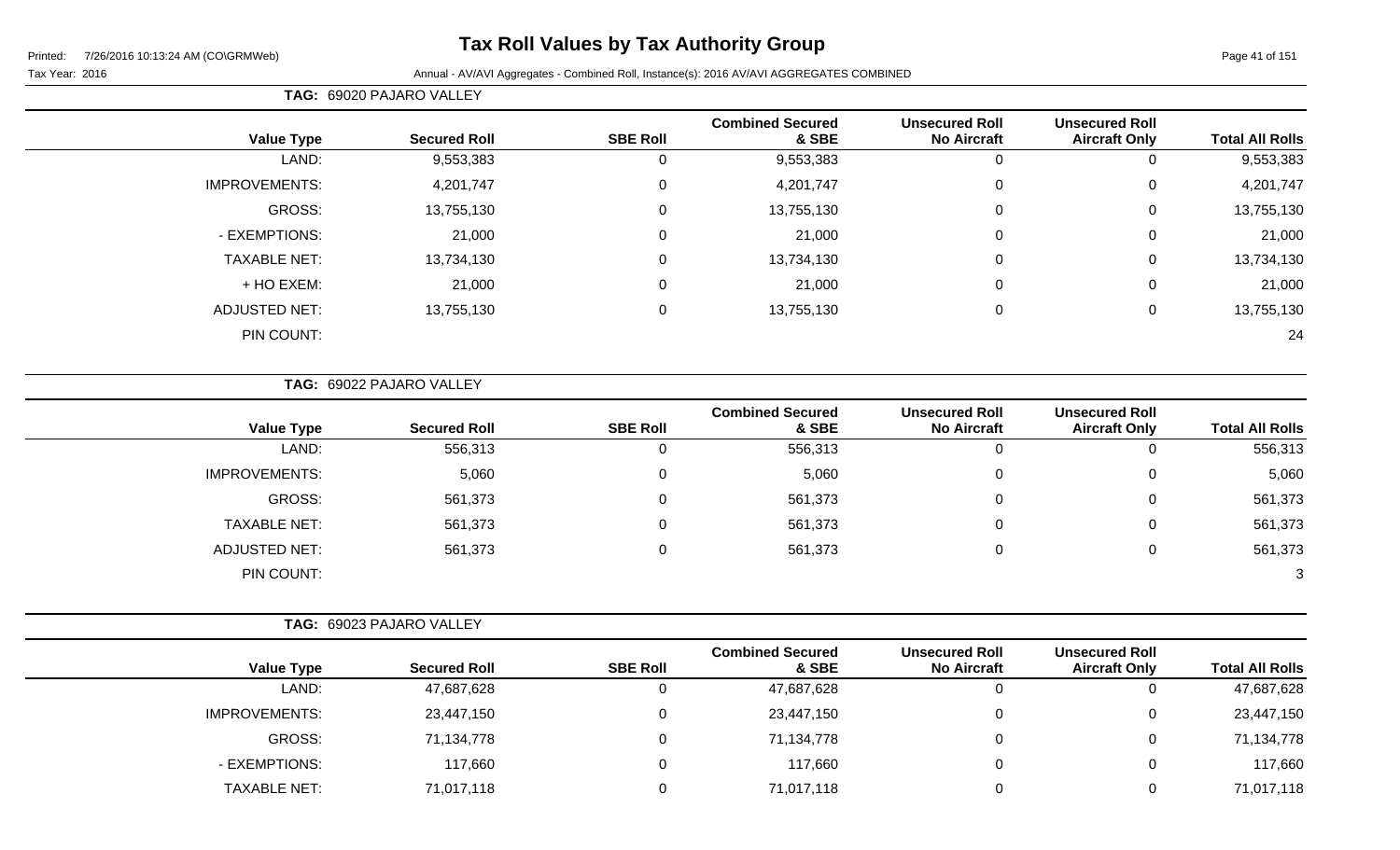# Tax Roll Values by Tax Authority Group

Printed: 7/26/2016 10:13:24 AM (CO\GRMWeb)

Tax Year: 2016

Annual - AV/AVI Aggregates - Combined Roll, Instance(s): 2016 AV/AVI AGGREGATES COMBINED

**TAG: 69020 PAJARO VALLEY**

| Value Type | Secured Roll | SBE Roll | Combined Secured & SBE | Unsecured Roll No Aircraft | Unsecured Roll Aircraft Only | Total All Rolls |
|---|---|---|---|---|---|---|
| LAND: | 9,553,383 | 0 | 9,553,383 | 0 | 0 | 9,553,383 |
| IMPROVEMENTS: | 4,201,747 | 0 | 4,201,747 | 0 | 0 | 4,201,747 |
| GROSS: | 13,755,130 | 0 | 13,755,130 | 0 | 0 | 13,755,130 |
| - EXEMPTIONS: | 21,000 | 0 | 21,000 | 0 | 0 | 21,000 |
| TAXABLE NET: | 13,734,130 | 0 | 13,734,130 | 0 | 0 | 13,734,130 |
| + HO EXEM: | 21,000 | 0 | 21,000 | 0 | 0 | 21,000 |
| ADJUSTED NET: | 13,755,130 | 0 | 13,755,130 | 0 | 0 | 13,755,130 |
| PIN COUNT: | | | | | | 24 |

**TAG: 69022 PAJARO VALLEY**

| Value Type | Secured Roll | SBE Roll | Combined Secured & SBE | Unsecured Roll No Aircraft | Unsecured Roll Aircraft Only | Total All Rolls |
|---|---|---|---|---|---|---|
| LAND: | 556,313 | 0 | 556,313 | 0 | 0 | 556,313 |
| IMPROVEMENTS: | 5,060 | 0 | 5,060 | 0 | 0 | 5,060 |
| GROSS: | 561,373 | 0 | 561,373 | 0 | 0 | 561,373 |
| TAXABLE NET: | 561,373 | 0 | 561,373 | 0 | 0 | 561,373 |
| ADJUSTED NET: | 561,373 | 0 | 561,373 | 0 | 0 | 561,373 |
| PIN COUNT: | | | | | | 3 |

**TAG: 69023 PAJARO VALLEY**

| Value Type | Secured Roll | SBE Roll | Combined Secured & SBE | Unsecured Roll No Aircraft | Unsecured Roll Aircraft Only | Total All Rolls |
|---|---|---|---|---|---|---|
| LAND: | 47,687,628 | 0 | 47,687,628 | 0 | 0 | 47,687,628 |
| IMPROVEMENTS: | 23,447,150 | 0 | 23,447,150 | 0 | 0 | 23,447,150 |
| GROSS: | 71,134,778 | 0 | 71,134,778 | 0 | 0 | 71,134,778 |
| - EXEMPTIONS: | 117,660 | 0 | 117,660 | 0 | 0 | 117,660 |
| TAXABLE NET: | 71,017,118 | 0 | 71,017,118 | 0 | 0 | 71,017,118 |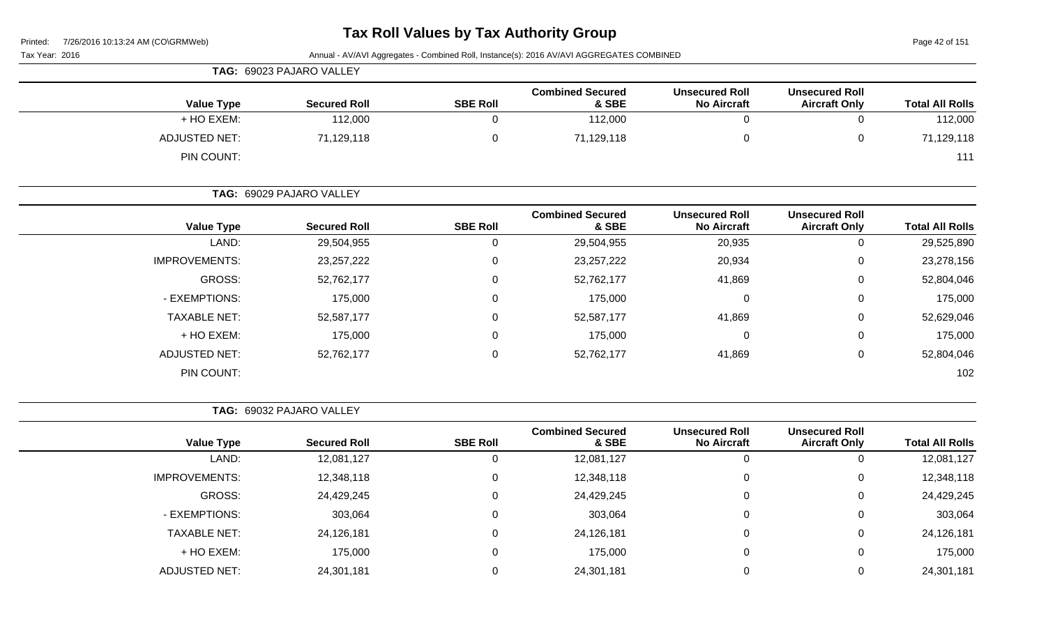# Tax Roll Values by Tax Authority Group

Printed: 7/26/2016 10:13:24 AM (CO\GRMWeb)

Tax Year: 2016

Annual - AV/AVI Aggregates - Combined Roll, Instance(s): 2016 AV/AVI AGGREGATES COMBINED

**TAG: 69023 PAJARO VALLEY**

| Value Type | Secured Roll | SBE Roll | Combined Secured & SBE | Unsecured Roll No Aircraft | Unsecured Roll Aircraft Only | Total All Rolls |
|---|---|---|---|---|---|---|
| + HO EXEM: | 112,000 | 0 | 112,000 | 0 | 0 | 112,000 |
| ADJUSTED NET: | 71,129,118 | 0 | 71,129,118 | 0 | 0 | 71,129,118 |
| PIN COUNT: | | | | | | 111 |

**TAG: 69029 PAJARO VALLEY**

| Value Type | Secured Roll | SBE Roll | Combined Secured & SBE | Unsecured Roll No Aircraft | Unsecured Roll Aircraft Only | Total All Rolls |
|---|---|---|---|---|---|---|
| LAND: | 29,504,955 | 0 | 29,504,955 | 20,935 | 0 | 29,525,890 |
| IMPROVEMENTS: | 23,257,222 | 0 | 23,257,222 | 20,934 | 0 | 23,278,156 |
| GROSS: | 52,762,177 | 0 | 52,762,177 | 41,869 | 0 | 52,804,046 |
| - EXEMPTIONS: | 175,000 | 0 | 175,000 | 0 | 0 | 175,000 |
| TAXABLE NET: | 52,587,177 | 0 | 52,587,177 | 41,869 | 0 | 52,629,046 |
| + HO EXEM: | 175,000 | 0 | 175,000 | 0 | 0 | 175,000 |
| ADJUSTED NET: | 52,762,177 | 0 | 52,762,177 | 41,869 | 0 | 52,804,046 |
| PIN COUNT: | | | | | | 102 |

**TAG: 69032 PAJARO VALLEY**

| Value Type | Secured Roll | SBE Roll | Combined Secured & SBE | Unsecured Roll No Aircraft | Unsecured Roll Aircraft Only | Total All Rolls |
|---|---|---|---|---|---|---|
| LAND: | 12,081,127 | 0 | 12,081,127 | 0 | 0 | 12,081,127 |
| IMPROVEMENTS: | 12,348,118 | 0 | 12,348,118 | 0 | 0 | 12,348,118 |
| GROSS: | 24,429,245 | 0 | 24,429,245 | 0 | 0 | 24,429,245 |
| - EXEMPTIONS: | 303,064 | 0 | 303,064 | 0 | 0 | 303,064 |
| TAXABLE NET: | 24,126,181 | 0 | 24,126,181 | 0 | 0 | 24,126,181 |
| + HO EXEM: | 175,000 | 0 | 175,000 | 0 | 0 | 175,000 |
| ADJUSTED NET: | 24,301,181 | 0 | 24,301,181 | 0 | 0 | 24,301,181 |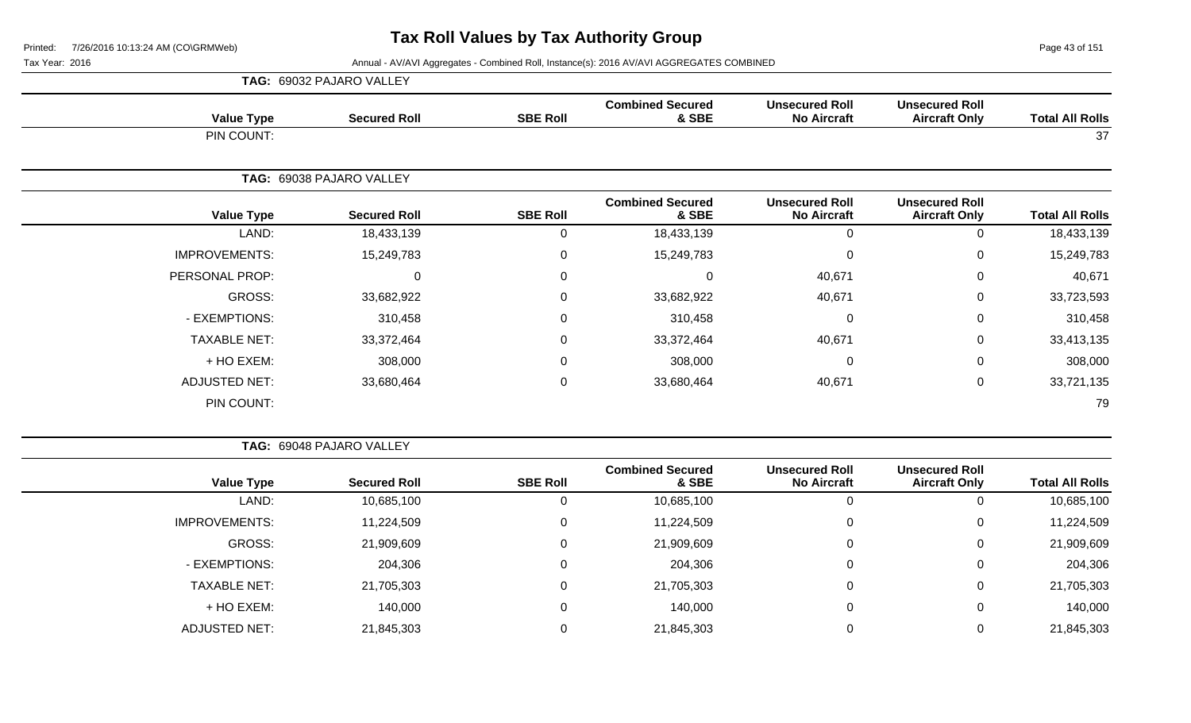# Tax Roll Values by Tax Authority Group

Printed: 7/26/2016 10:13:24 AM (CO\GRMWeb)

Tax Year: 2016

Annual - AV/AVI Aggregates - Combined Roll, Instance(s): 2016 AV/AVI AGGREGATES COMBINED

**TAG: 69032 PAJARO VALLEY**

| Value Type | Secured Roll | SBE Roll | Combined Secured & SBE | Unsecured Roll No Aircraft | Unsecured Roll Aircraft Only | Total All Rolls |
|---|---|---|---|---|---|---|
| PIN COUNT: | | | | | | 37 |

**TAG: 69038 PAJARO VALLEY**

| Value Type | Secured Roll | SBE Roll | Combined Secured & SBE | Unsecured Roll No Aircraft | Unsecured Roll Aircraft Only | Total All Rolls |
|---|---|---|---|---|---|---|
| LAND: | 18,433,139 | 0 | 18,433,139 | 0 | 0 | 18,433,139 |
| IMPROVEMENTS: | 15,249,783 | 0 | 15,249,783 | 0 | 0 | 15,249,783 |
| PERSONAL PROP: | 0 | 0 | 0 | 40,671 | 0 | 40,671 |
| GROSS: | 33,682,922 | 0 | 33,682,922 | 40,671 | 0 | 33,723,593 |
| - EXEMPTIONS: | 310,458 | 0 | 310,458 | 0 | 0 | 310,458 |
| TAXABLE NET: | 33,372,464 | 0 | 33,372,464 | 40,671 | 0 | 33,413,135 |
| + HO EXEM: | 308,000 | 0 | 308,000 | 0 | 0 | 308,000 |
| ADJUSTED NET: | 33,680,464 | 0 | 33,680,464 | 40,671 | 0 | 33,721,135 |
| PIN COUNT: | | | | | | 79 |

**TAG: 69048 PAJARO VALLEY**

| Value Type | Secured Roll | SBE Roll | Combined Secured & SBE | Unsecured Roll No Aircraft | Unsecured Roll Aircraft Only | Total All Rolls |
|---|---|---|---|---|---|---|
| LAND: | 10,685,100 | 0 | 10,685,100 | 0 | 0 | 10,685,100 |
| IMPROVEMENTS: | 11,224,509 | 0 | 11,224,509 | 0 | 0 | 11,224,509 |
| GROSS: | 21,909,609 | 0 | 21,909,609 | 0 | 0 | 21,909,609 |
| - EXEMPTIONS: | 204,306 | 0 | 204,306 | 0 | 0 | 204,306 |
| TAXABLE NET: | 21,705,303 | 0 | 21,705,303 | 0 | 0 | 21,705,303 |
| + HO EXEM: | 140,000 | 0 | 140,000 | 0 | 0 | 140,000 |
| ADJUSTED NET: | 21,845,303 | 0 | 21,845,303 | 0 | 0 | 21,845,303 |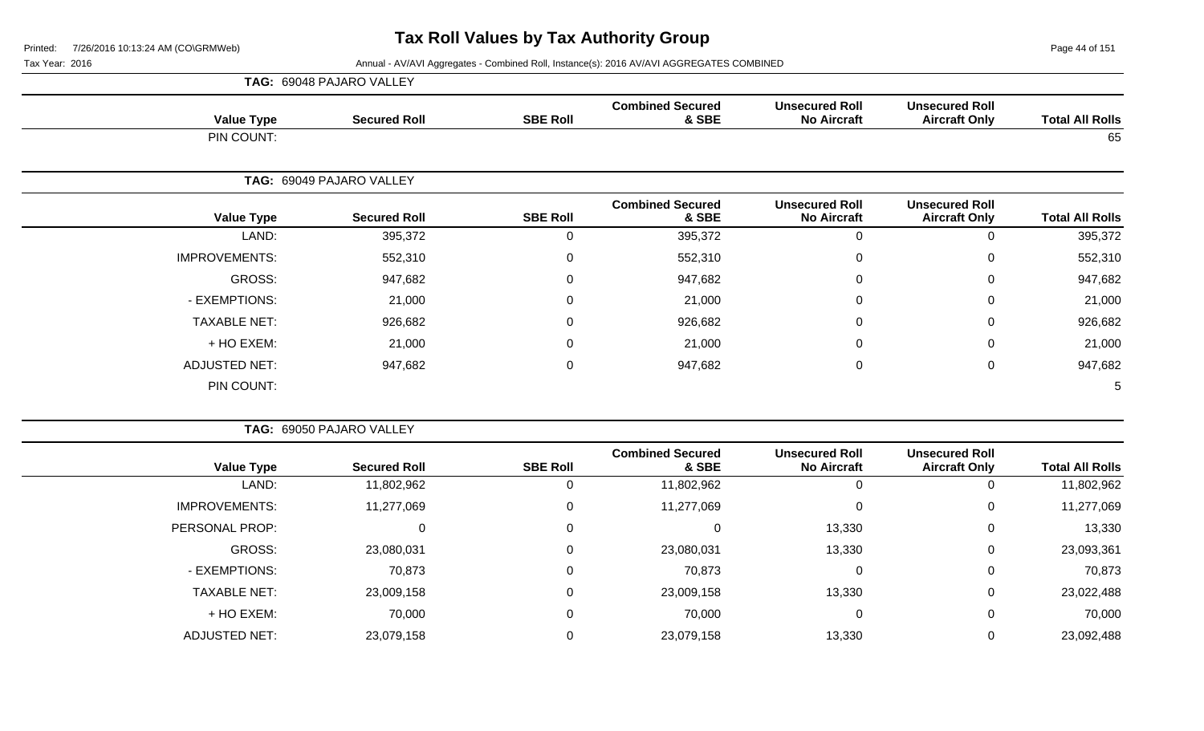# Tax Roll Values by Tax Authority Group

Tax Year: 2016

Annual - AV/AVI Aggregates - Combined Roll, Instance(s): 2016 AV/AVI AGGREGATES COMBINED

**TAG: 69048 PAJARO VALLEY**

| Value Type | Secured Roll | SBE Roll | Combined Secured & SBE | Unsecured Roll No Aircraft | Unsecured Roll Aircraft Only | Total All Rolls |
|---|---|---|---|---|---|---|
| PIN COUNT: | | | | | | 65 |

**TAG: 69049 PAJARO VALLEY**

| Value Type | Secured Roll | SBE Roll | Combined Secured & SBE | Unsecured Roll No Aircraft | Unsecured Roll Aircraft Only | Total All Rolls |
|---|---|---|---|---|---|---|
| LAND: | 395,372 | 0 | 395,372 | 0 | 0 | 395,372 |
| IMPROVEMENTS: | 552,310 | 0 | 552,310 | 0 | 0 | 552,310 |
| GROSS: | 947,682 | 0 | 947,682 | 0 | 0 | 947,682 |
| - EXEMPTIONS: | 21,000 | 0 | 21,000 | 0 | 0 | 21,000 |
| TAXABLE NET: | 926,682 | 0 | 926,682 | 0 | 0 | 926,682 |
| + HO EXEM: | 21,000 | 0 | 21,000 | 0 | 0 | 21,000 |
| ADJUSTED NET: | 947,682 | 0 | 947,682 | 0 | 0 | 947,682 |
| PIN COUNT: | | | | | | 5 |

**TAG: 69050 PAJARO VALLEY**

| Value Type | Secured Roll | SBE Roll | Combined Secured & SBE | Unsecured Roll No Aircraft | Unsecured Roll Aircraft Only | Total All Rolls |
|---|---|---|---|---|---|---|
| LAND: | 11,802,962 | 0 | 11,802,962 | 0 | 0 | 11,802,962 |
| IMPROVEMENTS: | 11,277,069 | 0 | 11,277,069 | 0 | 0 | 11,277,069 |
| PERSONAL PROP: | 0 | 0 | 0 | 13,330 | 0 | 13,330 |
| GROSS: | 23,080,031 | 0 | 23,080,031 | 13,330 | 0 | 23,093,361 |
| - EXEMPTIONS: | 70,873 | 0 | 70,873 | 0 | 0 | 70,873 |
| TAXABLE NET: | 23,009,158 | 0 | 23,009,158 | 13,330 | 0 | 23,022,488 |
| + HO EXEM: | 70,000 | 0 | 70,000 | 0 | 0 | 70,000 |
| ADJUSTED NET: | 23,079,158 | 0 | 23,079,158 | 13,330 | 0 | 23,092,488 |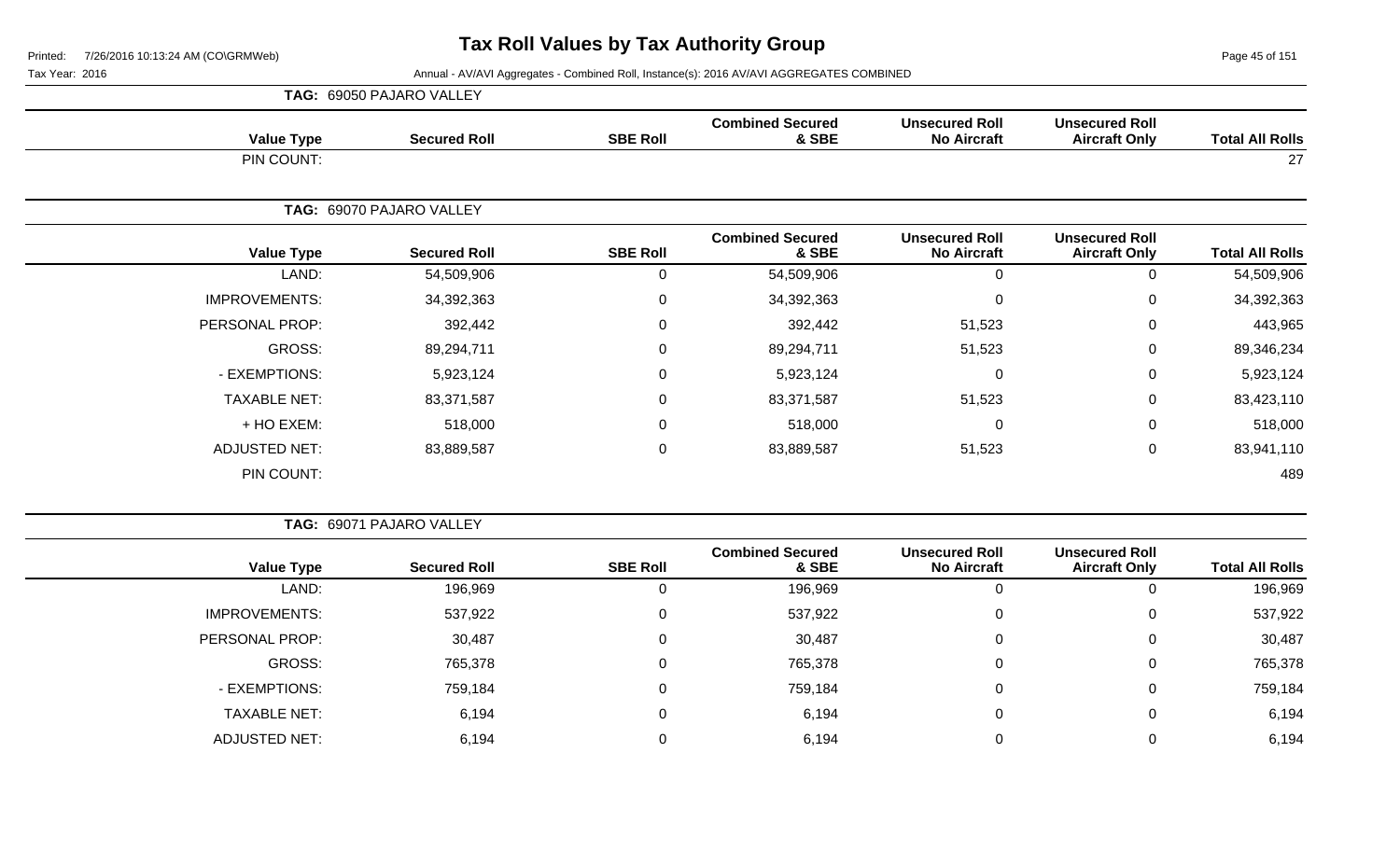# Tax Roll Values by Tax Authority Group

Printed: 7/26/2016 10:13:24 AM (CO\GRMWeb)

Tax Year: 2016

Annual - AV/AVI Aggregates - Combined Roll, Instance(s): 2016 AV/AVI AGGREGATES COMBINED

**TAG: 69050 PAJARO VALLEY**

| Value Type | Secured Roll | SBE Roll | Combined Secured & SBE | Unsecured Roll No Aircraft | Unsecured Roll Aircraft Only | Total All Rolls |
|---|---|---|---|---|---|---|
| PIN COUNT: | | | | | | 27 |

**TAG: 69070 PAJARO VALLEY**

| Value Type | Secured Roll | SBE Roll | Combined Secured & SBE | Unsecured Roll No Aircraft | Unsecured Roll Aircraft Only | Total All Rolls |
|---|---|---|---|---|---|---|
| LAND: | 54,509,906 | 0 | 54,509,906 | 0 | 0 | 54,509,906 |
| IMPROVEMENTS: | 34,392,363 | 0 | 34,392,363 | 0 | 0 | 34,392,363 |
| PERSONAL PROP: | 392,442 | 0 | 392,442 | 51,523 | 0 | 443,965 |
| GROSS: | 89,294,711 | 0 | 89,294,711 | 51,523 | 0 | 89,346,234 |
| - EXEMPTIONS: | 5,923,124 | 0 | 5,923,124 | 0 | 0 | 5,923,124 |
| TAXABLE NET: | 83,371,587 | 0 | 83,371,587 | 51,523 | 0 | 83,423,110 |
| + HO EXEM: | 518,000 | 0 | 518,000 | 0 | 0 | 518,000 |
| ADJUSTED NET: | 83,889,587 | 0 | 83,889,587 | 51,523 | 0 | 83,941,110 |
| PIN COUNT: | | | | | | 489 |

**TAG: 69071 PAJARO VALLEY**

| Value Type | Secured Roll | SBE Roll | Combined Secured & SBE | Unsecured Roll No Aircraft | Unsecured Roll Aircraft Only | Total All Rolls |
|---|---|---|---|---|---|---|
| LAND: | 196,969 | 0 | 196,969 | 0 | 0 | 196,969 |
| IMPROVEMENTS: | 537,922 | 0 | 537,922 | 0 | 0 | 537,922 |
| PERSONAL PROP: | 30,487 | 0 | 30,487 | 0 | 0 | 30,487 |
| GROSS: | 765,378 | 0 | 765,378 | 0 | 0 | 765,378 |
| - EXEMPTIONS: | 759,184 | 0 | 759,184 | 0 | 0 | 759,184 |
| TAXABLE NET: | 6,194 | 0 | 6,194 | 0 | 0 | 6,194 |
| ADJUSTED NET: | 6,194 | 0 | 6,194 | 0 | 0 | 6,194 |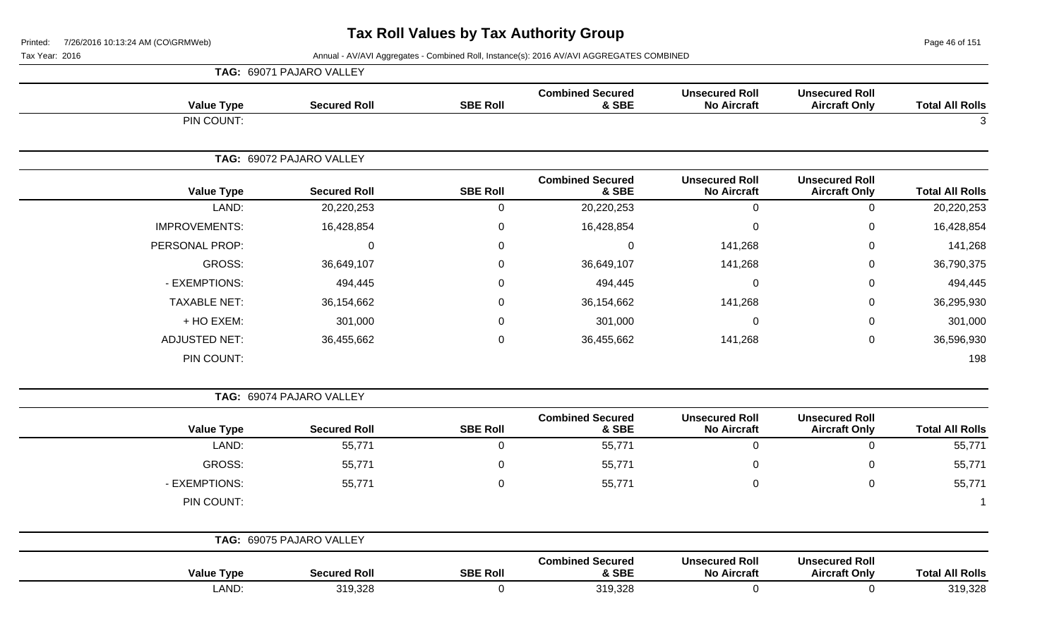# Tax Roll Values by Tax Authority Group

Printed: 7/26/2016 10:13:24 AM (CO\GRMWeb)

Tax Year: 2016

Annual - AV/AVI Aggregates - Combined Roll, Instance(s): 2016 AV/AVI AGGREGATES COMBINED

**TAG: 69071 PAJARO VALLEY**

| Value Type | Secured Roll | SBE Roll | Combined Secured & SBE | Unsecured Roll No Aircraft | Unsecured Roll Aircraft Only | Total All Rolls |
|---|---|---|---|---|---|---|
| PIN COUNT: | | | | | | 3 |

**TAG: 69072 PAJARO VALLEY**

| Value Type | Secured Roll | SBE Roll | Combined Secured & SBE | Unsecured Roll No Aircraft | Unsecured Roll Aircraft Only | Total All Rolls |
|---|---|---|---|---|---|---|
| LAND: | 20,220,253 | 0 | 20,220,253 | 0 | 0 | 20,220,253 |
| IMPROVEMENTS: | 16,428,854 | 0 | 16,428,854 | 0 | 0 | 16,428,854 |
| PERSONAL PROP: | 0 | 0 | 0 | 141,268 | 0 | 141,268 |
| GROSS: | 36,649,107 | 0 | 36,649,107 | 141,268 | 0 | 36,790,375 |
| - EXEMPTIONS: | 494,445 | 0 | 494,445 | 0 | 0 | 494,445 |
| TAXABLE NET: | 36,154,662 | 0 | 36,154,662 | 141,268 | 0 | 36,295,930 |
| + HO EXEM: | 301,000 | 0 | 301,000 | 0 | 0 | 301,000 |
| ADJUSTED NET: | 36,455,662 | 0 | 36,455,662 | 141,268 | 0 | 36,596,930 |
| PIN COUNT: | | | | | | 198 |

**TAG: 69074 PAJARO VALLEY**

| Value Type | Secured Roll | SBE Roll | Combined Secured & SBE | Unsecured Roll No Aircraft | Unsecured Roll Aircraft Only | Total All Rolls |
|---|---|---|---|---|---|---|
| LAND: | 55,771 | 0 | 55,771 | 0 | 0 | 55,771 |
| GROSS: | 55,771 | 0 | 55,771 | 0 | 0 | 55,771 |
| - EXEMPTIONS: | 55,771 | 0 | 55,771 | 0 | 0 | 55,771 |
| PIN COUNT: | | | | | | 1 |

**TAG: 69075 PAJARO VALLEY**

| Value Type | Secured Roll | SBE Roll | Combined Secured & SBE | Unsecured Roll No Aircraft | Unsecured Roll Aircraft Only | Total All Rolls |
|---|---|---|---|---|---|---|
| LAND: | 319,328 | 0 | 319,328 | 0 | 0 | 319,328 |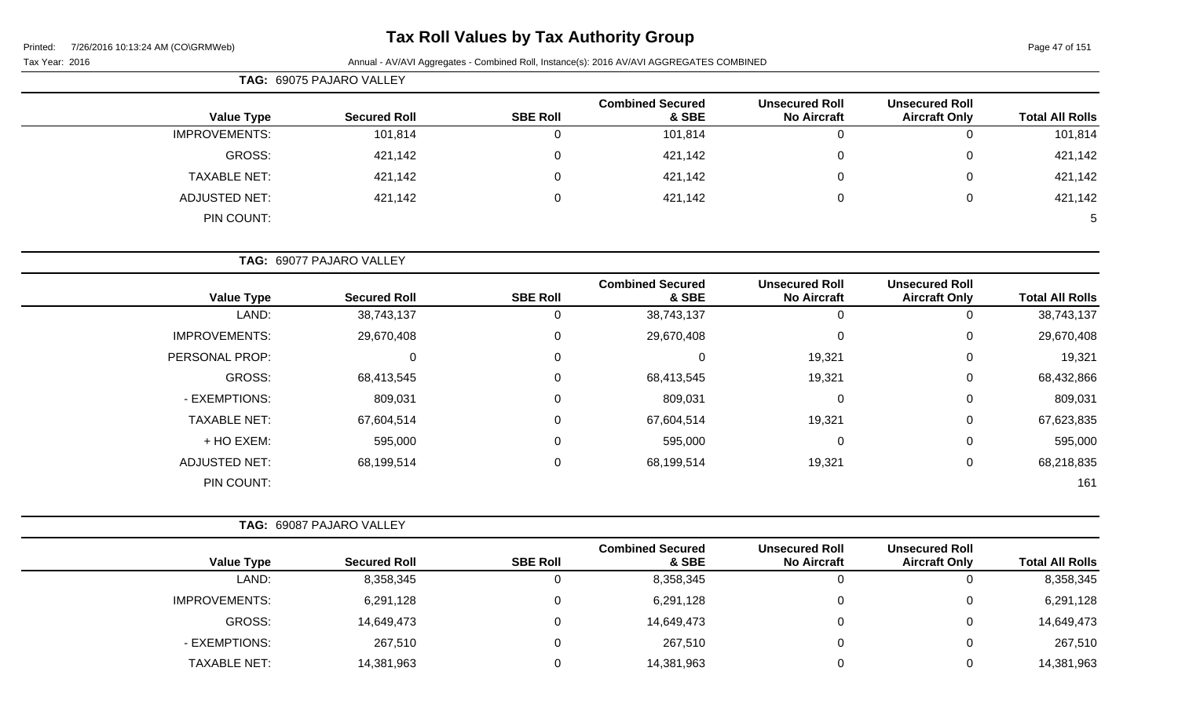# Tax Roll Values by Tax Authority Group

Printed: 7/26/2016 10:13:24 AM (CO\GRMWeb)

Tax Year: 2016 — Annual - AV/AVI Aggregates - Combined Roll, Instance(s): 2016 AV/AVI AGGREGATES COMBINED

**TAG: 69075 PAJARO VALLEY**

| Value Type | Secured Roll | SBE Roll | Combined Secured & SBE | Unsecured Roll No Aircraft | Unsecured Roll Aircraft Only | Total All Rolls |
|---|---|---|---|---|---|---|
| IMPROVEMENTS: | 101,814 | 0 | 101,814 | 0 | 0 | 101,814 |
| GROSS: | 421,142 | 0 | 421,142 | 0 | 0 | 421,142 |
| TAXABLE NET: | 421,142 | 0 | 421,142 | 0 | 0 | 421,142 |
| ADJUSTED NET: | 421,142 | 0 | 421,142 | 0 | 0 | 421,142 |
| PIN COUNT: | | | | | | 5 |

**TAG: 69077 PAJARO VALLEY**

| Value Type | Secured Roll | SBE Roll | Combined Secured & SBE | Unsecured Roll No Aircraft | Unsecured Roll Aircraft Only | Total All Rolls |
|---|---|---|---|---|---|---|
| LAND: | 38,743,137 | 0 | 38,743,137 | 0 | 0 | 38,743,137 |
| IMPROVEMENTS: | 29,670,408 | 0 | 29,670,408 | 0 | 0 | 29,670,408 |
| PERSONAL PROP: | 0 | 0 | 0 | 19,321 | 0 | 19,321 |
| GROSS: | 68,413,545 | 0 | 68,413,545 | 19,321 | 0 | 68,432,866 |
| - EXEMPTIONS: | 809,031 | 0 | 809,031 | 0 | 0 | 809,031 |
| TAXABLE NET: | 67,604,514 | 0 | 67,604,514 | 19,321 | 0 | 67,623,835 |
| + HO EXEM: | 595,000 | 0 | 595,000 | 0 | 0 | 595,000 |
| ADJUSTED NET: | 68,199,514 | 0 | 68,199,514 | 19,321 | 0 | 68,218,835 |
| PIN COUNT: | | | | | | 161 |

**TAG: 69087 PAJARO VALLEY**

| Value Type | Secured Roll | SBE Roll | Combined Secured & SBE | Unsecured Roll No Aircraft | Unsecured Roll Aircraft Only | Total All Rolls |
|---|---|---|---|---|---|---|
| LAND: | 8,358,345 | 0 | 8,358,345 | 0 | 0 | 8,358,345 |
| IMPROVEMENTS: | 6,291,128 | 0 | 6,291,128 | 0 | 0 | 6,291,128 |
| GROSS: | 14,649,473 | 0 | 14,649,473 | 0 | 0 | 14,649,473 |
| - EXEMPTIONS: | 267,510 | 0 | 267,510 | 0 | 0 | 267,510 |
| TAXABLE NET: | 14,381,963 | 0 | 14,381,963 | 0 | 0 | 14,381,963 |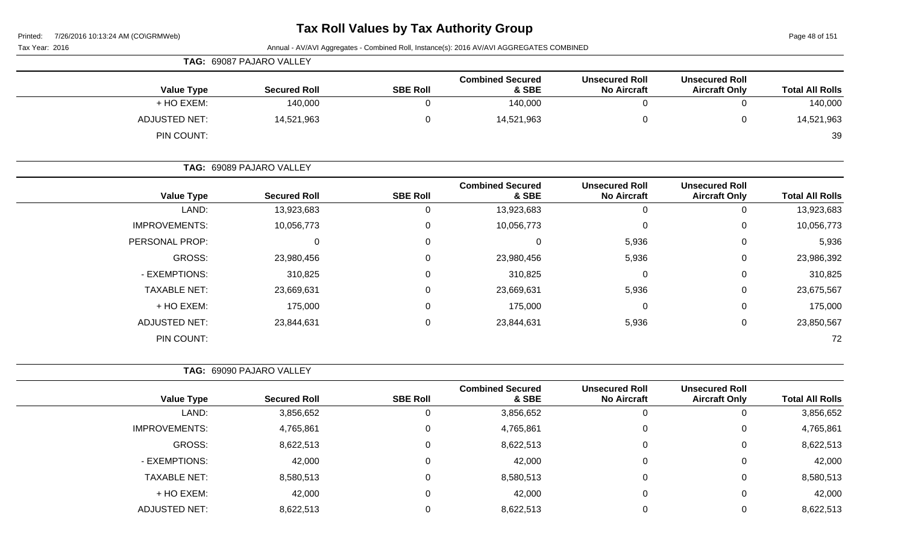# Tax Roll Values by Tax Authority Group

Printed: 7/26/2016 10:13:24 AM (CO\GRMWeb)

Tax Year: 2016

Annual - AV/AVI Aggregates - Combined Roll, Instance(s): 2016 AV/AVI AGGREGATES COMBINED

**TAG: 69087 PAJARO VALLEY**

| Value Type | Secured Roll | SBE Roll | Combined Secured & SBE | Unsecured Roll No Aircraft | Unsecured Roll Aircraft Only | Total All Rolls |
|---|---|---|---|---|---|---|
| + HO EXEM: | 140,000 | 0 | 140,000 | 0 | 0 | 140,000 |
| ADJUSTED NET: | 14,521,963 | 0 | 14,521,963 | 0 | 0 | 14,521,963 |
| PIN COUNT: | | | | | | 39 |

**TAG: 69089 PAJARO VALLEY**

| Value Type | Secured Roll | SBE Roll | Combined Secured & SBE | Unsecured Roll No Aircraft | Unsecured Roll Aircraft Only | Total All Rolls |
|---|---|---|---|---|---|---|
| LAND: | 13,923,683 | 0 | 13,923,683 | 0 | 0 | 13,923,683 |
| IMPROVEMENTS: | 10,056,773 | 0 | 10,056,773 | 0 | 0 | 10,056,773 |
| PERSONAL PROP: | 0 | 0 | 0 | 5,936 | 0 | 5,936 |
| GROSS: | 23,980,456 | 0 | 23,980,456 | 5,936 | 0 | 23,986,392 |
| - EXEMPTIONS: | 310,825 | 0 | 310,825 | 0 | 0 | 310,825 |
| TAXABLE NET: | 23,669,631 | 0 | 23,669,631 | 5,936 | 0 | 23,675,567 |
| + HO EXEM: | 175,000 | 0 | 175,000 | 0 | 0 | 175,000 |
| ADJUSTED NET: | 23,844,631 | 0 | 23,844,631 | 5,936 | 0 | 23,850,567 |
| PIN COUNT: | | | | | | 72 |

**TAG: 69090 PAJARO VALLEY**

| Value Type | Secured Roll | SBE Roll | Combined Secured & SBE | Unsecured Roll No Aircraft | Unsecured Roll Aircraft Only | Total All Rolls |
|---|---|---|---|---|---|---|
| LAND: | 3,856,652 | 0 | 3,856,652 | 0 | 0 | 3,856,652 |
| IMPROVEMENTS: | 4,765,861 | 0 | 4,765,861 | 0 | 0 | 4,765,861 |
| GROSS: | 8,622,513 | 0 | 8,622,513 | 0 | 0 | 8,622,513 |
| - EXEMPTIONS: | 42,000 | 0 | 42,000 | 0 | 0 | 42,000 |
| TAXABLE NET: | 8,580,513 | 0 | 8,580,513 | 0 | 0 | 8,580,513 |
| + HO EXEM: | 42,000 | 0 | 42,000 | 0 | 0 | 42,000 |
| ADJUSTED NET: | 8,622,513 | 0 | 8,622,513 | 0 | 0 | 8,622,513 |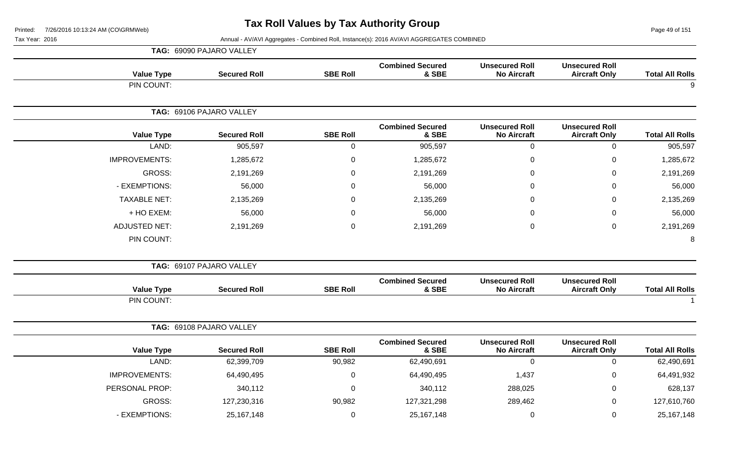# Tax Roll Values by Tax Authority Group

Annual - AV/AVI Aggregates - Combined Roll, Instance(s): 2016 AV/AVI AGGREGATES COMBINED

Tax Year: 2016

**TAG: 69090 PAJARO VALLEY**

| Value Type | Secured Roll | SBE Roll | Combined Secured & SBE | Unsecured Roll No Aircraft | Unsecured Roll Aircraft Only | Total All Rolls |
|---|---|---|---|---|---|---|
| PIN COUNT: | | | | | | 9 |

**TAG: 69106 PAJARO VALLEY**

| Value Type | Secured Roll | SBE Roll | Combined Secured & SBE | Unsecured Roll No Aircraft | Unsecured Roll Aircraft Only | Total All Rolls |
|---|---|---|---|---|---|---|
| LAND: | 905,597 | 0 | 905,597 | 0 | 0 | 905,597 |
| IMPROVEMENTS: | 1,285,672 | 0 | 1,285,672 | 0 | 0 | 1,285,672 |
| GROSS: | 2,191,269 | 0 | 2,191,269 | 0 | 0 | 2,191,269 |
| - EXEMPTIONS: | 56,000 | 0 | 56,000 | 0 | 0 | 56,000 |
| TAXABLE NET: | 2,135,269 | 0 | 2,135,269 | 0 | 0 | 2,135,269 |
| + HO EXEM: | 56,000 | 0 | 56,000 | 0 | 0 | 56,000 |
| ADJUSTED NET: | 2,191,269 | 0 | 2,191,269 | 0 | 0 | 2,191,269 |
| PIN COUNT: | | | | | | 8 |

**TAG: 69107 PAJARO VALLEY**

| Value Type | Secured Roll | SBE Roll | Combined Secured & SBE | Unsecured Roll No Aircraft | Unsecured Roll Aircraft Only | Total All Rolls |
|---|---|---|---|---|---|---|
| PIN COUNT: | | | | | | 1 |

**TAG: 69108 PAJARO VALLEY**

| Value Type | Secured Roll | SBE Roll | Combined Secured & SBE | Unsecured Roll No Aircraft | Unsecured Roll Aircraft Only | Total All Rolls |
|---|---|---|---|---|---|---|
| LAND: | 62,399,709 | 90,982 | 62,490,691 | 0 | 0 | 62,490,691 |
| IMPROVEMENTS: | 64,490,495 | 0 | 64,490,495 | 1,437 | 0 | 64,491,932 |
| PERSONAL PROP: | 340,112 | 0 | 340,112 | 288,025 | 0 | 628,137 |
| GROSS: | 127,230,316 | 90,982 | 127,321,298 | 289,462 | 0 | 127,610,760 |
| - EXEMPTIONS: | 25,167,148 | 0 | 25,167,148 | 0 | 0 | 25,167,148 |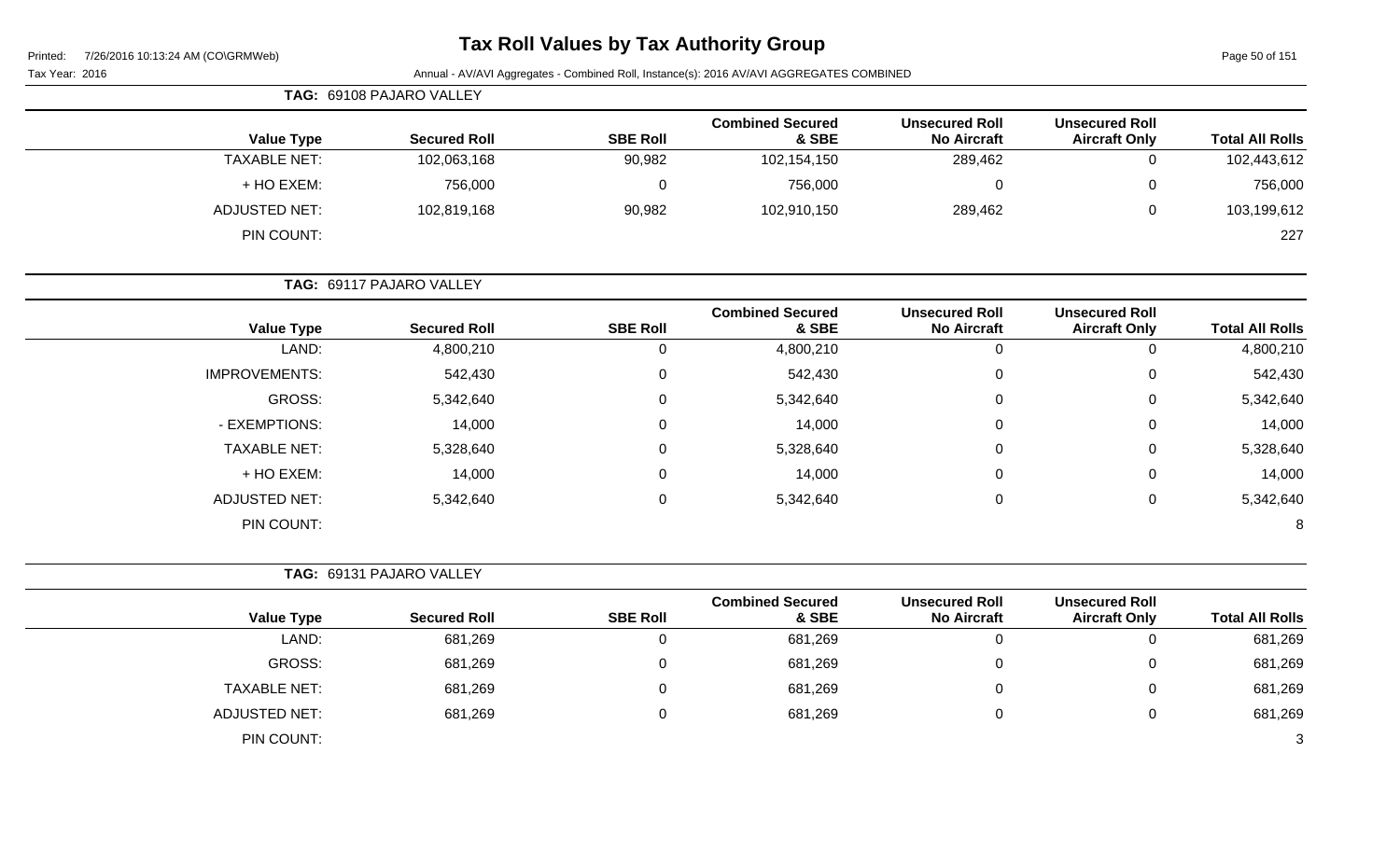# Tax Roll Values by Tax Authority Group

Printed: 7/26/2016 10:13:24 AM (CO\GRMWeb)

Tax Year: 2016

Annual - AV/AVI Aggregates - Combined Roll, Instance(s): 2016 AV/AVI AGGREGATES COMBINED

**TAG: 69108 PAJARO VALLEY**

| Value Type | Secured Roll | SBE Roll | Combined Secured & SBE | Unsecured Roll No Aircraft | Unsecured Roll Aircraft Only | Total All Rolls |
|---|---|---|---|---|---|---|
| TAXABLE NET: | 102,063,168 | 90,982 | 102,154,150 | 289,462 | 0 | 102,443,612 |
| + HO EXEM: | 756,000 | 0 | 756,000 | 0 | 0 | 756,000 |
| ADJUSTED NET: | 102,819,168 | 90,982 | 102,910,150 | 289,462 | 0 | 103,199,612 |
| PIN COUNT: | | | | | | 227 |

**TAG: 69117 PAJARO VALLEY**

| Value Type | Secured Roll | SBE Roll | Combined Secured & SBE | Unsecured Roll No Aircraft | Unsecured Roll Aircraft Only | Total All Rolls |
|---|---|---|---|---|---|---|
| LAND: | 4,800,210 | 0 | 4,800,210 | 0 | 0 | 4,800,210 |
| IMPROVEMENTS: | 542,430 | 0 | 542,430 | 0 | 0 | 542,430 |
| GROSS: | 5,342,640 | 0 | 5,342,640 | 0 | 0 | 5,342,640 |
| - EXEMPTIONS: | 14,000 | 0 | 14,000 | 0 | 0 | 14,000 |
| TAXABLE NET: | 5,328,640 | 0 | 5,328,640 | 0 | 0 | 5,328,640 |
| + HO EXEM: | 14,000 | 0 | 14,000 | 0 | 0 | 14,000 |
| ADJUSTED NET: | 5,342,640 | 0 | 5,342,640 | 0 | 0 | 5,342,640 |
| PIN COUNT: | | | | | | 8 |

**TAG: 69131 PAJARO VALLEY**

| Value Type | Secured Roll | SBE Roll | Combined Secured & SBE | Unsecured Roll No Aircraft | Unsecured Roll Aircraft Only | Total All Rolls |
|---|---|---|---|---|---|---|
| LAND: | 681,269 | 0 | 681,269 | 0 | 0 | 681,269 |
| GROSS: | 681,269 | 0 | 681,269 | 0 | 0 | 681,269 |
| TAXABLE NET: | 681,269 | 0 | 681,269 | 0 | 0 | 681,269 |
| ADJUSTED NET: | 681,269 | 0 | 681,269 | 0 | 0 | 681,269 |
| PIN COUNT: | | | | | | 3 |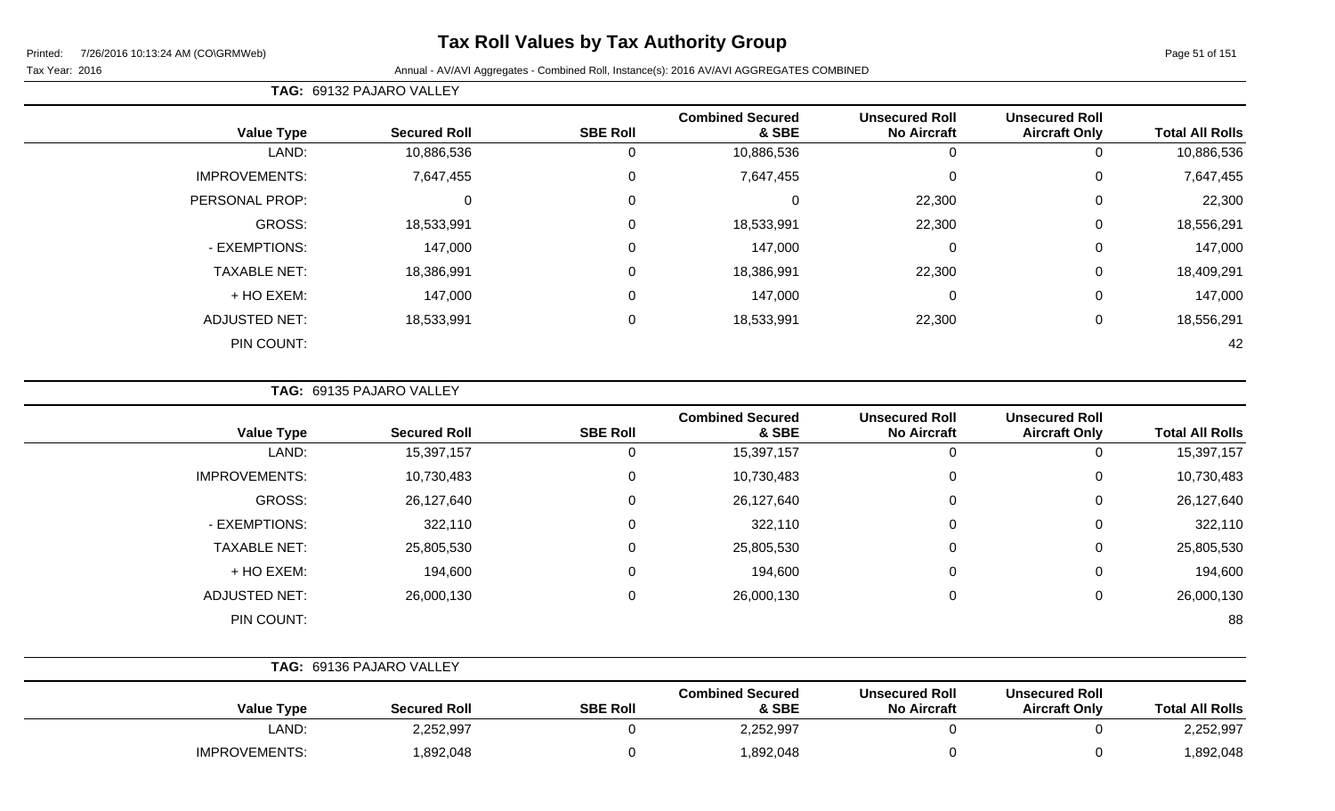# Tax Roll Values by Tax Authority Group

Printed: 7/26/2016 10:13:24 AM (CO\GRMWeb)

Tax Year: 2016 Annual - AV/AVI Aggregates - Combined Roll, Instance(s): 2016 AV/AVI AGGREGATES COMBINED

**TAG: 69132 PAJARO VALLEY**

| Value Type | Secured Roll | SBE Roll | Combined Secured & SBE | Unsecured Roll No Aircraft | Unsecured Roll Aircraft Only | Total All Rolls |
|---|---|---|---|---|---|---|
| LAND: | 10,886,536 | 0 | 10,886,536 | 0 | 0 | 10,886,536 |
| IMPROVEMENTS: | 7,647,455 | 0 | 7,647,455 | 0 | 0 | 7,647,455 |
| PERSONAL PROP: | 0 | 0 | 0 | 22,300 | 0 | 22,300 |
| GROSS: | 18,533,991 | 0 | 18,533,991 | 22,300 | 0 | 18,556,291 |
| - EXEMPTIONS: | 147,000 | 0 | 147,000 | 0 | 0 | 147,000 |
| TAXABLE NET: | 18,386,991 | 0 | 18,386,991 | 22,300 | 0 | 18,409,291 |
| + HO EXEM: | 147,000 | 0 | 147,000 | 0 | 0 | 147,000 |
| ADJUSTED NET: | 18,533,991 | 0 | 18,533,991 | 22,300 | 0 | 18,556,291 |
| PIN COUNT: | | | | | | 42 |

**TAG: 69135 PAJARO VALLEY**

| Value Type | Secured Roll | SBE Roll | Combined Secured & SBE | Unsecured Roll No Aircraft | Unsecured Roll Aircraft Only | Total All Rolls |
|---|---|---|---|---|---|---|
| LAND: | 15,397,157 | 0 | 15,397,157 | 0 | 0 | 15,397,157 |
| IMPROVEMENTS: | 10,730,483 | 0 | 10,730,483 | 0 | 0 | 10,730,483 |
| GROSS: | 26,127,640 | 0 | 26,127,640 | 0 | 0 | 26,127,640 |
| - EXEMPTIONS: | 322,110 | 0 | 322,110 | 0 | 0 | 322,110 |
| TAXABLE NET: | 25,805,530 | 0 | 25,805,530 | 0 | 0 | 25,805,530 |
| + HO EXEM: | 194,600 | 0 | 194,600 | 0 | 0 | 194,600 |
| ADJUSTED NET: | 26,000,130 | 0 | 26,000,130 | 0 | 0 | 26,000,130 |
| PIN COUNT: | | | | | | 88 |

**TAG: 69136 PAJARO VALLEY**

| Value Type | Secured Roll | SBE Roll | Combined Secured & SBE | Unsecured Roll No Aircraft | Unsecured Roll Aircraft Only | Total All Rolls |
|---|---|---|---|---|---|---|
| LAND: | 2,252,997 | 0 | 2,252,997 | 0 | 0 | 2,252,997 |
| IMPROVEMENTS: | 1,892,048 | 0 | 1,892,048 | 0 | 0 | 1,892,048 |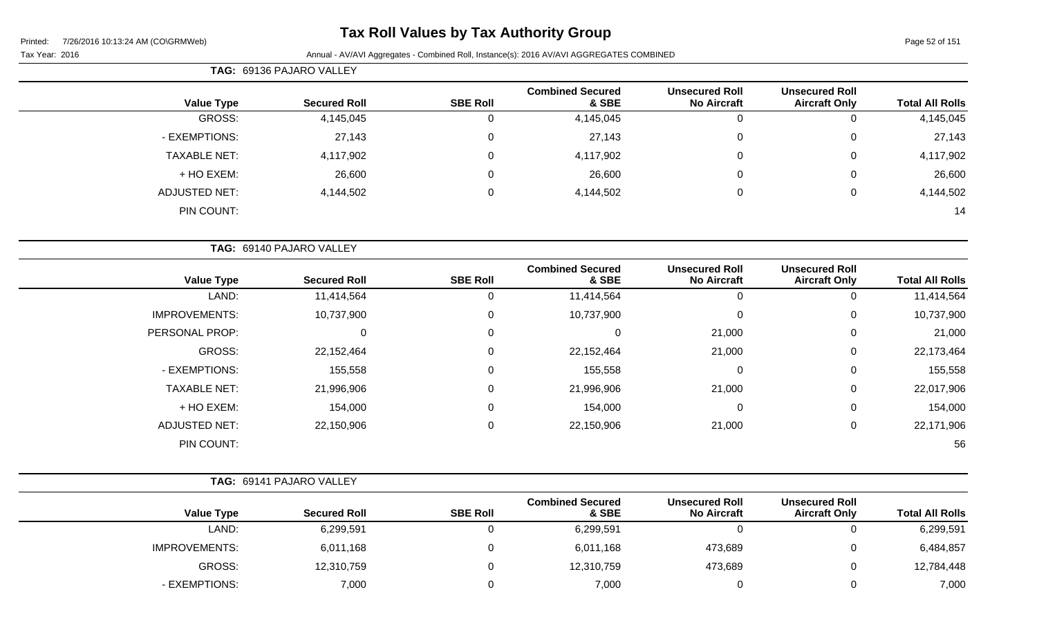# Tax Roll Values by Tax Authority Group

Printed: 7/26/2016 10:13:24 AM (CO\GRMWeb)

Tax Year: 2016

Annual - AV/AVI Aggregates - Combined Roll, Instance(s): 2016 AV/AVI AGGREGATES COMBINED

**TAG: 69136 PAJARO VALLEY**

| Value Type | Secured Roll | SBE Roll | Combined Secured & SBE | Unsecured Roll No Aircraft | Unsecured Roll Aircraft Only | Total All Rolls |
|---|---|---|---|---|---|---|
| GROSS: | 4,145,045 | 0 | 4,145,045 | 0 | 0 | 4,145,045 |
| - EXEMPTIONS: | 27,143 | 0 | 27,143 | 0 | 0 | 27,143 |
| TAXABLE NET: | 4,117,902 | 0 | 4,117,902 | 0 | 0 | 4,117,902 |
| + HO EXEM: | 26,600 | 0 | 26,600 | 0 | 0 | 26,600 |
| ADJUSTED NET: | 4,144,502 | 0 | 4,144,502 | 0 | 0 | 4,144,502 |
| PIN COUNT: | | | | | | 14 |

**TAG: 69140 PAJARO VALLEY**

| Value Type | Secured Roll | SBE Roll | Combined Secured & SBE | Unsecured Roll No Aircraft | Unsecured Roll Aircraft Only | Total All Rolls |
|---|---|---|---|---|---|---|
| LAND: | 11,414,564 | 0 | 11,414,564 | 0 | 0 | 11,414,564 |
| IMPROVEMENTS: | 10,737,900 | 0 | 10,737,900 | 0 | 0 | 10,737,900 |
| PERSONAL PROP: | 0 | 0 | 0 | 21,000 | 0 | 21,000 |
| GROSS: | 22,152,464 | 0 | 22,152,464 | 21,000 | 0 | 22,173,464 |
| - EXEMPTIONS: | 155,558 | 0 | 155,558 | 0 | 0 | 155,558 |
| TAXABLE NET: | 21,996,906 | 0 | 21,996,906 | 21,000 | 0 | 22,017,906 |
| + HO EXEM: | 154,000 | 0 | 154,000 | 0 | 0 | 154,000 |
| ADJUSTED NET: | 22,150,906 | 0 | 22,150,906 | 21,000 | 0 | 22,171,906 |
| PIN COUNT: | | | | | | 56 |

**TAG: 69141 PAJARO VALLEY**

| Value Type | Secured Roll | SBE Roll | Combined Secured & SBE | Unsecured Roll No Aircraft | Unsecured Roll Aircraft Only | Total All Rolls |
|---|---|---|---|---|---|---|
| LAND: | 6,299,591 | 0 | 6,299,591 | 0 | 0 | 6,299,591 |
| IMPROVEMENTS: | 6,011,168 | 0 | 6,011,168 | 473,689 | 0 | 6,484,857 |
| GROSS: | 12,310,759 | 0 | 12,310,759 | 473,689 | 0 | 12,784,448 |
| - EXEMPTIONS: | 7,000 | 0 | 7,000 | 0 | 0 | 7,000 |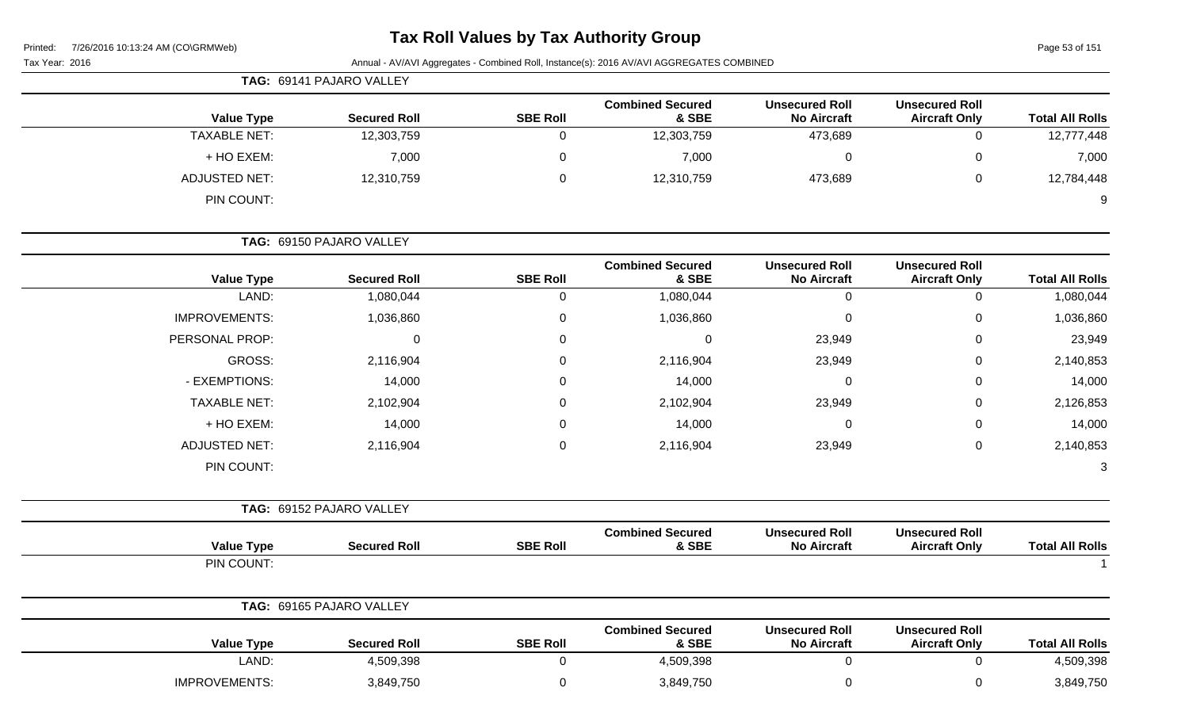# Tax Roll Values by Tax Authority Group

Printed: 7/26/2016 10:13:24 AM (CO\GRMWeb)

Tax Year: 2016

Annual - AV/AVI Aggregates - Combined Roll, Instance(s): 2016 AV/AVI AGGREGATES COMBINED

**TAG: 69141 PAJARO VALLEY**

| Value Type | Secured Roll | SBE Roll | Combined Secured & SBE | Unsecured Roll No Aircraft | Unsecured Roll Aircraft Only | Total All Rolls |
|---|---|---|---|---|---|---|
| TAXABLE NET: | 12,303,759 | 0 | 12,303,759 | 473,689 | 0 | 12,777,448 |
| + HO EXEM: | 7,000 | 0 | 7,000 | 0 | 0 | 7,000 |
| ADJUSTED NET: | 12,310,759 | 0 | 12,310,759 | 473,689 | 0 | 12,784,448 |
| PIN COUNT: | | | | | | 9 |

**TAG: 69150 PAJARO VALLEY**

| Value Type | Secured Roll | SBE Roll | Combined Secured & SBE | Unsecured Roll No Aircraft | Unsecured Roll Aircraft Only | Total All Rolls |
|---|---|---|---|---|---|---|
| LAND: | 1,080,044 | 0 | 1,080,044 | 0 | 0 | 1,080,044 |
| IMPROVEMENTS: | 1,036,860 | 0 | 1,036,860 | 0 | 0 | 1,036,860 |
| PERSONAL PROP: | 0 | 0 | 0 | 23,949 | 0 | 23,949 |
| GROSS: | 2,116,904 | 0 | 2,116,904 | 23,949 | 0 | 2,140,853 |
| - EXEMPTIONS: | 14,000 | 0 | 14,000 | 0 | 0 | 14,000 |
| TAXABLE NET: | 2,102,904 | 0 | 2,102,904 | 23,949 | 0 | 2,126,853 |
| + HO EXEM: | 14,000 | 0 | 14,000 | 0 | 0 | 14,000 |
| ADJUSTED NET: | 2,116,904 | 0 | 2,116,904 | 23,949 | 0 | 2,140,853 |
| PIN COUNT: | | | | | | 3 |

**TAG: 69152 PAJARO VALLEY**

| Value Type | Secured Roll | SBE Roll | Combined Secured & SBE | Unsecured Roll No Aircraft | Unsecured Roll Aircraft Only | Total All Rolls |
|---|---|---|---|---|---|---|
| PIN COUNT: | | | | | | 1 |

**TAG: 69165 PAJARO VALLEY**

| Value Type | Secured Roll | SBE Roll | Combined Secured & SBE | Unsecured Roll No Aircraft | Unsecured Roll Aircraft Only | Total All Rolls |
|---|---|---|---|---|---|---|
| LAND: | 4,509,398 | 0 | 4,509,398 | 0 | 0 | 4,509,398 |
| IMPROVEMENTS: | 3,849,750 | 0 | 3,849,750 | 0 | 0 | 3,849,750 |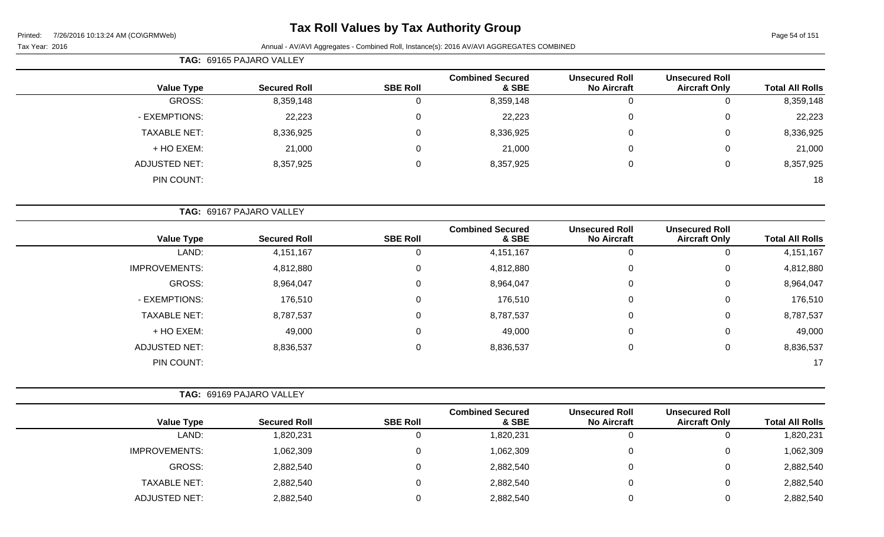# Tax Roll Values by Tax Authority Group

Printed: 7/26/2016 10:13:24 AM (CO\GRMWeb)

Tax Year: 2016 — Annual - AV/AVI Aggregates - Combined Roll, Instance(s): 2016 AV/AVI AGGREGATES COMBINED

**TAG: 69165 PAJARO VALLEY**

| Value Type | Secured Roll | SBE Roll | Combined Secured & SBE | Unsecured Roll No Aircraft | Unsecured Roll Aircraft Only | Total All Rolls |
|---|---|---|---|---|---|---|
| GROSS: | 8,359,148 | 0 | 8,359,148 | 0 | 0 | 8,359,148 |
| - EXEMPTIONS: | 22,223 | 0 | 22,223 | 0 | 0 | 22,223 |
| TAXABLE NET: | 8,336,925 | 0 | 8,336,925 | 0 | 0 | 8,336,925 |
| + HO EXEM: | 21,000 | 0 | 21,000 | 0 | 0 | 21,000 |
| ADJUSTED NET: | 8,357,925 | 0 | 8,357,925 | 0 | 0 | 8,357,925 |
| PIN COUNT: | | | | | | 18 |

**TAG: 69167 PAJARO VALLEY**

| Value Type | Secured Roll | SBE Roll | Combined Secured & SBE | Unsecured Roll No Aircraft | Unsecured Roll Aircraft Only | Total All Rolls |
|---|---|---|---|---|---|---|
| LAND: | 4,151,167 | 0 | 4,151,167 | 0 | 0 | 4,151,167 |
| IMPROVEMENTS: | 4,812,880 | 0 | 4,812,880 | 0 | 0 | 4,812,880 |
| GROSS: | 8,964,047 | 0 | 8,964,047 | 0 | 0 | 8,964,047 |
| - EXEMPTIONS: | 176,510 | 0 | 176,510 | 0 | 0 | 176,510 |
| TAXABLE NET: | 8,787,537 | 0 | 8,787,537 | 0 | 0 | 8,787,537 |
| + HO EXEM: | 49,000 | 0 | 49,000 | 0 | 0 | 49,000 |
| ADJUSTED NET: | 8,836,537 | 0 | 8,836,537 | 0 | 0 | 8,836,537 |
| PIN COUNT: | | | | | | 17 |

**TAG: 69169 PAJARO VALLEY**

| Value Type | Secured Roll | SBE Roll | Combined Secured & SBE | Unsecured Roll No Aircraft | Unsecured Roll Aircraft Only | Total All Rolls |
|---|---|---|---|---|---|---|
| LAND: | 1,820,231 | 0 | 1,820,231 | 0 | 0 | 1,820,231 |
| IMPROVEMENTS: | 1,062,309 | 0 | 1,062,309 | 0 | 0 | 1,062,309 |
| GROSS: | 2,882,540 | 0 | 2,882,540 | 0 | 0 | 2,882,540 |
| TAXABLE NET: | 2,882,540 | 0 | 2,882,540 | 0 | 0 | 2,882,540 |
| ADJUSTED NET: | 2,882,540 | 0 | 2,882,540 | 0 | 0 | 2,882,540 |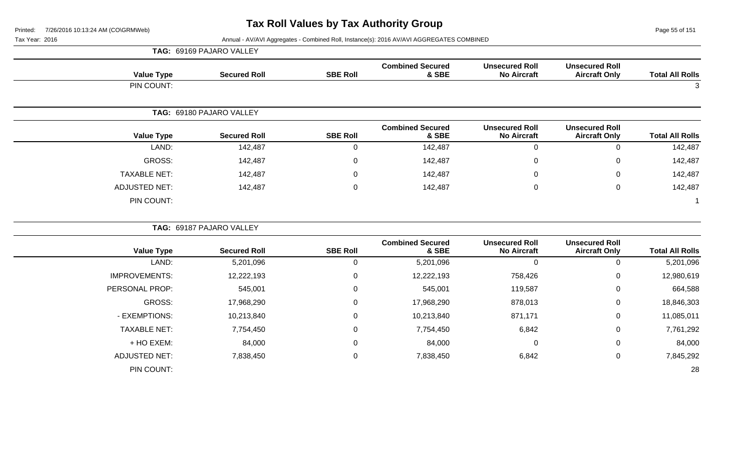# Tax Roll Values by Tax Authority Group

Tax Year: 2016

Annual - AV/AVI Aggregates - Combined Roll, Instance(s): 2016 AV/AVI AGGREGATES COMBINED

**TAG: 69169 PAJARO VALLEY**

| Value Type | Secured Roll | SBE Roll | Combined Secured & SBE | Unsecured Roll No Aircraft | Unsecured Roll Aircraft Only | Total All Rolls |
|---|---|---|---|---|---|---|
| PIN COUNT: | | | | | | 3 |

**TAG: 69180 PAJARO VALLEY**

| Value Type | Secured Roll | SBE Roll | Combined Secured & SBE | Unsecured Roll No Aircraft | Unsecured Roll Aircraft Only | Total All Rolls |
|---|---|---|---|---|---|---|
| LAND: | 142,487 | 0 | 142,487 | 0 | 0 | 142,487 |
| GROSS: | 142,487 | 0 | 142,487 | 0 | 0 | 142,487 |
| TAXABLE NET: | 142,487 | 0 | 142,487 | 0 | 0 | 142,487 |
| ADJUSTED NET: | 142,487 | 0 | 142,487 | 0 | 0 | 142,487 |
| PIN COUNT: | | | | | | 1 |

**TAG: 69187 PAJARO VALLEY**

| Value Type | Secured Roll | SBE Roll | Combined Secured & SBE | Unsecured Roll No Aircraft | Unsecured Roll Aircraft Only | Total All Rolls |
|---|---|---|---|---|---|---|
| LAND: | 5,201,096 | 0 | 5,201,096 | 0 | 0 | 5,201,096 |
| IMPROVEMENTS: | 12,222,193 | 0 | 12,222,193 | 758,426 | 0 | 12,980,619 |
| PERSONAL PROP: | 545,001 | 0 | 545,001 | 119,587 | 0 | 664,588 |
| GROSS: | 17,968,290 | 0 | 17,968,290 | 878,013 | 0 | 18,846,303 |
| - EXEMPTIONS: | 10,213,840 | 0 | 10,213,840 | 871,171 | 0 | 11,085,011 |
| TAXABLE NET: | 7,754,450 | 0 | 7,754,450 | 6,842 | 0 | 7,761,292 |
| + HO EXEM: | 84,000 | 0 | 84,000 | 0 | 0 | 84,000 |
| ADJUSTED NET: | 7,838,450 | 0 | 7,838,450 | 6,842 | 0 | 7,845,292 |
| PIN COUNT: | | | | | | 28 |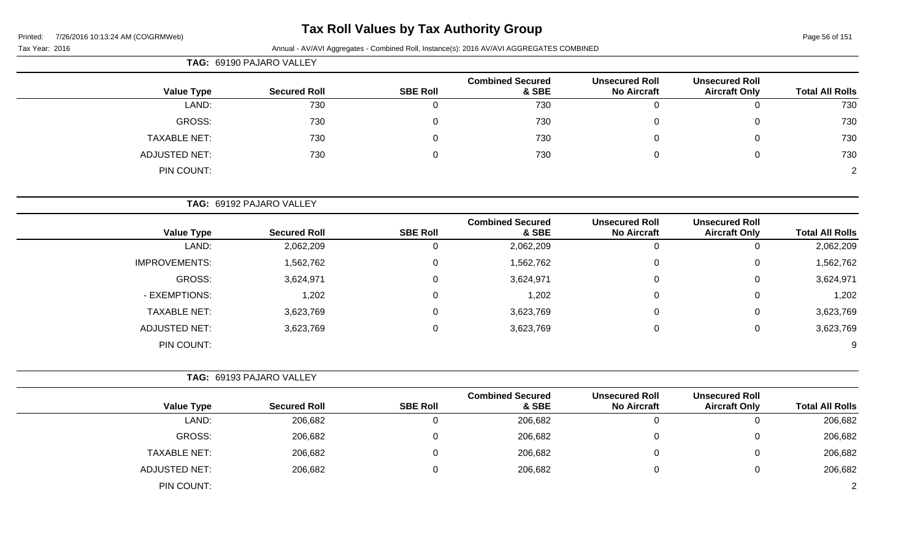# Tax Roll Values by Tax Authority Group

Tax Year: 2016

Annual - AV/AVI Aggregates - Combined Roll, Instance(s): 2016 AV/AVI AGGREGATES COMBINED

**TAG: 69190 PAJARO VALLEY**

| Value Type | Secured Roll | SBE Roll | Combined Secured & SBE | Unsecured Roll No Aircraft | Unsecured Roll Aircraft Only | Total All Rolls |
|---|---|---|---|---|---|---|
| LAND: | 730 | 0 | 730 | 0 | 0 | 730 |
| GROSS: | 730 | 0 | 730 | 0 | 0 | 730 |
| TAXABLE NET: | 730 | 0 | 730 | 0 | 0 | 730 |
| ADJUSTED NET: | 730 | 0 | 730 | 0 | 0 | 730 |
| PIN COUNT: | | | | | | 2 |

**TAG: 69192 PAJARO VALLEY**

| Value Type | Secured Roll | SBE Roll | Combined Secured & SBE | Unsecured Roll No Aircraft | Unsecured Roll Aircraft Only | Total All Rolls |
|---|---|---|---|---|---|---|
| LAND: | 2,062,209 | 0 | 2,062,209 | 0 | 0 | 2,062,209 |
| IMPROVEMENTS: | 1,562,762 | 0 | 1,562,762 | 0 | 0 | 1,562,762 |
| GROSS: | 3,624,971 | 0 | 3,624,971 | 0 | 0 | 3,624,971 |
| - EXEMPTIONS: | 1,202 | 0 | 1,202 | 0 | 0 | 1,202 |
| TAXABLE NET: | 3,623,769 | 0 | 3,623,769 | 0 | 0 | 3,623,769 |
| ADJUSTED NET: | 3,623,769 | 0 | 3,623,769 | 0 | 0 | 3,623,769 |
| PIN COUNT: | | | | | | 9 |

**TAG: 69193 PAJARO VALLEY**

| Value Type | Secured Roll | SBE Roll | Combined Secured & SBE | Unsecured Roll No Aircraft | Unsecured Roll Aircraft Only | Total All Rolls |
|---|---|---|---|---|---|---|
| LAND: | 206,682 | 0 | 206,682 | 0 | 0 | 206,682 |
| GROSS: | 206,682 | 0 | 206,682 | 0 | 0 | 206,682 |
| TAXABLE NET: | 206,682 | 0 | 206,682 | 0 | 0 | 206,682 |
| ADJUSTED NET: | 206,682 | 0 | 206,682 | 0 | 0 | 206,682 |
| PIN COUNT: | | | | | | 2 |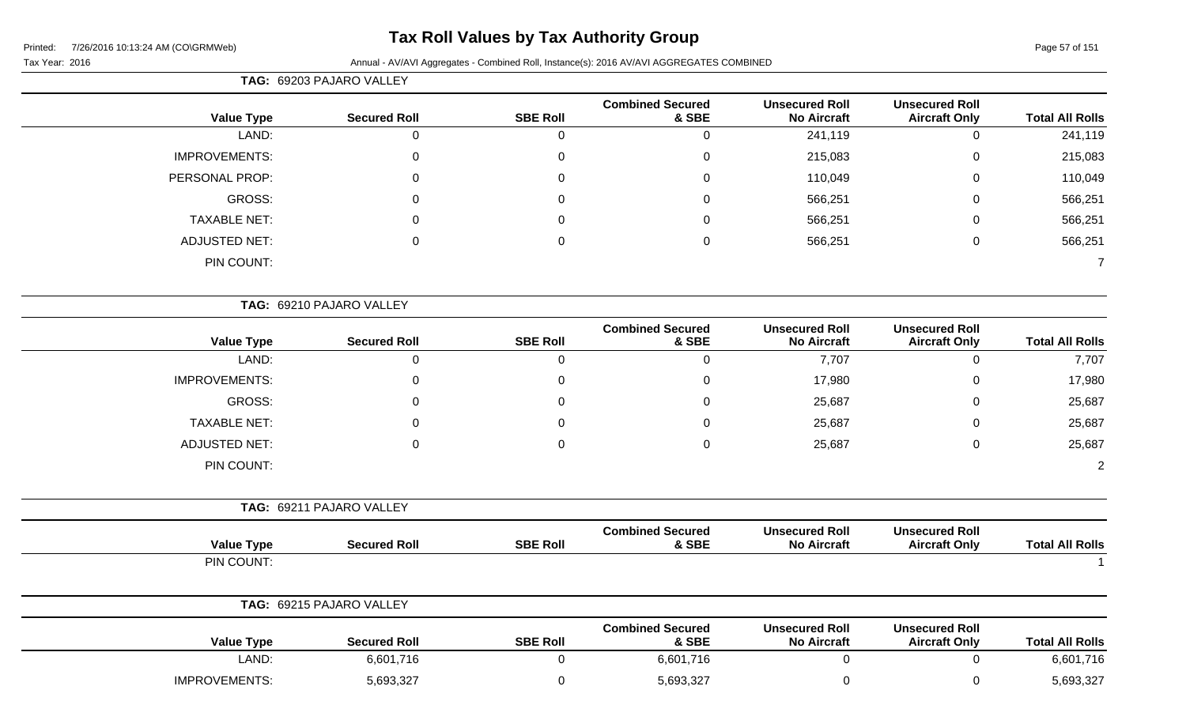# Tax Roll Values by Tax Authority Group

Printed: 7/26/2016 10:13:24 AM (CO\GRMWeb)

Tax Year: 2016

Annual - AV/AVI Aggregates - Combined Roll, Instance(s): 2016 AV/AVI AGGREGATES COMBINED

**TAG: 69203 PAJARO VALLEY**

| Value Type | Secured Roll | SBE Roll | Combined Secured & SBE | Unsecured Roll No Aircraft | Unsecured Roll Aircraft Only | Total All Rolls |
|---|---|---|---|---|---|---|
| LAND: | 0 | 0 | 0 | 241,119 | 0 | 241,119 |
| IMPROVEMENTS: | 0 | 0 | 0 | 215,083 | 0 | 215,083 |
| PERSONAL PROP: | 0 | 0 | 0 | 110,049 | 0 | 110,049 |
| GROSS: | 0 | 0 | 0 | 566,251 | 0 | 566,251 |
| TAXABLE NET: | 0 | 0 | 0 | 566,251 | 0 | 566,251 |
| ADJUSTED NET: | 0 | 0 | 0 | 566,251 | 0 | 566,251 |
| PIN COUNT: | | | | | | 7 |

**TAG: 69210 PAJARO VALLEY**

| Value Type | Secured Roll | SBE Roll | Combined Secured & SBE | Unsecured Roll No Aircraft | Unsecured Roll Aircraft Only | Total All Rolls |
|---|---|---|---|---|---|---|
| LAND: | 0 | 0 | 0 | 7,707 | 0 | 7,707 |
| IMPROVEMENTS: | 0 | 0 | 0 | 17,980 | 0 | 17,980 |
| GROSS: | 0 | 0 | 0 | 25,687 | 0 | 25,687 |
| TAXABLE NET: | 0 | 0 | 0 | 25,687 | 0 | 25,687 |
| ADJUSTED NET: | 0 | 0 | 0 | 25,687 | 0 | 25,687 |
| PIN COUNT: | | | | | | 2 |

**TAG: 69211 PAJARO VALLEY**

| Value Type | Secured Roll | SBE Roll | Combined Secured & SBE | Unsecured Roll No Aircraft | Unsecured Roll Aircraft Only | Total All Rolls |
|---|---|---|---|---|---|---|
| PIN COUNT: | | | | | | 1 |

**TAG: 69215 PAJARO VALLEY**

| Value Type | Secured Roll | SBE Roll | Combined Secured & SBE | Unsecured Roll No Aircraft | Unsecured Roll Aircraft Only | Total All Rolls |
|---|---|---|---|---|---|---|
| LAND: | 6,601,716 | 0 | 6,601,716 | 0 | 0 | 6,601,716 |
| IMPROVEMENTS: | 5,693,327 | 0 | 5,693,327 | 0 | 0 | 5,693,327 |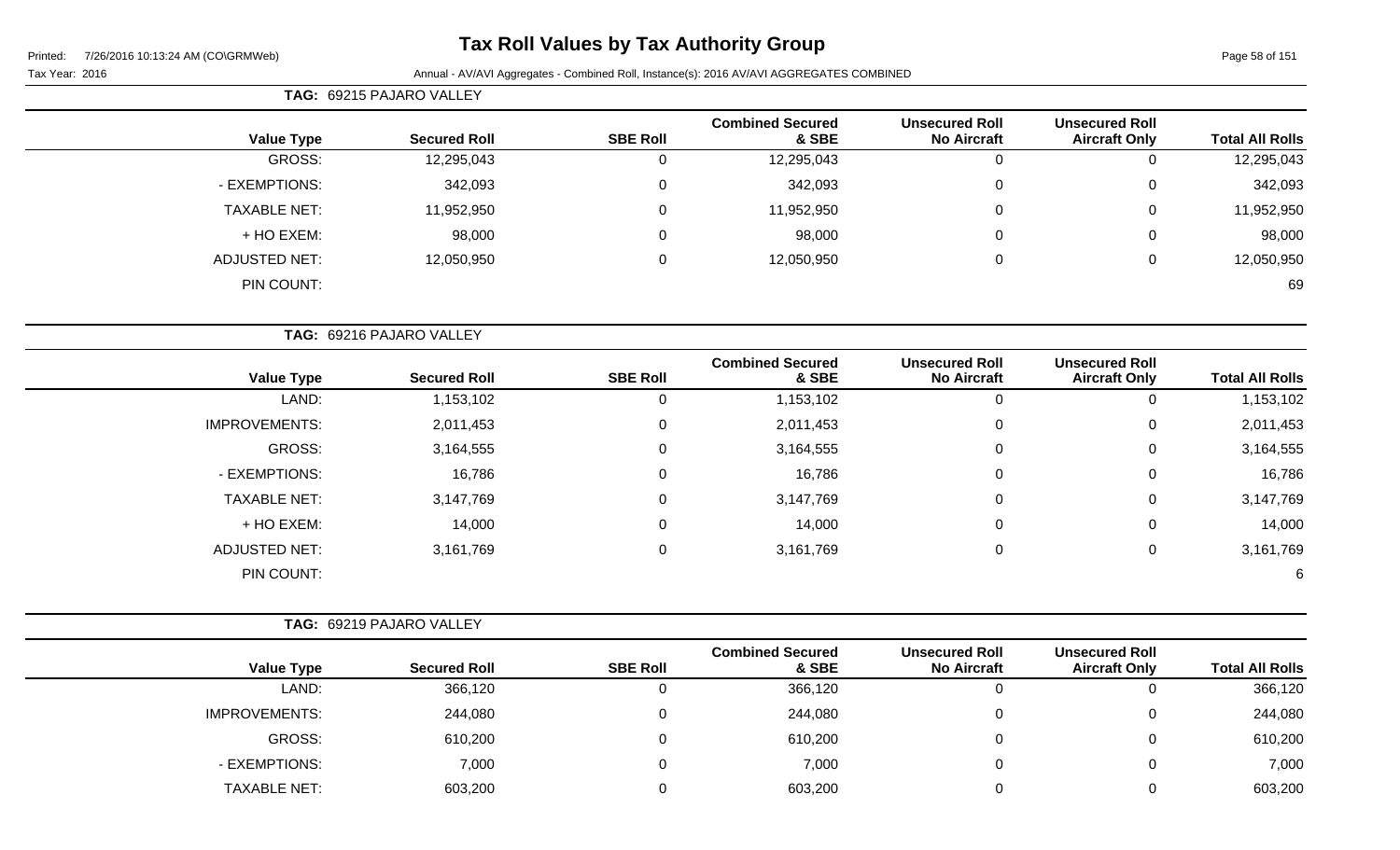# Tax Roll Values by Tax Authority Group

Annual - AV/AVI Aggregates - Combined Roll, Instance(s): 2016 AV/AVI AGGREGATES COMBINED

Tax Year: 2016

**TAG: 69215 PAJARO VALLEY**

| Value Type | Secured Roll | SBE Roll | Combined Secured & SBE | Unsecured Roll No Aircraft | Unsecured Roll Aircraft Only | Total All Rolls |
|---|---|---|---|---|---|---|
| GROSS: | 12,295,043 | 0 | 12,295,043 | 0 | 0 | 12,295,043 |
| - EXEMPTIONS: | 342,093 | 0 | 342,093 | 0 | 0 | 342,093 |
| TAXABLE NET: | 11,952,950 | 0 | 11,952,950 | 0 | 0 | 11,952,950 |
| + HO EXEM: | 98,000 | 0 | 98,000 | 0 | 0 | 98,000 |
| ADJUSTED NET: | 12,050,950 | 0 | 12,050,950 | 0 | 0 | 12,050,950 |
| PIN COUNT: | | | | | | 69 |

**TAG: 69216 PAJARO VALLEY**

| Value Type | Secured Roll | SBE Roll | Combined Secured & SBE | Unsecured Roll No Aircraft | Unsecured Roll Aircraft Only | Total All Rolls |
|---|---|---|---|---|---|---|
| LAND: | 1,153,102 | 0 | 1,153,102 | 0 | 0 | 1,153,102 |
| IMPROVEMENTS: | 2,011,453 | 0 | 2,011,453 | 0 | 0 | 2,011,453 |
| GROSS: | 3,164,555 | 0 | 3,164,555 | 0 | 0 | 3,164,555 |
| - EXEMPTIONS: | 16,786 | 0 | 16,786 | 0 | 0 | 16,786 |
| TAXABLE NET: | 3,147,769 | 0 | 3,147,769 | 0 | 0 | 3,147,769 |
| + HO EXEM: | 14,000 | 0 | 14,000 | 0 | 0 | 14,000 |
| ADJUSTED NET: | 3,161,769 | 0 | 3,161,769 | 0 | 0 | 3,161,769 |
| PIN COUNT: | | | | | | 6 |

**TAG: 69219 PAJARO VALLEY**

| Value Type | Secured Roll | SBE Roll | Combined Secured & SBE | Unsecured Roll No Aircraft | Unsecured Roll Aircraft Only | Total All Rolls |
|---|---|---|---|---|---|---|
| LAND: | 366,120 | 0 | 366,120 | 0 | 0 | 366,120 |
| IMPROVEMENTS: | 244,080 | 0 | 244,080 | 0 | 0 | 244,080 |
| GROSS: | 610,200 | 0 | 610,200 | 0 | 0 | 610,200 |
| - EXEMPTIONS: | 7,000 | 0 | 7,000 | 0 | 0 | 7,000 |
| TAXABLE NET: | 603,200 | 0 | 603,200 | 0 | 0 | 603,200 |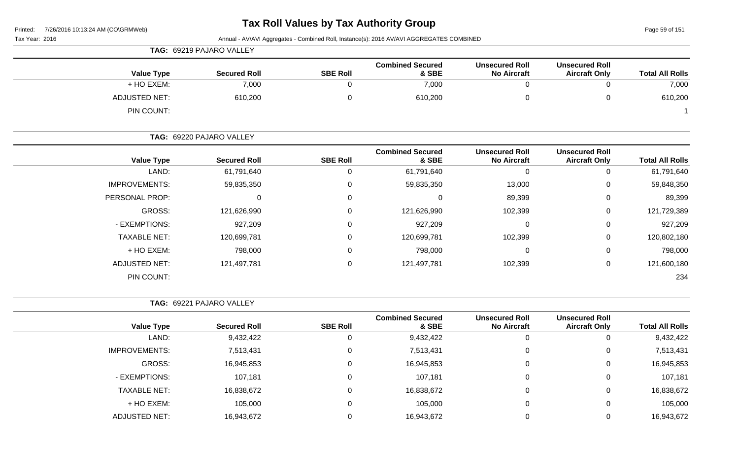# Tax Roll Values by Tax Authority Group

Printed: 7/26/2016 10:13:24 AM (CO\GRMWeb)

Tax Year: 2016

Annual - AV/AVI Aggregates - Combined Roll, Instance(s): 2016 AV/AVI AGGREGATES COMBINED

**TAG: 69219 PAJARO VALLEY**

| Value Type | Secured Roll | SBE Roll | Combined Secured & SBE | Unsecured Roll No Aircraft | Unsecured Roll Aircraft Only | Total All Rolls |
|---|---|---|---|---|---|---|
| + HO EXEM: | 7,000 | 0 | 7,000 | 0 | 0 | 7,000 |
| ADJUSTED NET: | 610,200 | 0 | 610,200 | 0 | 0 | 610,200 |
| PIN COUNT: | | | | | | 1 |

**TAG: 69220 PAJARO VALLEY**

| Value Type | Secured Roll | SBE Roll | Combined Secured & SBE | Unsecured Roll No Aircraft | Unsecured Roll Aircraft Only | Total All Rolls |
|---|---|---|---|---|---|---|
| LAND: | 61,791,640 | 0 | 61,791,640 | 0 | 0 | 61,791,640 |
| IMPROVEMENTS: | 59,835,350 | 0 | 59,835,350 | 13,000 | 0 | 59,848,350 |
| PERSONAL PROP: | 0 | 0 | 0 | 89,399 | 0 | 89,399 |
| GROSS: | 121,626,990 | 0 | 121,626,990 | 102,399 | 0 | 121,729,389 |
| - EXEMPTIONS: | 927,209 | 0 | 927,209 | 0 | 0 | 927,209 |
| TAXABLE NET: | 120,699,781 | 0 | 120,699,781 | 102,399 | 0 | 120,802,180 |
| + HO EXEM: | 798,000 | 0 | 798,000 | 0 | 0 | 798,000 |
| ADJUSTED NET: | 121,497,781 | 0 | 121,497,781 | 102,399 | 0 | 121,600,180 |
| PIN COUNT: | | | | | | 234 |

**TAG: 69221 PAJARO VALLEY**

| Value Type | Secured Roll | SBE Roll | Combined Secured & SBE | Unsecured Roll No Aircraft | Unsecured Roll Aircraft Only | Total All Rolls |
|---|---|---|---|---|---|---|
| LAND: | 9,432,422 | 0 | 9,432,422 | 0 | 0 | 9,432,422 |
| IMPROVEMENTS: | 7,513,431 | 0 | 7,513,431 | 0 | 0 | 7,513,431 |
| GROSS: | 16,945,853 | 0 | 16,945,853 | 0 | 0 | 16,945,853 |
| - EXEMPTIONS: | 107,181 | 0 | 107,181 | 0 | 0 | 107,181 |
| TAXABLE NET: | 16,838,672 | 0 | 16,838,672 | 0 | 0 | 16,838,672 |
| + HO EXEM: | 105,000 | 0 | 105,000 | 0 | 0 | 105,000 |
| ADJUSTED NET: | 16,943,672 | 0 | 16,943,672 | 0 | 0 | 16,943,672 |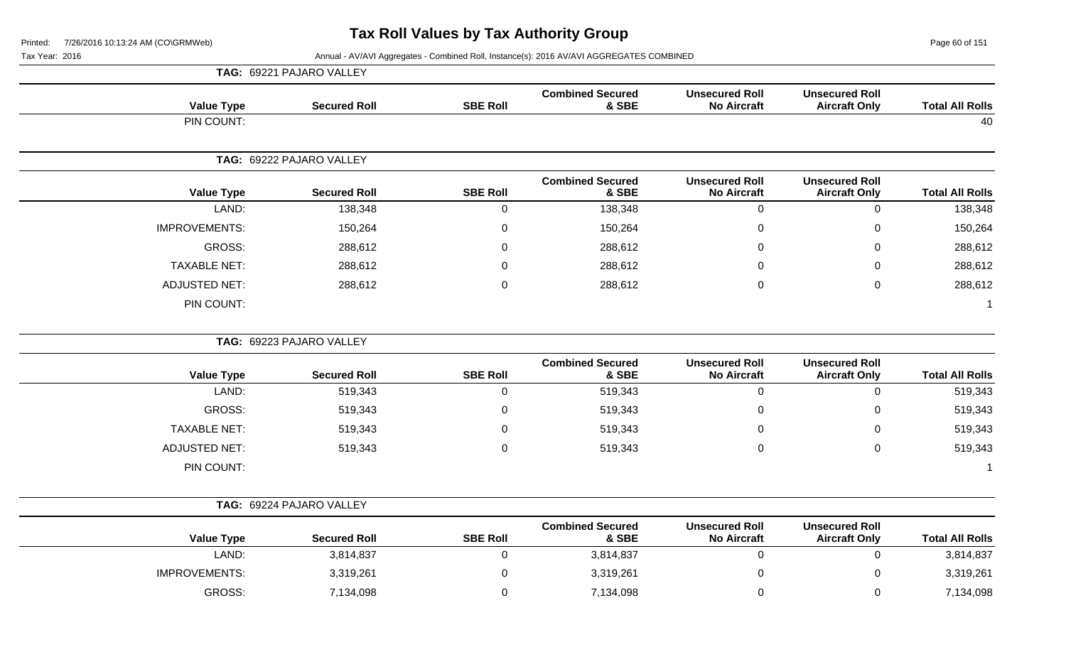# Tax Roll Values by Tax Authority Group

Printed: 7/26/2016 10:13:24 AM (CO\GRMWeb)

Tax Year: 2016

Annual - AV/AVI Aggregates - Combined Roll, Instance(s): 2016 AV/AVI AGGREGATES COMBINED

**TAG: 69221 PAJARO VALLEY**

| Value Type | Secured Roll | SBE Roll | Combined Secured & SBE | Unsecured Roll No Aircraft | Unsecured Roll Aircraft Only | Total All Rolls |
|---|---|---|---|---|---|---|
| PIN COUNT: | | | | | | 40 |

**TAG: 69222 PAJARO VALLEY**

| Value Type | Secured Roll | SBE Roll | Combined Secured & SBE | Unsecured Roll No Aircraft | Unsecured Roll Aircraft Only | Total All Rolls |
|---|---|---|---|---|---|---|
| LAND: | 138,348 | 0 | 138,348 | 0 | 0 | 138,348 |
| IMPROVEMENTS: | 150,264 | 0 | 150,264 | 0 | 0 | 150,264 |
| GROSS: | 288,612 | 0 | 288,612 | 0 | 0 | 288,612 |
| TAXABLE NET: | 288,612 | 0 | 288,612 | 0 | 0 | 288,612 |
| ADJUSTED NET: | 288,612 | 0 | 288,612 | 0 | 0 | 288,612 |
| PIN COUNT: | | | | | | 1 |

**TAG: 69223 PAJARO VALLEY**

| Value Type | Secured Roll | SBE Roll | Combined Secured & SBE | Unsecured Roll No Aircraft | Unsecured Roll Aircraft Only | Total All Rolls |
|---|---|---|---|---|---|---|
| LAND: | 519,343 | 0 | 519,343 | 0 | 0 | 519,343 |
| GROSS: | 519,343 | 0 | 519,343 | 0 | 0 | 519,343 |
| TAXABLE NET: | 519,343 | 0 | 519,343 | 0 | 0 | 519,343 |
| ADJUSTED NET: | 519,343 | 0 | 519,343 | 0 | 0 | 519,343 |
| PIN COUNT: | | | | | | 1 |

**TAG: 69224 PAJARO VALLEY**

| Value Type | Secured Roll | SBE Roll | Combined Secured & SBE | Unsecured Roll No Aircraft | Unsecured Roll Aircraft Only | Total All Rolls |
|---|---|---|---|---|---|---|
| LAND: | 3,814,837 | 0 | 3,814,837 | 0 | 0 | 3,814,837 |
| IMPROVEMENTS: | 3,319,261 | 0 | 3,319,261 | 0 | 0 | 3,319,261 |
| GROSS: | 7,134,098 | 0 | 7,134,098 | 0 | 0 | 7,134,098 |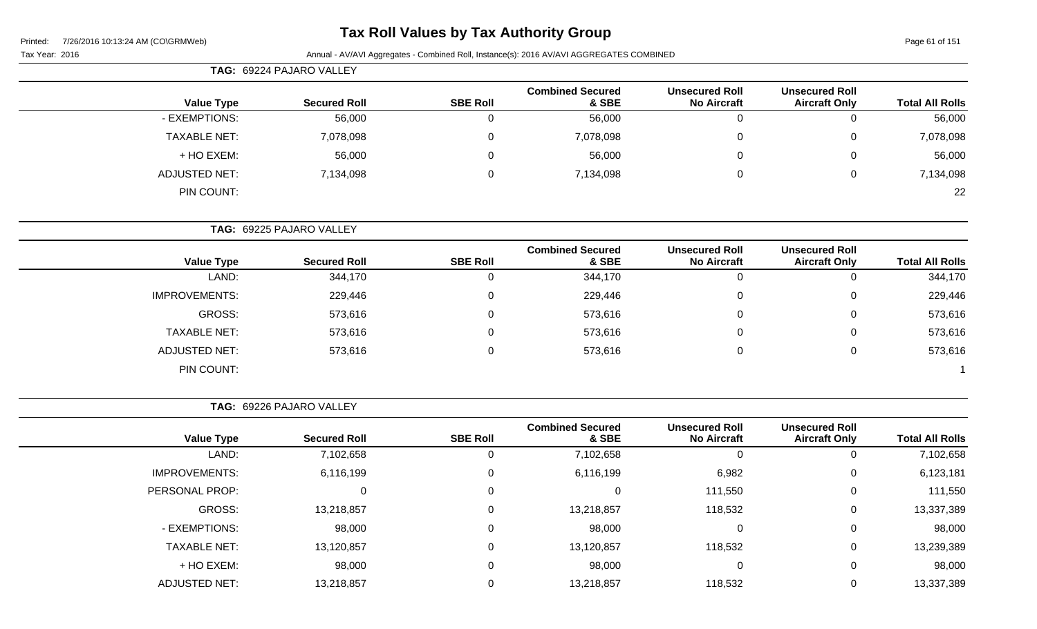# Tax Roll Values by Tax Authority Group

Printed: 7/26/2016 10:13:24 AM (CO\GRMWeb)

Tax Year: 2016

Annual - AV/AVI Aggregates - Combined Roll, Instance(s): 2016 AV/AVI AGGREGATES COMBINED

**TAG: 69224 PAJARO VALLEY**

| Value Type | Secured Roll | SBE Roll | Combined Secured & SBE | Unsecured Roll No Aircraft | Unsecured Roll Aircraft Only | Total All Rolls |
|---|---|---|---|---|---|---|
| - EXEMPTIONS: | 56,000 | 0 | 56,000 | 0 | 0 | 56,000 |
| TAXABLE NET: | 7,078,098 | 0 | 7,078,098 | 0 | 0 | 7,078,098 |
| + HO EXEM: | 56,000 | 0 | 56,000 | 0 | 0 | 56,000 |
| ADJUSTED NET: | 7,134,098 | 0 | 7,134,098 | 0 | 0 | 7,134,098 |
| PIN COUNT: | | | | | | 22 |

**TAG: 69225 PAJARO VALLEY**

| Value Type | Secured Roll | SBE Roll | Combined Secured & SBE | Unsecured Roll No Aircraft | Unsecured Roll Aircraft Only | Total All Rolls |
|---|---|---|---|---|---|---|
| LAND: | 344,170 | 0 | 344,170 | 0 | 0 | 344,170 |
| IMPROVEMENTS: | 229,446 | 0 | 229,446 | 0 | 0 | 229,446 |
| GROSS: | 573,616 | 0 | 573,616 | 0 | 0 | 573,616 |
| TAXABLE NET: | 573,616 | 0 | 573,616 | 0 | 0 | 573,616 |
| ADJUSTED NET: | 573,616 | 0 | 573,616 | 0 | 0 | 573,616 |
| PIN COUNT: | | | | | | 1 |

**TAG: 69226 PAJARO VALLEY**

| Value Type | Secured Roll | SBE Roll | Combined Secured & SBE | Unsecured Roll No Aircraft | Unsecured Roll Aircraft Only | Total All Rolls |
|---|---|---|---|---|---|---|
| LAND: | 7,102,658 | 0 | 7,102,658 | 0 | 0 | 7,102,658 |
| IMPROVEMENTS: | 6,116,199 | 0 | 6,116,199 | 6,982 | 0 | 6,123,181 |
| PERSONAL PROP: | 0 | 0 | 0 | 111,550 | 0 | 111,550 |
| GROSS: | 13,218,857 | 0 | 13,218,857 | 118,532 | 0 | 13,337,389 |
| - EXEMPTIONS: | 98,000 | 0 | 98,000 | 0 | 0 | 98,000 |
| TAXABLE NET: | 13,120,857 | 0 | 13,120,857 | 118,532 | 0 | 13,239,389 |
| + HO EXEM: | 98,000 | 0 | 98,000 | 0 | 0 | 98,000 |
| ADJUSTED NET: | 13,218,857 | 0 | 13,218,857 | 118,532 | 0 | 13,337,389 |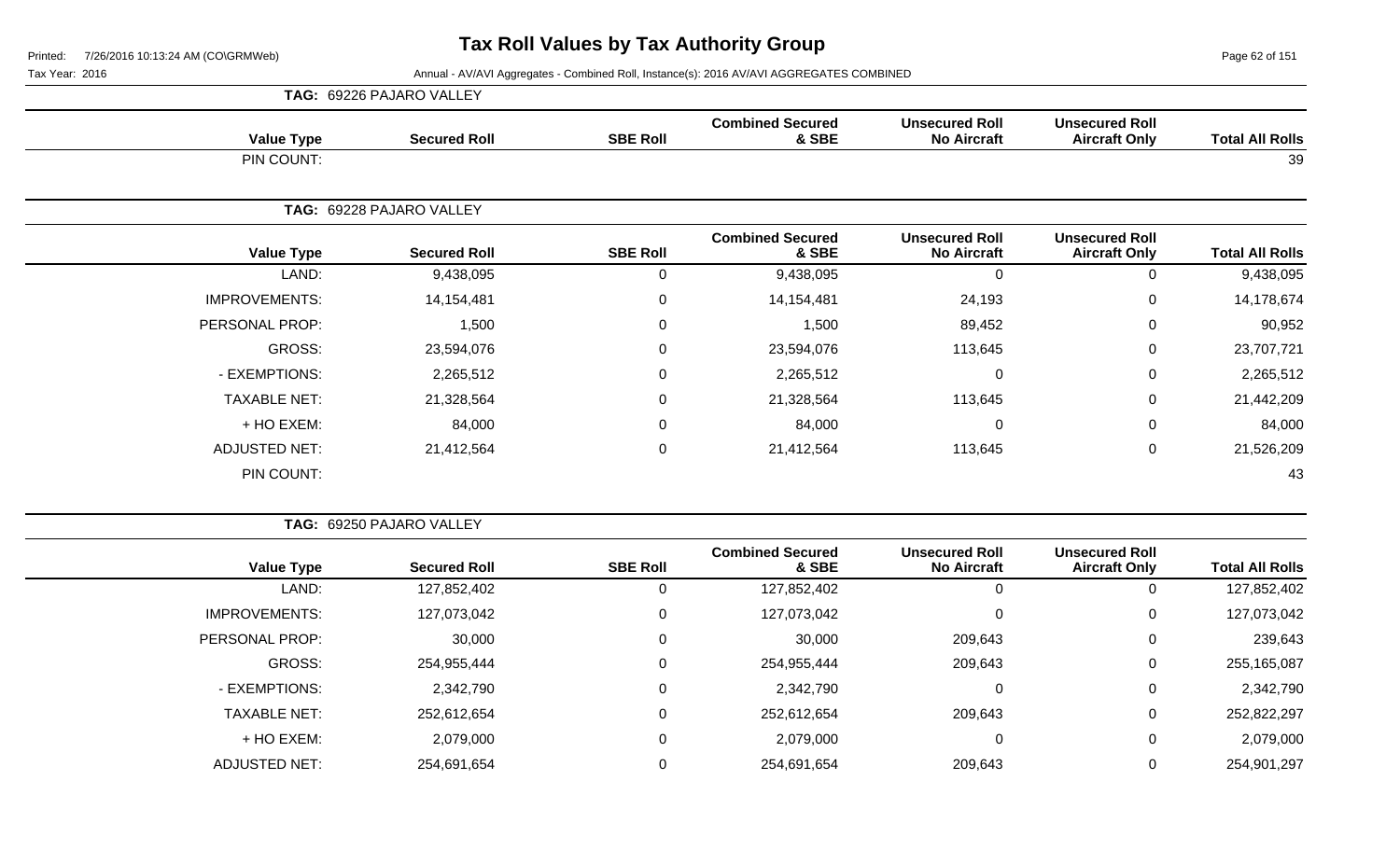# Tax Roll Values by Tax Authority Group

Tax Year: 2016

Annual - AV/AVI Aggregates - Combined Roll, Instance(s): 2016 AV/AVI AGGREGATES COMBINED

**TAG: 69226 PAJARO VALLEY**

| Value Type | Secured Roll | SBE Roll | Combined Secured & SBE | Unsecured Roll No Aircraft | Unsecured Roll Aircraft Only | Total All Rolls |
|---|---|---|---|---|---|---|
| PIN COUNT: | | | | | | 39 |

**TAG: 69228 PAJARO VALLEY**

| Value Type | Secured Roll | SBE Roll | Combined Secured & SBE | Unsecured Roll No Aircraft | Unsecured Roll Aircraft Only | Total All Rolls |
|---|---|---|---|---|---|---|
| LAND: | 9,438,095 | 0 | 9,438,095 | 0 | 0 | 9,438,095 |
| IMPROVEMENTS: | 14,154,481 | 0 | 14,154,481 | 24,193 | 0 | 14,178,674 |
| PERSONAL PROP: | 1,500 | 0 | 1,500 | 89,452 | 0 | 90,952 |
| GROSS: | 23,594,076 | 0 | 23,594,076 | 113,645 | 0 | 23,707,721 |
| - EXEMPTIONS: | 2,265,512 | 0 | 2,265,512 | 0 | 0 | 2,265,512 |
| TAXABLE NET: | 21,328,564 | 0 | 21,328,564 | 113,645 | 0 | 21,442,209 |
| + HO EXEM: | 84,000 | 0 | 84,000 | 0 | 0 | 84,000 |
| ADJUSTED NET: | 21,412,564 | 0 | 21,412,564 | 113,645 | 0 | 21,526,209 |
| PIN COUNT: | | | | | | 43 |

**TAG: 69250 PAJARO VALLEY**

| Value Type | Secured Roll | SBE Roll | Combined Secured & SBE | Unsecured Roll No Aircraft | Unsecured Roll Aircraft Only | Total All Rolls |
|---|---|---|---|---|---|---|
| LAND: | 127,852,402 | 0 | 127,852,402 | 0 | 0 | 127,852,402 |
| IMPROVEMENTS: | 127,073,042 | 0 | 127,073,042 | 0 | 0 | 127,073,042 |
| PERSONAL PROP: | 30,000 | 0 | 30,000 | 209,643 | 0 | 239,643 |
| GROSS: | 254,955,444 | 0 | 254,955,444 | 209,643 | 0 | 255,165,087 |
| - EXEMPTIONS: | 2,342,790 | 0 | 2,342,790 | 0 | 0 | 2,342,790 |
| TAXABLE NET: | 252,612,654 | 0 | 252,612,654 | 209,643 | 0 | 252,822,297 |
| + HO EXEM: | 2,079,000 | 0 | 2,079,000 | 0 | 0 | 2,079,000 |
| ADJUSTED NET: | 254,691,654 | 0 | 254,691,654 | 209,643 | 0 | 254,901,297 |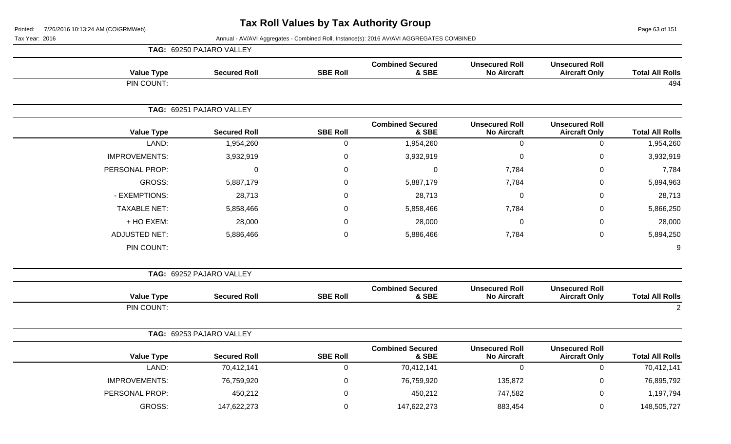# Tax Roll Values by Tax Authority Group

Tax Year: 2016

Annual - AV/AVI Aggregates - Combined Roll, Instance(s): 2016 AV/AVI AGGREGATES COMBINED

**TAG: 69250 PAJARO VALLEY**

| Value Type | Secured Roll | SBE Roll | Combined Secured & SBE | Unsecured Roll No Aircraft | Unsecured Roll Aircraft Only | Total All Rolls |
|---|---|---|---|---|---|---|
| PIN COUNT: | | | | | | 494 |

**TAG: 69251 PAJARO VALLEY**

| Value Type | Secured Roll | SBE Roll | Combined Secured & SBE | Unsecured Roll No Aircraft | Unsecured Roll Aircraft Only | Total All Rolls |
|---|---|---|---|---|---|---|
| LAND: | 1,954,260 | 0 | 1,954,260 | 0 | 0 | 1,954,260 |
| IMPROVEMENTS: | 3,932,919 | 0 | 3,932,919 | 0 | 0 | 3,932,919 |
| PERSONAL PROP: | 0 | 0 | 0 | 7,784 | 0 | 7,784 |
| GROSS: | 5,887,179 | 0 | 5,887,179 | 7,784 | 0 | 5,894,963 |
| - EXEMPTIONS: | 28,713 | 0 | 28,713 | 0 | 0 | 28,713 |
| TAXABLE NET: | 5,858,466 | 0 | 5,858,466 | 7,784 | 0 | 5,866,250 |
| + HO EXEM: | 28,000 | 0 | 28,000 | 0 | 0 | 28,000 |
| ADJUSTED NET: | 5,886,466 | 0 | 5,886,466 | 7,784 | 0 | 5,894,250 |
| PIN COUNT: | | | | | | 9 |

**TAG: 69252 PAJARO VALLEY**

| Value Type | Secured Roll | SBE Roll | Combined Secured & SBE | Unsecured Roll No Aircraft | Unsecured Roll Aircraft Only | Total All Rolls |
|---|---|---|---|---|---|---|
| PIN COUNT: | | | | | | 2 |

**TAG: 69253 PAJARO VALLEY**

| Value Type | Secured Roll | SBE Roll | Combined Secured & SBE | Unsecured Roll No Aircraft | Unsecured Roll Aircraft Only | Total All Rolls |
|---|---|---|---|---|---|---|
| LAND: | 70,412,141 | 0 | 70,412,141 | 0 | 0 | 70,412,141 |
| IMPROVEMENTS: | 76,759,920 | 0 | 76,759,920 | 135,872 | 0 | 76,895,792 |
| PERSONAL PROP: | 450,212 | 0 | 450,212 | 747,582 | 0 | 1,197,794 |
| GROSS: | 147,622,273 | 0 | 147,622,273 | 883,454 | 0 | 148,505,727 |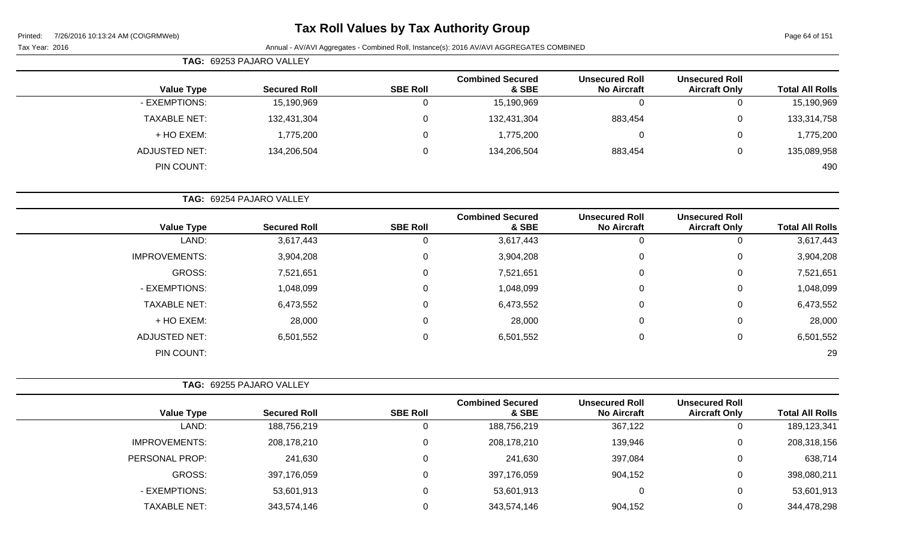# Tax Roll Values by Tax Authority Group

Printed: 7/26/2016 10:13:24 AM (CO\GRMWeb)

Tax Year: 2016

Annual - AV/AVI Aggregates - Combined Roll, Instance(s): 2016 AV/AVI AGGREGATES COMBINED

**TAG: 69253 PAJARO VALLEY**

| Value Type | Secured Roll | SBE Roll | Combined Secured & SBE | Unsecured Roll No Aircraft | Unsecured Roll Aircraft Only | Total All Rolls |
|---|---|---|---|---|---|---|
| - EXEMPTIONS: | 15,190,969 | 0 | 15,190,969 | 0 | 0 | 15,190,969 |
| TAXABLE NET: | 132,431,304 | 0 | 132,431,304 | 883,454 | 0 | 133,314,758 |
| + HO EXEM: | 1,775,200 | 0 | 1,775,200 | 0 | 0 | 1,775,200 |
| ADJUSTED NET: | 134,206,504 | 0 | 134,206,504 | 883,454 | 0 | 135,089,958 |
| PIN COUNT: | | | | | | 490 |

**TAG: 69254 PAJARO VALLEY**

| Value Type | Secured Roll | SBE Roll | Combined Secured & SBE | Unsecured Roll No Aircraft | Unsecured Roll Aircraft Only | Total All Rolls |
|---|---|---|---|---|---|---|
| LAND: | 3,617,443 | 0 | 3,617,443 | 0 | 0 | 3,617,443 |
| IMPROVEMENTS: | 3,904,208 | 0 | 3,904,208 | 0 | 0 | 3,904,208 |
| GROSS: | 7,521,651 | 0 | 7,521,651 | 0 | 0 | 7,521,651 |
| - EXEMPTIONS: | 1,048,099 | 0 | 1,048,099 | 0 | 0 | 1,048,099 |
| TAXABLE NET: | 6,473,552 | 0 | 6,473,552 | 0 | 0 | 6,473,552 |
| + HO EXEM: | 28,000 | 0 | 28,000 | 0 | 0 | 28,000 |
| ADJUSTED NET: | 6,501,552 | 0 | 6,501,552 | 0 | 0 | 6,501,552 |
| PIN COUNT: | | | | | | 29 |

**TAG: 69255 PAJARO VALLEY**

| Value Type | Secured Roll | SBE Roll | Combined Secured & SBE | Unsecured Roll No Aircraft | Unsecured Roll Aircraft Only | Total All Rolls |
|---|---|---|---|---|---|---|
| LAND: | 188,756,219 | 0 | 188,756,219 | 367,122 | 0 | 189,123,341 |
| IMPROVEMENTS: | 208,178,210 | 0 | 208,178,210 | 139,946 | 0 | 208,318,156 |
| PERSONAL PROP: | 241,630 | 0 | 241,630 | 397,084 | 0 | 638,714 |
| GROSS: | 397,176,059 | 0 | 397,176,059 | 904,152 | 0 | 398,080,211 |
| - EXEMPTIONS: | 53,601,913 | 0 | 53,601,913 | 0 | 0 | 53,601,913 |
| TAXABLE NET: | 343,574,146 | 0 | 343,574,146 | 904,152 | 0 | 344,478,298 |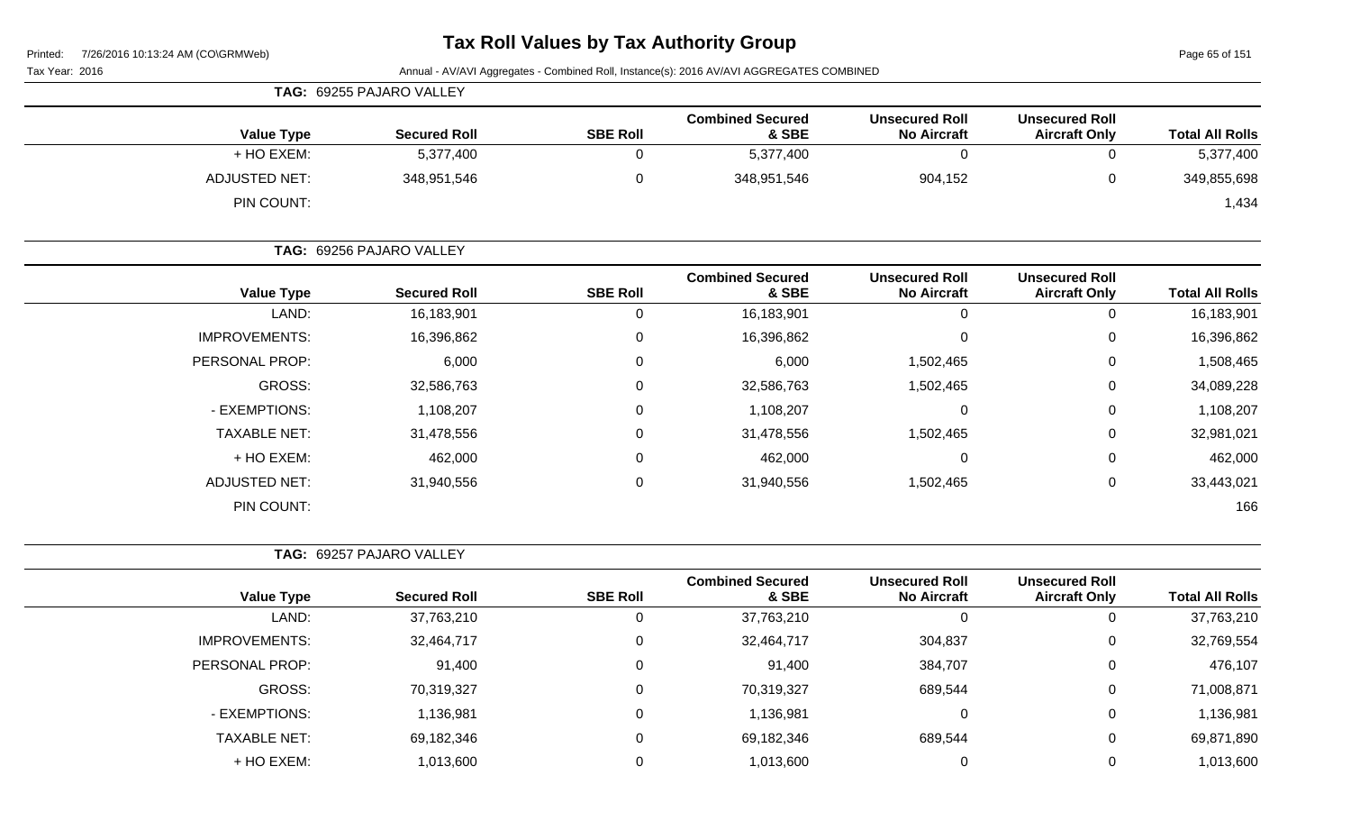# Tax Roll Values by Tax Authority Group

Printed: 7/26/2016 10:13:24 AM (CO\GRMWeb)

Tax Year: 2016

Annual - AV/AVI Aggregates - Combined Roll, Instance(s): 2016 AV/AVI AGGREGATES COMBINED

**TAG: 69255 PAJARO VALLEY**

| Value Type | Secured Roll | SBE Roll | Combined Secured & SBE | Unsecured Roll No Aircraft | Unsecured Roll Aircraft Only | Total All Rolls |
|---|---|---|---|---|---|---|
| + HO EXEM: | 5,377,400 | 0 | 5,377,400 | 0 | 0 | 5,377,400 |
| ADJUSTED NET: | 348,951,546 | 0 | 348,951,546 | 904,152 | 0 | 349,855,698 |
| PIN COUNT: | | | | | | 1,434 |

**TAG: 69256 PAJARO VALLEY**

| Value Type | Secured Roll | SBE Roll | Combined Secured & SBE | Unsecured Roll No Aircraft | Unsecured Roll Aircraft Only | Total All Rolls |
|---|---|---|---|---|---|---|
| LAND: | 16,183,901 | 0 | 16,183,901 | 0 | 0 | 16,183,901 |
| IMPROVEMENTS: | 16,396,862 | 0 | 16,396,862 | 0 | 0 | 16,396,862 |
| PERSONAL PROP: | 6,000 | 0 | 6,000 | 1,502,465 | 0 | 1,508,465 |
| GROSS: | 32,586,763 | 0 | 32,586,763 | 1,502,465 | 0 | 34,089,228 |
| - EXEMPTIONS: | 1,108,207 | 0 | 1,108,207 | 0 | 0 | 1,108,207 |
| TAXABLE NET: | 31,478,556 | 0 | 31,478,556 | 1,502,465 | 0 | 32,981,021 |
| + HO EXEM: | 462,000 | 0 | 462,000 | 0 | 0 | 462,000 |
| ADJUSTED NET: | 31,940,556 | 0 | 31,940,556 | 1,502,465 | 0 | 33,443,021 |
| PIN COUNT: | | | | | | 166 |

**TAG: 69257 PAJARO VALLEY**

| Value Type | Secured Roll | SBE Roll | Combined Secured & SBE | Unsecured Roll No Aircraft | Unsecured Roll Aircraft Only | Total All Rolls |
|---|---|---|---|---|---|---|
| LAND: | 37,763,210 | 0 | 37,763,210 | 0 | 0 | 37,763,210 |
| IMPROVEMENTS: | 32,464,717 | 0 | 32,464,717 | 304,837 | 0 | 32,769,554 |
| PERSONAL PROP: | 91,400 | 0 | 91,400 | 384,707 | 0 | 476,107 |
| GROSS: | 70,319,327 | 0 | 70,319,327 | 689,544 | 0 | 71,008,871 |
| - EXEMPTIONS: | 1,136,981 | 0 | 1,136,981 | 0 | 0 | 1,136,981 |
| TAXABLE NET: | 69,182,346 | 0 | 69,182,346 | 689,544 | 0 | 69,871,890 |
| + HO EXEM: | 1,013,600 | 0 | 1,013,600 | 0 | 0 | 1,013,600 |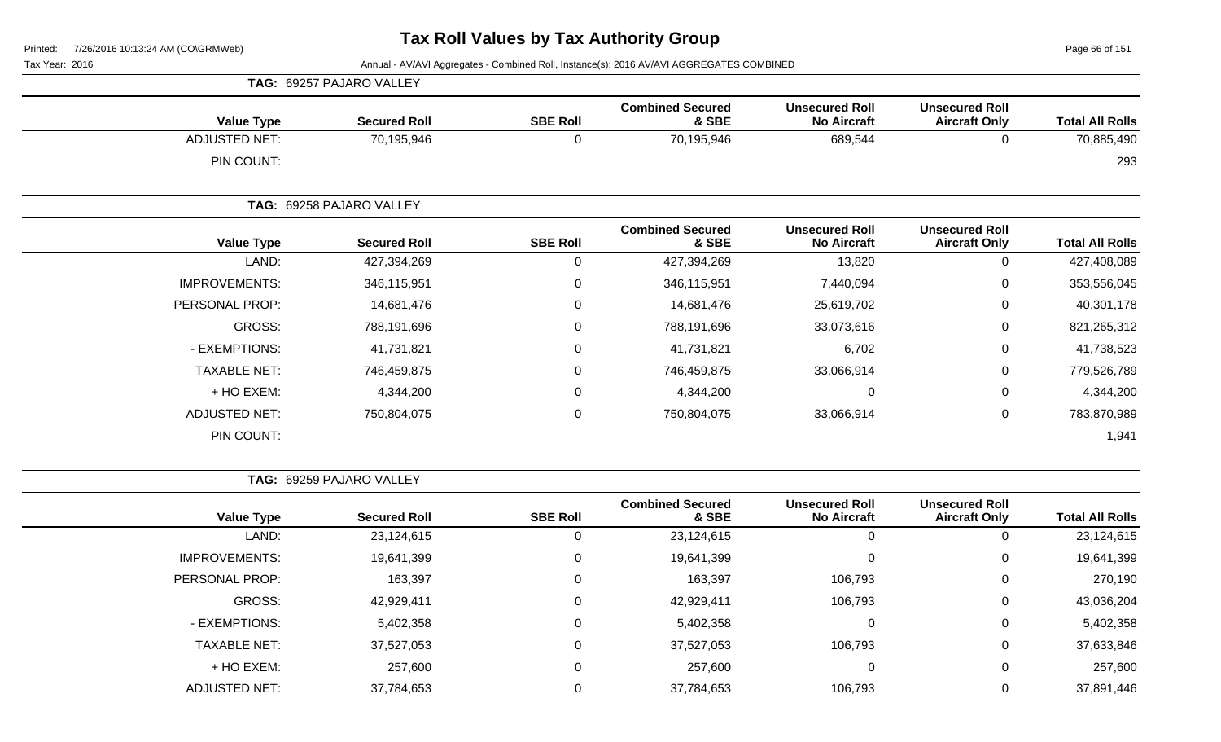# Tax Roll Values by Tax Authority Group

Printed: 7/26/2016 10:13:24 AM (CO\GRMWeb)

Tax Year: 2016

Annual - AV/AVI Aggregates - Combined Roll, Instance(s): 2016 AV/AVI AGGREGATES COMBINED

**TAG: 69257 PAJARO VALLEY**

| Value Type | Secured Roll | SBE Roll | Combined Secured & SBE | Unsecured Roll No Aircraft | Unsecured Roll Aircraft Only | Total All Rolls |
|---|---|---|---|---|---|---|
| ADJUSTED NET: | 70,195,946 | 0 | 70,195,946 | 689,544 | 0 | 70,885,490 |
| PIN COUNT: | | | | | | 293 |

**TAG: 69258 PAJARO VALLEY**

| Value Type | Secured Roll | SBE Roll | Combined Secured & SBE | Unsecured Roll No Aircraft | Unsecured Roll Aircraft Only | Total All Rolls |
|---|---|---|---|---|---|---|
| LAND: | 427,394,269 | 0 | 427,394,269 | 13,820 | 0 | 427,408,089 |
| IMPROVEMENTS: | 346,115,951 | 0 | 346,115,951 | 7,440,094 | 0 | 353,556,045 |
| PERSONAL PROP: | 14,681,476 | 0 | 14,681,476 | 25,619,702 | 0 | 40,301,178 |
| GROSS: | 788,191,696 | 0 | 788,191,696 | 33,073,616 | 0 | 821,265,312 |
| - EXEMPTIONS: | 41,731,821 | 0 | 41,731,821 | 6,702 | 0 | 41,738,523 |
| TAXABLE NET: | 746,459,875 | 0 | 746,459,875 | 33,066,914 | 0 | 779,526,789 |
| + HO EXEM: | 4,344,200 | 0 | 4,344,200 | 0 | 0 | 4,344,200 |
| ADJUSTED NET: | 750,804,075 | 0 | 750,804,075 | 33,066,914 | 0 | 783,870,989 |
| PIN COUNT: | | | | | | 1,941 |

**TAG: 69259 PAJARO VALLEY**

| Value Type | Secured Roll | SBE Roll | Combined Secured & SBE | Unsecured Roll No Aircraft | Unsecured Roll Aircraft Only | Total All Rolls |
|---|---|---|---|---|---|---|
| LAND: | 23,124,615 | 0 | 23,124,615 | 0 | 0 | 23,124,615 |
| IMPROVEMENTS: | 19,641,399 | 0 | 19,641,399 | 0 | 0 | 19,641,399 |
| PERSONAL PROP: | 163,397 | 0 | 163,397 | 106,793 | 0 | 270,190 |
| GROSS: | 42,929,411 | 0 | 42,929,411 | 106,793 | 0 | 43,036,204 |
| - EXEMPTIONS: | 5,402,358 | 0 | 5,402,358 | 0 | 0 | 5,402,358 |
| TAXABLE NET: | 37,527,053 | 0 | 37,527,053 | 106,793 | 0 | 37,633,846 |
| + HO EXEM: | 257,600 | 0 | 257,600 | 0 | 0 | 257,600 |
| ADJUSTED NET: | 37,784,653 | 0 | 37,784,653 | 106,793 | 0 | 37,891,446 |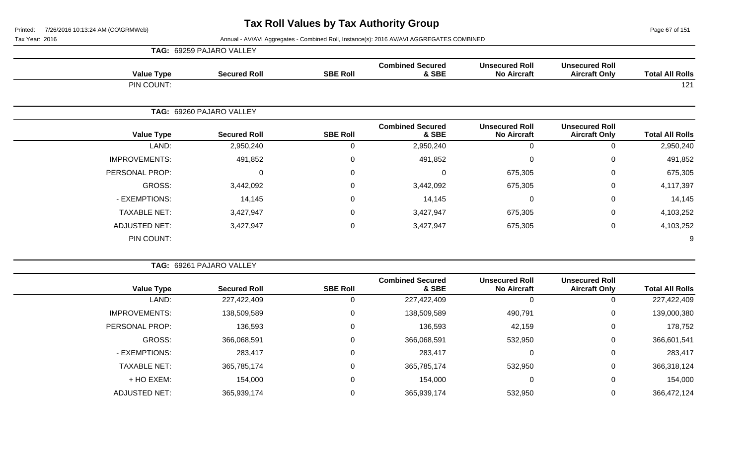# Tax Roll Values by Tax Authority Group

Printed: 7/26/2016 10:13:24 AM (CO\GRMWeb)

Tax Year: 2016

Annual - AV/AVI Aggregates - Combined Roll, Instance(s): 2016 AV/AVI AGGREGATES COMBINED

**TAG: 69259 PAJARO VALLEY**

| Value Type | Secured Roll | SBE Roll | Combined Secured & SBE | Unsecured Roll No Aircraft | Unsecured Roll Aircraft Only | Total All Rolls |
|---|---|---|---|---|---|---|
| PIN COUNT: | | | | | | 121 |

**TAG: 69260 PAJARO VALLEY**

| Value Type | Secured Roll | SBE Roll | Combined Secured & SBE | Unsecured Roll No Aircraft | Unsecured Roll Aircraft Only | Total All Rolls |
|---|---|---|---|---|---|---|
| LAND: | 2,950,240 | 0 | 2,950,240 | 0 | 0 | 2,950,240 |
| IMPROVEMENTS: | 491,852 | 0 | 491,852 | 0 | 0 | 491,852 |
| PERSONAL PROP: | 0 | 0 | 0 | 675,305 | 0 | 675,305 |
| GROSS: | 3,442,092 | 0 | 3,442,092 | 675,305 | 0 | 4,117,397 |
| - EXEMPTIONS: | 14,145 | 0 | 14,145 | 0 | 0 | 14,145 |
| TAXABLE NET: | 3,427,947 | 0 | 3,427,947 | 675,305 | 0 | 4,103,252 |
| ADJUSTED NET: | 3,427,947 | 0 | 3,427,947 | 675,305 | 0 | 4,103,252 |
| PIN COUNT: | | | | | | 9 |

**TAG: 69261 PAJARO VALLEY**

| Value Type | Secured Roll | SBE Roll | Combined Secured & SBE | Unsecured Roll No Aircraft | Unsecured Roll Aircraft Only | Total All Rolls |
|---|---|---|---|---|---|---|
| LAND: | 227,422,409 | 0 | 227,422,409 | 0 | 0 | 227,422,409 |
| IMPROVEMENTS: | 138,509,589 | 0 | 138,509,589 | 490,791 | 0 | 139,000,380 |
| PERSONAL PROP: | 136,593 | 0 | 136,593 | 42,159 | 0 | 178,752 |
| GROSS: | 366,068,591 | 0 | 366,068,591 | 532,950 | 0 | 366,601,541 |
| - EXEMPTIONS: | 283,417 | 0 | 283,417 | 0 | 0 | 283,417 |
| TAXABLE NET: | 365,785,174 | 0 | 365,785,174 | 532,950 | 0 | 366,318,124 |
| + HO EXEM: | 154,000 | 0 | 154,000 | 0 | 0 | 154,000 |
| ADJUSTED NET: | 365,939,174 | 0 | 365,939,174 | 532,950 | 0 | 366,472,124 |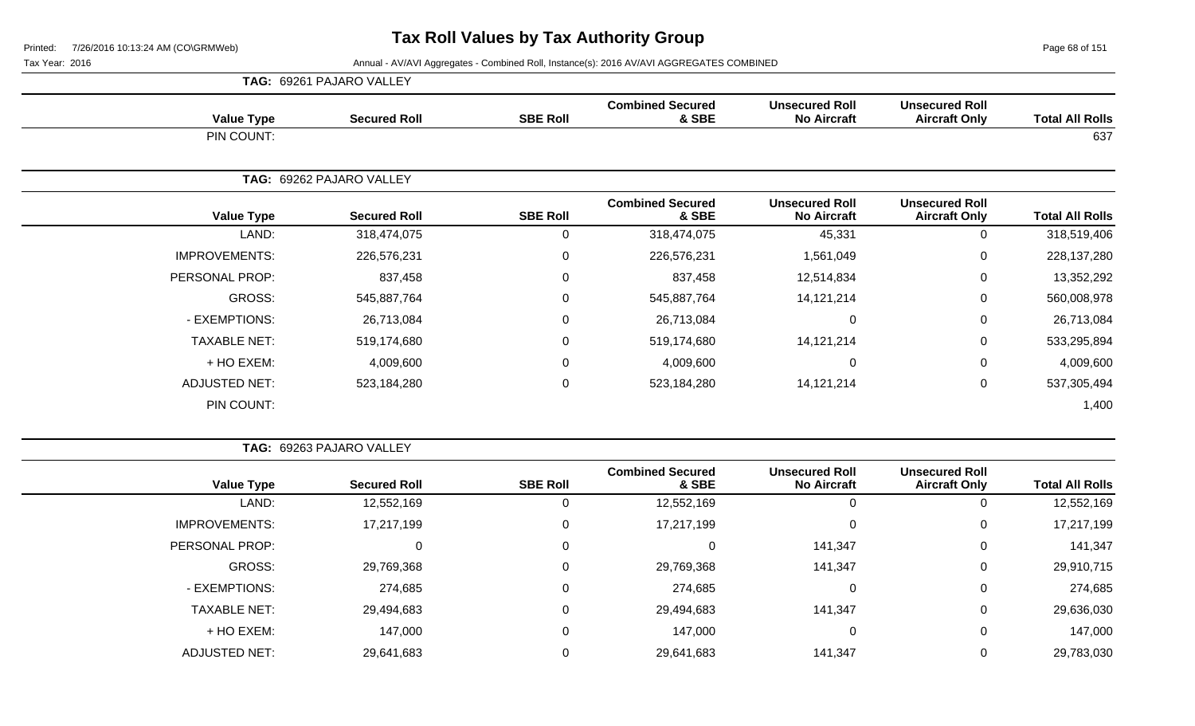# Tax Roll Values by Tax Authority Group

Tax Year: 2016

Annual - AV/AVI Aggregates - Combined Roll, Instance(s): 2016 AV/AVI AGGREGATES COMBINED

**TAG: 69261 PAJARO VALLEY**

| Value Type | Secured Roll | SBE Roll | Combined Secured & SBE | Unsecured Roll No Aircraft | Unsecured Roll Aircraft Only | Total All Rolls |
|---|---|---|---|---|---|---|
| PIN COUNT: | | | | | | 637 |

**TAG: 69262 PAJARO VALLEY**

| Value Type | Secured Roll | SBE Roll | Combined Secured & SBE | Unsecured Roll No Aircraft | Unsecured Roll Aircraft Only | Total All Rolls |
|---|---|---|---|---|---|---|
| LAND: | 318,474,075 | 0 | 318,474,075 | 45,331 | 0 | 318,519,406 |
| IMPROVEMENTS: | 226,576,231 | 0 | 226,576,231 | 1,561,049 | 0 | 228,137,280 |
| PERSONAL PROP: | 837,458 | 0 | 837,458 | 12,514,834 | 0 | 13,352,292 |
| GROSS: | 545,887,764 | 0 | 545,887,764 | 14,121,214 | 0 | 560,008,978 |
| - EXEMPTIONS: | 26,713,084 | 0 | 26,713,084 | 0 | 0 | 26,713,084 |
| TAXABLE NET: | 519,174,680 | 0 | 519,174,680 | 14,121,214 | 0 | 533,295,894 |
| + HO EXEM: | 4,009,600 | 0 | 4,009,600 | 0 | 0 | 4,009,600 |
| ADJUSTED NET: | 523,184,280 | 0 | 523,184,280 | 14,121,214 | 0 | 537,305,494 |
| PIN COUNT: | | | | | | 1,400 |

**TAG: 69263 PAJARO VALLEY**

| Value Type | Secured Roll | SBE Roll | Combined Secured & SBE | Unsecured Roll No Aircraft | Unsecured Roll Aircraft Only | Total All Rolls |
|---|---|---|---|---|---|---|
| LAND: | 12,552,169 | 0 | 12,552,169 | 0 | 0 | 12,552,169 |
| IMPROVEMENTS: | 17,217,199 | 0 | 17,217,199 | 0 | 0 | 17,217,199 |
| PERSONAL PROP: | 0 | 0 | 0 | 141,347 | 0 | 141,347 |
| GROSS: | 29,769,368 | 0 | 29,769,368 | 141,347 | 0 | 29,910,715 |
| - EXEMPTIONS: | 274,685 | 0 | 274,685 | 0 | 0 | 274,685 |
| TAXABLE NET: | 29,494,683 | 0 | 29,494,683 | 141,347 | 0 | 29,636,030 |
| + HO EXEM: | 147,000 | 0 | 147,000 | 0 | 0 | 147,000 |
| ADJUSTED NET: | 29,641,683 | 0 | 29,641,683 | 141,347 | 0 | 29,783,030 |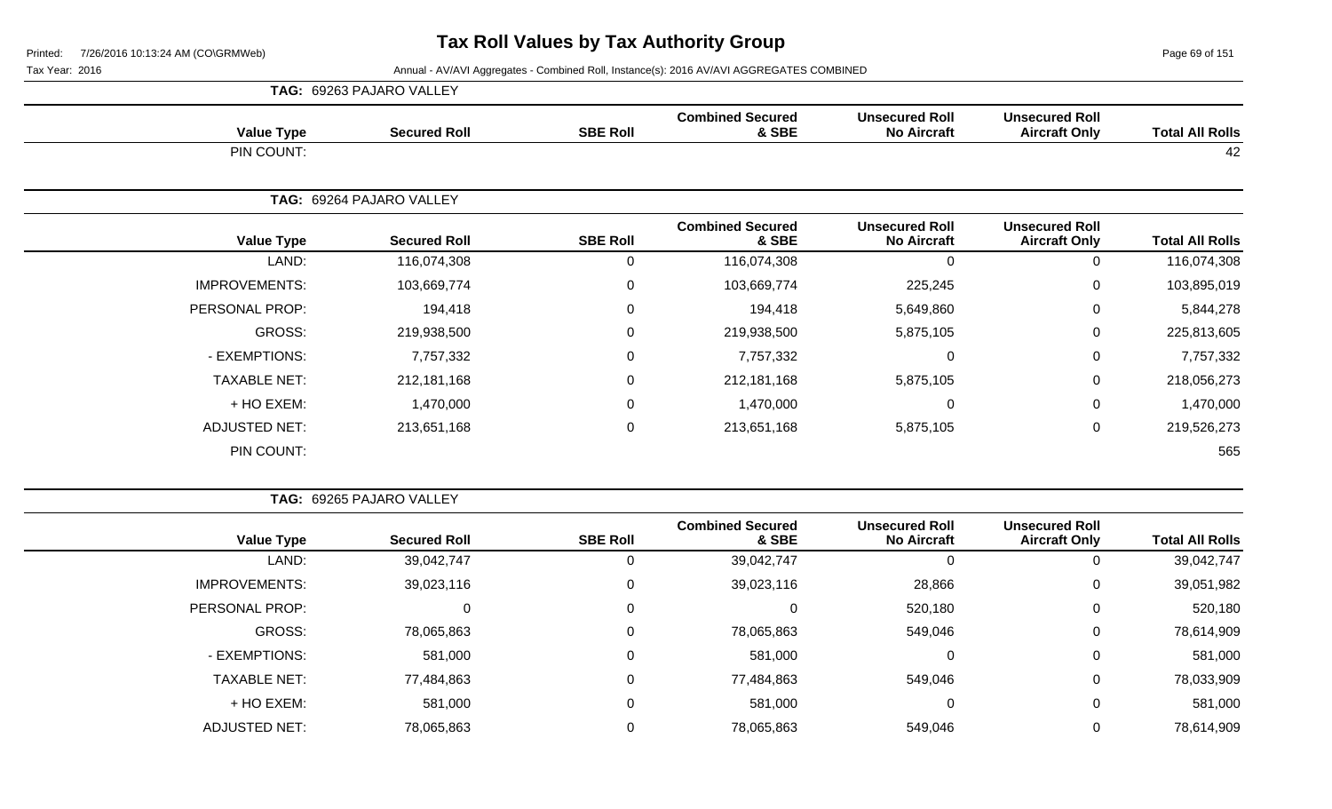# Tax Roll Values by Tax Authority Group

Printed: 7/26/2016 10:13:24 AM (CO\GRMWeb)

Tax Year: 2016

Annual - AV/AVI Aggregates - Combined Roll, Instance(s): 2016 AV/AVI AGGREGATES COMBINED

**TAG: 69263 PAJARO VALLEY**

| Value Type | Secured Roll | SBE Roll | Combined Secured & SBE | Unsecured Roll No Aircraft | Unsecured Roll Aircraft Only | Total All Rolls |
|---|---|---|---|---|---|---|
| PIN COUNT: | | | | | | 42 |

**TAG: 69264 PAJARO VALLEY**

| Value Type | Secured Roll | SBE Roll | Combined Secured & SBE | Unsecured Roll No Aircraft | Unsecured Roll Aircraft Only | Total All Rolls |
|---|---|---|---|---|---|---|
| LAND: | 116,074,308 | 0 | 116,074,308 | 0 | 0 | 116,074,308 |
| IMPROVEMENTS: | 103,669,774 | 0 | 103,669,774 | 225,245 | 0 | 103,895,019 |
| PERSONAL PROP: | 194,418 | 0 | 194,418 | 5,649,860 | 0 | 5,844,278 |
| GROSS: | 219,938,500 | 0 | 219,938,500 | 5,875,105 | 0 | 225,813,605 |
| - EXEMPTIONS: | 7,757,332 | 0 | 7,757,332 | 0 | 0 | 7,757,332 |
| TAXABLE NET: | 212,181,168 | 0 | 212,181,168 | 5,875,105 | 0 | 218,056,273 |
| + HO EXEM: | 1,470,000 | 0 | 1,470,000 | 0 | 0 | 1,470,000 |
| ADJUSTED NET: | 213,651,168 | 0 | 213,651,168 | 5,875,105 | 0 | 219,526,273 |
| PIN COUNT: | | | | | | 565 |

**TAG: 69265 PAJARO VALLEY**

| Value Type | Secured Roll | SBE Roll | Combined Secured & SBE | Unsecured Roll No Aircraft | Unsecured Roll Aircraft Only | Total All Rolls |
|---|---|---|---|---|---|---|
| LAND: | 39,042,747 | 0 | 39,042,747 | 0 | 0 | 39,042,747 |
| IMPROVEMENTS: | 39,023,116 | 0 | 39,023,116 | 28,866 | 0 | 39,051,982 |
| PERSONAL PROP: | 0 | 0 | 0 | 520,180 | 0 | 520,180 |
| GROSS: | 78,065,863 | 0 | 78,065,863 | 549,046 | 0 | 78,614,909 |
| - EXEMPTIONS: | 581,000 | 0 | 581,000 | 0 | 0 | 581,000 |
| TAXABLE NET: | 77,484,863 | 0 | 77,484,863 | 549,046 | 0 | 78,033,909 |
| + HO EXEM: | 581,000 | 0 | 581,000 | 0 | 0 | 581,000 |
| ADJUSTED NET: | 78,065,863 | 0 | 78,065,863 | 549,046 | 0 | 78,614,909 |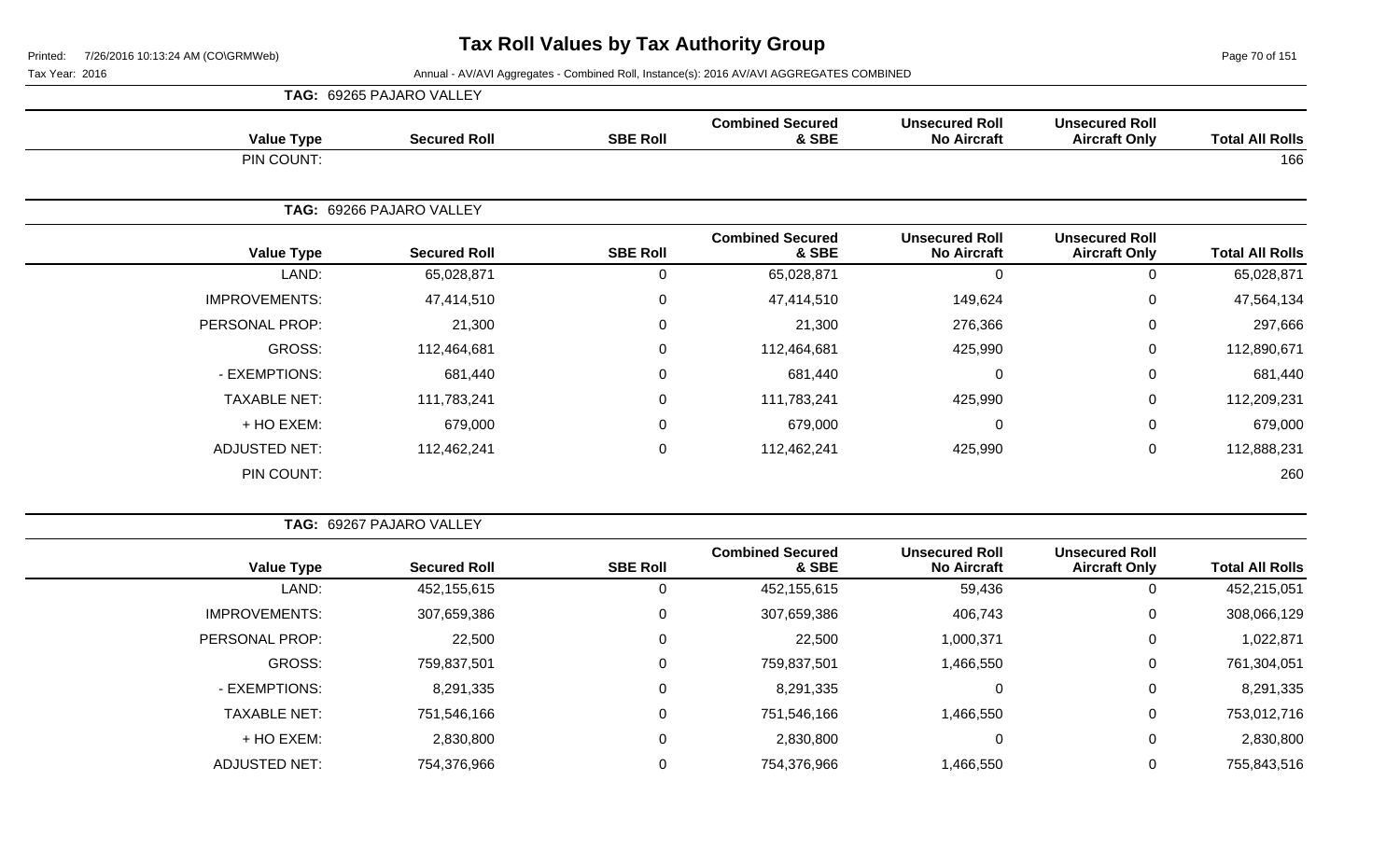# Tax Roll Values by Tax Authority Group

Printed: 7/26/2016 10:13:24 AM (CO\GRMWeb)

Tax Year: 2016

Annual - AV/AVI Aggregates - Combined Roll, Instance(s): 2016 AV/AVI AGGREGATES COMBINED

**TAG: 69265 PAJARO VALLEY**

| Value Type | Secured Roll | SBE Roll | Combined Secured & SBE | Unsecured Roll No Aircraft | Unsecured Roll Aircraft Only | Total All Rolls |
|---|---|---|---|---|---|---|
| PIN COUNT: | | | | | | 166 |

**TAG: 69266 PAJARO VALLEY**

| Value Type | Secured Roll | SBE Roll | Combined Secured & SBE | Unsecured Roll No Aircraft | Unsecured Roll Aircraft Only | Total All Rolls |
|---|---|---|---|---|---|---|
| LAND: | 65,028,871 | 0 | 65,028,871 | 0 | 0 | 65,028,871 |
| IMPROVEMENTS: | 47,414,510 | 0 | 47,414,510 | 149,624 | 0 | 47,564,134 |
| PERSONAL PROP: | 21,300 | 0 | 21,300 | 276,366 | 0 | 297,666 |
| GROSS: | 112,464,681 | 0 | 112,464,681 | 425,990 | 0 | 112,890,671 |
| - EXEMPTIONS: | 681,440 | 0 | 681,440 | 0 | 0 | 681,440 |
| TAXABLE NET: | 111,783,241 | 0 | 111,783,241 | 425,990 | 0 | 112,209,231 |
| + HO EXEM: | 679,000 | 0 | 679,000 | 0 | 0 | 679,000 |
| ADJUSTED NET: | 112,462,241 | 0 | 112,462,241 | 425,990 | 0 | 112,888,231 |
| PIN COUNT: | | | | | | 260 |

**TAG: 69267 PAJARO VALLEY**

| Value Type | Secured Roll | SBE Roll | Combined Secured & SBE | Unsecured Roll No Aircraft | Unsecured Roll Aircraft Only | Total All Rolls |
|---|---|---|---|---|---|---|
| LAND: | 452,155,615 | 0 | 452,155,615 | 59,436 | 0 | 452,215,051 |
| IMPROVEMENTS: | 307,659,386 | 0 | 307,659,386 | 406,743 | 0 | 308,066,129 |
| PERSONAL PROP: | 22,500 | 0 | 22,500 | 1,000,371 | 0 | 1,022,871 |
| GROSS: | 759,837,501 | 0 | 759,837,501 | 1,466,550 | 0 | 761,304,051 |
| - EXEMPTIONS: | 8,291,335 | 0 | 8,291,335 | 0 | 0 | 8,291,335 |
| TAXABLE NET: | 751,546,166 | 0 | 751,546,166 | 1,466,550 | 0 | 753,012,716 |
| + HO EXEM: | 2,830,800 | 0 | 2,830,800 | 0 | 0 | 2,830,800 |
| ADJUSTED NET: | 754,376,966 | 0 | 754,376,966 | 1,466,550 | 0 | 755,843,516 |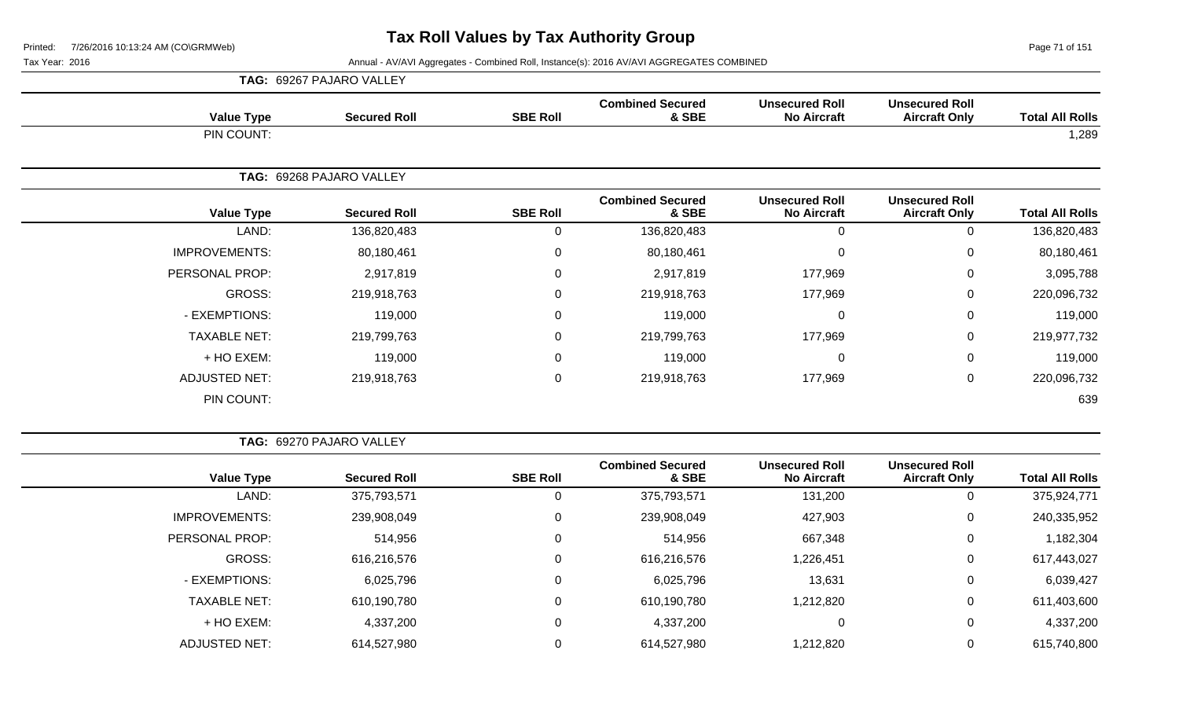# Tax Roll Values by Tax Authority Group

Printed: 7/26/2016 10:13:24 AM (CO\GRMWeb)

Tax Year: 2016

Annual - AV/AVI Aggregates - Combined Roll, Instance(s): 2016 AV/AVI AGGREGATES COMBINED

**TAG: 69267 PAJARO VALLEY**

| Value Type | Secured Roll | SBE Roll | Combined Secured & SBE | Unsecured Roll No Aircraft | Unsecured Roll Aircraft Only | Total All Rolls |
|---|---|---|---|---|---|---|
| PIN COUNT: | | | | | | 1,289 |

**TAG: 69268 PAJARO VALLEY**

| Value Type | Secured Roll | SBE Roll | Combined Secured & SBE | Unsecured Roll No Aircraft | Unsecured Roll Aircraft Only | Total All Rolls |
|---|---|---|---|---|---|---|
| LAND: | 136,820,483 | 0 | 136,820,483 | 0 | 0 | 136,820,483 |
| IMPROVEMENTS: | 80,180,461 | 0 | 80,180,461 | 0 | 0 | 80,180,461 |
| PERSONAL PROP: | 2,917,819 | 0 | 2,917,819 | 177,969 | 0 | 3,095,788 |
| GROSS: | 219,918,763 | 0 | 219,918,763 | 177,969 | 0 | 220,096,732 |
| - EXEMPTIONS: | 119,000 | 0 | 119,000 | 0 | 0 | 119,000 |
| TAXABLE NET: | 219,799,763 | 0 | 219,799,763 | 177,969 | 0 | 219,977,732 |
| + HO EXEM: | 119,000 | 0 | 119,000 | 0 | 0 | 119,000 |
| ADJUSTED NET: | 219,918,763 | 0 | 219,918,763 | 177,969 | 0 | 220,096,732 |
| PIN COUNT: | | | | | | 639 |

**TAG: 69270 PAJARO VALLEY**

| Value Type | Secured Roll | SBE Roll | Combined Secured & SBE | Unsecured Roll No Aircraft | Unsecured Roll Aircraft Only | Total All Rolls |
|---|---|---|---|---|---|---|
| LAND: | 375,793,571 | 0 | 375,793,571 | 131,200 | 0 | 375,924,771 |
| IMPROVEMENTS: | 239,908,049 | 0 | 239,908,049 | 427,903 | 0 | 240,335,952 |
| PERSONAL PROP: | 514,956 | 0 | 514,956 | 667,348 | 0 | 1,182,304 |
| GROSS: | 616,216,576 | 0 | 616,216,576 | 1,226,451 | 0 | 617,443,027 |
| - EXEMPTIONS: | 6,025,796 | 0 | 6,025,796 | 13,631 | 0 | 6,039,427 |
| TAXABLE NET: | 610,190,780 | 0 | 610,190,780 | 1,212,820 | 0 | 611,403,600 |
| + HO EXEM: | 4,337,200 | 0 | 4,337,200 | 0 | 0 | 4,337,200 |
| ADJUSTED NET: | 614,527,980 | 0 | 614,527,980 | 1,212,820 | 0 | 615,740,800 |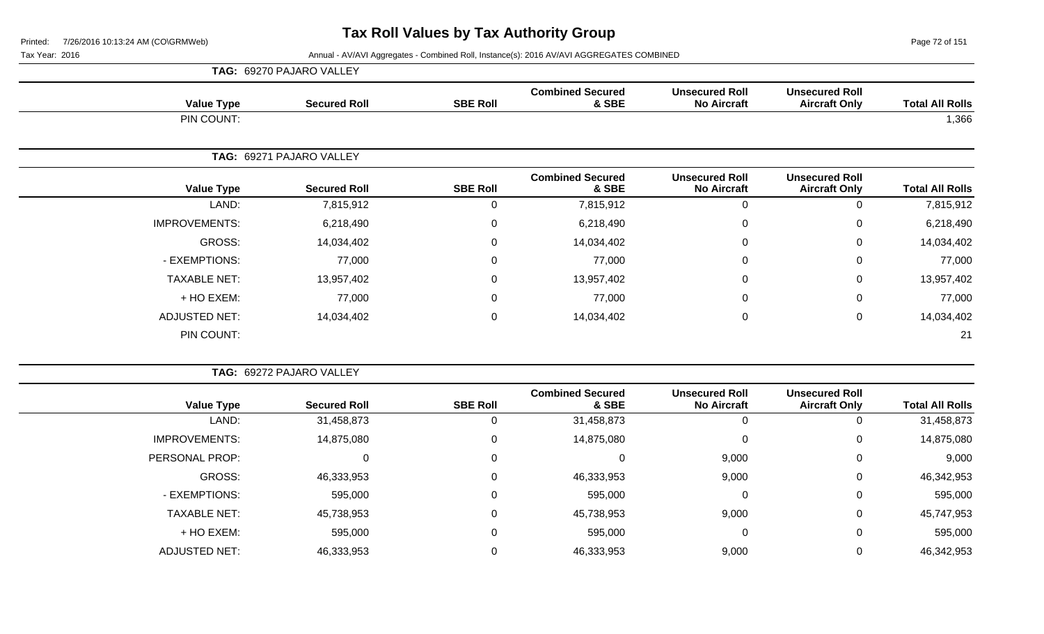# Tax Roll Values by Tax Authority Group

Tax Year: 2016

Annual - AV/AVI Aggregates - Combined Roll, Instance(s): 2016 AV/AVI AGGREGATES COMBINED

**TAG: 69270 PAJARO VALLEY**

| Value Type | Secured Roll | SBE Roll | Combined Secured & SBE | Unsecured Roll No Aircraft | Unsecured Roll Aircraft Only | Total All Rolls |
|---|---|---|---|---|---|---|
| PIN COUNT: | | | | | | 1,366 |

**TAG: 69271 PAJARO VALLEY**

| Value Type | Secured Roll | SBE Roll | Combined Secured & SBE | Unsecured Roll No Aircraft | Unsecured Roll Aircraft Only | Total All Rolls |
|---|---|---|---|---|---|---|
| LAND: | 7,815,912 | 0 | 7,815,912 | 0 | 0 | 7,815,912 |
| IMPROVEMENTS: | 6,218,490 | 0 | 6,218,490 | 0 | 0 | 6,218,490 |
| GROSS: | 14,034,402 | 0 | 14,034,402 | 0 | 0 | 14,034,402 |
| - EXEMPTIONS: | 77,000 | 0 | 77,000 | 0 | 0 | 77,000 |
| TAXABLE NET: | 13,957,402 | 0 | 13,957,402 | 0 | 0 | 13,957,402 |
| + HO EXEM: | 77,000 | 0 | 77,000 | 0 | 0 | 77,000 |
| ADJUSTED NET: | 14,034,402 | 0 | 14,034,402 | 0 | 0 | 14,034,402 |
| PIN COUNT: | | | | | | 21 |

**TAG: 69272 PAJARO VALLEY**

| Value Type | Secured Roll | SBE Roll | Combined Secured & SBE | Unsecured Roll No Aircraft | Unsecured Roll Aircraft Only | Total All Rolls |
|---|---|---|---|---|---|---|
| LAND: | 31,458,873 | 0 | 31,458,873 | 0 | 0 | 31,458,873 |
| IMPROVEMENTS: | 14,875,080 | 0 | 14,875,080 | 0 | 0 | 14,875,080 |
| PERSONAL PROP: | 0 | 0 | 0 | 9,000 | 0 | 9,000 |
| GROSS: | 46,333,953 | 0 | 46,333,953 | 9,000 | 0 | 46,342,953 |
| - EXEMPTIONS: | 595,000 | 0 | 595,000 | 0 | 0 | 595,000 |
| TAXABLE NET: | 45,738,953 | 0 | 45,738,953 | 9,000 | 0 | 45,747,953 |
| + HO EXEM: | 595,000 | 0 | 595,000 | 0 | 0 | 595,000 |
| ADJUSTED NET: | 46,333,953 | 0 | 46,333,953 | 9,000 | 0 | 46,342,953 |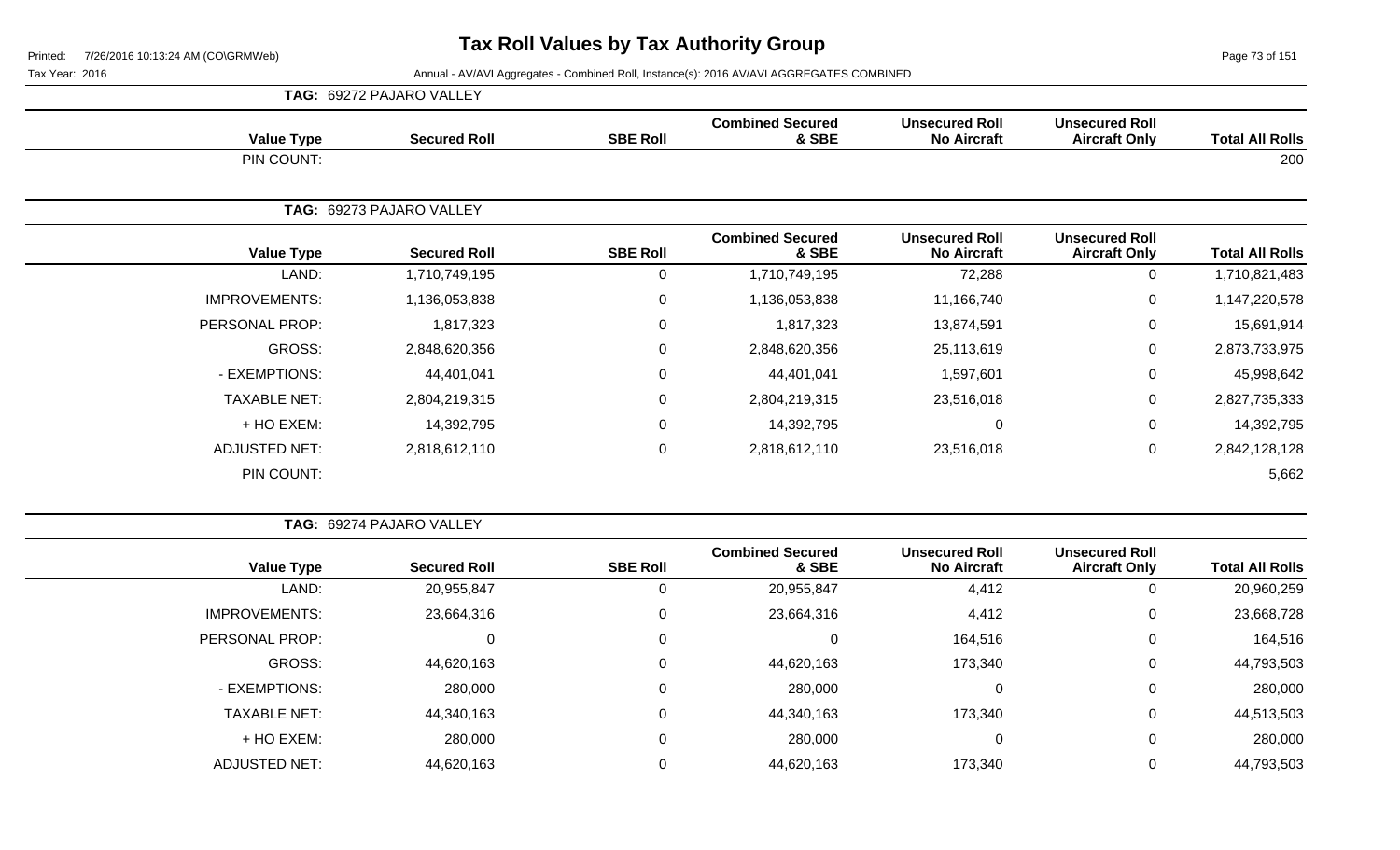# Tax Roll Values by Tax Authority Group

Printed: 7/26/2016 10:13:24 AM (CO\GRMWeb)

Tax Year: 2016

Annual - AV/AVI Aggregates - Combined Roll, Instance(s): 2016 AV/AVI AGGREGATES COMBINED

**TAG: 69272 PAJARO VALLEY**

| Value Type | Secured Roll | SBE Roll | Combined Secured & SBE | Unsecured Roll No Aircraft | Unsecured Roll Aircraft Only | Total All Rolls |
|---|---|---|---|---|---|---|
| PIN COUNT: | | | | | | 200 |

**TAG: 69273 PAJARO VALLEY**

| Value Type | Secured Roll | SBE Roll | Combined Secured & SBE | Unsecured Roll No Aircraft | Unsecured Roll Aircraft Only | Total All Rolls |
|---|---|---|---|---|---|---|
| LAND: | 1,710,749,195 | 0 | 1,710,749,195 | 72,288 | 0 | 1,710,821,483 |
| IMPROVEMENTS: | 1,136,053,838 | 0 | 1,136,053,838 | 11,166,740 | 0 | 1,147,220,578 |
| PERSONAL PROP: | 1,817,323 | 0 | 1,817,323 | 13,874,591 | 0 | 15,691,914 |
| GROSS: | 2,848,620,356 | 0 | 2,848,620,356 | 25,113,619 | 0 | 2,873,733,975 |
| - EXEMPTIONS: | 44,401,041 | 0 | 44,401,041 | 1,597,601 | 0 | 45,998,642 |
| TAXABLE NET: | 2,804,219,315 | 0 | 2,804,219,315 | 23,516,018 | 0 | 2,827,735,333 |
| + HO EXEM: | 14,392,795 | 0 | 14,392,795 | 0 | 0 | 14,392,795 |
| ADJUSTED NET: | 2,818,612,110 | 0 | 2,818,612,110 | 23,516,018 | 0 | 2,842,128,128 |
| PIN COUNT: | | | | | | 5,662 |

**TAG: 69274 PAJARO VALLEY**

| Value Type | Secured Roll | SBE Roll | Combined Secured & SBE | Unsecured Roll No Aircraft | Unsecured Roll Aircraft Only | Total All Rolls |
|---|---|---|---|---|---|---|
| LAND: | 20,955,847 | 0 | 20,955,847 | 4,412 | 0 | 20,960,259 |
| IMPROVEMENTS: | 23,664,316 | 0 | 23,664,316 | 4,412 | 0 | 23,668,728 |
| PERSONAL PROP: | 0 | 0 | 0 | 164,516 | 0 | 164,516 |
| GROSS: | 44,620,163 | 0 | 44,620,163 | 173,340 | 0 | 44,793,503 |
| - EXEMPTIONS: | 280,000 | 0 | 280,000 | 0 | 0 | 280,000 |
| TAXABLE NET: | 44,340,163 | 0 | 44,340,163 | 173,340 | 0 | 44,513,503 |
| + HO EXEM: | 280,000 | 0 | 280,000 | 0 | 0 | 280,000 |
| ADJUSTED NET: | 44,620,163 | 0 | 44,620,163 | 173,340 | 0 | 44,793,503 |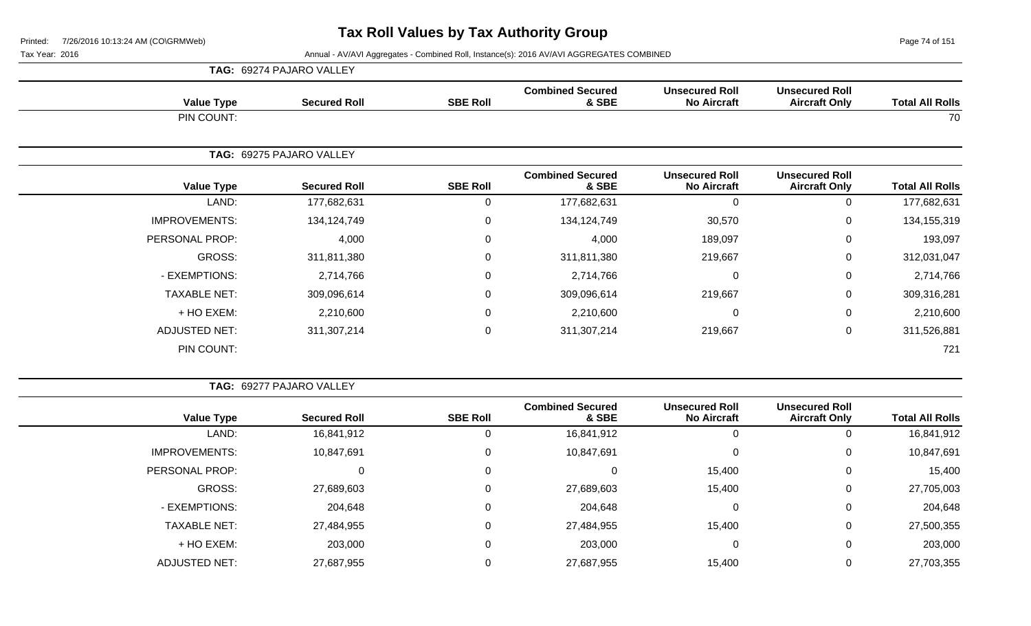# Tax Roll Values by Tax Authority Group

Printed: 7/26/2016 10:13:24 AM (CO\GRMWeb)

Tax Year: 2016

Annual - AV/AVI Aggregates - Combined Roll, Instance(s): 2016 AV/AVI AGGREGATES COMBINED

**TAG: 69274 PAJARO VALLEY**

| Value Type | Secured Roll | SBE Roll | Combined Secured & SBE | Unsecured Roll No Aircraft | Unsecured Roll Aircraft Only | Total All Rolls |
|---|---|---|---|---|---|---|
| PIN COUNT: | | | | | | 70 |

**TAG: 69275 PAJARO VALLEY**

| Value Type | Secured Roll | SBE Roll | Combined Secured & SBE | Unsecured Roll No Aircraft | Unsecured Roll Aircraft Only | Total All Rolls |
|---|---|---|---|---|---|---|
| LAND: | 177,682,631 | 0 | 177,682,631 | 0 | 0 | 177,682,631 |
| IMPROVEMENTS: | 134,124,749 | 0 | 134,124,749 | 30,570 | 0 | 134,155,319 |
| PERSONAL PROP: | 4,000 | 0 | 4,000 | 189,097 | 0 | 193,097 |
| GROSS: | 311,811,380 | 0 | 311,811,380 | 219,667 | 0 | 312,031,047 |
| - EXEMPTIONS: | 2,714,766 | 0 | 2,714,766 | 0 | 0 | 2,714,766 |
| TAXABLE NET: | 309,096,614 | 0 | 309,096,614 | 219,667 | 0 | 309,316,281 |
| + HO EXEM: | 2,210,600 | 0 | 2,210,600 | 0 | 0 | 2,210,600 |
| ADJUSTED NET: | 311,307,214 | 0 | 311,307,214 | 219,667 | 0 | 311,526,881 |
| PIN COUNT: | | | | | | 721 |

**TAG: 69277 PAJARO VALLEY**

| Value Type | Secured Roll | SBE Roll | Combined Secured & SBE | Unsecured Roll No Aircraft | Unsecured Roll Aircraft Only | Total All Rolls |
|---|---|---|---|---|---|---|
| LAND: | 16,841,912 | 0 | 16,841,912 | 0 | 0 | 16,841,912 |
| IMPROVEMENTS: | 10,847,691 | 0 | 10,847,691 | 0 | 0 | 10,847,691 |
| PERSONAL PROP: | 0 | 0 | 0 | 15,400 | 0 | 15,400 |
| GROSS: | 27,689,603 | 0 | 27,689,603 | 15,400 | 0 | 27,705,003 |
| - EXEMPTIONS: | 204,648 | 0 | 204,648 | 0 | 0 | 204,648 |
| TAXABLE NET: | 27,484,955 | 0 | 27,484,955 | 15,400 | 0 | 27,500,355 |
| + HO EXEM: | 203,000 | 0 | 203,000 | 0 | 0 | 203,000 |
| ADJUSTED NET: | 27,687,955 | 0 | 27,687,955 | 15,400 | 0 | 27,703,355 |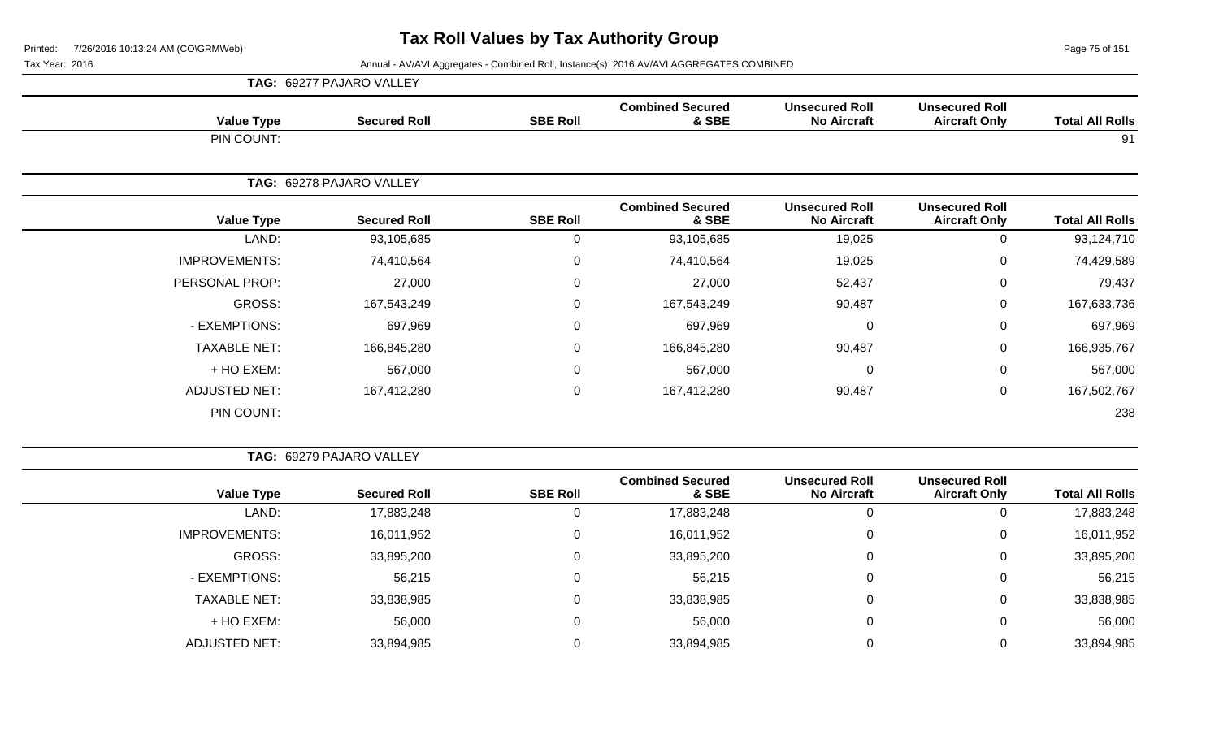# Tax Roll Values by Tax Authority Group

Printed: 7/26/2016 10:13:24 AM (CO\GRMWeb)

Tax Year: 2016

Annual - AV/AVI Aggregates - Combined Roll, Instance(s): 2016 AV/AVI AGGREGATES COMBINED

## TAG: 69277 PAJARO VALLEY

| Value Type | Secured Roll | SBE Roll | Combined Secured & SBE | Unsecured Roll No Aircraft | Unsecured Roll Aircraft Only | Total All Rolls |
|---|---|---|---|---|---|---|
| PIN COUNT: | | | | | | 91 |

## TAG: 69278 PAJARO VALLEY

| Value Type | Secured Roll | SBE Roll | Combined Secured & SBE | Unsecured Roll No Aircraft | Unsecured Roll Aircraft Only | Total All Rolls |
|---|---|---|---|---|---|---|
| LAND: | 93,105,685 | 0 | 93,105,685 | 19,025 | 0 | 93,124,710 |
| IMPROVEMENTS: | 74,410,564 | 0 | 74,410,564 | 19,025 | 0 | 74,429,589 |
| PERSONAL PROP: | 27,000 | 0 | 27,000 | 52,437 | 0 | 79,437 |
| GROSS: | 167,543,249 | 0 | 167,543,249 | 90,487 | 0 | 167,633,736 |
| - EXEMPTIONS: | 697,969 | 0 | 697,969 | 0 | 0 | 697,969 |
| TAXABLE NET: | 166,845,280 | 0 | 166,845,280 | 90,487 | 0 | 166,935,767 |
| + HO EXEM: | 567,000 | 0 | 567,000 | 0 | 0 | 567,000 |
| ADJUSTED NET: | 167,412,280 | 0 | 167,412,280 | 90,487 | 0 | 167,502,767 |
| PIN COUNT: | | | | | | 238 |

## TAG: 69279 PAJARO VALLEY

| Value Type | Secured Roll | SBE Roll | Combined Secured & SBE | Unsecured Roll No Aircraft | Unsecured Roll Aircraft Only | Total All Rolls |
|---|---|---|---|---|---|---|
| LAND: | 17,883,248 | 0 | 17,883,248 | 0 | 0 | 17,883,248 |
| IMPROVEMENTS: | 16,011,952 | 0 | 16,011,952 | 0 | 0 | 16,011,952 |
| GROSS: | 33,895,200 | 0 | 33,895,200 | 0 | 0 | 33,895,200 |
| - EXEMPTIONS: | 56,215 | 0 | 56,215 | 0 | 0 | 56,215 |
| TAXABLE NET: | 33,838,985 | 0 | 33,838,985 | 0 | 0 | 33,838,985 |
| + HO EXEM: | 56,000 | 0 | 56,000 | 0 | 0 | 56,000 |
| ADJUSTED NET: | 33,894,985 | 0 | 33,894,985 | 0 | 0 | 33,894,985 |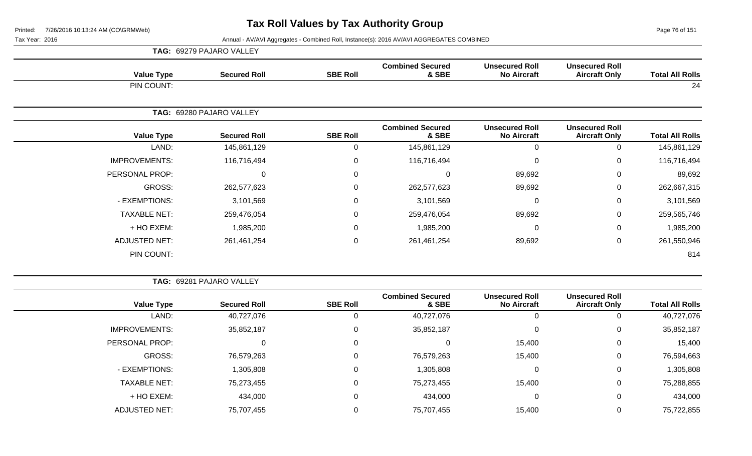# Tax Roll Values by Tax Authority Group

Printed: 7/26/2016 10:13:24 AM (CO\GRMWeb)

Tax Year: 2016

Annual - AV/AVI Aggregates - Combined Roll, Instance(s): 2016 AV/AVI AGGREGATES COMBINED

**TAG: 69279 PAJARO VALLEY**

| Value Type | Secured Roll | SBE Roll | Combined Secured & SBE | Unsecured Roll No Aircraft | Unsecured Roll Aircraft Only | Total All Rolls |
|---|---|---|---|---|---|---|
| PIN COUNT: | | | | | | 24 |

**TAG: 69280 PAJARO VALLEY**

| Value Type | Secured Roll | SBE Roll | Combined Secured & SBE | Unsecured Roll No Aircraft | Unsecured Roll Aircraft Only | Total All Rolls |
|---|---|---|---|---|---|---|
| LAND: | 145,861,129 | 0 | 145,861,129 | 0 | 0 | 145,861,129 |
| IMPROVEMENTS: | 116,716,494 | 0 | 116,716,494 | 0 | 0 | 116,716,494 |
| PERSONAL PROP: | 0 | 0 | 0 | 89,692 | 0 | 89,692 |
| GROSS: | 262,577,623 | 0 | 262,577,623 | 89,692 | 0 | 262,667,315 |
| - EXEMPTIONS: | 3,101,569 | 0 | 3,101,569 | 0 | 0 | 3,101,569 |
| TAXABLE NET: | 259,476,054 | 0 | 259,476,054 | 89,692 | 0 | 259,565,746 |
| + HO EXEM: | 1,985,200 | 0 | 1,985,200 | 0 | 0 | 1,985,200 |
| ADJUSTED NET: | 261,461,254 | 0 | 261,461,254 | 89,692 | 0 | 261,550,946 |
| PIN COUNT: | | | | | | 814 |

**TAG: 69281 PAJARO VALLEY**

| Value Type | Secured Roll | SBE Roll | Combined Secured & SBE | Unsecured Roll No Aircraft | Unsecured Roll Aircraft Only | Total All Rolls |
|---|---|---|---|---|---|---|
| LAND: | 40,727,076 | 0 | 40,727,076 | 0 | 0 | 40,727,076 |
| IMPROVEMENTS: | 35,852,187 | 0 | 35,852,187 | 0 | 0 | 35,852,187 |
| PERSONAL PROP: | 0 | 0 | 0 | 15,400 | 0 | 15,400 |
| GROSS: | 76,579,263 | 0 | 76,579,263 | 15,400 | 0 | 76,594,663 |
| - EXEMPTIONS: | 1,305,808 | 0 | 1,305,808 | 0 | 0 | 1,305,808 |
| TAXABLE NET: | 75,273,455 | 0 | 75,273,455 | 15,400 | 0 | 75,288,855 |
| + HO EXEM: | 434,000 | 0 | 434,000 | 0 | 0 | 434,000 |
| ADJUSTED NET: | 75,707,455 | 0 | 75,707,455 | 15,400 | 0 | 75,722,855 |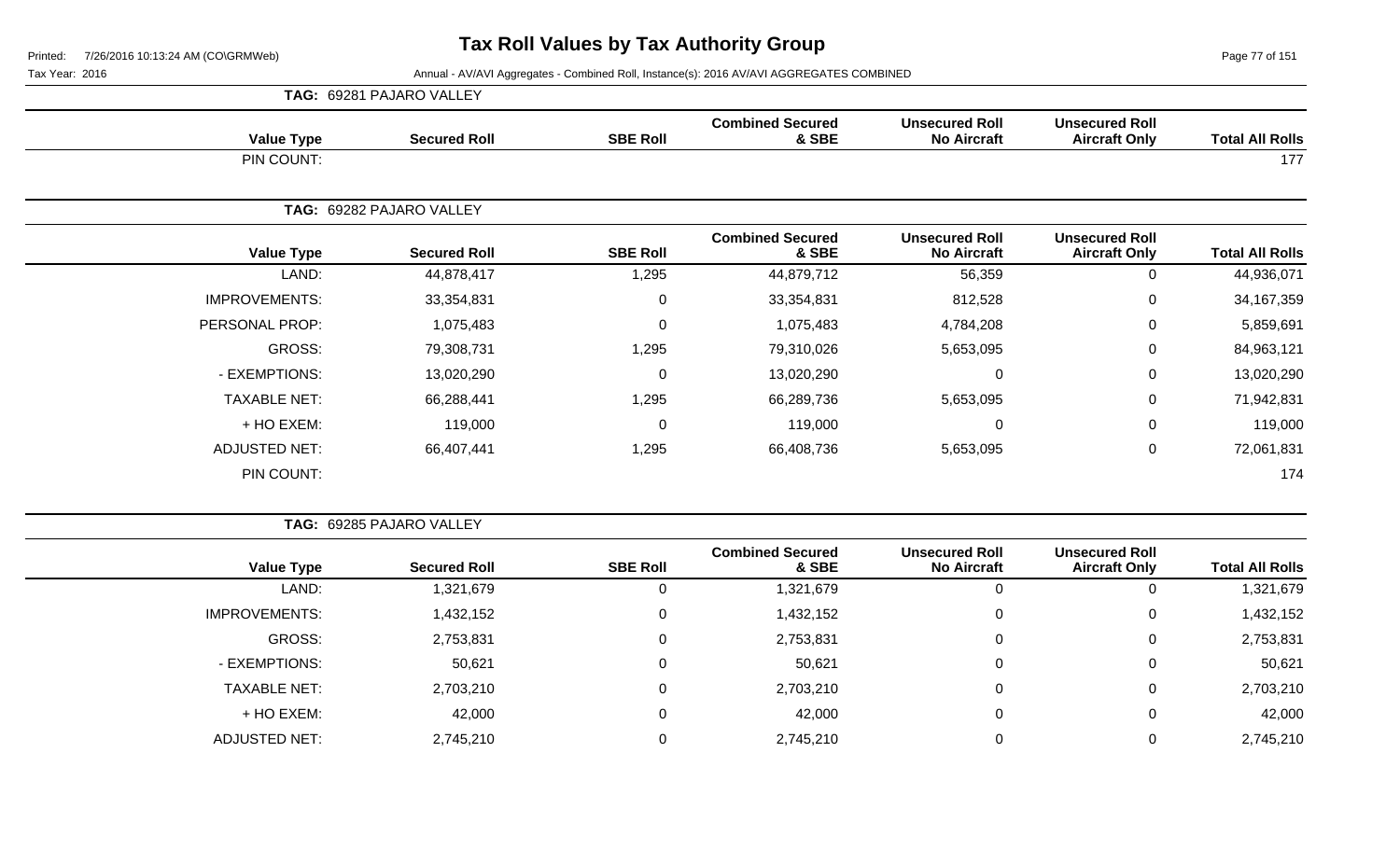# Tax Roll Values by Tax Authority Group

Tax Year: 2016

Annual - AV/AVI Aggregates - Combined Roll, Instance(s): 2016 AV/AVI AGGREGATES COMBINED

**TAG: 69281 PAJARO VALLEY**

| Value Type | Secured Roll | SBE Roll | Combined Secured & SBE | Unsecured Roll No Aircraft | Unsecured Roll Aircraft Only | Total All Rolls |
|---|---|---|---|---|---|---|
| PIN COUNT: | | | | | | 177 |

**TAG: 69282 PAJARO VALLEY**

| Value Type | Secured Roll | SBE Roll | Combined Secured & SBE | Unsecured Roll No Aircraft | Unsecured Roll Aircraft Only | Total All Rolls |
|---|---|---|---|---|---|---|
| LAND: | 44,878,417 | 1,295 | 44,879,712 | 56,359 | 0 | 44,936,071 |
| IMPROVEMENTS: | 33,354,831 | 0 | 33,354,831 | 812,528 | 0 | 34,167,359 |
| PERSONAL PROP: | 1,075,483 | 0 | 1,075,483 | 4,784,208 | 0 | 5,859,691 |
| GROSS: | 79,308,731 | 1,295 | 79,310,026 | 5,653,095 | 0 | 84,963,121 |
| - EXEMPTIONS: | 13,020,290 | 0 | 13,020,290 | 0 | 0 | 13,020,290 |
| TAXABLE NET: | 66,288,441 | 1,295 | 66,289,736 | 5,653,095 | 0 | 71,942,831 |
| + HO EXEM: | 119,000 | 0 | 119,000 | 0 | 0 | 119,000 |
| ADJUSTED NET: | 66,407,441 | 1,295 | 66,408,736 | 5,653,095 | 0 | 72,061,831 |
| PIN COUNT: | | | | | | 174 |

**TAG: 69285 PAJARO VALLEY**

| Value Type | Secured Roll | SBE Roll | Combined Secured & SBE | Unsecured Roll No Aircraft | Unsecured Roll Aircraft Only | Total All Rolls |
|---|---|---|---|---|---|---|
| LAND: | 1,321,679 | 0 | 1,321,679 | 0 | 0 | 1,321,679 |
| IMPROVEMENTS: | 1,432,152 | 0 | 1,432,152 | 0 | 0 | 1,432,152 |
| GROSS: | 2,753,831 | 0 | 2,753,831 | 0 | 0 | 2,753,831 |
| - EXEMPTIONS: | 50,621 | 0 | 50,621 | 0 | 0 | 50,621 |
| TAXABLE NET: | 2,703,210 | 0 | 2,703,210 | 0 | 0 | 2,703,210 |
| + HO EXEM: | 42,000 | 0 | 42,000 | 0 | 0 | 42,000 |
| ADJUSTED NET: | 2,745,210 | 0 | 2,745,210 | 0 | 0 | 2,745,210 |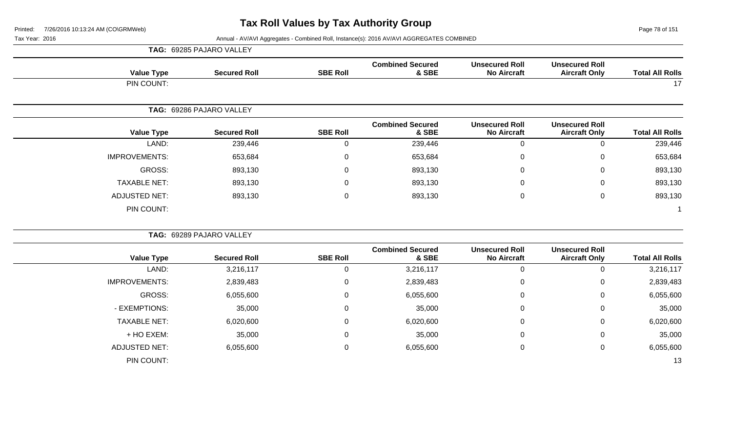# Tax Roll Values by Tax Authority Group

Printed: 7/26/2016 10:13:24 AM (CO\GRMWeb)

Tax Year: 2016

Annual - AV/AVI Aggregates - Combined Roll, Instance(s): 2016 AV/AVI AGGREGATES COMBINED

**TAG: 69285 PAJARO VALLEY**

| Value Type | Secured Roll | SBE Roll | Combined Secured & SBE | Unsecured Roll No Aircraft | Unsecured Roll Aircraft Only | Total All Rolls |
|---|---|---|---|---|---|---|
| PIN COUNT: | | | | | | 17 |

**TAG: 69286 PAJARO VALLEY**

| Value Type | Secured Roll | SBE Roll | Combined Secured & SBE | Unsecured Roll No Aircraft | Unsecured Roll Aircraft Only | Total All Rolls |
|---|---|---|---|---|---|---|
| LAND: | 239,446 | 0 | 239,446 | 0 | 0 | 239,446 |
| IMPROVEMENTS: | 653,684 | 0 | 653,684 | 0 | 0 | 653,684 |
| GROSS: | 893,130 | 0 | 893,130 | 0 | 0 | 893,130 |
| TAXABLE NET: | 893,130 | 0 | 893,130 | 0 | 0 | 893,130 |
| ADJUSTED NET: | 893,130 | 0 | 893,130 | 0 | 0 | 893,130 |
| PIN COUNT: | | | | | | 1 |

**TAG: 69289 PAJARO VALLEY**

| Value Type | Secured Roll | SBE Roll | Combined Secured & SBE | Unsecured Roll No Aircraft | Unsecured Roll Aircraft Only | Total All Rolls |
|---|---|---|---|---|---|---|
| LAND: | 3,216,117 | 0 | 3,216,117 | 0 | 0 | 3,216,117 |
| IMPROVEMENTS: | 2,839,483 | 0 | 2,839,483 | 0 | 0 | 2,839,483 |
| GROSS: | 6,055,600 | 0 | 6,055,600 | 0 | 0 | 6,055,600 |
| - EXEMPTIONS: | 35,000 | 0 | 35,000 | 0 | 0 | 35,000 |
| TAXABLE NET: | 6,020,600 | 0 | 6,020,600 | 0 | 0 | 6,020,600 |
| + HO EXEM: | 35,000 | 0 | 35,000 | 0 | 0 | 35,000 |
| ADJUSTED NET: | 6,055,600 | 0 | 6,055,600 | 0 | 0 | 6,055,600 |
| PIN COUNT: | | | | | | 13 |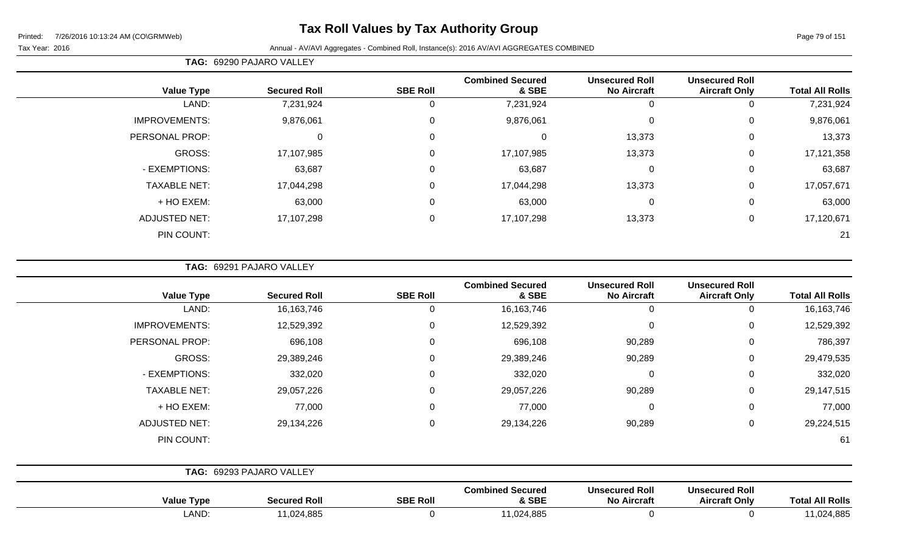# Tax Roll Values by Tax Authority Group

Printed: 7/26/2016 10:13:24 AM (CO\GRMWeb)

Tax Year: 2016 — Annual - AV/AVI Aggregates - Combined Roll, Instance(s): 2016 AV/AVI AGGREGATES COMBINED

**TAG: 69290 PAJARO VALLEY**

| Value Type | Secured Roll | SBE Roll | Combined Secured & SBE | Unsecured Roll No Aircraft | Unsecured Roll Aircraft Only | Total All Rolls |
|---|---|---|---|---|---|---|
| LAND: | 7,231,924 | 0 | 7,231,924 | 0 | 0 | 7,231,924 |
| IMPROVEMENTS: | 9,876,061 | 0 | 9,876,061 | 0 | 0 | 9,876,061 |
| PERSONAL PROP: | 0 | 0 | 0 | 13,373 | 0 | 13,373 |
| GROSS: | 17,107,985 | 0 | 17,107,985 | 13,373 | 0 | 17,121,358 |
| - EXEMPTIONS: | 63,687 | 0 | 63,687 | 0 | 0 | 63,687 |
| TAXABLE NET: | 17,044,298 | 0 | 17,044,298 | 13,373 | 0 | 17,057,671 |
| + HO EXEM: | 63,000 | 0 | 63,000 | 0 | 0 | 63,000 |
| ADJUSTED NET: | 17,107,298 | 0 | 17,107,298 | 13,373 | 0 | 17,120,671 |
| PIN COUNT: | | | | | | 21 |

**TAG: 69291 PAJARO VALLEY**

| Value Type | Secured Roll | SBE Roll | Combined Secured & SBE | Unsecured Roll No Aircraft | Unsecured Roll Aircraft Only | Total All Rolls |
|---|---|---|---|---|---|---|
| LAND: | 16,163,746 | 0 | 16,163,746 | 0 | 0 | 16,163,746 |
| IMPROVEMENTS: | 12,529,392 | 0 | 12,529,392 | 0 | 0 | 12,529,392 |
| PERSONAL PROP: | 696,108 | 0 | 696,108 | 90,289 | 0 | 786,397 |
| GROSS: | 29,389,246 | 0 | 29,389,246 | 90,289 | 0 | 29,479,535 |
| - EXEMPTIONS: | 332,020 | 0 | 332,020 | 0 | 0 | 332,020 |
| TAXABLE NET: | 29,057,226 | 0 | 29,057,226 | 90,289 | 0 | 29,147,515 |
| + HO EXEM: | 77,000 | 0 | 77,000 | 0 | 0 | 77,000 |
| ADJUSTED NET: | 29,134,226 | 0 | 29,134,226 | 90,289 | 0 | 29,224,515 |
| PIN COUNT: | | | | | | 61 |

**TAG: 69293 PAJARO VALLEY**

| Value Type | Secured Roll | SBE Roll | Combined Secured & SBE | Unsecured Roll No Aircraft | Unsecured Roll Aircraft Only | Total All Rolls |
|---|---|---|---|---|---|---|
| LAND: | 11,024,885 | 0 | 11,024,885 | 0 | 0 | 11,024,885 |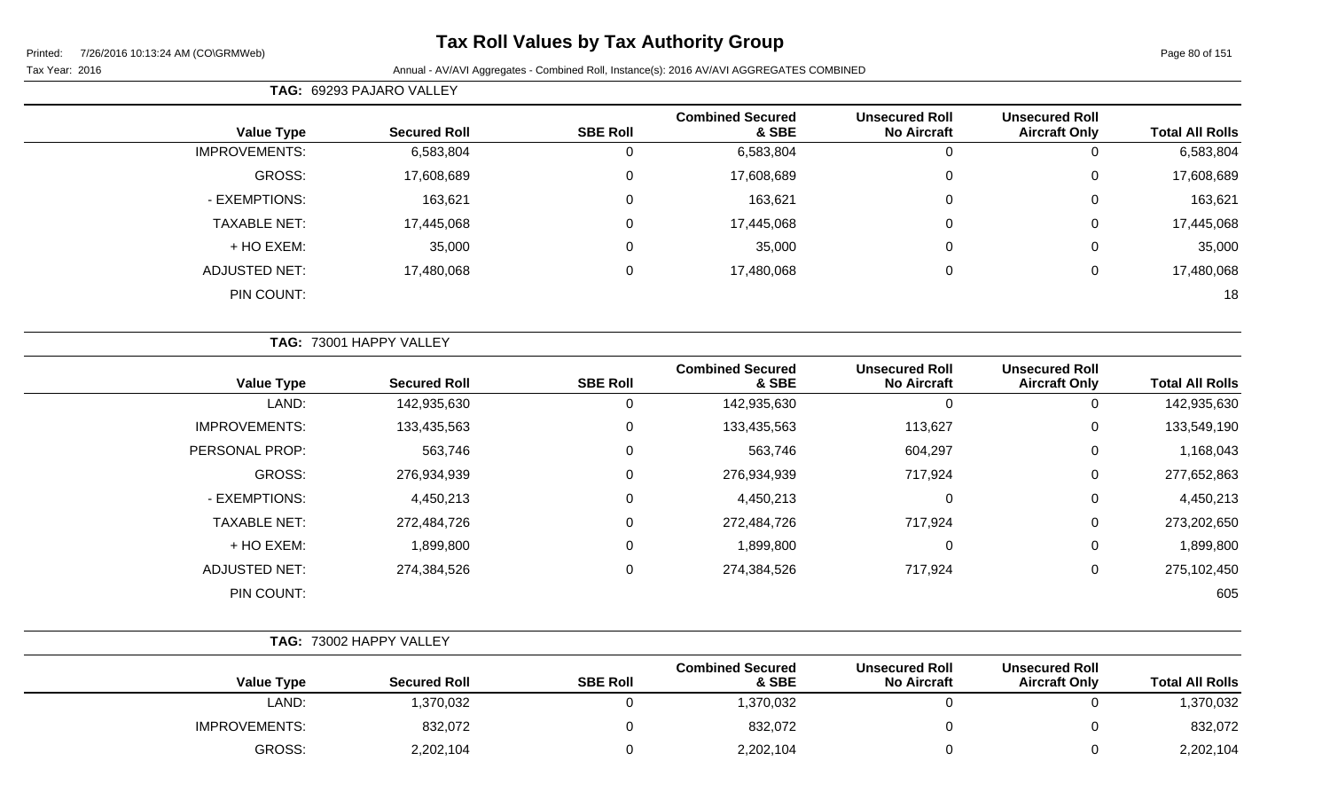# Tax Roll Values by Tax Authority Group

Printed: 7/26/2016 10:13:24 AM (CO\GRMWeb)

Tax Year: 2016

Annual - AV/AVI Aggregates - Combined Roll, Instance(s): 2016 AV/AVI AGGREGATES COMBINED

**TAG: 69293 PAJARO VALLEY**

| Value Type | Secured Roll | SBE Roll | Combined Secured & SBE | Unsecured Roll No Aircraft | Unsecured Roll Aircraft Only | Total All Rolls |
|---|---|---|---|---|---|---|
| IMPROVEMENTS: | 6,583,804 | 0 | 6,583,804 | 0 | 0 | 6,583,804 |
| GROSS: | 17,608,689 | 0 | 17,608,689 | 0 | 0 | 17,608,689 |
| - EXEMPTIONS: | 163,621 | 0 | 163,621 | 0 | 0 | 163,621 |
| TAXABLE NET: | 17,445,068 | 0 | 17,445,068 | 0 | 0 | 17,445,068 |
| + HO EXEM: | 35,000 | 0 | 35,000 | 0 | 0 | 35,000 |
| ADJUSTED NET: | 17,480,068 | 0 | 17,480,068 | 0 | 0 | 17,480,068 |
| PIN COUNT: | | | | | | 18 |

**TAG: 73001 HAPPY VALLEY**

| Value Type | Secured Roll | SBE Roll | Combined Secured & SBE | Unsecured Roll No Aircraft | Unsecured Roll Aircraft Only | Total All Rolls |
|---|---|---|---|---|---|---|
| LAND: | 142,935,630 | 0 | 142,935,630 | 0 | 0 | 142,935,630 |
| IMPROVEMENTS: | 133,435,563 | 0 | 133,435,563 | 113,627 | 0 | 133,549,190 |
| PERSONAL PROP: | 563,746 | 0 | 563,746 | 604,297 | 0 | 1,168,043 |
| GROSS: | 276,934,939 | 0 | 276,934,939 | 717,924 | 0 | 277,652,863 |
| - EXEMPTIONS: | 4,450,213 | 0 | 4,450,213 | 0 | 0 | 4,450,213 |
| TAXABLE NET: | 272,484,726 | 0 | 272,484,726 | 717,924 | 0 | 273,202,650 |
| + HO EXEM: | 1,899,800 | 0 | 1,899,800 | 0 | 0 | 1,899,800 |
| ADJUSTED NET: | 274,384,526 | 0 | 274,384,526 | 717,924 | 0 | 275,102,450 |
| PIN COUNT: | | | | | | 605 |

**TAG: 73002 HAPPY VALLEY**

| Value Type | Secured Roll | SBE Roll | Combined Secured & SBE | Unsecured Roll No Aircraft | Unsecured Roll Aircraft Only | Total All Rolls |
|---|---|---|---|---|---|---|
| LAND: | 1,370,032 | 0 | 1,370,032 | 0 | 0 | 1,370,032 |
| IMPROVEMENTS: | 832,072 | 0 | 832,072 | 0 | 0 | 832,072 |
| GROSS: | 2,202,104 | 0 | 2,202,104 | 0 | 0 | 2,202,104 |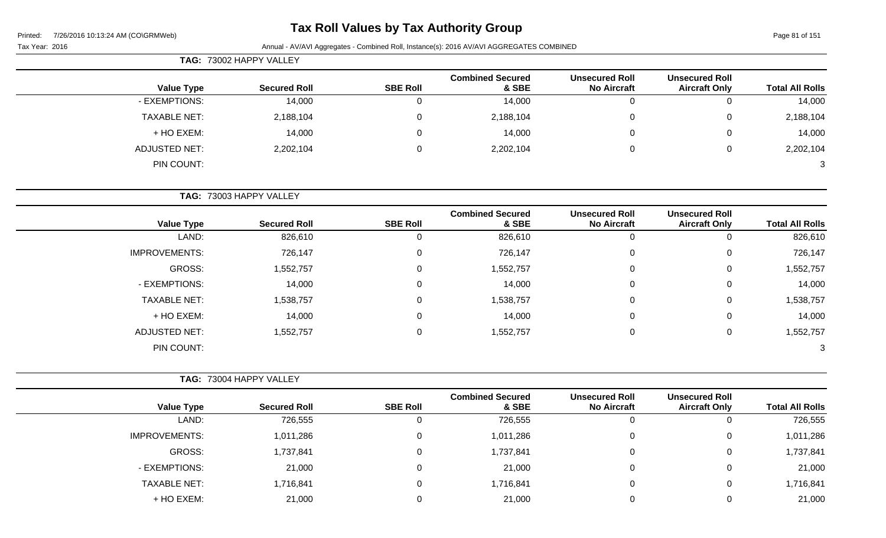# Tax Roll Values by Tax Authority Group

Printed: 7/26/2016 10:13:24 AM (CO\GRMWeb)

Tax Year: 2016

Annual - AV/AVI Aggregates - Combined Roll, Instance(s): 2016 AV/AVI AGGREGATES COMBINED

**TAG: 73002 HAPPY VALLEY**

| Value Type | Secured Roll | SBE Roll | Combined Secured & SBE | Unsecured Roll No Aircraft | Unsecured Roll Aircraft Only | Total All Rolls |
|---|---|---|---|---|---|---|
| - EXEMPTIONS: | 14,000 | 0 | 14,000 | 0 | 0 | 14,000 |
| TAXABLE NET: | 2,188,104 | 0 | 2,188,104 | 0 | 0 | 2,188,104 |
| + HO EXEM: | 14,000 | 0 | 14,000 | 0 | 0 | 14,000 |
| ADJUSTED NET: | 2,202,104 | 0 | 2,202,104 | 0 | 0 | 2,202,104 |
| PIN COUNT: | | | | | | 3 |

**TAG: 73003 HAPPY VALLEY**

| Value Type | Secured Roll | SBE Roll | Combined Secured & SBE | Unsecured Roll No Aircraft | Unsecured Roll Aircraft Only | Total All Rolls |
|---|---|---|---|---|---|---|
| LAND: | 826,610 | 0 | 826,610 | 0 | 0 | 826,610 |
| IMPROVEMENTS: | 726,147 | 0 | 726,147 | 0 | 0 | 726,147 |
| GROSS: | 1,552,757 | 0 | 1,552,757 | 0 | 0 | 1,552,757 |
| - EXEMPTIONS: | 14,000 | 0 | 14,000 | 0 | 0 | 14,000 |
| TAXABLE NET: | 1,538,757 | 0 | 1,538,757 | 0 | 0 | 1,538,757 |
| + HO EXEM: | 14,000 | 0 | 14,000 | 0 | 0 | 14,000 |
| ADJUSTED NET: | 1,552,757 | 0 | 1,552,757 | 0 | 0 | 1,552,757 |
| PIN COUNT: | | | | | | 3 |

**TAG: 73004 HAPPY VALLEY**

| Value Type | Secured Roll | SBE Roll | Combined Secured & SBE | Unsecured Roll No Aircraft | Unsecured Roll Aircraft Only | Total All Rolls |
|---|---|---|---|---|---|---|
| LAND: | 726,555 | 0 | 726,555 | 0 | 0 | 726,555 |
| IMPROVEMENTS: | 1,011,286 | 0 | 1,011,286 | 0 | 0 | 1,011,286 |
| GROSS: | 1,737,841 | 0 | 1,737,841 | 0 | 0 | 1,737,841 |
| - EXEMPTIONS: | 21,000 | 0 | 21,000 | 0 | 0 | 21,000 |
| TAXABLE NET: | 1,716,841 | 0 | 1,716,841 | 0 | 0 | 1,716,841 |
| + HO EXEM: | 21,000 | 0 | 21,000 | 0 | 0 | 21,000 |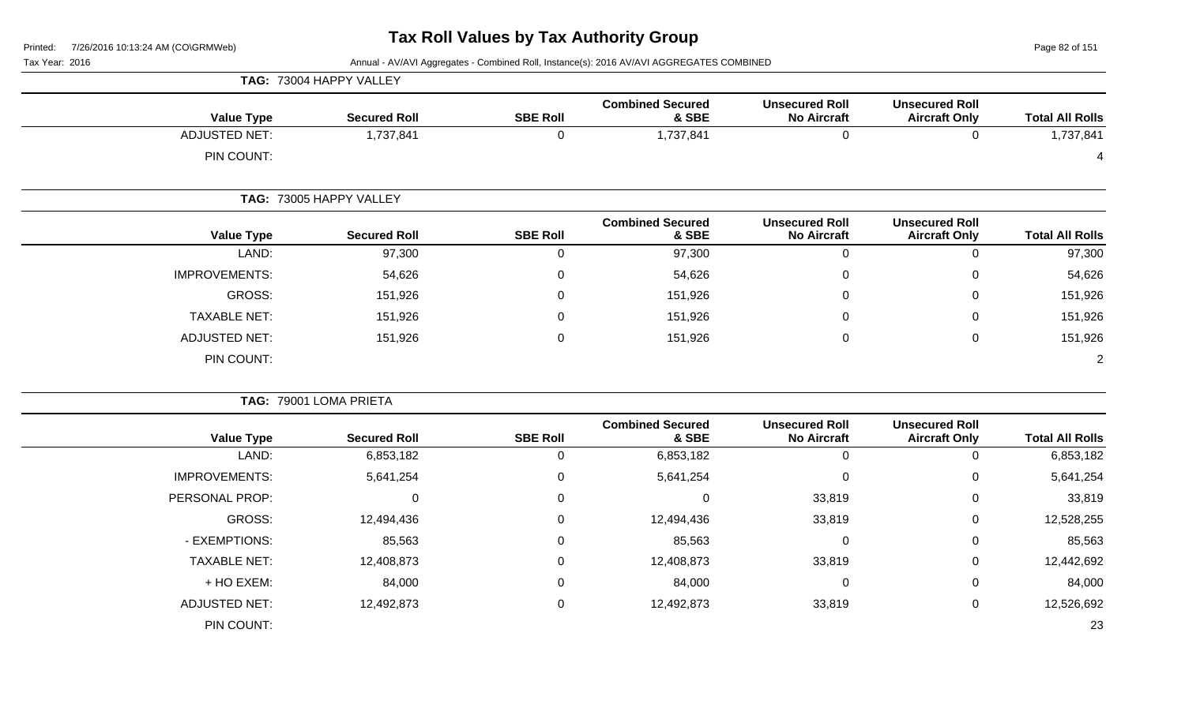# Tax Roll Values by Tax Authority Group

Printed: 7/26/2016 10:13:24 AM (CO\GRMWeb)

Tax Year: 2016

Annual - AV/AVI Aggregates - Combined Roll, Instance(s): 2016 AV/AVI AGGREGATES COMBINED

**TAG: 73004 HAPPY VALLEY**

| Value Type | Secured Roll | SBE Roll | Combined Secured & SBE | Unsecured Roll No Aircraft | Unsecured Roll Aircraft Only | Total All Rolls |
|---|---|---|---|---|---|---|
| ADJUSTED NET: | 1,737,841 | 0 | 1,737,841 | 0 | 0 | 1,737,841 |
| PIN COUNT: | | | | | | 4 |

**TAG: 73005 HAPPY VALLEY**

| Value Type | Secured Roll | SBE Roll | Combined Secured & SBE | Unsecured Roll No Aircraft | Unsecured Roll Aircraft Only | Total All Rolls |
|---|---|---|---|---|---|---|
| LAND: | 97,300 | 0 | 97,300 | 0 | 0 | 97,300 |
| IMPROVEMENTS: | 54,626 | 0 | 54,626 | 0 | 0 | 54,626 |
| GROSS: | 151,926 | 0 | 151,926 | 0 | 0 | 151,926 |
| TAXABLE NET: | 151,926 | 0 | 151,926 | 0 | 0 | 151,926 |
| ADJUSTED NET: | 151,926 | 0 | 151,926 | 0 | 0 | 151,926 |
| PIN COUNT: | | | | | | 2 |

**TAG: 79001 LOMA PRIETA**

| Value Type | Secured Roll | SBE Roll | Combined Secured & SBE | Unsecured Roll No Aircraft | Unsecured Roll Aircraft Only | Total All Rolls |
|---|---|---|---|---|---|---|
| LAND: | 6,853,182 | 0 | 6,853,182 | 0 | 0 | 6,853,182 |
| IMPROVEMENTS: | 5,641,254 | 0 | 5,641,254 | 0 | 0 | 5,641,254 |
| PERSONAL PROP: | 0 | 0 | 0 | 33,819 | 0 | 33,819 |
| GROSS: | 12,494,436 | 0 | 12,494,436 | 33,819 | 0 | 12,528,255 |
| - EXEMPTIONS: | 85,563 | 0 | 85,563 | 0 | 0 | 85,563 |
| TAXABLE NET: | 12,408,873 | 0 | 12,408,873 | 33,819 | 0 | 12,442,692 |
| + HO EXEM: | 84,000 | 0 | 84,000 | 0 | 0 | 84,000 |
| ADJUSTED NET: | 12,492,873 | 0 | 12,492,873 | 33,819 | 0 | 12,526,692 |
| PIN COUNT: | | | | | | 23 |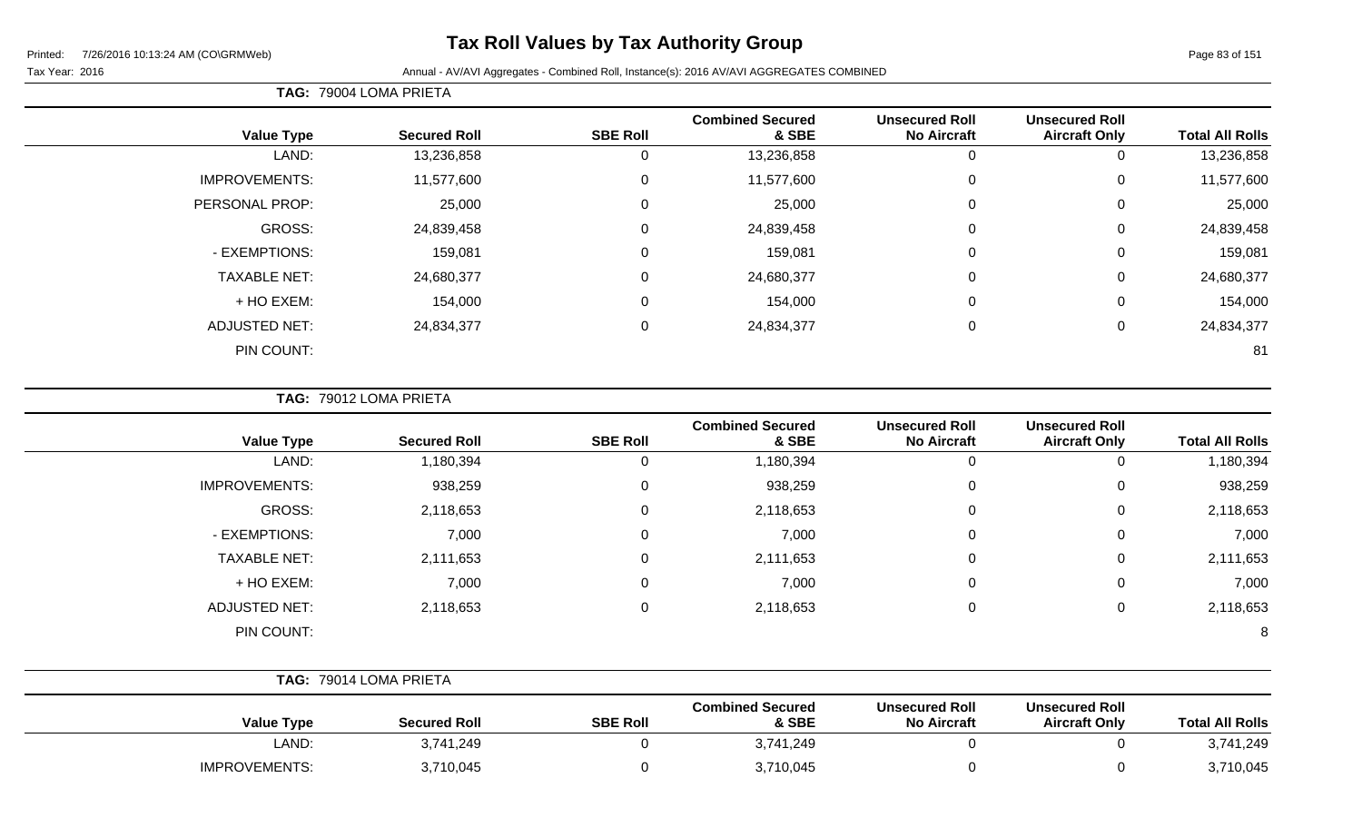# Tax Roll Values by Tax Authority Group

Printed: 7/26/2016 10:13:24 AM (CO\GRMWeb)

Tax Year: 2016

Annual - AV/AVI Aggregates - Combined Roll, Instance(s): 2016 AV/AVI AGGREGATES COMBINED

**TAG: 79004 LOMA PRIETA**

| Value Type | Secured Roll | SBE Roll | Combined Secured & SBE | Unsecured Roll No Aircraft | Unsecured Roll Aircraft Only | Total All Rolls |
|---|---|---|---|---|---|---|
| LAND: | 13,236,858 | 0 | 13,236,858 | 0 | 0 | 13,236,858 |
| IMPROVEMENTS: | 11,577,600 | 0 | 11,577,600 | 0 | 0 | 11,577,600 |
| PERSONAL PROP: | 25,000 | 0 | 25,000 | 0 | 0 | 25,000 |
| GROSS: | 24,839,458 | 0 | 24,839,458 | 0 | 0 | 24,839,458 |
| - EXEMPTIONS: | 159,081 | 0 | 159,081 | 0 | 0 | 159,081 |
| TAXABLE NET: | 24,680,377 | 0 | 24,680,377 | 0 | 0 | 24,680,377 |
| + HO EXEM: | 154,000 | 0 | 154,000 | 0 | 0 | 154,000 |
| ADJUSTED NET: | 24,834,377 | 0 | 24,834,377 | 0 | 0 | 24,834,377 |
| PIN COUNT: | | | | | | 81 |

**TAG: 79012 LOMA PRIETA**

| Value Type | Secured Roll | SBE Roll | Combined Secured & SBE | Unsecured Roll No Aircraft | Unsecured Roll Aircraft Only | Total All Rolls |
|---|---|---|---|---|---|---|
| LAND: | 1,180,394 | 0 | 1,180,394 | 0 | 0 | 1,180,394 |
| IMPROVEMENTS: | 938,259 | 0 | 938,259 | 0 | 0 | 938,259 |
| GROSS: | 2,118,653 | 0 | 2,118,653 | 0 | 0 | 2,118,653 |
| - EXEMPTIONS: | 7,000 | 0 | 7,000 | 0 | 0 | 7,000 |
| TAXABLE NET: | 2,111,653 | 0 | 2,111,653 | 0 | 0 | 2,111,653 |
| + HO EXEM: | 7,000 | 0 | 7,000 | 0 | 0 | 7,000 |
| ADJUSTED NET: | 2,118,653 | 0 | 2,118,653 | 0 | 0 | 2,118,653 |
| PIN COUNT: | | | | | | 8 |

**TAG: 79014 LOMA PRIETA**

| Value Type | Secured Roll | SBE Roll | Combined Secured & SBE | Unsecured Roll No Aircraft | Unsecured Roll Aircraft Only | Total All Rolls |
|---|---|---|---|---|---|---|
| LAND: | 3,741,249 | 0 | 3,741,249 | 0 | 0 | 3,741,249 |
| IMPROVEMENTS: | 3,710,045 | 0 | 3,710,045 | 0 | 0 | 3,710,045 |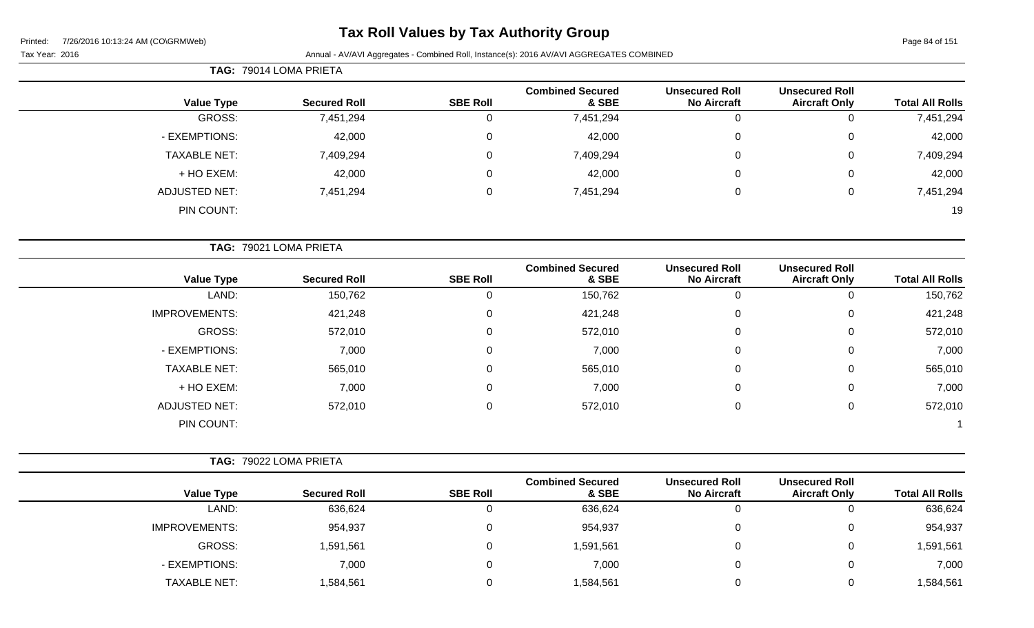# Tax Roll Values by Tax Authority Group

Printed: 7/26/2016 10:13:24 AM (CO\GRMWeb)

Tax Year: 2016

Annual - AV/AVI Aggregates - Combined Roll, Instance(s): 2016 AV/AVI AGGREGATES COMBINED

**TAG: 79014 LOMA PRIETA**

| Value Type | Secured Roll | SBE Roll | Combined Secured & SBE | Unsecured Roll No Aircraft | Unsecured Roll Aircraft Only | Total All Rolls |
|---|---|---|---|---|---|---|
| GROSS: | 7,451,294 | 0 | 7,451,294 | 0 | 0 | 7,451,294 |
| - EXEMPTIONS: | 42,000 | 0 | 42,000 | 0 | 0 | 42,000 |
| TAXABLE NET: | 7,409,294 | 0 | 7,409,294 | 0 | 0 | 7,409,294 |
| + HO EXEM: | 42,000 | 0 | 42,000 | 0 | 0 | 42,000 |
| ADJUSTED NET: | 7,451,294 | 0 | 7,451,294 | 0 | 0 | 7,451,294 |
| PIN COUNT: | | | | | | 19 |

**TAG: 79021 LOMA PRIETA**

| Value Type | Secured Roll | SBE Roll | Combined Secured & SBE | Unsecured Roll No Aircraft | Unsecured Roll Aircraft Only | Total All Rolls |
|---|---|---|---|---|---|---|
| LAND: | 150,762 | 0 | 150,762 | 0 | 0 | 150,762 |
| IMPROVEMENTS: | 421,248 | 0 | 421,248 | 0 | 0 | 421,248 |
| GROSS: | 572,010 | 0 | 572,010 | 0 | 0 | 572,010 |
| - EXEMPTIONS: | 7,000 | 0 | 7,000 | 0 | 0 | 7,000 |
| TAXABLE NET: | 565,010 | 0 | 565,010 | 0 | 0 | 565,010 |
| + HO EXEM: | 7,000 | 0 | 7,000 | 0 | 0 | 7,000 |
| ADJUSTED NET: | 572,010 | 0 | 572,010 | 0 | 0 | 572,010 |
| PIN COUNT: | | | | | | 1 |

**TAG: 79022 LOMA PRIETA**

| Value Type | Secured Roll | SBE Roll | Combined Secured & SBE | Unsecured Roll No Aircraft | Unsecured Roll Aircraft Only | Total All Rolls |
|---|---|---|---|---|---|---|
| LAND: | 636,624 | 0 | 636,624 | 0 | 0 | 636,624 |
| IMPROVEMENTS: | 954,937 | 0 | 954,937 | 0 | 0 | 954,937 |
| GROSS: | 1,591,561 | 0 | 1,591,561 | 0 | 0 | 1,591,561 |
| - EXEMPTIONS: | 7,000 | 0 | 7,000 | 0 | 0 | 7,000 |
| TAXABLE NET: | 1,584,561 | 0 | 1,584,561 | 0 | 0 | 1,584,561 |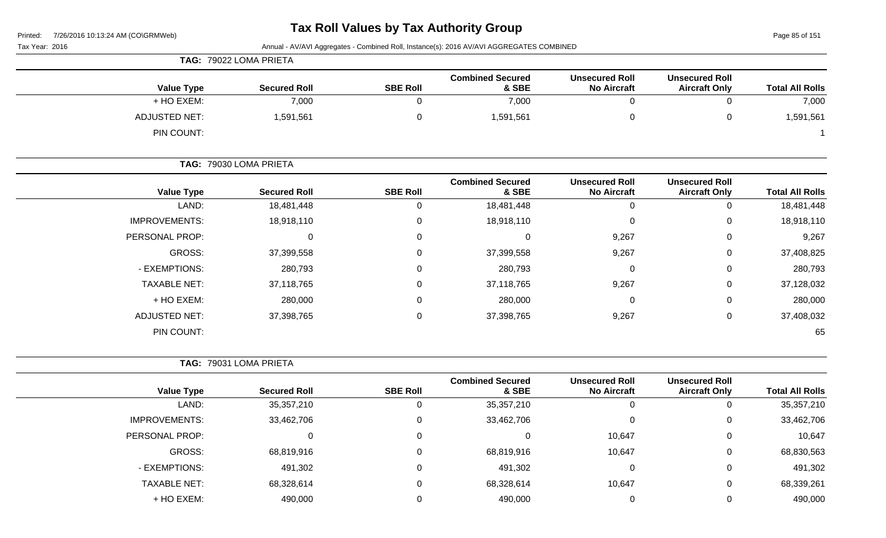# Tax Roll Values by Tax Authority Group

Printed: 7/26/2016 10:13:24 AM (CO\GRMWeb)

Tax Year: 2016

Annual - AV/AVI Aggregates - Combined Roll, Instance(s): 2016 AV/AVI AGGREGATES COMBINED

**TAG: 79022 LOMA PRIETA**

| Value Type | Secured Roll | SBE Roll | Combined Secured & SBE | Unsecured Roll No Aircraft | Unsecured Roll Aircraft Only | Total All Rolls |
|---|---|---|---|---|---|---|
| + HO EXEM: | 7,000 | 0 | 7,000 | 0 | 0 | 7,000 |
| ADJUSTED NET: | 1,591,561 | 0 | 1,591,561 | 0 | 0 | 1,591,561 |
| PIN COUNT: | | | | | | 1 |

**TAG: 79030 LOMA PRIETA**

| Value Type | Secured Roll | SBE Roll | Combined Secured & SBE | Unsecured Roll No Aircraft | Unsecured Roll Aircraft Only | Total All Rolls |
|---|---|---|---|---|---|---|
| LAND: | 18,481,448 | 0 | 18,481,448 | 0 | 0 | 18,481,448 |
| IMPROVEMENTS: | 18,918,110 | 0 | 18,918,110 | 0 | 0 | 18,918,110 |
| PERSONAL PROP: | 0 | 0 | 0 | 9,267 | 0 | 9,267 |
| GROSS: | 37,399,558 | 0 | 37,399,558 | 9,267 | 0 | 37,408,825 |
| - EXEMPTIONS: | 280,793 | 0 | 280,793 | 0 | 0 | 280,793 |
| TAXABLE NET: | 37,118,765 | 0 | 37,118,765 | 9,267 | 0 | 37,128,032 |
| + HO EXEM: | 280,000 | 0 | 280,000 | 0 | 0 | 280,000 |
| ADJUSTED NET: | 37,398,765 | 0 | 37,398,765 | 9,267 | 0 | 37,408,032 |
| PIN COUNT: | | | | | | 65 |

**TAG: 79031 LOMA PRIETA**

| Value Type | Secured Roll | SBE Roll | Combined Secured & SBE | Unsecured Roll No Aircraft | Unsecured Roll Aircraft Only | Total All Rolls |
|---|---|---|---|---|---|---|
| LAND: | 35,357,210 | 0 | 35,357,210 | 0 | 0 | 35,357,210 |
| IMPROVEMENTS: | 33,462,706 | 0 | 33,462,706 | 0 | 0 | 33,462,706 |
| PERSONAL PROP: | 0 | 0 | 0 | 10,647 | 0 | 10,647 |
| GROSS: | 68,819,916 | 0 | 68,819,916 | 10,647 | 0 | 68,830,563 |
| - EXEMPTIONS: | 491,302 | 0 | 491,302 | 0 | 0 | 491,302 |
| TAXABLE NET: | 68,328,614 | 0 | 68,328,614 | 10,647 | 0 | 68,339,261 |
| + HO EXEM: | 490,000 | 0 | 490,000 | 0 | 0 | 490,000 |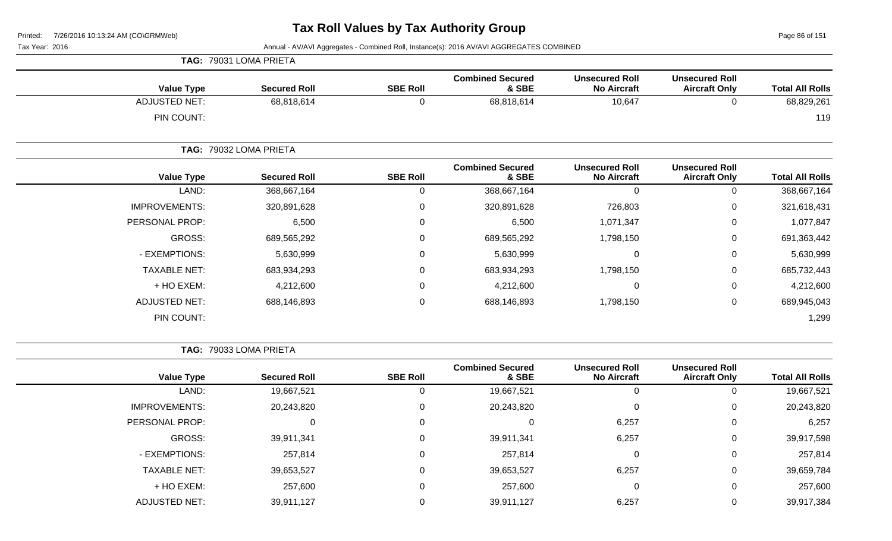# Tax Roll Values by Tax Authority Group

Printed: 7/26/2016 10:13:24 AM (CO\GRMWeb)

Tax Year: 2016

Annual - AV/AVI Aggregates - Combined Roll, Instance(s): 2016 AV/AVI AGGREGATES COMBINED

**TAG: 79031 LOMA PRIETA**

| Value Type | Secured Roll | SBE Roll | Combined Secured & SBE | Unsecured Roll No Aircraft | Unsecured Roll Aircraft Only | Total All Rolls |
|---|---|---|---|---|---|---|
| ADJUSTED NET: | 68,818,614 | 0 | 68,818,614 | 10,647 | 0 | 68,829,261 |
| PIN COUNT: | | | | | | 119 |

**TAG: 79032 LOMA PRIETA**

| Value Type | Secured Roll | SBE Roll | Combined Secured & SBE | Unsecured Roll No Aircraft | Unsecured Roll Aircraft Only | Total All Rolls |
|---|---|---|---|---|---|---|
| LAND: | 368,667,164 | 0 | 368,667,164 | 0 | 0 | 368,667,164 |
| IMPROVEMENTS: | 320,891,628 | 0 | 320,891,628 | 726,803 | 0 | 321,618,431 |
| PERSONAL PROP: | 6,500 | 0 | 6,500 | 1,071,347 | 0 | 1,077,847 |
| GROSS: | 689,565,292 | 0 | 689,565,292 | 1,798,150 | 0 | 691,363,442 |
| - EXEMPTIONS: | 5,630,999 | 0 | 5,630,999 | 0 | 0 | 5,630,999 |
| TAXABLE NET: | 683,934,293 | 0 | 683,934,293 | 1,798,150 | 0 | 685,732,443 |
| + HO EXEM: | 4,212,600 | 0 | 4,212,600 | 0 | 0 | 4,212,600 |
| ADJUSTED NET: | 688,146,893 | 0 | 688,146,893 | 1,798,150 | 0 | 689,945,043 |
| PIN COUNT: | | | | | | 1,299 |

**TAG: 79033 LOMA PRIETA**

| Value Type | Secured Roll | SBE Roll | Combined Secured & SBE | Unsecured Roll No Aircraft | Unsecured Roll Aircraft Only | Total All Rolls |
|---|---|---|---|---|---|---|
| LAND: | 19,667,521 | 0 | 19,667,521 | 0 | 0 | 19,667,521 |
| IMPROVEMENTS: | 20,243,820 | 0 | 20,243,820 | 0 | 0 | 20,243,820 |
| PERSONAL PROP: | 0 | 0 | 0 | 6,257 | 0 | 6,257 |
| GROSS: | 39,911,341 | 0 | 39,911,341 | 6,257 | 0 | 39,917,598 |
| - EXEMPTIONS: | 257,814 | 0 | 257,814 | 0 | 0 | 257,814 |
| TAXABLE NET: | 39,653,527 | 0 | 39,653,527 | 6,257 | 0 | 39,659,784 |
| + HO EXEM: | 257,600 | 0 | 257,600 | 0 | 0 | 257,600 |
| ADJUSTED NET: | 39,911,127 | 0 | 39,911,127 | 6,257 | 0 | 39,917,384 |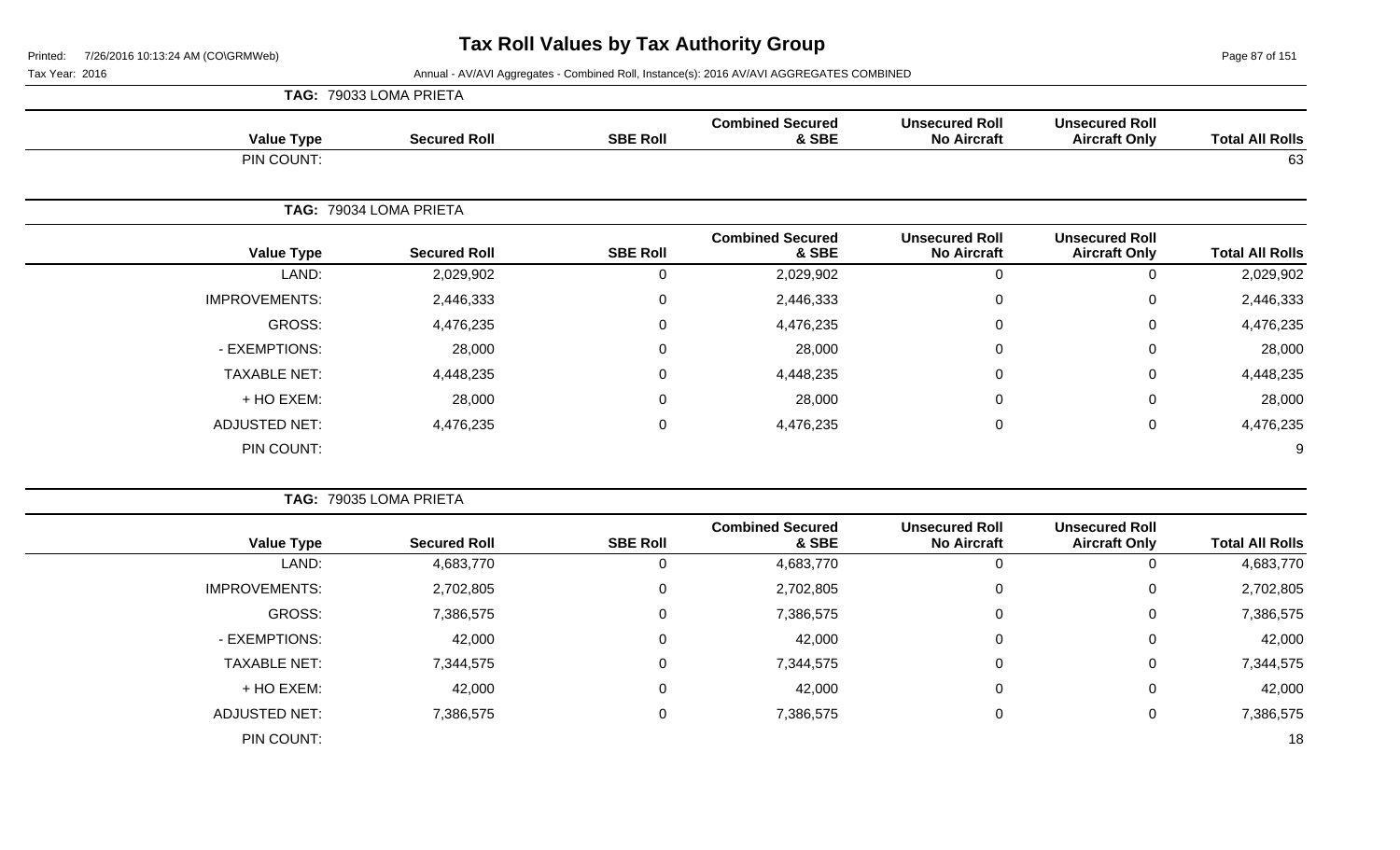# Tax Roll Values by Tax Authority Group

Tax Year: 2016

Annual - AV/AVI Aggregates - Combined Roll, Instance(s): 2016 AV/AVI AGGREGATES COMBINED

## TAG: 79033 LOMA PRIETA

| Value Type | Secured Roll | SBE Roll | Combined Secured & SBE | Unsecured Roll No Aircraft | Unsecured Roll Aircraft Only | Total All Rolls |
|---|---|---|---|---|---|---|
| PIN COUNT: | | | | | | 63 |

## TAG: 79034 LOMA PRIETA

| Value Type | Secured Roll | SBE Roll | Combined Secured & SBE | Unsecured Roll No Aircraft | Unsecured Roll Aircraft Only | Total All Rolls |
|---|---|---|---|---|---|---|
| LAND: | 2,029,902 | 0 | 2,029,902 | 0 | 0 | 2,029,902 |
| IMPROVEMENTS: | 2,446,333 | 0 | 2,446,333 | 0 | 0 | 2,446,333 |
| GROSS: | 4,476,235 | 0 | 4,476,235 | 0 | 0 | 4,476,235 |
| - EXEMPTIONS: | 28,000 | 0 | 28,000 | 0 | 0 | 28,000 |
| TAXABLE NET: | 4,448,235 | 0 | 4,448,235 | 0 | 0 | 4,448,235 |
| + HO EXEM: | 28,000 | 0 | 28,000 | 0 | 0 | 28,000 |
| ADJUSTED NET: | 4,476,235 | 0 | 4,476,235 | 0 | 0 | 4,476,235 |
| PIN COUNT: | | | | | | 9 |

## TAG: 79035 LOMA PRIETA

| Value Type | Secured Roll | SBE Roll | Combined Secured & SBE | Unsecured Roll No Aircraft | Unsecured Roll Aircraft Only | Total All Rolls |
|---|---|---|---|---|---|---|
| LAND: | 4,683,770 | 0 | 4,683,770 | 0 | 0 | 4,683,770 |
| IMPROVEMENTS: | 2,702,805 | 0 | 2,702,805 | 0 | 0 | 2,702,805 |
| GROSS: | 7,386,575 | 0 | 7,386,575 | 0 | 0 | 7,386,575 |
| - EXEMPTIONS: | 42,000 | 0 | 42,000 | 0 | 0 | 42,000 |
| TAXABLE NET: | 7,344,575 | 0 | 7,344,575 | 0 | 0 | 7,344,575 |
| + HO EXEM: | 42,000 | 0 | 42,000 | 0 | 0 | 42,000 |
| ADJUSTED NET: | 7,386,575 | 0 | 7,386,575 | 0 | 0 | 7,386,575 |
| PIN COUNT: | | | | | | 18 |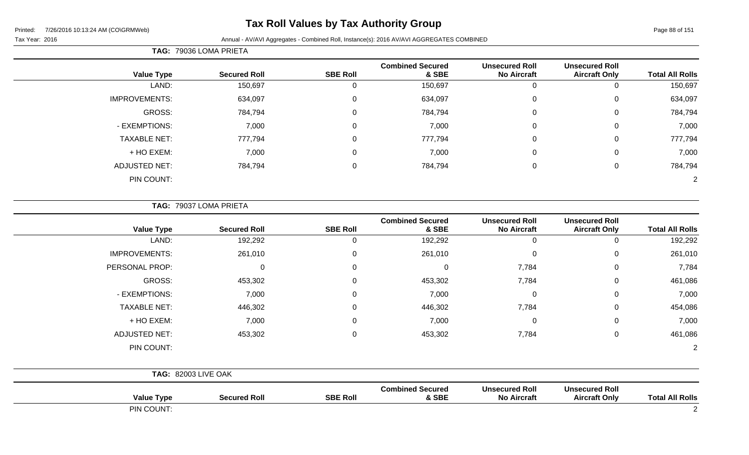# Tax Roll Values by Tax Authority Group

Tax Year: 2016

Annual - AV/AVI Aggregates - Combined Roll, Instance(s): 2016 AV/AVI AGGREGATES COMBINED

**TAG: 79036 LOMA PRIETA**

| Value Type | Secured Roll | SBE Roll | Combined Secured & SBE | Unsecured Roll No Aircraft | Unsecured Roll Aircraft Only | Total All Rolls |
|---|---|---|---|---|---|---|
| LAND: | 150,697 | 0 | 150,697 | 0 | 0 | 150,697 |
| IMPROVEMENTS: | 634,097 | 0 | 634,097 | 0 | 0 | 634,097 |
| GROSS: | 784,794 | 0 | 784,794 | 0 | 0 | 784,794 |
| - EXEMPTIONS: | 7,000 | 0 | 7,000 | 0 | 0 | 7,000 |
| TAXABLE NET: | 777,794 | 0 | 777,794 | 0 | 0 | 777,794 |
| + HO EXEM: | 7,000 | 0 | 7,000 | 0 | 0 | 7,000 |
| ADJUSTED NET: | 784,794 | 0 | 784,794 | 0 | 0 | 784,794 |
| PIN COUNT: | | | | | | 2 |

**TAG: 79037 LOMA PRIETA**

| Value Type | Secured Roll | SBE Roll | Combined Secured & SBE | Unsecured Roll No Aircraft | Unsecured Roll Aircraft Only | Total All Rolls |
|---|---|---|---|---|---|---|
| LAND: | 192,292 | 0 | 192,292 | 0 | 0 | 192,292 |
| IMPROVEMENTS: | 261,010 | 0 | 261,010 | 0 | 0 | 261,010 |
| PERSONAL PROP: | 0 | 0 | 0 | 7,784 | 0 | 7,784 |
| GROSS: | 453,302 | 0 | 453,302 | 7,784 | 0 | 461,086 |
| - EXEMPTIONS: | 7,000 | 0 | 7,000 | 0 | 0 | 7,000 |
| TAXABLE NET: | 446,302 | 0 | 446,302 | 7,784 | 0 | 454,086 |
| + HO EXEM: | 7,000 | 0 | 7,000 | 0 | 0 | 7,000 |
| ADJUSTED NET: | 453,302 | 0 | 453,302 | 7,784 | 0 | 461,086 |
| PIN COUNT: | | | | | | 2 |

**TAG: 82003 LIVE OAK**

| Value Type | Secured Roll | SBE Roll | Combined Secured & SBE | Unsecured Roll No Aircraft | Unsecured Roll Aircraft Only | Total All Rolls |
|---|---|---|---|---|---|---|
| PIN COUNT: | | | | | | 2 |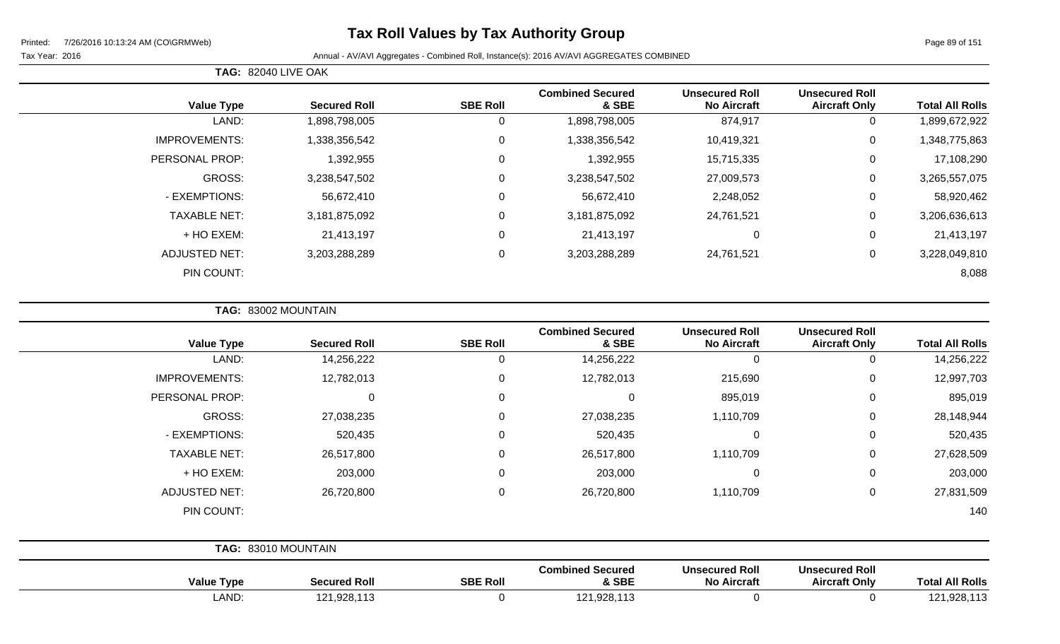# Tax Roll Values by Tax Authority Group

Printed: 7/26/2016 10:13:24 AM (CO\GRMWeb)

Tax Year: 2016

Annual - AV/AVI Aggregates - Combined Roll, Instance(s): 2016 AV/AVI AGGREGATES COMBINED

**TAG: 82040 LIVE OAK**

| Value Type | Secured Roll | SBE Roll | Combined Secured & SBE | Unsecured Roll No Aircraft | Unsecured Roll Aircraft Only | Total All Rolls |
|---|---|---|---|---|---|---|
| LAND: | 1,898,798,005 | 0 | 1,898,798,005 | 874,917 | 0 | 1,899,672,922 |
| IMPROVEMENTS: | 1,338,356,542 | 0 | 1,338,356,542 | 10,419,321 | 0 | 1,348,775,863 |
| PERSONAL PROP: | 1,392,955 | 0 | 1,392,955 | 15,715,335 | 0 | 17,108,290 |
| GROSS: | 3,238,547,502 | 0 | 3,238,547,502 | 27,009,573 | 0 | 3,265,557,075 |
| - EXEMPTIONS: | 56,672,410 | 0 | 56,672,410 | 2,248,052 | 0 | 58,920,462 |
| TAXABLE NET: | 3,181,875,092 | 0 | 3,181,875,092 | 24,761,521 | 0 | 3,206,636,613 |
| + HO EXEM: | 21,413,197 | 0 | 21,413,197 | 0 | 0 | 21,413,197 |
| ADJUSTED NET: | 3,203,288,289 | 0 | 3,203,288,289 | 24,761,521 | 0 | 3,228,049,810 |
| PIN COUNT: | | | | | | 8,088 |

**TAG: 83002 MOUNTAIN**

| Value Type | Secured Roll | SBE Roll | Combined Secured & SBE | Unsecured Roll No Aircraft | Unsecured Roll Aircraft Only | Total All Rolls |
|---|---|---|---|---|---|---|
| LAND: | 14,256,222 | 0 | 14,256,222 | 0 | 0 | 14,256,222 |
| IMPROVEMENTS: | 12,782,013 | 0 | 12,782,013 | 215,690 | 0 | 12,997,703 |
| PERSONAL PROP: | 0 | 0 | 0 | 895,019 | 0 | 895,019 |
| GROSS: | 27,038,235 | 0 | 27,038,235 | 1,110,709 | 0 | 28,148,944 |
| - EXEMPTIONS: | 520,435 | 0 | 520,435 | 0 | 0 | 520,435 |
| TAXABLE NET: | 26,517,800 | 0 | 26,517,800 | 1,110,709 | 0 | 27,628,509 |
| + HO EXEM: | 203,000 | 0 | 203,000 | 0 | 0 | 203,000 |
| ADJUSTED NET: | 26,720,800 | 0 | 26,720,800 | 1,110,709 | 0 | 27,831,509 |
| PIN COUNT: | | | | | | 140 |

**TAG: 83010 MOUNTAIN**

| Value Type | Secured Roll | SBE Roll | Combined Secured & SBE | Unsecured Roll No Aircraft | Unsecured Roll Aircraft Only | Total All Rolls |
|---|---|---|---|---|---|---|
| LAND: | 121,928,113 | 0 | 121,928,113 | 0 | 0 | 121,928,113 |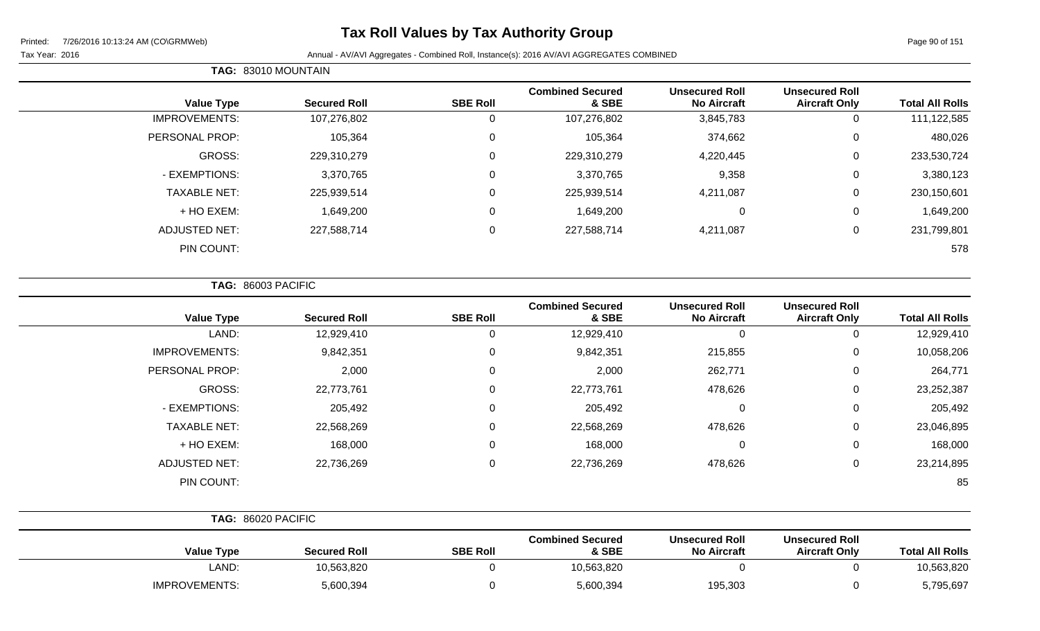# Tax Roll Values by Tax Authority Group

Printed: 7/26/2016 10:13:24 AM (CO\GRMWeb)

Tax Year: 2016

Annual - AV/AVI Aggregates - Combined Roll, Instance(s): 2016 AV/AVI AGGREGATES COMBINED

**TAG: 83010 MOUNTAIN**

| Value Type | Secured Roll | SBE Roll | Combined Secured & SBE | Unsecured Roll No Aircraft | Unsecured Roll Aircraft Only | Total All Rolls |
|---|---|---|---|---|---|---|
| IMPROVEMENTS: | 107,276,802 | 0 | 107,276,802 | 3,845,783 | 0 | 111,122,585 |
| PERSONAL PROP: | 105,364 | 0 | 105,364 | 374,662 | 0 | 480,026 |
| GROSS: | 229,310,279 | 0 | 229,310,279 | 4,220,445 | 0 | 233,530,724 |
| - EXEMPTIONS: | 3,370,765 | 0 | 3,370,765 | 9,358 | 0 | 3,380,123 |
| TAXABLE NET: | 225,939,514 | 0 | 225,939,514 | 4,211,087 | 0 | 230,150,601 |
| + HO EXEM: | 1,649,200 | 0 | 1,649,200 | 0 | 0 | 1,649,200 |
| ADJUSTED NET: | 227,588,714 | 0 | 227,588,714 | 4,211,087 | 0 | 231,799,801 |
| PIN COUNT: | | | | | | 578 |

**TAG: 86003 PACIFIC**

| Value Type | Secured Roll | SBE Roll | Combined Secured & SBE | Unsecured Roll No Aircraft | Unsecured Roll Aircraft Only | Total All Rolls |
|---|---|---|---|---|---|---|
| LAND: | 12,929,410 | 0 | 12,929,410 | 0 | 0 | 12,929,410 |
| IMPROVEMENTS: | 9,842,351 | 0 | 9,842,351 | 215,855 | 0 | 10,058,206 |
| PERSONAL PROP: | 2,000 | 0 | 2,000 | 262,771 | 0 | 264,771 |
| GROSS: | 22,773,761 | 0 | 22,773,761 | 478,626 | 0 | 23,252,387 |
| - EXEMPTIONS: | 205,492 | 0 | 205,492 | 0 | 0 | 205,492 |
| TAXABLE NET: | 22,568,269 | 0 | 22,568,269 | 478,626 | 0 | 23,046,895 |
| + HO EXEM: | 168,000 | 0 | 168,000 | 0 | 0 | 168,000 |
| ADJUSTED NET: | 22,736,269 | 0 | 22,736,269 | 478,626 | 0 | 23,214,895 |
| PIN COUNT: | | | | | | 85 |

**TAG: 86020 PACIFIC**

| Value Type | Secured Roll | SBE Roll | Combined Secured & SBE | Unsecured Roll No Aircraft | Unsecured Roll Aircraft Only | Total All Rolls |
|---|---|---|---|---|---|---|
| LAND: | 10,563,820 | 0 | 10,563,820 | 0 | 0 | 10,563,820 |
| IMPROVEMENTS: | 5,600,394 | 0 | 5,600,394 | 195,303 | 0 | 5,795,697 |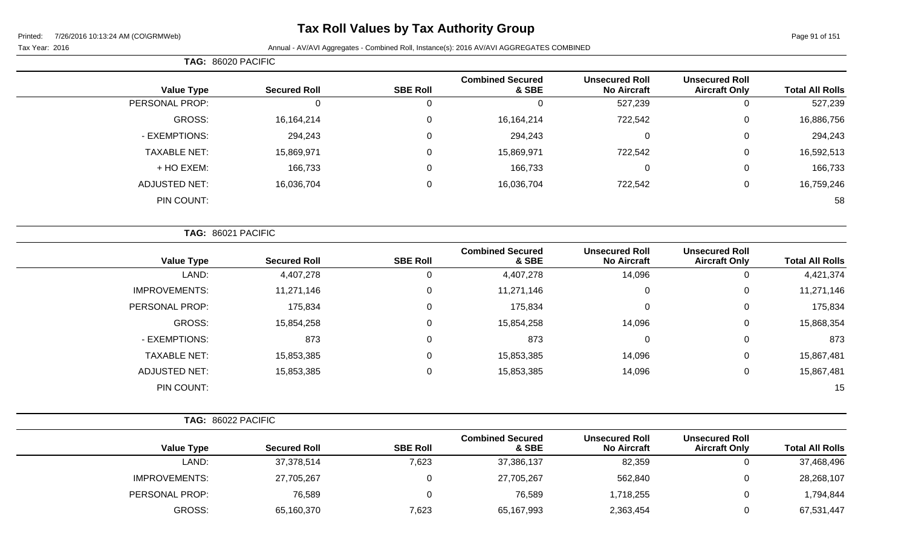# Tax Roll Values by Tax Authority Group

Printed: 7/26/2016 10:13:24 AM (CO\GRMWeb)

Tax Year: 2016

Annual - AV/AVI Aggregates - Combined Roll, Instance(s): 2016 AV/AVI AGGREGATES COMBINED

**TAG: 86020 PACIFIC**

| Value Type | Secured Roll | SBE Roll | Combined Secured & SBE | Unsecured Roll No Aircraft | Unsecured Roll Aircraft Only | Total All Rolls |
|---|---|---|---|---|---|---|
| PERSONAL PROP: | 0 | 0 | 0 | 527,239 | 0 | 527,239 |
| GROSS: | 16,164,214 | 0 | 16,164,214 | 722,542 | 0 | 16,886,756 |
| - EXEMPTIONS: | 294,243 | 0 | 294,243 | 0 | 0 | 294,243 |
| TAXABLE NET: | 15,869,971 | 0 | 15,869,971 | 722,542 | 0 | 16,592,513 |
| + HO EXEM: | 166,733 | 0 | 166,733 | 0 | 0 | 166,733 |
| ADJUSTED NET: | 16,036,704 | 0 | 16,036,704 | 722,542 | 0 | 16,759,246 |
| PIN COUNT: | | | | | | 58 |

**TAG: 86021 PACIFIC**

| Value Type | Secured Roll | SBE Roll | Combined Secured & SBE | Unsecured Roll No Aircraft | Unsecured Roll Aircraft Only | Total All Rolls |
|---|---|---|---|---|---|---|
| LAND: | 4,407,278 | 0 | 4,407,278 | 14,096 | 0 | 4,421,374 |
| IMPROVEMENTS: | 11,271,146 | 0 | 11,271,146 | 0 | 0 | 11,271,146 |
| PERSONAL PROP: | 175,834 | 0 | 175,834 | 0 | 0 | 175,834 |
| GROSS: | 15,854,258 | 0 | 15,854,258 | 14,096 | 0 | 15,868,354 |
| - EXEMPTIONS: | 873 | 0 | 873 | 0 | 0 | 873 |
| TAXABLE NET: | 15,853,385 | 0 | 15,853,385 | 14,096 | 0 | 15,867,481 |
| ADJUSTED NET: | 15,853,385 | 0 | 15,853,385 | 14,096 | 0 | 15,867,481 |
| PIN COUNT: | | | | | | 15 |

**TAG: 86022 PACIFIC**

| Value Type | Secured Roll | SBE Roll | Combined Secured & SBE | Unsecured Roll No Aircraft | Unsecured Roll Aircraft Only | Total All Rolls |
|---|---|---|---|---|---|---|
| LAND: | 37,378,514 | 7,623 | 37,386,137 | 82,359 | 0 | 37,468,496 |
| IMPROVEMENTS: | 27,705,267 | 0 | 27,705,267 | 562,840 | 0 | 28,268,107 |
| PERSONAL PROP: | 76,589 | 0 | 76,589 | 1,718,255 | 0 | 1,794,844 |
| GROSS: | 65,160,370 | 7,623 | 65,167,993 | 2,363,454 | 0 | 67,531,447 |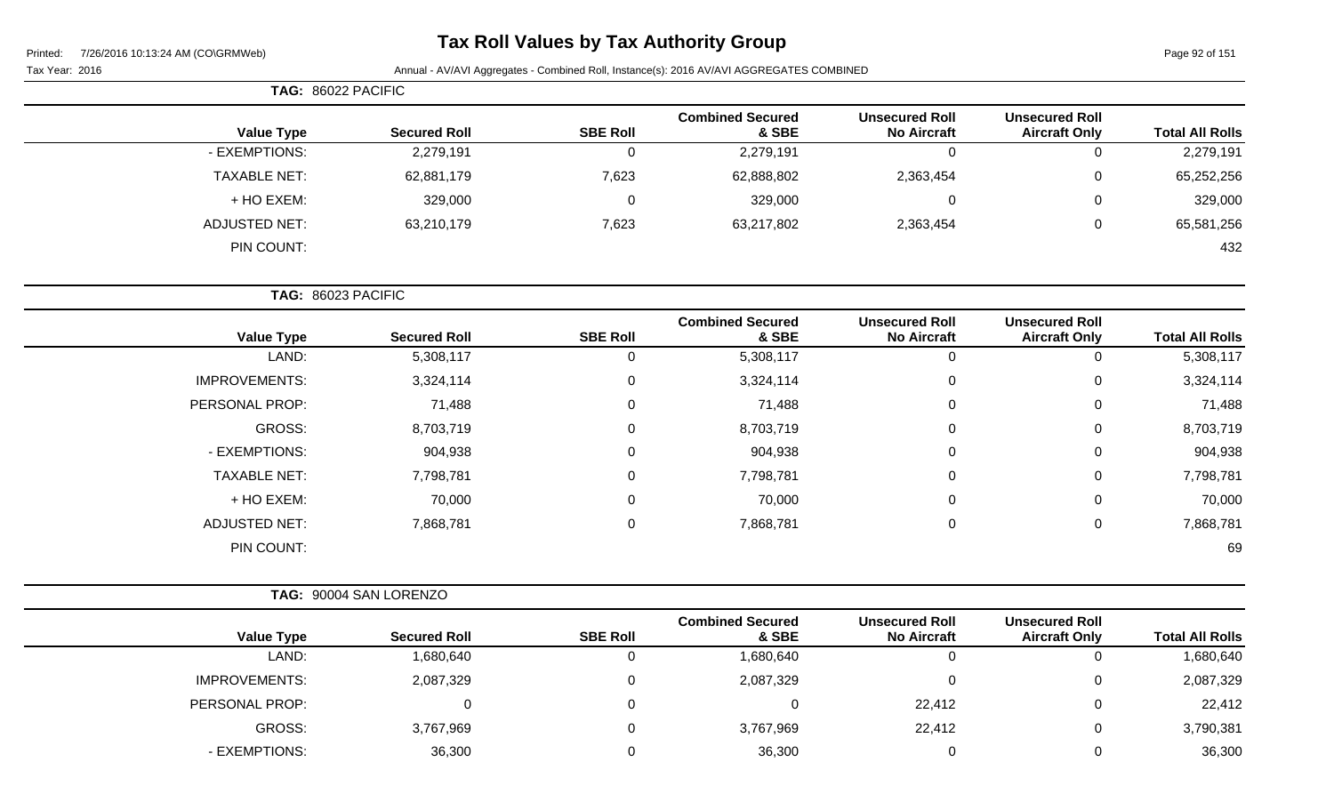# Tax Roll Values by Tax Authority Group

Printed: 7/26/2016 10:13:24 AM (CO\GRMWeb)

Tax Year: 2016

Annual - AV/AVI Aggregates - Combined Roll, Instance(s): 2016 AV/AVI AGGREGATES COMBINED

**TAG: 86022 PACIFIC**

| Value Type | Secured Roll | SBE Roll | Combined Secured & SBE | Unsecured Roll No Aircraft | Unsecured Roll Aircraft Only | Total All Rolls |
|---|---|---|---|---|---|---|
| - EXEMPTIONS: | 2,279,191 | 0 | 2,279,191 | 0 | 0 | 2,279,191 |
| TAXABLE NET: | 62,881,179 | 7,623 | 62,888,802 | 2,363,454 | 0 | 65,252,256 |
| + HO EXEM: | 329,000 | 0 | 329,000 | 0 | 0 | 329,000 |
| ADJUSTED NET: | 63,210,179 | 7,623 | 63,217,802 | 2,363,454 | 0 | 65,581,256 |
| PIN COUNT: | | | | | | 432 |

**TAG: 86023 PACIFIC**

| Value Type | Secured Roll | SBE Roll | Combined Secured & SBE | Unsecured Roll No Aircraft | Unsecured Roll Aircraft Only | Total All Rolls |
|---|---|---|---|---|---|---|
| LAND: | 5,308,117 | 0 | 5,308,117 | 0 | 0 | 5,308,117 |
| IMPROVEMENTS: | 3,324,114 | 0 | 3,324,114 | 0 | 0 | 3,324,114 |
| PERSONAL PROP: | 71,488 | 0 | 71,488 | 0 | 0 | 71,488 |
| GROSS: | 8,703,719 | 0 | 8,703,719 | 0 | 0 | 8,703,719 |
| - EXEMPTIONS: | 904,938 | 0 | 904,938 | 0 | 0 | 904,938 |
| TAXABLE NET: | 7,798,781 | 0 | 7,798,781 | 0 | 0 | 7,798,781 |
| + HO EXEM: | 70,000 | 0 | 70,000 | 0 | 0 | 70,000 |
| ADJUSTED NET: | 7,868,781 | 0 | 7,868,781 | 0 | 0 | 7,868,781 |
| PIN COUNT: | | | | | | 69 |

**TAG: 90004 SAN LORENZO**

| Value Type | Secured Roll | SBE Roll | Combined Secured & SBE | Unsecured Roll No Aircraft | Unsecured Roll Aircraft Only | Total All Rolls |
|---|---|---|---|---|---|---|
| LAND: | 1,680,640 | 0 | 1,680,640 | 0 | 0 | 1,680,640 |
| IMPROVEMENTS: | 2,087,329 | 0 | 2,087,329 | 0 | 0 | 2,087,329 |
| PERSONAL PROP: | 0 | 0 | 0 | 22,412 | 0 | 22,412 |
| GROSS: | 3,767,969 | 0 | 3,767,969 | 22,412 | 0 | 3,790,381 |
| - EXEMPTIONS: | 36,300 | 0 | 36,300 | 0 | 0 | 36,300 |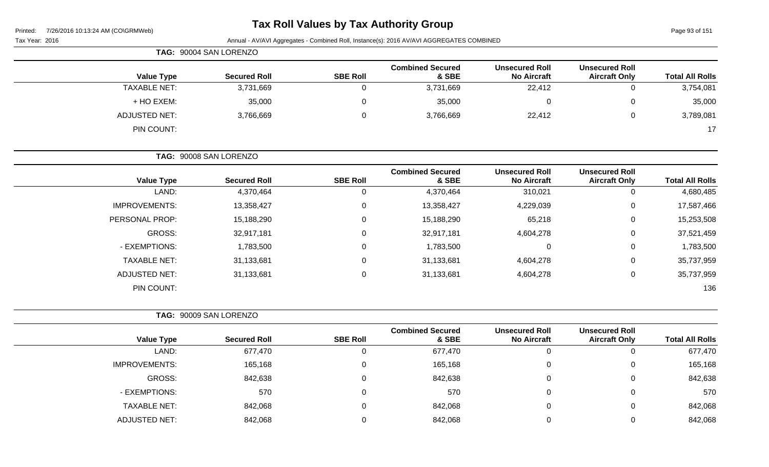# Tax Roll Values by Tax Authority Group

Tax Year: 2016

Annual - AV/AVI Aggregates - Combined Roll, Instance(s): 2016 AV/AVI AGGREGATES COMBINED

**TAG: 90004 SAN LORENZO**

| Value Type | Secured Roll | SBE Roll | Combined Secured & SBE | Unsecured Roll No Aircraft | Unsecured Roll Aircraft Only | Total All Rolls |
|---|---|---|---|---|---|---|
| TAXABLE NET: | 3,731,669 | 0 | 3,731,669 | 22,412 | 0 | 3,754,081 |
| + HO EXEM: | 35,000 | 0 | 35,000 | 0 | 0 | 35,000 |
| ADJUSTED NET: | 3,766,669 | 0 | 3,766,669 | 22,412 | 0 | 3,789,081 |
| PIN COUNT: | | | | | | 17 |

**TAG: 90008 SAN LORENZO**

| Value Type | Secured Roll | SBE Roll | Combined Secured & SBE | Unsecured Roll No Aircraft | Unsecured Roll Aircraft Only | Total All Rolls |
|---|---|---|---|---|---|---|
| LAND: | 4,370,464 | 0 | 4,370,464 | 310,021 | 0 | 4,680,485 |
| IMPROVEMENTS: | 13,358,427 | 0 | 13,358,427 | 4,229,039 | 0 | 17,587,466 |
| PERSONAL PROP: | 15,188,290 | 0 | 15,188,290 | 65,218 | 0 | 15,253,508 |
| GROSS: | 32,917,181 | 0 | 32,917,181 | 4,604,278 | 0 | 37,521,459 |
| - EXEMPTIONS: | 1,783,500 | 0 | 1,783,500 | 0 | 0 | 1,783,500 |
| TAXABLE NET: | 31,133,681 | 0 | 31,133,681 | 4,604,278 | 0 | 35,737,959 |
| ADJUSTED NET: | 31,133,681 | 0 | 31,133,681 | 4,604,278 | 0 | 35,737,959 |
| PIN COUNT: | | | | | | 136 |

**TAG: 90009 SAN LORENZO**

| Value Type | Secured Roll | SBE Roll | Combined Secured & SBE | Unsecured Roll No Aircraft | Unsecured Roll Aircraft Only | Total All Rolls |
|---|---|---|---|---|---|---|
| LAND: | 677,470 | 0 | 677,470 | 0 | 0 | 677,470 |
| IMPROVEMENTS: | 165,168 | 0 | 165,168 | 0 | 0 | 165,168 |
| GROSS: | 842,638 | 0 | 842,638 | 0 | 0 | 842,638 |
| - EXEMPTIONS: | 570 | 0 | 570 | 0 | 0 | 570 |
| TAXABLE NET: | 842,068 | 0 | 842,068 | 0 | 0 | 842,068 |
| ADJUSTED NET: | 842,068 | 0 | 842,068 | 0 | 0 | 842,068 |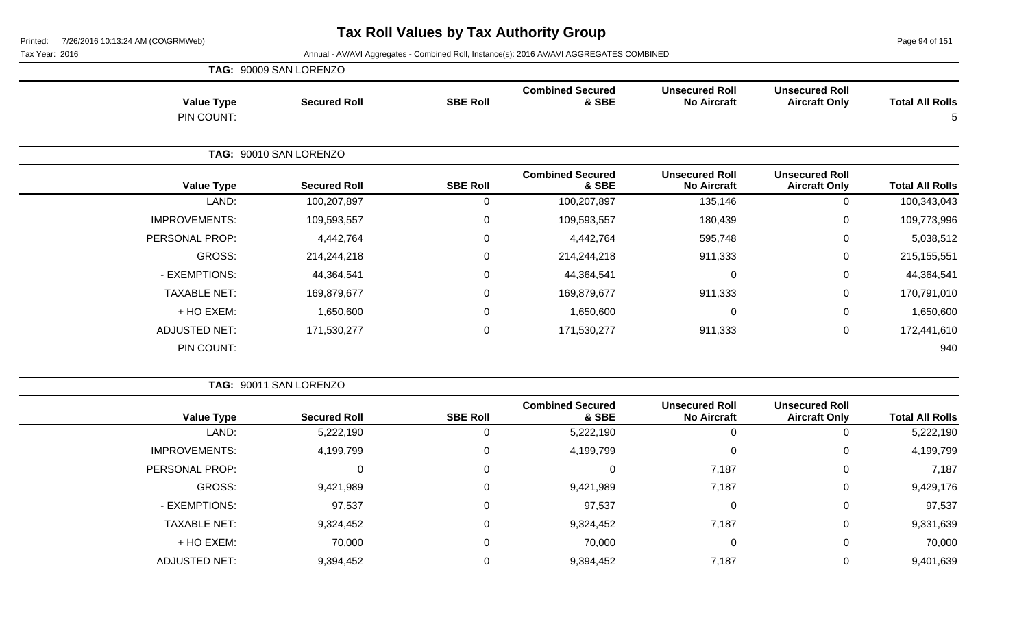# Tax Roll Values by Tax Authority Group

Printed: 7/26/2016 10:13:24 AM (CO\GRMWeb)

Tax Year: 2016 — Annual - AV/AVI Aggregates - Combined Roll, Instance(s): 2016 AV/AVI AGGREGATES COMBINED

**TAG: 90009 SAN LORENZO**

| Value Type | Secured Roll | SBE Roll | Combined Secured & SBE | Unsecured Roll No Aircraft | Unsecured Roll Aircraft Only | Total All Rolls |
|---|---|---|---|---|---|---|
| PIN COUNT: | | | | | | 5 |

**TAG: 90010 SAN LORENZO**

| Value Type | Secured Roll | SBE Roll | Combined Secured & SBE | Unsecured Roll No Aircraft | Unsecured Roll Aircraft Only | Total All Rolls |
|---|---|---|---|---|---|---|
| LAND: | 100,207,897 | 0 | 100,207,897 | 135,146 | 0 | 100,343,043 |
| IMPROVEMENTS: | 109,593,557 | 0 | 109,593,557 | 180,439 | 0 | 109,773,996 |
| PERSONAL PROP: | 4,442,764 | 0 | 4,442,764 | 595,748 | 0 | 5,038,512 |
| GROSS: | 214,244,218 | 0 | 214,244,218 | 911,333 | 0 | 215,155,551 |
| - EXEMPTIONS: | 44,364,541 | 0 | 44,364,541 | 0 | 0 | 44,364,541 |
| TAXABLE NET: | 169,879,677 | 0 | 169,879,677 | 911,333 | 0 | 170,791,010 |
| + HO EXEM: | 1,650,600 | 0 | 1,650,600 | 0 | 0 | 1,650,600 |
| ADJUSTED NET: | 171,530,277 | 0 | 171,530,277 | 911,333 | 0 | 172,441,610 |
| PIN COUNT: | | | | | | 940 |

**TAG: 90011 SAN LORENZO**

| Value Type | Secured Roll | SBE Roll | Combined Secured & SBE | Unsecured Roll No Aircraft | Unsecured Roll Aircraft Only | Total All Rolls |
|---|---|---|---|---|---|---|
| LAND: | 5,222,190 | 0 | 5,222,190 | 0 | 0 | 5,222,190 |
| IMPROVEMENTS: | 4,199,799 | 0 | 4,199,799 | 0 | 0 | 4,199,799 |
| PERSONAL PROP: | 0 | 0 | 0 | 7,187 | 0 | 7,187 |
| GROSS: | 9,421,989 | 0 | 9,421,989 | 7,187 | 0 | 9,429,176 |
| - EXEMPTIONS: | 97,537 | 0 | 97,537 | 0 | 0 | 97,537 |
| TAXABLE NET: | 9,324,452 | 0 | 9,324,452 | 7,187 | 0 | 9,331,639 |
| + HO EXEM: | 70,000 | 0 | 70,000 | 0 | 0 | 70,000 |
| ADJUSTED NET: | 9,394,452 | 0 | 9,394,452 | 7,187 | 0 | 9,401,639 |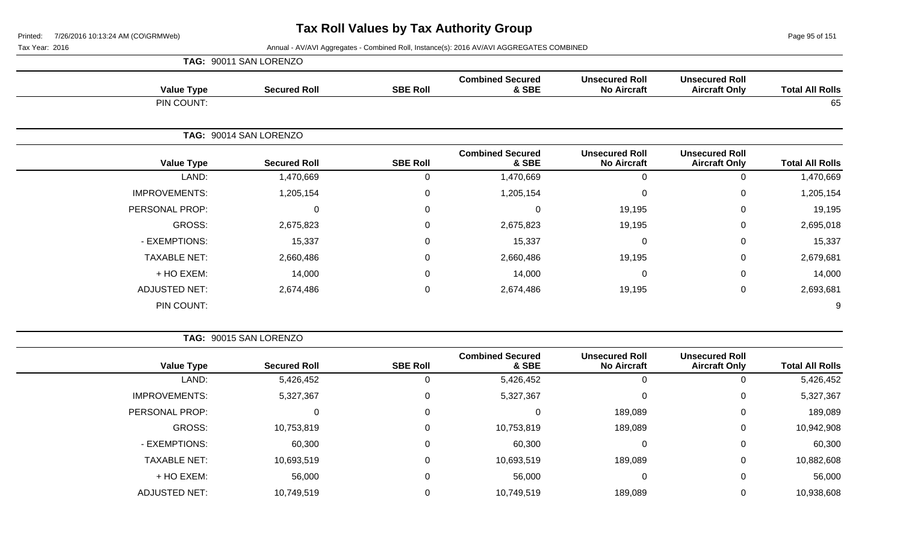# Tax Roll Values by Tax Authority Group

Tax Year: 2016

Annual - AV/AVI Aggregates - Combined Roll, Instance(s): 2016 AV/AVI AGGREGATES COMBINED

**TAG: 90011 SAN LORENZO**

| Value Type | Secured Roll | SBE Roll | Combined Secured & SBE | Unsecured Roll No Aircraft | Unsecured Roll Aircraft Only | Total All Rolls |
|---|---|---|---|---|---|---|
| PIN COUNT: | | | | | | 65 |

**TAG: 90014 SAN LORENZO**

| Value Type | Secured Roll | SBE Roll | Combined Secured & SBE | Unsecured Roll No Aircraft | Unsecured Roll Aircraft Only | Total All Rolls |
|---|---|---|---|---|---|---|
| LAND: | 1,470,669 | 0 | 1,470,669 | 0 | 0 | 1,470,669 |
| IMPROVEMENTS: | 1,205,154 | 0 | 1,205,154 | 0 | 0 | 1,205,154 |
| PERSONAL PROP: | 0 | 0 | 0 | 19,195 | 0 | 19,195 |
| GROSS: | 2,675,823 | 0 | 2,675,823 | 19,195 | 0 | 2,695,018 |
| - EXEMPTIONS: | 15,337 | 0 | 15,337 | 0 | 0 | 15,337 |
| TAXABLE NET: | 2,660,486 | 0 | 2,660,486 | 19,195 | 0 | 2,679,681 |
| + HO EXEM: | 14,000 | 0 | 14,000 | 0 | 0 | 14,000 |
| ADJUSTED NET: | 2,674,486 | 0 | 2,674,486 | 19,195 | 0 | 2,693,681 |
| PIN COUNT: | | | | | | 9 |

**TAG: 90015 SAN LORENZO**

| Value Type | Secured Roll | SBE Roll | Combined Secured & SBE | Unsecured Roll No Aircraft | Unsecured Roll Aircraft Only | Total All Rolls |
|---|---|---|---|---|---|---|
| LAND: | 5,426,452 | 0 | 5,426,452 | 0 | 0 | 5,426,452 |
| IMPROVEMENTS: | 5,327,367 | 0 | 5,327,367 | 0 | 0 | 5,327,367 |
| PERSONAL PROP: | 0 | 0 | 0 | 189,089 | 0 | 189,089 |
| GROSS: | 10,753,819 | 0 | 10,753,819 | 189,089 | 0 | 10,942,908 |
| - EXEMPTIONS: | 60,300 | 0 | 60,300 | 0 | 0 | 60,300 |
| TAXABLE NET: | 10,693,519 | 0 | 10,693,519 | 189,089 | 0 | 10,882,608 |
| + HO EXEM: | 56,000 | 0 | 56,000 | 0 | 0 | 56,000 |
| ADJUSTED NET: | 10,749,519 | 0 | 10,749,519 | 189,089 | 0 | 10,938,608 |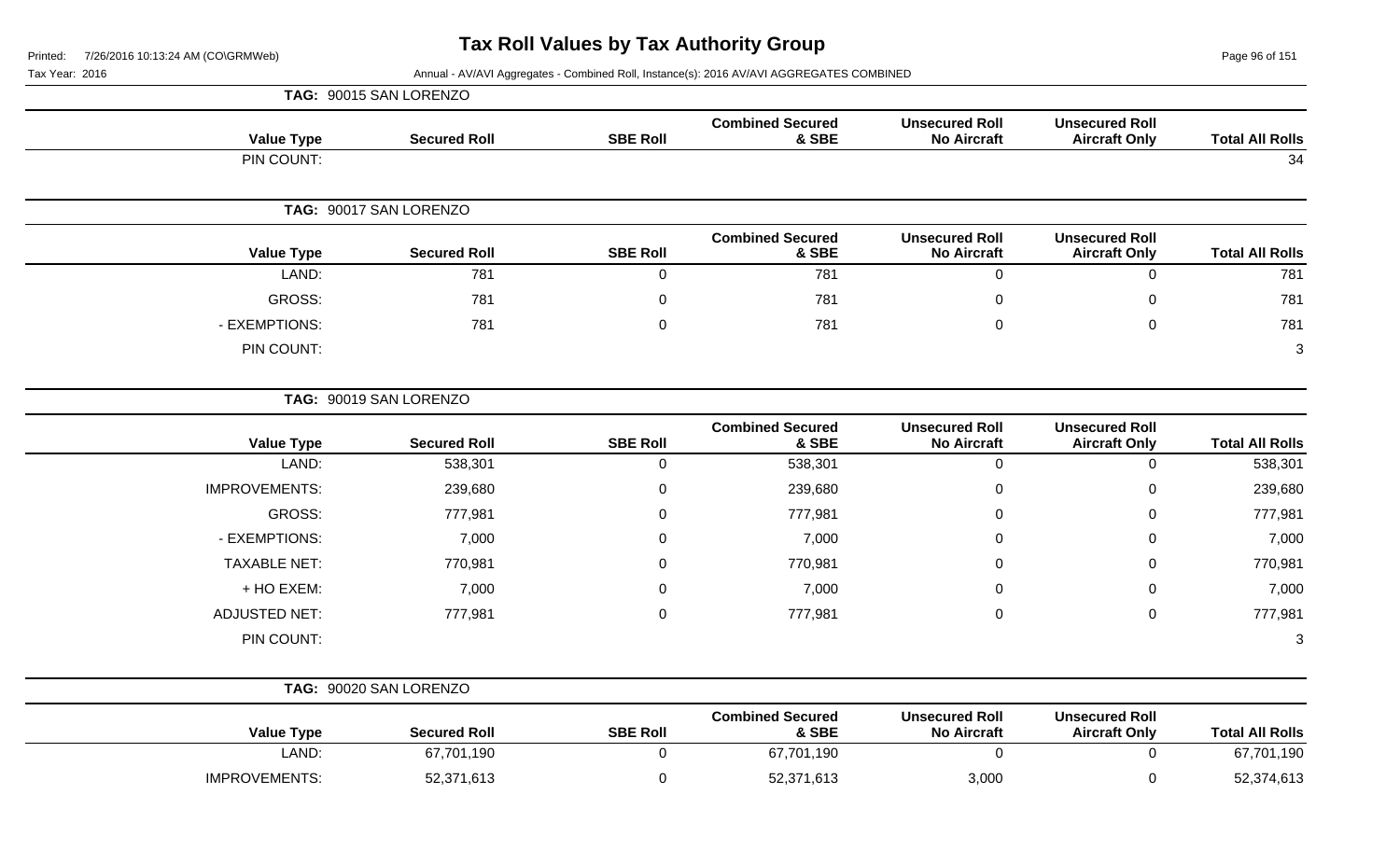# Tax Roll Values by Tax Authority Group

Printed: 7/26/2016 10:13:24 AM (CO\GRMWeb)

Tax Year: 2016 — Annual - AV/AVI Aggregates - Combined Roll, Instance(s): 2016 AV/AVI AGGREGATES COMBINED

**TAG: 90015 SAN LORENZO**

| Value Type | Secured Roll | SBE Roll | Combined Secured & SBE | Unsecured Roll No Aircraft | Unsecured Roll Aircraft Only | Total All Rolls |
|---|---|---|---|---|---|---|
| PIN COUNT: | | | | | | 34 |

**TAG: 90017 SAN LORENZO**

| Value Type | Secured Roll | SBE Roll | Combined Secured & SBE | Unsecured Roll No Aircraft | Unsecured Roll Aircraft Only | Total All Rolls |
|---|---|---|---|---|---|---|
| LAND: | 781 | 0 | 781 | 0 | 0 | 781 |
| GROSS: | 781 | 0 | 781 | 0 | 0 | 781 |
| - EXEMPTIONS: | 781 | 0 | 781 | 0 | 0 | 781 |
| PIN COUNT: | | | | | | 3 |

**TAG: 90019 SAN LORENZO**

| Value Type | Secured Roll | SBE Roll | Combined Secured & SBE | Unsecured Roll No Aircraft | Unsecured Roll Aircraft Only | Total All Rolls |
|---|---|---|---|---|---|---|
| LAND: | 538,301 | 0 | 538,301 | 0 | 0 | 538,301 |
| IMPROVEMENTS: | 239,680 | 0 | 239,680 | 0 | 0 | 239,680 |
| GROSS: | 777,981 | 0 | 777,981 | 0 | 0 | 777,981 |
| - EXEMPTIONS: | 7,000 | 0 | 7,000 | 0 | 0 | 7,000 |
| TAXABLE NET: | 770,981 | 0 | 770,981 | 0 | 0 | 770,981 |
| + HO EXEM: | 7,000 | 0 | 7,000 | 0 | 0 | 7,000 |
| ADJUSTED NET: | 777,981 | 0 | 777,981 | 0 | 0 | 777,981 |
| PIN COUNT: | | | | | | 3 |

**TAG: 90020 SAN LORENZO**

| Value Type | Secured Roll | SBE Roll | Combined Secured & SBE | Unsecured Roll No Aircraft | Unsecured Roll Aircraft Only | Total All Rolls |
|---|---|---|---|---|---|---|
| LAND: | 67,701,190 | 0 | 67,701,190 | 0 | 0 | 67,701,190 |
| IMPROVEMENTS: | 52,371,613 | 0 | 52,371,613 | 3,000 | 0 | 52,374,613 |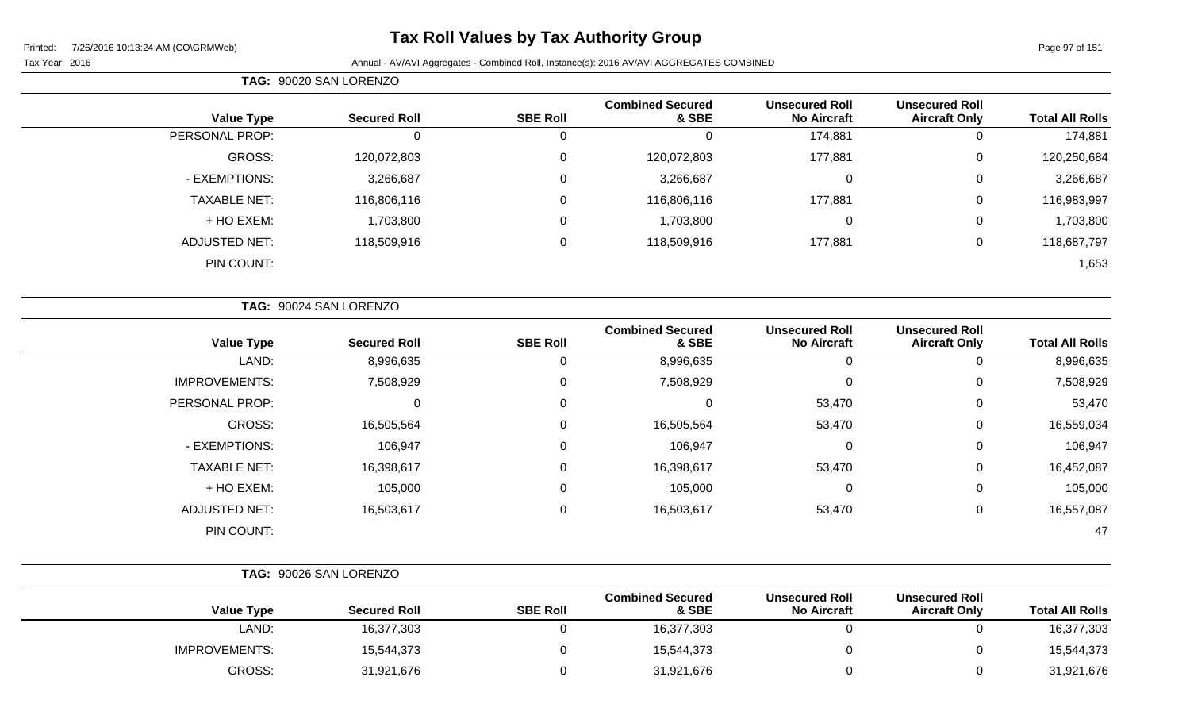# Tax Roll Values by Tax Authority Group

Printed: 7/26/2016 10:13:24 AM (CO\GRMWeb)

Tax Year: 2016

Annual - AV/AVI Aggregates - Combined Roll, Instance(s): 2016 AV/AVI AGGREGATES COMBINED

**TAG: 90020 SAN LORENZO**

| Value Type | Secured Roll | SBE Roll | Combined Secured & SBE | Unsecured Roll No Aircraft | Unsecured Roll Aircraft Only | Total All Rolls |
|---|---|---|---|---|---|---|
| PERSONAL PROP: | 0 | 0 | 0 | 174,881 | 0 | 174,881 |
| GROSS: | 120,072,803 | 0 | 120,072,803 | 177,881 | 0 | 120,250,684 |
| - EXEMPTIONS: | 3,266,687 | 0 | 3,266,687 | 0 | 0 | 3,266,687 |
| TAXABLE NET: | 116,806,116 | 0 | 116,806,116 | 177,881 | 0 | 116,983,997 |
| + HO EXEM: | 1,703,800 | 0 | 1,703,800 | 0 | 0 | 1,703,800 |
| ADJUSTED NET: | 118,509,916 | 0 | 118,509,916 | 177,881 | 0 | 118,687,797 |
| PIN COUNT: | | | | | | 1,653 |

**TAG: 90024 SAN LORENZO**

| Value Type | Secured Roll | SBE Roll | Combined Secured & SBE | Unsecured Roll No Aircraft | Unsecured Roll Aircraft Only | Total All Rolls |
|---|---|---|---|---|---|---|
| LAND: | 8,996,635 | 0 | 8,996,635 | 0 | 0 | 8,996,635 |
| IMPROVEMENTS: | 7,508,929 | 0 | 7,508,929 | 0 | 0 | 7,508,929 |
| PERSONAL PROP: | 0 | 0 | 0 | 53,470 | 0 | 53,470 |
| GROSS: | 16,505,564 | 0 | 16,505,564 | 53,470 | 0 | 16,559,034 |
| - EXEMPTIONS: | 106,947 | 0 | 106,947 | 0 | 0 | 106,947 |
| TAXABLE NET: | 16,398,617 | 0 | 16,398,617 | 53,470 | 0 | 16,452,087 |
| + HO EXEM: | 105,000 | 0 | 105,000 | 0 | 0 | 105,000 |
| ADJUSTED NET: | 16,503,617 | 0 | 16,503,617 | 53,470 | 0 | 16,557,087 |
| PIN COUNT: | | | | | | 47 |

**TAG: 90026 SAN LORENZO**

| Value Type | Secured Roll | SBE Roll | Combined Secured & SBE | Unsecured Roll No Aircraft | Unsecured Roll Aircraft Only | Total All Rolls |
|---|---|---|---|---|---|---|
| LAND: | 16,377,303 | 0 | 16,377,303 | 0 | 0 | 16,377,303 |
| IMPROVEMENTS: | 15,544,373 | 0 | 15,544,373 | 0 | 0 | 15,544,373 |
| GROSS: | 31,921,676 | 0 | 31,921,676 | 0 | 0 | 31,921,676 |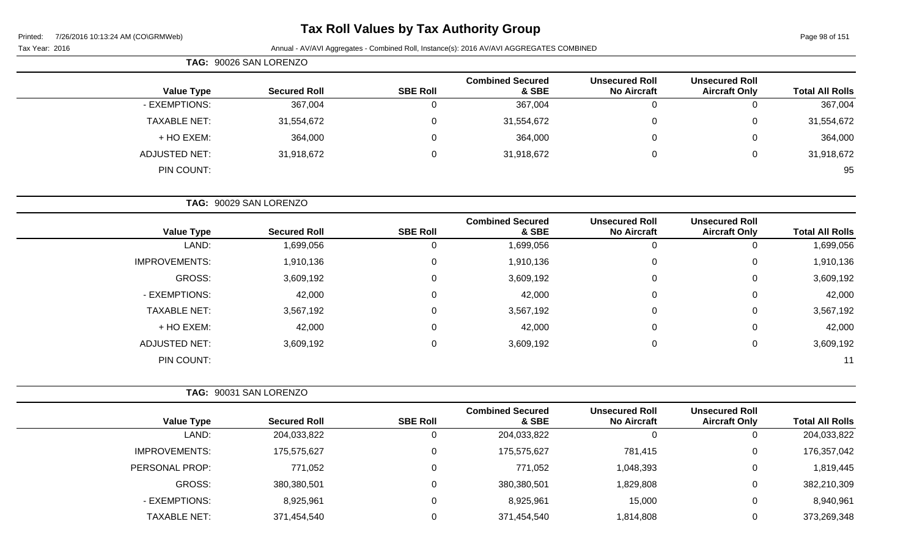# Tax Roll Values by Tax Authority Group

Printed: 7/26/2016 10:13:24 AM (CO\GRMWeb)

Tax Year: 2016

Annual - AV/AVI Aggregates - Combined Roll, Instance(s): 2016 AV/AVI AGGREGATES COMBINED

**TAG: 90026 SAN LORENZO**

| Value Type | Secured Roll | SBE Roll | Combined Secured & SBE | Unsecured Roll No Aircraft | Unsecured Roll Aircraft Only | Total All Rolls |
|---|---|---|---|---|---|---|
| - EXEMPTIONS: | 367,004 | 0 | 367,004 | 0 | 0 | 367,004 |
| TAXABLE NET: | 31,554,672 | 0 | 31,554,672 | 0 | 0 | 31,554,672 |
| + HO EXEM: | 364,000 | 0 | 364,000 | 0 | 0 | 364,000 |
| ADJUSTED NET: | 31,918,672 | 0 | 31,918,672 | 0 | 0 | 31,918,672 |
| PIN COUNT: | | | | | | 95 |

**TAG: 90029 SAN LORENZO**

| Value Type | Secured Roll | SBE Roll | Combined Secured & SBE | Unsecured Roll No Aircraft | Unsecured Roll Aircraft Only | Total All Rolls |
|---|---|---|---|---|---|---|
| LAND: | 1,699,056 | 0 | 1,699,056 | 0 | 0 | 1,699,056 |
| IMPROVEMENTS: | 1,910,136 | 0 | 1,910,136 | 0 | 0 | 1,910,136 |
| GROSS: | 3,609,192 | 0 | 3,609,192 | 0 | 0 | 3,609,192 |
| - EXEMPTIONS: | 42,000 | 0 | 42,000 | 0 | 0 | 42,000 |
| TAXABLE NET: | 3,567,192 | 0 | 3,567,192 | 0 | 0 | 3,567,192 |
| + HO EXEM: | 42,000 | 0 | 42,000 | 0 | 0 | 42,000 |
| ADJUSTED NET: | 3,609,192 | 0 | 3,609,192 | 0 | 0 | 3,609,192 |
| PIN COUNT: | | | | | | 11 |

**TAG: 90031 SAN LORENZO**

| Value Type | Secured Roll | SBE Roll | Combined Secured & SBE | Unsecured Roll No Aircraft | Unsecured Roll Aircraft Only | Total All Rolls |
|---|---|---|---|---|---|---|
| LAND: | 204,033,822 | 0 | 204,033,822 | 0 | 0 | 204,033,822 |
| IMPROVEMENTS: | 175,575,627 | 0 | 175,575,627 | 781,415 | 0 | 176,357,042 |
| PERSONAL PROP: | 771,052 | 0 | 771,052 | 1,048,393 | 0 | 1,819,445 |
| GROSS: | 380,380,501 | 0 | 380,380,501 | 1,829,808 | 0 | 382,210,309 |
| - EXEMPTIONS: | 8,925,961 | 0 | 8,925,961 | 15,000 | 0 | 8,940,961 |
| TAXABLE NET: | 371,454,540 | 0 | 371,454,540 | 1,814,808 | 0 | 373,269,348 |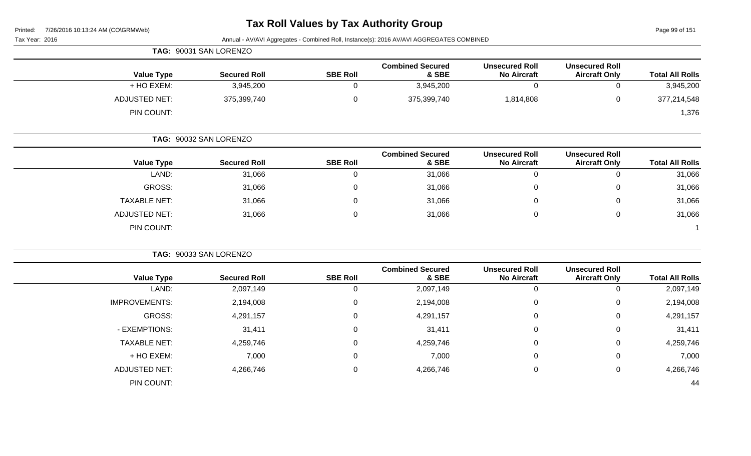# Tax Roll Values by Tax Authority Group

Printed: 7/26/2016 10:13:24 AM (CO\GRMWeb)

Tax Year: 2016

Annual - AV/AVI Aggregates - Combined Roll, Instance(s): 2016 AV/AVI AGGREGATES COMBINED

**TAG: 90031 SAN LORENZO**

| Value Type | Secured Roll | SBE Roll | Combined Secured & SBE | Unsecured Roll No Aircraft | Unsecured Roll Aircraft Only | Total All Rolls |
|---|---|---|---|---|---|---|
| + HO EXEM: | 3,945,200 | 0 | 3,945,200 | 0 | 0 | 3,945,200 |
| ADJUSTED NET: | 375,399,740 | 0 | 375,399,740 | 1,814,808 | 0 | 377,214,548 |
| PIN COUNT: | | | | | | 1,376 |

**TAG: 90032 SAN LORENZO**

| Value Type | Secured Roll | SBE Roll | Combined Secured & SBE | Unsecured Roll No Aircraft | Unsecured Roll Aircraft Only | Total All Rolls |
|---|---|---|---|---|---|---|
| LAND: | 31,066 | 0 | 31,066 | 0 | 0 | 31,066 |
| GROSS: | 31,066 | 0 | 31,066 | 0 | 0 | 31,066 |
| TAXABLE NET: | 31,066 | 0 | 31,066 | 0 | 0 | 31,066 |
| ADJUSTED NET: | 31,066 | 0 | 31,066 | 0 | 0 | 31,066 |
| PIN COUNT: | | | | | | 1 |

**TAG: 90033 SAN LORENZO**

| Value Type | Secured Roll | SBE Roll | Combined Secured & SBE | Unsecured Roll No Aircraft | Unsecured Roll Aircraft Only | Total All Rolls |
|---|---|---|---|---|---|---|
| LAND: | 2,097,149 | 0 | 2,097,149 | 0 | 0 | 2,097,149 |
| IMPROVEMENTS: | 2,194,008 | 0 | 2,194,008 | 0 | 0 | 2,194,008 |
| GROSS: | 4,291,157 | 0 | 4,291,157 | 0 | 0 | 4,291,157 |
| - EXEMPTIONS: | 31,411 | 0 | 31,411 | 0 | 0 | 31,411 |
| TAXABLE NET: | 4,259,746 | 0 | 4,259,746 | 0 | 0 | 4,259,746 |
| + HO EXEM: | 7,000 | 0 | 7,000 | 0 | 0 | 7,000 |
| ADJUSTED NET: | 4,266,746 | 0 | 4,266,746 | 0 | 0 | 4,266,746 |
| PIN COUNT: | | | | | | 44 |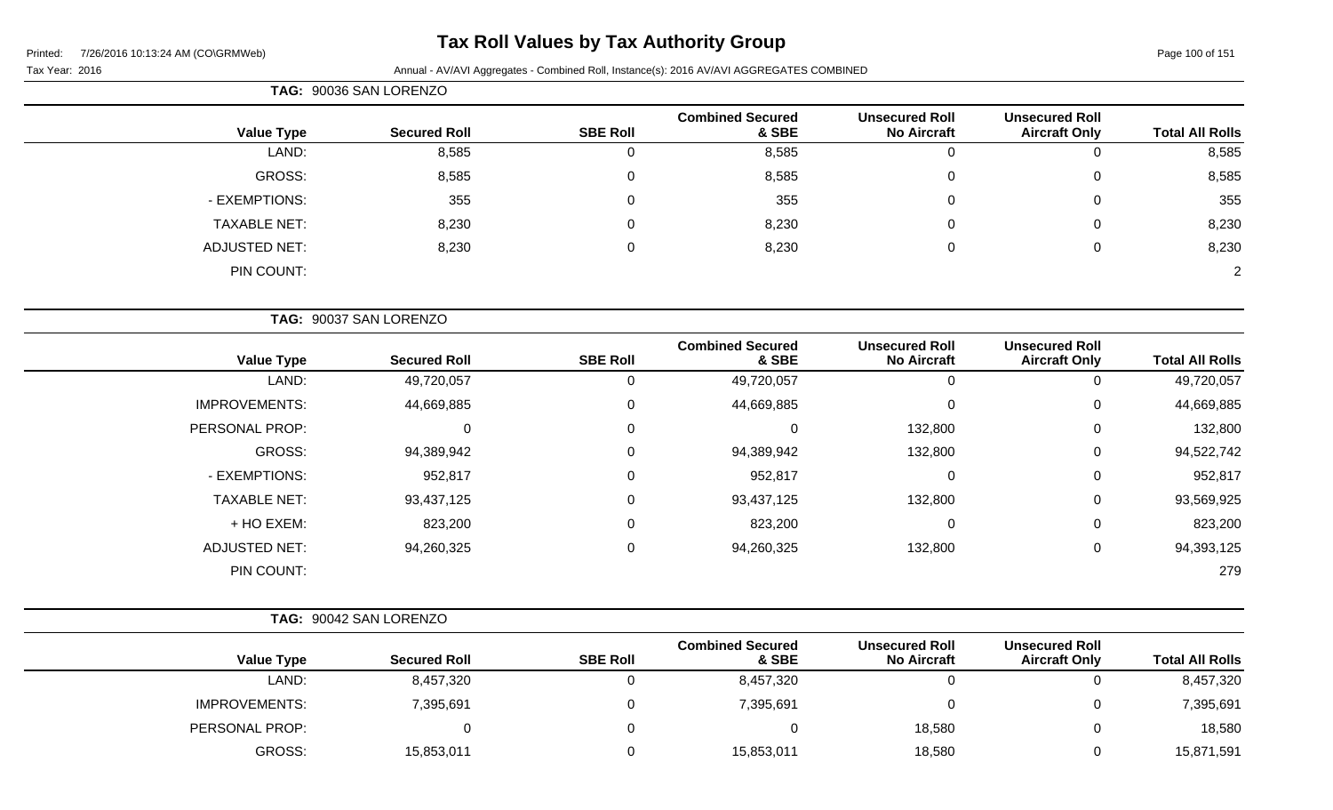# Tax Roll Values by Tax Authority Group

Tax Year: 2016

Annual - AV/AVI Aggregates - Combined Roll, Instance(s): 2016 AV/AVI AGGREGATES COMBINED

**TAG: 90036 SAN LORENZO**

| Value Type | Secured Roll | SBE Roll | Combined Secured & SBE | Unsecured Roll No Aircraft | Unsecured Roll Aircraft Only | Total All Rolls |
|---|---|---|---|---|---|---|
| LAND: | 8,585 | 0 | 8,585 | 0 | 0 | 8,585 |
| GROSS: | 8,585 | 0 | 8,585 | 0 | 0 | 8,585 |
| - EXEMPTIONS: | 355 | 0 | 355 | 0 | 0 | 355 |
| TAXABLE NET: | 8,230 | 0 | 8,230 | 0 | 0 | 8,230 |
| ADJUSTED NET: | 8,230 | 0 | 8,230 | 0 | 0 | 8,230 |
| PIN COUNT: | | | | | | 2 |

**TAG: 90037 SAN LORENZO**

| Value Type | Secured Roll | SBE Roll | Combined Secured & SBE | Unsecured Roll No Aircraft | Unsecured Roll Aircraft Only | Total All Rolls |
|---|---|---|---|---|---|---|
| LAND: | 49,720,057 | 0 | 49,720,057 | 0 | 0 | 49,720,057 |
| IMPROVEMENTS: | 44,669,885 | 0 | 44,669,885 | 0 | 0 | 44,669,885 |
| PERSONAL PROP: | 0 | 0 | 0 | 132,800 | 0 | 132,800 |
| GROSS: | 94,389,942 | 0 | 94,389,942 | 132,800 | 0 | 94,522,742 |
| - EXEMPTIONS: | 952,817 | 0 | 952,817 | 0 | 0 | 952,817 |
| TAXABLE NET: | 93,437,125 | 0 | 93,437,125 | 132,800 | 0 | 93,569,925 |
| + HO EXEM: | 823,200 | 0 | 823,200 | 0 | 0 | 823,200 |
| ADJUSTED NET: | 94,260,325 | 0 | 94,260,325 | 132,800 | 0 | 94,393,125 |
| PIN COUNT: | | | | | | 279 |

**TAG: 90042 SAN LORENZO**

| Value Type | Secured Roll | SBE Roll | Combined Secured & SBE | Unsecured Roll No Aircraft | Unsecured Roll Aircraft Only | Total All Rolls |
|---|---|---|---|---|---|---|
| LAND: | 8,457,320 | 0 | 8,457,320 | 0 | 0 | 8,457,320 |
| IMPROVEMENTS: | 7,395,691 | 0 | 7,395,691 | 0 | 0 | 7,395,691 |
| PERSONAL PROP: | 0 | 0 | 0 | 18,580 | 0 | 18,580 |
| GROSS: | 15,853,011 | 0 | 15,853,011 | 18,580 | 0 | 15,871,591 |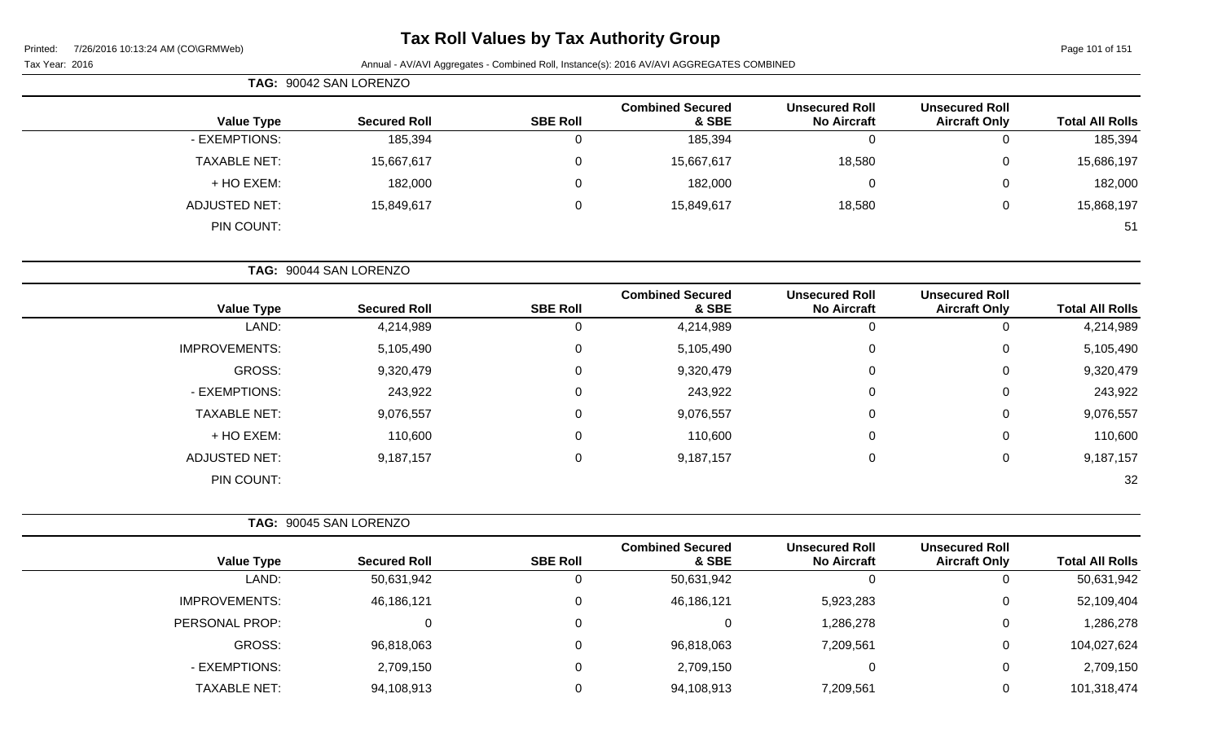# Tax Roll Values by Tax Authority Group

Printed: 7/26/2016 10:13:24 AM (CO\GRMWeb)

Tax Year: 2016 Annual - AV/AVI Aggregates - Combined Roll, Instance(s): 2016 AV/AVI AGGREGATES COMBINED

**TAG: 90042 SAN LORENZO**

| Value Type | Secured Roll | SBE Roll | Combined Secured & SBE | Unsecured Roll No Aircraft | Unsecured Roll Aircraft Only | Total All Rolls |
|---|---|---|---|---|---|---|
| - EXEMPTIONS: | 185,394 | 0 | 185,394 | 0 | 0 | 185,394 |
| TAXABLE NET: | 15,667,617 | 0 | 15,667,617 | 18,580 | 0 | 15,686,197 |
| + HO EXEM: | 182,000 | 0 | 182,000 | 0 | 0 | 182,000 |
| ADJUSTED NET: | 15,849,617 | 0 | 15,849,617 | 18,580 | 0 | 15,868,197 |
| PIN COUNT: | | | | | | 51 |

**TAG: 90044 SAN LORENZO**

| Value Type | Secured Roll | SBE Roll | Combined Secured & SBE | Unsecured Roll No Aircraft | Unsecured Roll Aircraft Only | Total All Rolls |
|---|---|---|---|---|---|---|
| LAND: | 4,214,989 | 0 | 4,214,989 | 0 | 0 | 4,214,989 |
| IMPROVEMENTS: | 5,105,490 | 0 | 5,105,490 | 0 | 0 | 5,105,490 |
| GROSS: | 9,320,479 | 0 | 9,320,479 | 0 | 0 | 9,320,479 |
| - EXEMPTIONS: | 243,922 | 0 | 243,922 | 0 | 0 | 243,922 |
| TAXABLE NET: | 9,076,557 | 0 | 9,076,557 | 0 | 0 | 9,076,557 |
| + HO EXEM: | 110,600 | 0 | 110,600 | 0 | 0 | 110,600 |
| ADJUSTED NET: | 9,187,157 | 0 | 9,187,157 | 0 | 0 | 9,187,157 |
| PIN COUNT: | | | | | | 32 |

**TAG: 90045 SAN LORENZO**

| Value Type | Secured Roll | SBE Roll | Combined Secured & SBE | Unsecured Roll No Aircraft | Unsecured Roll Aircraft Only | Total All Rolls |
|---|---|---|---|---|---|---|
| LAND: | 50,631,942 | 0 | 50,631,942 | 0 | 0 | 50,631,942 |
| IMPROVEMENTS: | 46,186,121 | 0 | 46,186,121 | 5,923,283 | 0 | 52,109,404 |
| PERSONAL PROP: | 0 | 0 | 0 | 1,286,278 | 0 | 1,286,278 |
| GROSS: | 96,818,063 | 0 | 96,818,063 | 7,209,561 | 0 | 104,027,624 |
| - EXEMPTIONS: | 2,709,150 | 0 | 2,709,150 | 0 | 0 | 2,709,150 |
| TAXABLE NET: | 94,108,913 | 0 | 94,108,913 | 7,209,561 | 0 | 101,318,474 |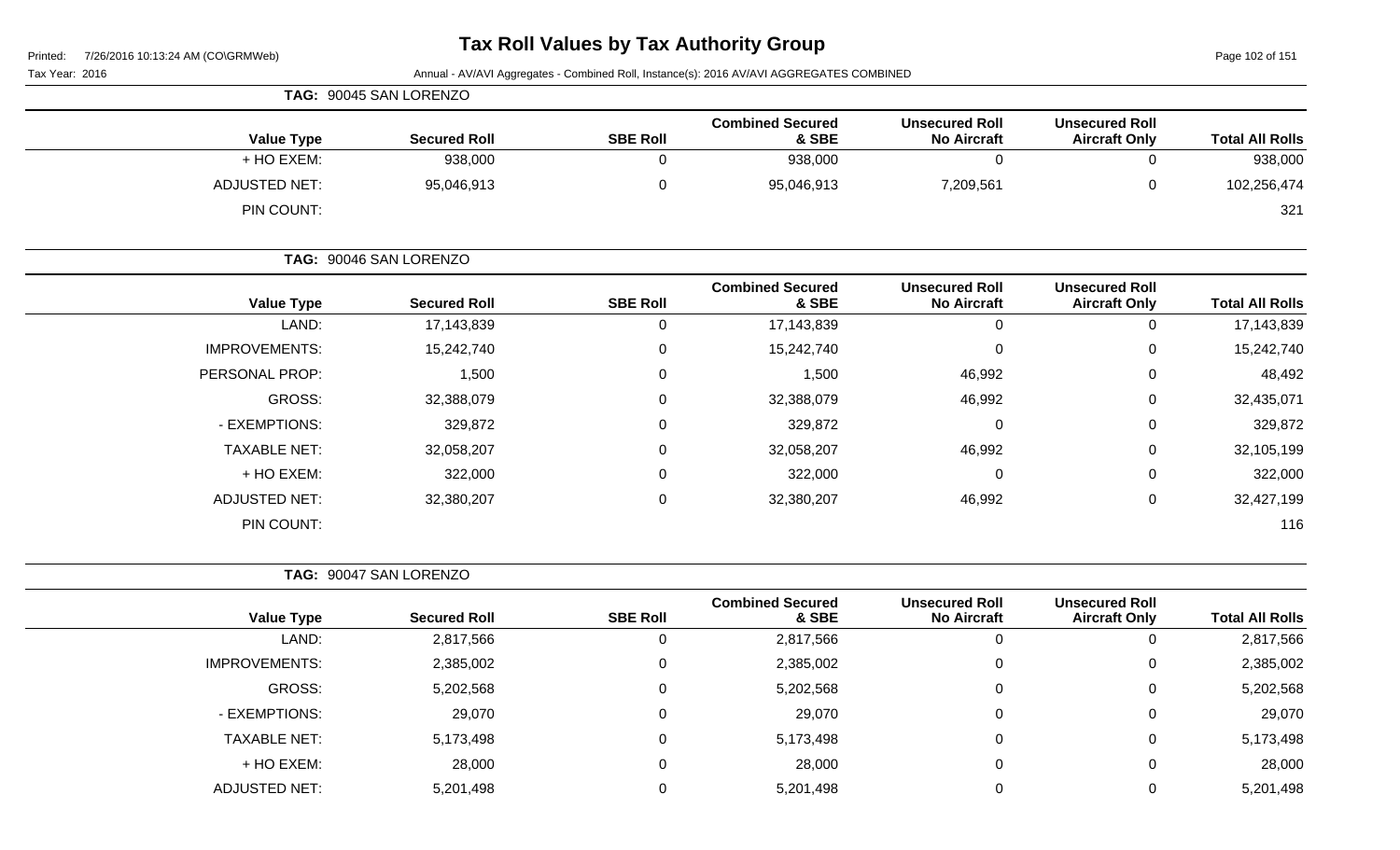# Tax Roll Values by Tax Authority Group

Printed: 7/26/2016 10:13:24 AM (CO\GRMWeb)

Tax Year: 2016

Annual - AV/AVI Aggregates - Combined Roll, Instance(s): 2016 AV/AVI AGGREGATES COMBINED

**TAG: 90045 SAN LORENZO**

| Value Type | Secured Roll | SBE Roll | Combined Secured & SBE | Unsecured Roll No Aircraft | Unsecured Roll Aircraft Only | Total All Rolls |
|---|---|---|---|---|---|---|
| + HO EXEM: | 938,000 | 0 | 938,000 | 0 | 0 | 938,000 |
| ADJUSTED NET: | 95,046,913 | 0 | 95,046,913 | 7,209,561 | 0 | 102,256,474 |
| PIN COUNT: | | | | | | 321 |

**TAG: 90046 SAN LORENZO**

| Value Type | Secured Roll | SBE Roll | Combined Secured & SBE | Unsecured Roll No Aircraft | Unsecured Roll Aircraft Only | Total All Rolls |
|---|---|---|---|---|---|---|
| LAND: | 17,143,839 | 0 | 17,143,839 | 0 | 0 | 17,143,839 |
| IMPROVEMENTS: | 15,242,740 | 0 | 15,242,740 | 0 | 0 | 15,242,740 |
| PERSONAL PROP: | 1,500 | 0 | 1,500 | 46,992 | 0 | 48,492 |
| GROSS: | 32,388,079 | 0 | 32,388,079 | 46,992 | 0 | 32,435,071 |
| - EXEMPTIONS: | 329,872 | 0 | 329,872 | 0 | 0 | 329,872 |
| TAXABLE NET: | 32,058,207 | 0 | 32,058,207 | 46,992 | 0 | 32,105,199 |
| + HO EXEM: | 322,000 | 0 | 322,000 | 0 | 0 | 322,000 |
| ADJUSTED NET: | 32,380,207 | 0 | 32,380,207 | 46,992 | 0 | 32,427,199 |
| PIN COUNT: | | | | | | 116 |

**TAG: 90047 SAN LORENZO**

| Value Type | Secured Roll | SBE Roll | Combined Secured & SBE | Unsecured Roll No Aircraft | Unsecured Roll Aircraft Only | Total All Rolls |
|---|---|---|---|---|---|---|
| LAND: | 2,817,566 | 0 | 2,817,566 | 0 | 0 | 2,817,566 |
| IMPROVEMENTS: | 2,385,002 | 0 | 2,385,002 | 0 | 0 | 2,385,002 |
| GROSS: | 5,202,568 | 0 | 5,202,568 | 0 | 0 | 5,202,568 |
| - EXEMPTIONS: | 29,070 | 0 | 29,070 | 0 | 0 | 29,070 |
| TAXABLE NET: | 5,173,498 | 0 | 5,173,498 | 0 | 0 | 5,173,498 |
| + HO EXEM: | 28,000 | 0 | 28,000 | 0 | 0 | 28,000 |
| ADJUSTED NET: | 5,201,498 | 0 | 5,201,498 | 0 | 0 | 5,201,498 |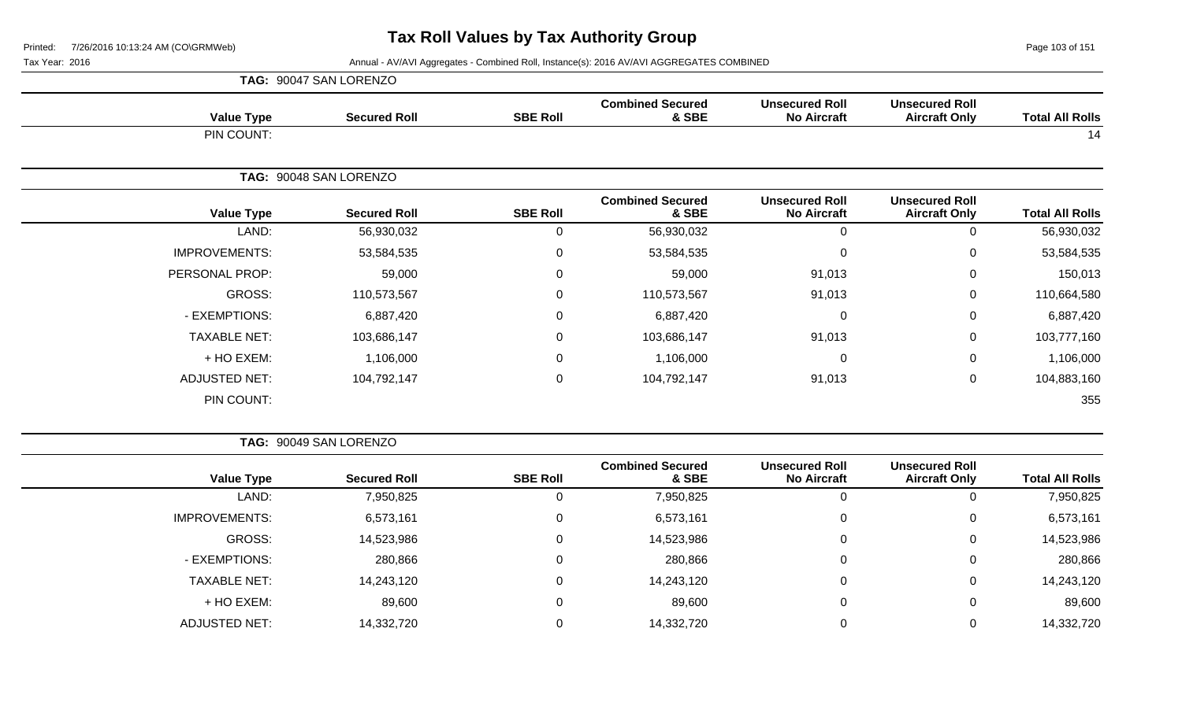# Tax Roll Values by Tax Authority Group

Printed: 7/26/2016 10:13:24 AM (CO\GRMWeb)

Tax Year: 2016

Annual - AV/AVI Aggregates - Combined Roll, Instance(s): 2016 AV/AVI AGGREGATES COMBINED

**TAG: 90047 SAN LORENZO**

| Value Type | Secured Roll | SBE Roll | Combined Secured & SBE | Unsecured Roll No Aircraft | Unsecured Roll Aircraft Only | Total All Rolls |
|---|---|---|---|---|---|---|
| PIN COUNT: | | | | | | 14 |

**TAG: 90048 SAN LORENZO**

| Value Type | Secured Roll | SBE Roll | Combined Secured & SBE | Unsecured Roll No Aircraft | Unsecured Roll Aircraft Only | Total All Rolls |
|---|---|---|---|---|---|---|
| LAND: | 56,930,032 | 0 | 56,930,032 | 0 | 0 | 56,930,032 |
| IMPROVEMENTS: | 53,584,535 | 0 | 53,584,535 | 0 | 0 | 53,584,535 |
| PERSONAL PROP: | 59,000 | 0 | 59,000 | 91,013 | 0 | 150,013 |
| GROSS: | 110,573,567 | 0 | 110,573,567 | 91,013 | 0 | 110,664,580 |
| - EXEMPTIONS: | 6,887,420 | 0 | 6,887,420 | 0 | 0 | 6,887,420 |
| TAXABLE NET: | 103,686,147 | 0 | 103,686,147 | 91,013 | 0 | 103,777,160 |
| + HO EXEM: | 1,106,000 | 0 | 1,106,000 | 0 | 0 | 1,106,000 |
| ADJUSTED NET: | 104,792,147 | 0 | 104,792,147 | 91,013 | 0 | 104,883,160 |
| PIN COUNT: | | | | | | 355 |

**TAG: 90049 SAN LORENZO**

| Value Type | Secured Roll | SBE Roll | Combined Secured & SBE | Unsecured Roll No Aircraft | Unsecured Roll Aircraft Only | Total All Rolls |
|---|---|---|---|---|---|---|
| LAND: | 7,950,825 | 0 | 7,950,825 | 0 | 0 | 7,950,825 |
| IMPROVEMENTS: | 6,573,161 | 0 | 6,573,161 | 0 | 0 | 6,573,161 |
| GROSS: | 14,523,986 | 0 | 14,523,986 | 0 | 0 | 14,523,986 |
| - EXEMPTIONS: | 280,866 | 0 | 280,866 | 0 | 0 | 280,866 |
| TAXABLE NET: | 14,243,120 | 0 | 14,243,120 | 0 | 0 | 14,243,120 |
| + HO EXEM: | 89,600 | 0 | 89,600 | 0 | 0 | 89,600 |
| ADJUSTED NET: | 14,332,720 | 0 | 14,332,720 | 0 | 0 | 14,332,720 |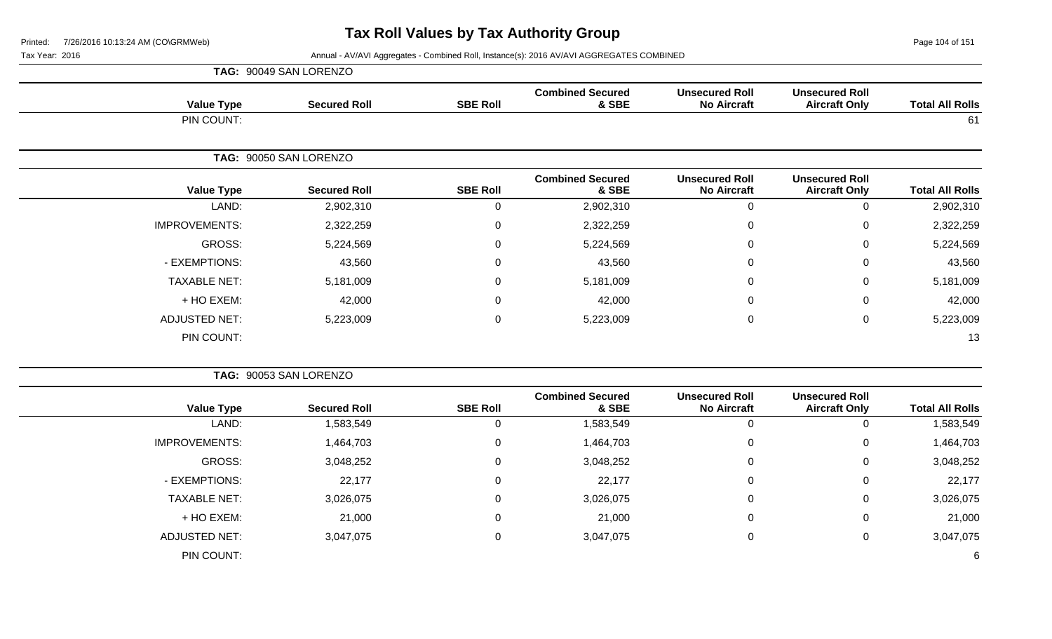# Tax Roll Values by Tax Authority Group

Printed: 7/26/2016 10:13:24 AM (CO\GRMWeb)

Tax Year: 2016

Annual - AV/AVI Aggregates - Combined Roll, Instance(s): 2016 AV/AVI AGGREGATES COMBINED

**TAG: 90049 SAN LORENZO**

| Value Type | Secured Roll | SBE Roll | Combined Secured & SBE | Unsecured Roll No Aircraft | Unsecured Roll Aircraft Only | Total All Rolls |
|---|---|---|---|---|---|---|
| PIN COUNT: | | | | | | 61 |

**TAG: 90050 SAN LORENZO**

| Value Type | Secured Roll | SBE Roll | Combined Secured & SBE | Unsecured Roll No Aircraft | Unsecured Roll Aircraft Only | Total All Rolls |
|---|---|---|---|---|---|---|
| LAND: | 2,902,310 | 0 | 2,902,310 | 0 | 0 | 2,902,310 |
| IMPROVEMENTS: | 2,322,259 | 0 | 2,322,259 | 0 | 0 | 2,322,259 |
| GROSS: | 5,224,569 | 0 | 5,224,569 | 0 | 0 | 5,224,569 |
| - EXEMPTIONS: | 43,560 | 0 | 43,560 | 0 | 0 | 43,560 |
| TAXABLE NET: | 5,181,009 | 0 | 5,181,009 | 0 | 0 | 5,181,009 |
| + HO EXEM: | 42,000 | 0 | 42,000 | 0 | 0 | 42,000 |
| ADJUSTED NET: | 5,223,009 | 0 | 5,223,009 | 0 | 0 | 5,223,009 |
| PIN COUNT: | | | | | | 13 |

**TAG: 90053 SAN LORENZO**

| Value Type | Secured Roll | SBE Roll | Combined Secured & SBE | Unsecured Roll No Aircraft | Unsecured Roll Aircraft Only | Total All Rolls |
|---|---|---|---|---|---|---|
| LAND: | 1,583,549 | 0 | 1,583,549 | 0 | 0 | 1,583,549 |
| IMPROVEMENTS: | 1,464,703 | 0 | 1,464,703 | 0 | 0 | 1,464,703 |
| GROSS: | 3,048,252 | 0 | 3,048,252 | 0 | 0 | 3,048,252 |
| - EXEMPTIONS: | 22,177 | 0 | 22,177 | 0 | 0 | 22,177 |
| TAXABLE NET: | 3,026,075 | 0 | 3,026,075 | 0 | 0 | 3,026,075 |
| + HO EXEM: | 21,000 | 0 | 21,000 | 0 | 0 | 21,000 |
| ADJUSTED NET: | 3,047,075 | 0 | 3,047,075 | 0 | 0 | 3,047,075 |
| PIN COUNT: | | | | | | 6 |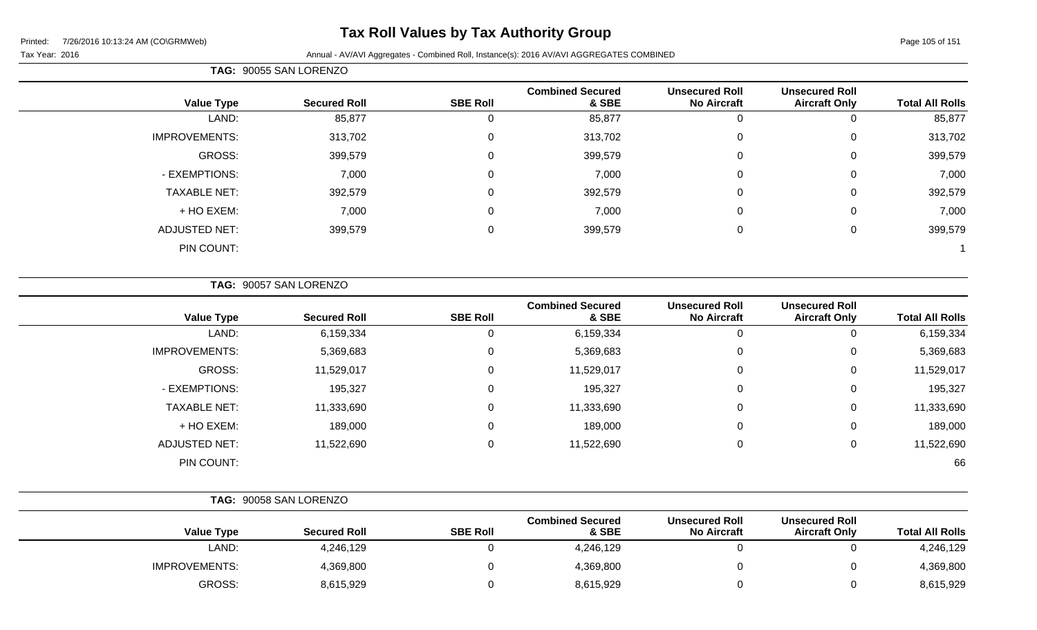# Tax Roll Values by Tax Authority Group

Printed: 7/26/2016 10:13:24 AM (CO\GRMWeb)

Tax Year: 2016

Annual - AV/AVI Aggregates - Combined Roll, Instance(s): 2016 AV/AVI AGGREGATES COMBINED

**TAG: 90055 SAN LORENZO**

| Value Type | Secured Roll | SBE Roll | Combined Secured & SBE | Unsecured Roll No Aircraft | Unsecured Roll Aircraft Only | Total All Rolls |
|---|---|---|---|---|---|---|
| LAND: | 85,877 | 0 | 85,877 | 0 | 0 | 85,877 |
| IMPROVEMENTS: | 313,702 | 0 | 313,702 | 0 | 0 | 313,702 |
| GROSS: | 399,579 | 0 | 399,579 | 0 | 0 | 399,579 |
| - EXEMPTIONS: | 7,000 | 0 | 7,000 | 0 | 0 | 7,000 |
| TAXABLE NET: | 392,579 | 0 | 392,579 | 0 | 0 | 392,579 |
| + HO EXEM: | 7,000 | 0 | 7,000 | 0 | 0 | 7,000 |
| ADJUSTED NET: | 399,579 | 0 | 399,579 | 0 | 0 | 399,579 |
| PIN COUNT: | | | | | | 1 |

**TAG: 90057 SAN LORENZO**

| Value Type | Secured Roll | SBE Roll | Combined Secured & SBE | Unsecured Roll No Aircraft | Unsecured Roll Aircraft Only | Total All Rolls |
|---|---|---|---|---|---|---|
| LAND: | 6,159,334 | 0 | 6,159,334 | 0 | 0 | 6,159,334 |
| IMPROVEMENTS: | 5,369,683 | 0 | 5,369,683 | 0 | 0 | 5,369,683 |
| GROSS: | 11,529,017 | 0 | 11,529,017 | 0 | 0 | 11,529,017 |
| - EXEMPTIONS: | 195,327 | 0 | 195,327 | 0 | 0 | 195,327 |
| TAXABLE NET: | 11,333,690 | 0 | 11,333,690 | 0 | 0 | 11,333,690 |
| + HO EXEM: | 189,000 | 0 | 189,000 | 0 | 0 | 189,000 |
| ADJUSTED NET: | 11,522,690 | 0 | 11,522,690 | 0 | 0 | 11,522,690 |
| PIN COUNT: | | | | | | 66 |

**TAG: 90058 SAN LORENZO**

| Value Type | Secured Roll | SBE Roll | Combined Secured & SBE | Unsecured Roll No Aircraft | Unsecured Roll Aircraft Only | Total All Rolls |
|---|---|---|---|---|---|---|
| LAND: | 4,246,129 | 0 | 4,246,129 | 0 | 0 | 4,246,129 |
| IMPROVEMENTS: | 4,369,800 | 0 | 4,369,800 | 0 | 0 | 4,369,800 |
| GROSS: | 8,615,929 | 0 | 8,615,929 | 0 | 0 | 8,615,929 |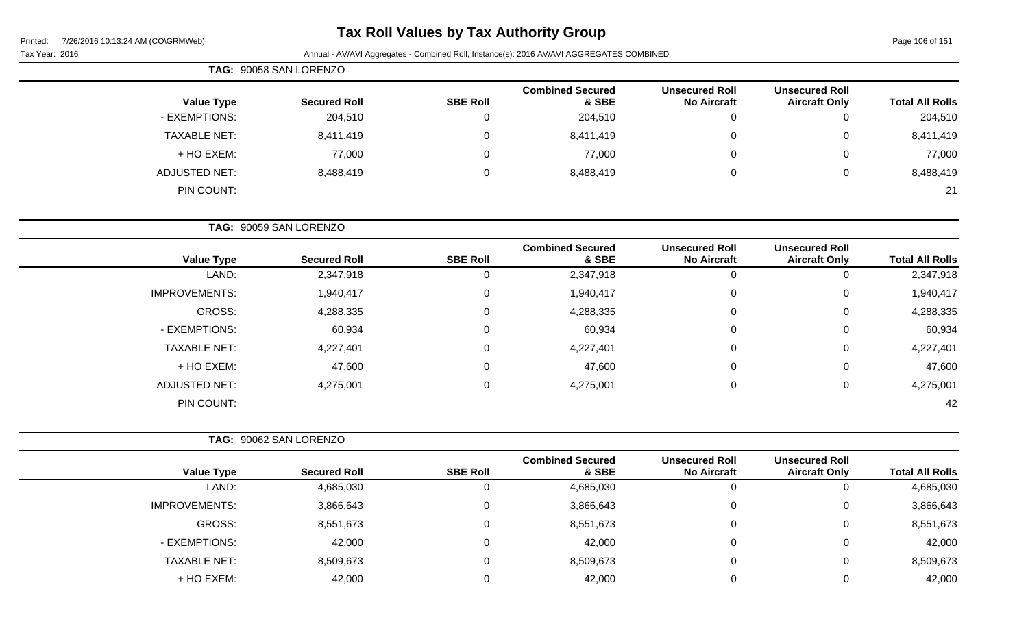# Tax Roll Values by Tax Authority Group

Printed: 7/26/2016 10:13:24 AM (CO\GRMWeb)

Tax Year: 2016

Annual - AV/AVI Aggregates - Combined Roll, Instance(s): 2016 AV/AVI AGGREGATES COMBINED

**TAG: 90058 SAN LORENZO**

| Value Type | Secured Roll | SBE Roll | Combined Secured & SBE | Unsecured Roll No Aircraft | Unsecured Roll Aircraft Only | Total All Rolls |
|---|---|---|---|---|---|---|
| - EXEMPTIONS: | 204,510 | 0 | 204,510 | 0 | 0 | 204,510 |
| TAXABLE NET: | 8,411,419 | 0 | 8,411,419 | 0 | 0 | 8,411,419 |
| + HO EXEM: | 77,000 | 0 | 77,000 | 0 | 0 | 77,000 |
| ADJUSTED NET: | 8,488,419 | 0 | 8,488,419 | 0 | 0 | 8,488,419 |
| PIN COUNT: | | | | | | 21 |

**TAG: 90059 SAN LORENZO**

| Value Type | Secured Roll | SBE Roll | Combined Secured & SBE | Unsecured Roll No Aircraft | Unsecured Roll Aircraft Only | Total All Rolls |
|---|---|---|---|---|---|---|
| LAND: | 2,347,918 | 0 | 2,347,918 | 0 | 0 | 2,347,918 |
| IMPROVEMENTS: | 1,940,417 | 0 | 1,940,417 | 0 | 0 | 1,940,417 |
| GROSS: | 4,288,335 | 0 | 4,288,335 | 0 | 0 | 4,288,335 |
| - EXEMPTIONS: | 60,934 | 0 | 60,934 | 0 | 0 | 60,934 |
| TAXABLE NET: | 4,227,401 | 0 | 4,227,401 | 0 | 0 | 4,227,401 |
| + HO EXEM: | 47,600 | 0 | 47,600 | 0 | 0 | 47,600 |
| ADJUSTED NET: | 4,275,001 | 0 | 4,275,001 | 0 | 0 | 4,275,001 |
| PIN COUNT: | | | | | | 42 |

**TAG: 90062 SAN LORENZO**

| Value Type | Secured Roll | SBE Roll | Combined Secured & SBE | Unsecured Roll No Aircraft | Unsecured Roll Aircraft Only | Total All Rolls |
|---|---|---|---|---|---|---|
| LAND: | 4,685,030 | 0 | 4,685,030 | 0 | 0 | 4,685,030 |
| IMPROVEMENTS: | 3,866,643 | 0 | 3,866,643 | 0 | 0 | 3,866,643 |
| GROSS: | 8,551,673 | 0 | 8,551,673 | 0 | 0 | 8,551,673 |
| - EXEMPTIONS: | 42,000 | 0 | 42,000 | 0 | 0 | 42,000 |
| TAXABLE NET: | 8,509,673 | 0 | 8,509,673 | 0 | 0 | 8,509,673 |
| + HO EXEM: | 42,000 | 0 | 42,000 | 0 | 0 | 42,000 |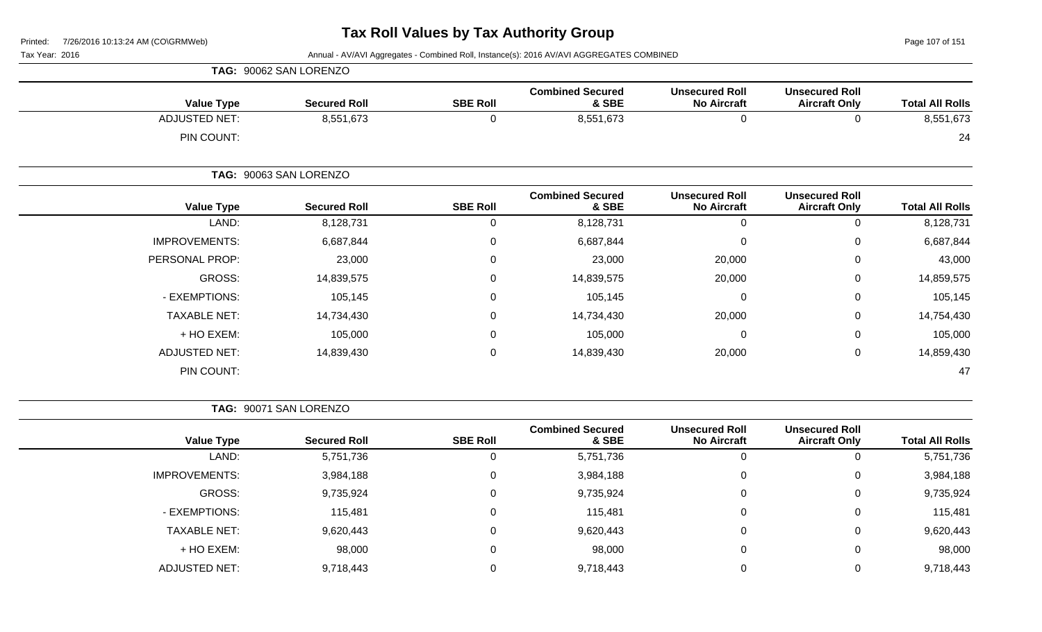# Tax Roll Values by Tax Authority Group

Printed: 7/26/2016 10:13:24 AM (CO\GRMWeb)

Tax Year: 2016 — Annual - AV/AVI Aggregates - Combined Roll, Instance(s): 2016 AV/AVI AGGREGATES COMBINED

**TAG: 90062 SAN LORENZO**

| Value Type | Secured Roll | SBE Roll | Combined Secured & SBE | Unsecured Roll No Aircraft | Unsecured Roll Aircraft Only | Total All Rolls |
|---|---|---|---|---|---|---|
| ADJUSTED NET: | 8,551,673 | 0 | 8,551,673 | 0 | 0 | 8,551,673 |
| PIN COUNT: | | | | | | 24 |

**TAG: 90063 SAN LORENZO**

| Value Type | Secured Roll | SBE Roll | Combined Secured & SBE | Unsecured Roll No Aircraft | Unsecured Roll Aircraft Only | Total All Rolls |
|---|---|---|---|---|---|---|
| LAND: | 8,128,731 | 0 | 8,128,731 | 0 | 0 | 8,128,731 |
| IMPROVEMENTS: | 6,687,844 | 0 | 6,687,844 | 0 | 0 | 6,687,844 |
| PERSONAL PROP: | 23,000 | 0 | 23,000 | 20,000 | 0 | 43,000 |
| GROSS: | 14,839,575 | 0 | 14,839,575 | 20,000 | 0 | 14,859,575 |
| - EXEMPTIONS: | 105,145 | 0 | 105,145 | 0 | 0 | 105,145 |
| TAXABLE NET: | 14,734,430 | 0 | 14,734,430 | 20,000 | 0 | 14,754,430 |
| + HO EXEM: | 105,000 | 0 | 105,000 | 0 | 0 | 105,000 |
| ADJUSTED NET: | 14,839,430 | 0 | 14,839,430 | 20,000 | 0 | 14,859,430 |
| PIN COUNT: | | | | | | 47 |

**TAG: 90071 SAN LORENZO**

| Value Type | Secured Roll | SBE Roll | Combined Secured & SBE | Unsecured Roll No Aircraft | Unsecured Roll Aircraft Only | Total All Rolls |
|---|---|---|---|---|---|---|
| LAND: | 5,751,736 | 0 | 5,751,736 | 0 | 0 | 5,751,736 |
| IMPROVEMENTS: | 3,984,188 | 0 | 3,984,188 | 0 | 0 | 3,984,188 |
| GROSS: | 9,735,924 | 0 | 9,735,924 | 0 | 0 | 9,735,924 |
| - EXEMPTIONS: | 115,481 | 0 | 115,481 | 0 | 0 | 115,481 |
| TAXABLE NET: | 9,620,443 | 0 | 9,620,443 | 0 | 0 | 9,620,443 |
| + HO EXEM: | 98,000 | 0 | 98,000 | 0 | 0 | 98,000 |
| ADJUSTED NET: | 9,718,443 | 0 | 9,718,443 | 0 | 0 | 9,718,443 |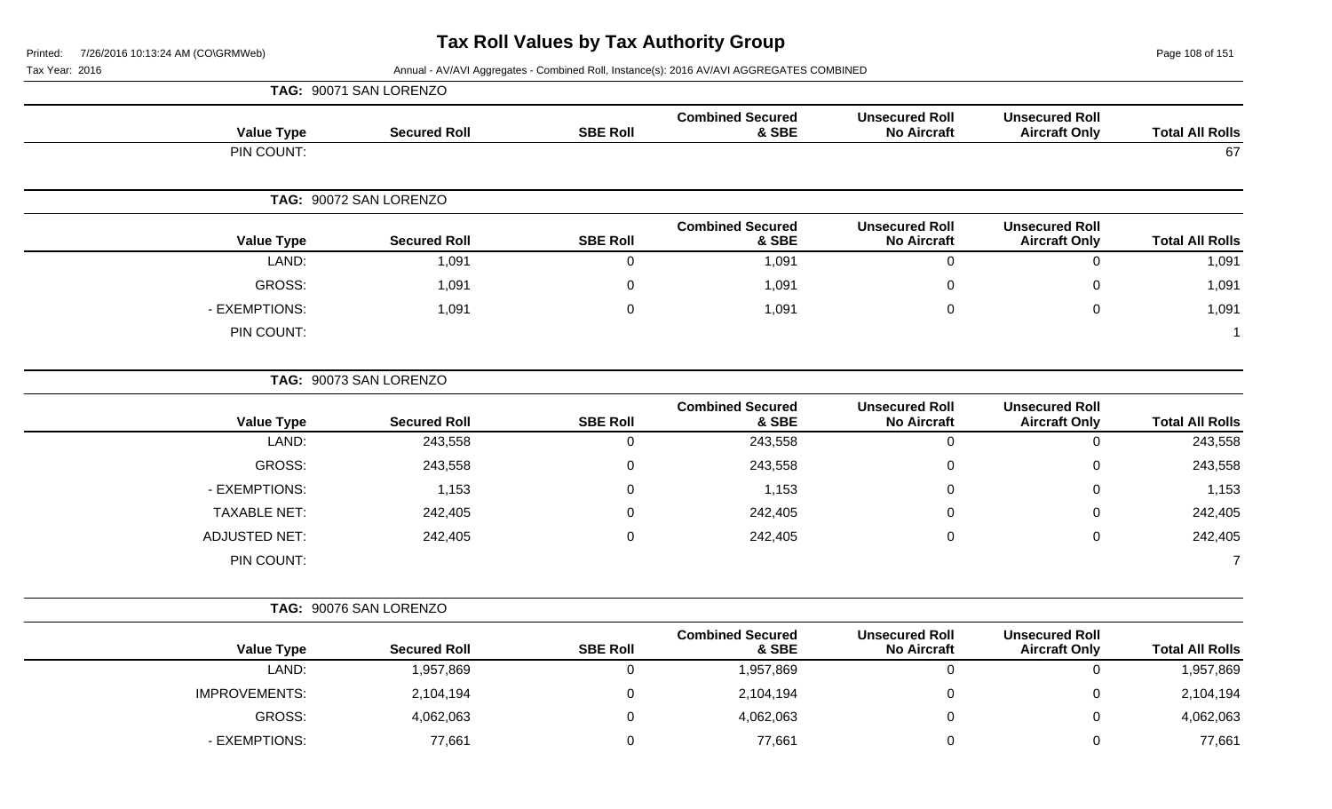# Tax Roll Values by Tax Authority Group

Printed: 7/26/2016 10:13:24 AM (CO\GRMWeb)

Tax Year: 2016

Annual - AV/AVI Aggregates - Combined Roll, Instance(s): 2016 AV/AVI AGGREGATES COMBINED

**TAG: 90071 SAN LORENZO**

| Value Type | Secured Roll | SBE Roll | Combined Secured & SBE | Unsecured Roll No Aircraft | Unsecured Roll Aircraft Only | Total All Rolls |
|---|---|---|---|---|---|---|
| PIN COUNT: | | | | | | 67 |

**TAG: 90072 SAN LORENZO**

| Value Type | Secured Roll | SBE Roll | Combined Secured & SBE | Unsecured Roll No Aircraft | Unsecured Roll Aircraft Only | Total All Rolls |
|---|---|---|---|---|---|---|
| LAND: | 1,091 | 0 | 1,091 | 0 | 0 | 1,091 |
| GROSS: | 1,091 | 0 | 1,091 | 0 | 0 | 1,091 |
| - EXEMPTIONS: | 1,091 | 0 | 1,091 | 0 | 0 | 1,091 |
| PIN COUNT: | | | | | | 1 |

**TAG: 90073 SAN LORENZO**

| Value Type | Secured Roll | SBE Roll | Combined Secured & SBE | Unsecured Roll No Aircraft | Unsecured Roll Aircraft Only | Total All Rolls |
|---|---|---|---|---|---|---|
| LAND: | 243,558 | 0 | 243,558 | 0 | 0 | 243,558 |
| GROSS: | 243,558 | 0 | 243,558 | 0 | 0 | 243,558 |
| - EXEMPTIONS: | 1,153 | 0 | 1,153 | 0 | 0 | 1,153 |
| TAXABLE NET: | 242,405 | 0 | 242,405 | 0 | 0 | 242,405 |
| ADJUSTED NET: | 242,405 | 0 | 242,405 | 0 | 0 | 242,405 |
| PIN COUNT: | | | | | | 7 |

**TAG: 90076 SAN LORENZO**

| Value Type | Secured Roll | SBE Roll | Combined Secured & SBE | Unsecured Roll No Aircraft | Unsecured Roll Aircraft Only | Total All Rolls |
|---|---|---|---|---|---|---|
| LAND: | 1,957,869 | 0 | 1,957,869 | 0 | 0 | 1,957,869 |
| IMPROVEMENTS: | 2,104,194 | 0 | 2,104,194 | 0 | 0 | 2,104,194 |
| GROSS: | 4,062,063 | 0 | 4,062,063 | 0 | 0 | 4,062,063 |
| - EXEMPTIONS: | 77,661 | 0 | 77,661 | 0 | 0 | 77,661 |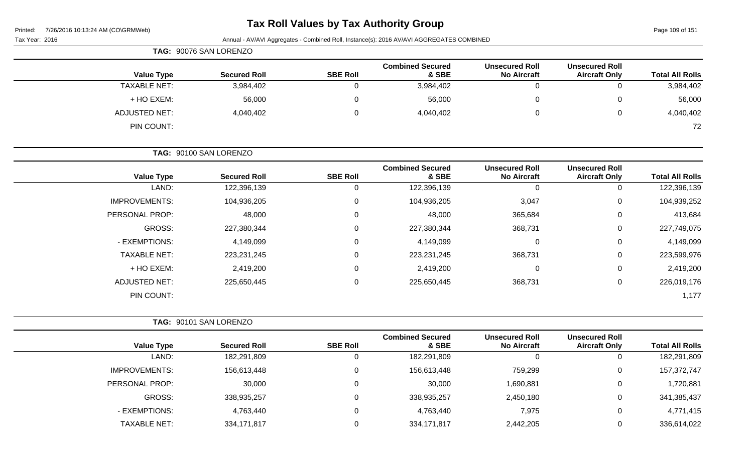# Tax Roll Values by Tax Authority Group

Tax Year: 2016

Annual - AV/AVI Aggregates - Combined Roll, Instance(s): 2016 AV/AVI AGGREGATES COMBINED

**TAG: 90076 SAN LORENZO**

| Value Type | Secured Roll | SBE Roll | Combined Secured & SBE | Unsecured Roll No Aircraft | Unsecured Roll Aircraft Only | Total All Rolls |
|---|---|---|---|---|---|---|
| TAXABLE NET: | 3,984,402 | 0 | 3,984,402 | 0 | 0 | 3,984,402 |
| + HO EXEM: | 56,000 | 0 | 56,000 | 0 | 0 | 56,000 |
| ADJUSTED NET: | 4,040,402 | 0 | 4,040,402 | 0 | 0 | 4,040,402 |
| PIN COUNT: | | | | | | 72 |

**TAG: 90100 SAN LORENZO**

| Value Type | Secured Roll | SBE Roll | Combined Secured & SBE | Unsecured Roll No Aircraft | Unsecured Roll Aircraft Only | Total All Rolls |
|---|---|---|---|---|---|---|
| LAND: | 122,396,139 | 0 | 122,396,139 | 0 | 0 | 122,396,139 |
| IMPROVEMENTS: | 104,936,205 | 0 | 104,936,205 | 3,047 | 0 | 104,939,252 |
| PERSONAL PROP: | 48,000 | 0 | 48,000 | 365,684 | 0 | 413,684 |
| GROSS: | 227,380,344 | 0 | 227,380,344 | 368,731 | 0 | 227,749,075 |
| - EXEMPTIONS: | 4,149,099 | 0 | 4,149,099 | 0 | 0 | 4,149,099 |
| TAXABLE NET: | 223,231,245 | 0 | 223,231,245 | 368,731 | 0 | 223,599,976 |
| + HO EXEM: | 2,419,200 | 0 | 2,419,200 | 0 | 0 | 2,419,200 |
| ADJUSTED NET: | 225,650,445 | 0 | 225,650,445 | 368,731 | 0 | 226,019,176 |
| PIN COUNT: | | | | | | 1,177 |

**TAG: 90101 SAN LORENZO**

| Value Type | Secured Roll | SBE Roll | Combined Secured & SBE | Unsecured Roll No Aircraft | Unsecured Roll Aircraft Only | Total All Rolls |
|---|---|---|---|---|---|---|
| LAND: | 182,291,809 | 0 | 182,291,809 | 0 | 0 | 182,291,809 |
| IMPROVEMENTS: | 156,613,448 | 0 | 156,613,448 | 759,299 | 0 | 157,372,747 |
| PERSONAL PROP: | 30,000 | 0 | 30,000 | 1,690,881 | 0 | 1,720,881 |
| GROSS: | 338,935,257 | 0 | 338,935,257 | 2,450,180 | 0 | 341,385,437 |
| - EXEMPTIONS: | 4,763,440 | 0 | 4,763,440 | 7,975 | 0 | 4,771,415 |
| TAXABLE NET: | 334,171,817 | 0 | 334,171,817 | 2,442,205 | 0 | 336,614,022 |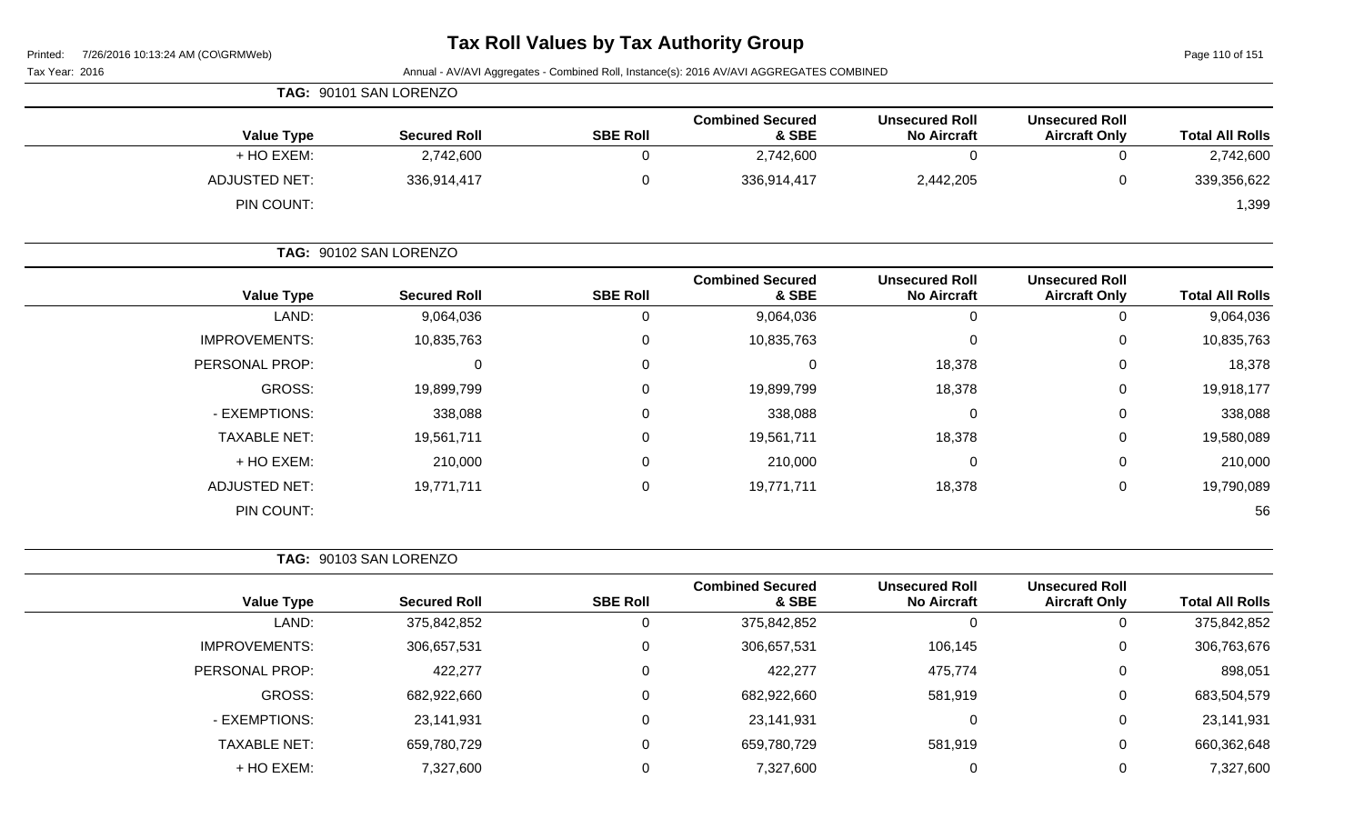# Tax Roll Values by Tax Authority Group

Printed: 7/26/2016 10:13:24 AM (CO\GRMWeb)

Tax Year: 2016 — Annual - AV/AVI Aggregates - Combined Roll, Instance(s): 2016 AV/AVI AGGREGATES COMBINED

**TAG: 90101 SAN LORENZO**

| Value Type | Secured Roll | SBE Roll | Combined Secured & SBE | Unsecured Roll No Aircraft | Unsecured Roll Aircraft Only | Total All Rolls |
|---|---|---|---|---|---|---|
| + HO EXEM: | 2,742,600 | 0 | 2,742,600 | 0 | 0 | 2,742,600 |
| ADJUSTED NET: | 336,914,417 | 0 | 336,914,417 | 2,442,205 | 0 | 339,356,622 |
| PIN COUNT: | | | | | | 1,399 |

**TAG: 90102 SAN LORENZO**

| Value Type | Secured Roll | SBE Roll | Combined Secured & SBE | Unsecured Roll No Aircraft | Unsecured Roll Aircraft Only | Total All Rolls |
|---|---|---|---|---|---|---|
| LAND: | 9,064,036 | 0 | 9,064,036 | 0 | 0 | 9,064,036 |
| IMPROVEMENTS: | 10,835,763 | 0 | 10,835,763 | 0 | 0 | 10,835,763 |
| PERSONAL PROP: | 0 | 0 | 0 | 18,378 | 0 | 18,378 |
| GROSS: | 19,899,799 | 0 | 19,899,799 | 18,378 | 0 | 19,918,177 |
| - EXEMPTIONS: | 338,088 | 0 | 338,088 | 0 | 0 | 338,088 |
| TAXABLE NET: | 19,561,711 | 0 | 19,561,711 | 18,378 | 0 | 19,580,089 |
| + HO EXEM: | 210,000 | 0 | 210,000 | 0 | 0 | 210,000 |
| ADJUSTED NET: | 19,771,711 | 0 | 19,771,711 | 18,378 | 0 | 19,790,089 |
| PIN COUNT: | | | | | | 56 |

**TAG: 90103 SAN LORENZO**

| Value Type | Secured Roll | SBE Roll | Combined Secured & SBE | Unsecured Roll No Aircraft | Unsecured Roll Aircraft Only | Total All Rolls |
|---|---|---|---|---|---|---|
| LAND: | 375,842,852 | 0 | 375,842,852 | 0 | 0 | 375,842,852 |
| IMPROVEMENTS: | 306,657,531 | 0 | 306,657,531 | 106,145 | 0 | 306,763,676 |
| PERSONAL PROP: | 422,277 | 0 | 422,277 | 475,774 | 0 | 898,051 |
| GROSS: | 682,922,660 | 0 | 682,922,660 | 581,919 | 0 | 683,504,579 |
| - EXEMPTIONS: | 23,141,931 | 0 | 23,141,931 | 0 | 0 | 23,141,931 |
| TAXABLE NET: | 659,780,729 | 0 | 659,780,729 | 581,919 | 0 | 660,362,648 |
| + HO EXEM: | 7,327,600 | 0 | 7,327,600 | 0 | 0 | 7,327,600 |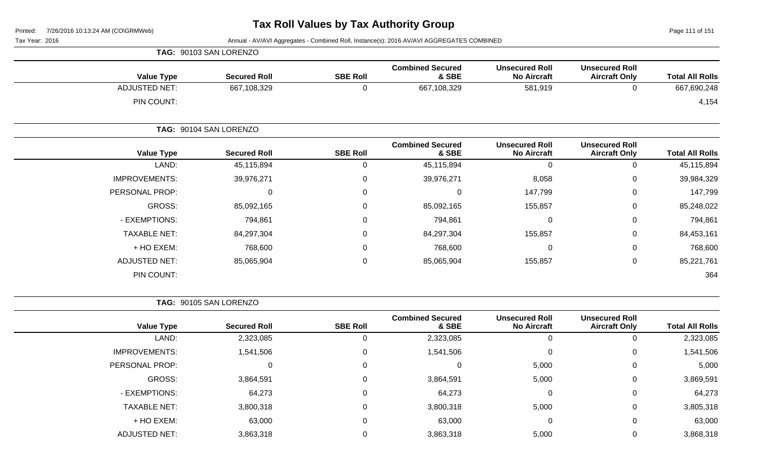# Tax Roll Values by Tax Authority Group

Printed: 7/26/2016 10:13:24 AM (CO\GRMWeb)

Tax Year: 2016

Annual - AV/AVI Aggregates - Combined Roll, Instance(s): 2016 AV/AVI AGGREGATES COMBINED

**TAG: 90103 SAN LORENZO**

| Value Type | Secured Roll | SBE Roll | Combined Secured & SBE | Unsecured Roll No Aircraft | Unsecured Roll Aircraft Only | Total All Rolls |
|---|---|---|---|---|---|---|
| ADJUSTED NET: | 667,108,329 | 0 | 667,108,329 | 581,919 | 0 | 667,690,248 |
| PIN COUNT: | | | | | | 4,154 |

**TAG: 90104 SAN LORENZO**

| Value Type | Secured Roll | SBE Roll | Combined Secured & SBE | Unsecured Roll No Aircraft | Unsecured Roll Aircraft Only | Total All Rolls |
|---|---|---|---|---|---|---|
| LAND: | 45,115,894 | 0 | 45,115,894 | 0 | 0 | 45,115,894 |
| IMPROVEMENTS: | 39,976,271 | 0 | 39,976,271 | 8,058 | 0 | 39,984,329 |
| PERSONAL PROP: | 0 | 0 | 0 | 147,799 | 0 | 147,799 |
| GROSS: | 85,092,165 | 0 | 85,092,165 | 155,857 | 0 | 85,248,022 |
| - EXEMPTIONS: | 794,861 | 0 | 794,861 | 0 | 0 | 794,861 |
| TAXABLE NET: | 84,297,304 | 0 | 84,297,304 | 155,857 | 0 | 84,453,161 |
| + HO EXEM: | 768,600 | 0 | 768,600 | 0 | 0 | 768,600 |
| ADJUSTED NET: | 85,065,904 | 0 | 85,065,904 | 155,857 | 0 | 85,221,761 |
| PIN COUNT: | | | | | | 364 |

**TAG: 90105 SAN LORENZO**

| Value Type | Secured Roll | SBE Roll | Combined Secured & SBE | Unsecured Roll No Aircraft | Unsecured Roll Aircraft Only | Total All Rolls |
|---|---|---|---|---|---|---|
| LAND: | 2,323,085 | 0 | 2,323,085 | 0 | 0 | 2,323,085 |
| IMPROVEMENTS: | 1,541,506 | 0 | 1,541,506 | 0 | 0 | 1,541,506 |
| PERSONAL PROP: | 0 | 0 | 0 | 5,000 | 0 | 5,000 |
| GROSS: | 3,864,591 | 0 | 3,864,591 | 5,000 | 0 | 3,869,591 |
| - EXEMPTIONS: | 64,273 | 0 | 64,273 | 0 | 0 | 64,273 |
| TAXABLE NET: | 3,800,318 | 0 | 3,800,318 | 5,000 | 0 | 3,805,318 |
| + HO EXEM: | 63,000 | 0 | 63,000 | 0 | 0 | 63,000 |
| ADJUSTED NET: | 3,863,318 | 0 | 3,863,318 | 5,000 | 0 | 3,868,318 |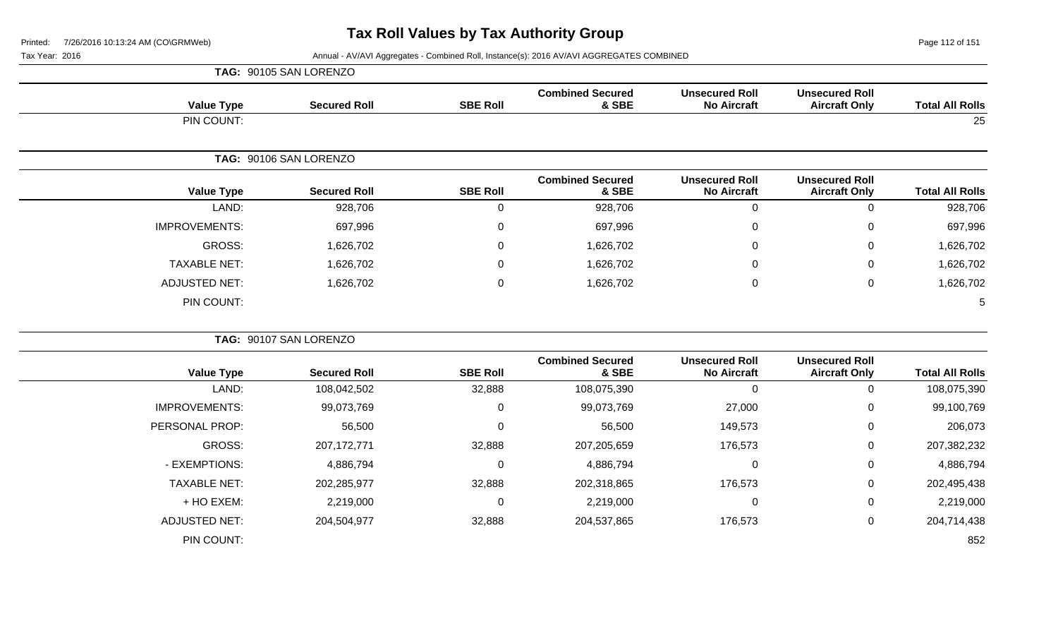# Tax Roll Values by Tax Authority Group

Printed: 7/26/2016 10:13:24 AM (CO\GRMWeb)

Tax Year: 2016 — Annual - AV/AVI Aggregates - Combined Roll, Instance(s): 2016 AV/AVI AGGREGATES COMBINED

**TAG: 90105 SAN LORENZO**

| Value Type | Secured Roll | SBE Roll | Combined Secured & SBE | Unsecured Roll No Aircraft | Unsecured Roll Aircraft Only | Total All Rolls |
|---|---|---|---|---|---|---|
| PIN COUNT: | | | | | | 25 |

**TAG: 90106 SAN LORENZO**

| Value Type | Secured Roll | SBE Roll | Combined Secured & SBE | Unsecured Roll No Aircraft | Unsecured Roll Aircraft Only | Total All Rolls |
|---|---|---|---|---|---|---|
| LAND: | 928,706 | 0 | 928,706 | 0 | 0 | 928,706 |
| IMPROVEMENTS: | 697,996 | 0 | 697,996 | 0 | 0 | 697,996 |
| GROSS: | 1,626,702 | 0 | 1,626,702 | 0 | 0 | 1,626,702 |
| TAXABLE NET: | 1,626,702 | 0 | 1,626,702 | 0 | 0 | 1,626,702 |
| ADJUSTED NET: | 1,626,702 | 0 | 1,626,702 | 0 | 0 | 1,626,702 |
| PIN COUNT: | | | | | | 5 |

**TAG: 90107 SAN LORENZO**

| Value Type | Secured Roll | SBE Roll | Combined Secured & SBE | Unsecured Roll No Aircraft | Unsecured Roll Aircraft Only | Total All Rolls |
|---|---|---|---|---|---|---|
| LAND: | 108,042,502 | 32,888 | 108,075,390 | 0 | 0 | 108,075,390 |
| IMPROVEMENTS: | 99,073,769 | 0 | 99,073,769 | 27,000 | 0 | 99,100,769 |
| PERSONAL PROP: | 56,500 | 0 | 56,500 | 149,573 | 0 | 206,073 |
| GROSS: | 207,172,771 | 32,888 | 207,205,659 | 176,573 | 0 | 207,382,232 |
| - EXEMPTIONS: | 4,886,794 | 0 | 4,886,794 | 0 | 0 | 4,886,794 |
| TAXABLE NET: | 202,285,977 | 32,888 | 202,318,865 | 176,573 | 0 | 202,495,438 |
| + HO EXEM: | 2,219,000 | 0 | 2,219,000 | 0 | 0 | 2,219,000 |
| ADJUSTED NET: | 204,504,977 | 32,888 | 204,537,865 | 176,573 | 0 | 204,714,438 |
| PIN COUNT: | | | | | | 852 |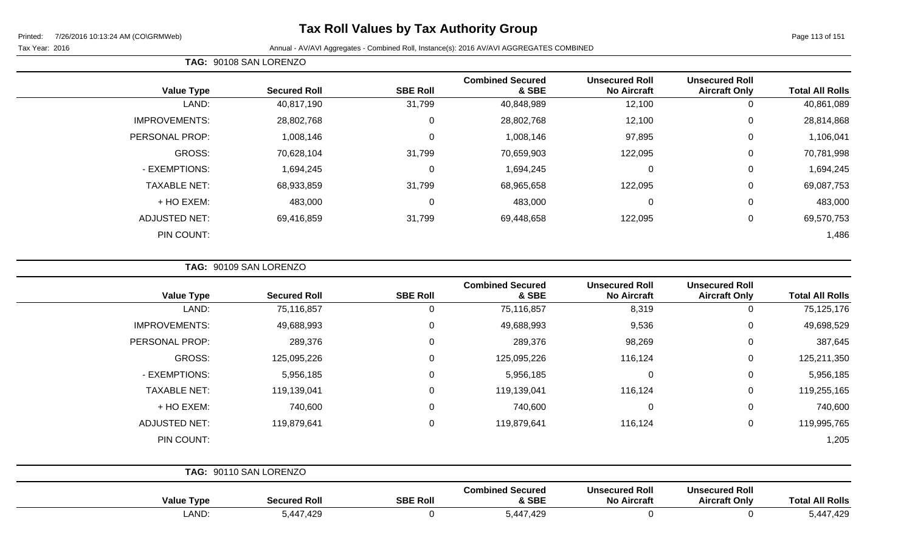# Tax Roll Values by Tax Authority Group

Printed: 7/26/2016 10:13:24 AM (CO\GRMWeb)

Tax Year: 2016 — Annual - AV/AVI Aggregates - Combined Roll, Instance(s): 2016 AV/AVI AGGREGATES COMBINED

**TAG: 90108 SAN LORENZO**

| Value Type | Secured Roll | SBE Roll | Combined Secured & SBE | Unsecured Roll No Aircraft | Unsecured Roll Aircraft Only | Total All Rolls |
|---|---|---|---|---|---|---|
| LAND: | 40,817,190 | 31,799 | 40,848,989 | 12,100 | 0 | 40,861,089 |
| IMPROVEMENTS: | 28,802,768 | 0 | 28,802,768 | 12,100 | 0 | 28,814,868 |
| PERSONAL PROP: | 1,008,146 | 0 | 1,008,146 | 97,895 | 0 | 1,106,041 |
| GROSS: | 70,628,104 | 31,799 | 70,659,903 | 122,095 | 0 | 70,781,998 |
| - EXEMPTIONS: | 1,694,245 | 0 | 1,694,245 | 0 | 0 | 1,694,245 |
| TAXABLE NET: | 68,933,859 | 31,799 | 68,965,658 | 122,095 | 0 | 69,087,753 |
| + HO EXEM: | 483,000 | 0 | 483,000 | 0 | 0 | 483,000 |
| ADJUSTED NET: | 69,416,859 | 31,799 | 69,448,658 | 122,095 | 0 | 69,570,753 |
| PIN COUNT: | | | | | | 1,486 |

**TAG: 90109 SAN LORENZO**

| Value Type | Secured Roll | SBE Roll | Combined Secured & SBE | Unsecured Roll No Aircraft | Unsecured Roll Aircraft Only | Total All Rolls |
|---|---|---|---|---|---|---|
| LAND: | 75,116,857 | 0 | 75,116,857 | 8,319 | 0 | 75,125,176 |
| IMPROVEMENTS: | 49,688,993 | 0 | 49,688,993 | 9,536 | 0 | 49,698,529 |
| PERSONAL PROP: | 289,376 | 0 | 289,376 | 98,269 | 0 | 387,645 |
| GROSS: | 125,095,226 | 0 | 125,095,226 | 116,124 | 0 | 125,211,350 |
| - EXEMPTIONS: | 5,956,185 | 0 | 5,956,185 | 0 | 0 | 5,956,185 |
| TAXABLE NET: | 119,139,041 | 0 | 119,139,041 | 116,124 | 0 | 119,255,165 |
| + HO EXEM: | 740,600 | 0 | 740,600 | 0 | 0 | 740,600 |
| ADJUSTED NET: | 119,879,641 | 0 | 119,879,641 | 116,124 | 0 | 119,995,765 |
| PIN COUNT: | | | | | | 1,205 |

**TAG: 90110 SAN LORENZO**

| Value Type | Secured Roll | SBE Roll | Combined Secured & SBE | Unsecured Roll No Aircraft | Unsecured Roll Aircraft Only | Total All Rolls |
|---|---|---|---|---|---|---|
| LAND: | 5,447,429 | 0 | 5,447,429 | 0 | 0 | 5,447,429 |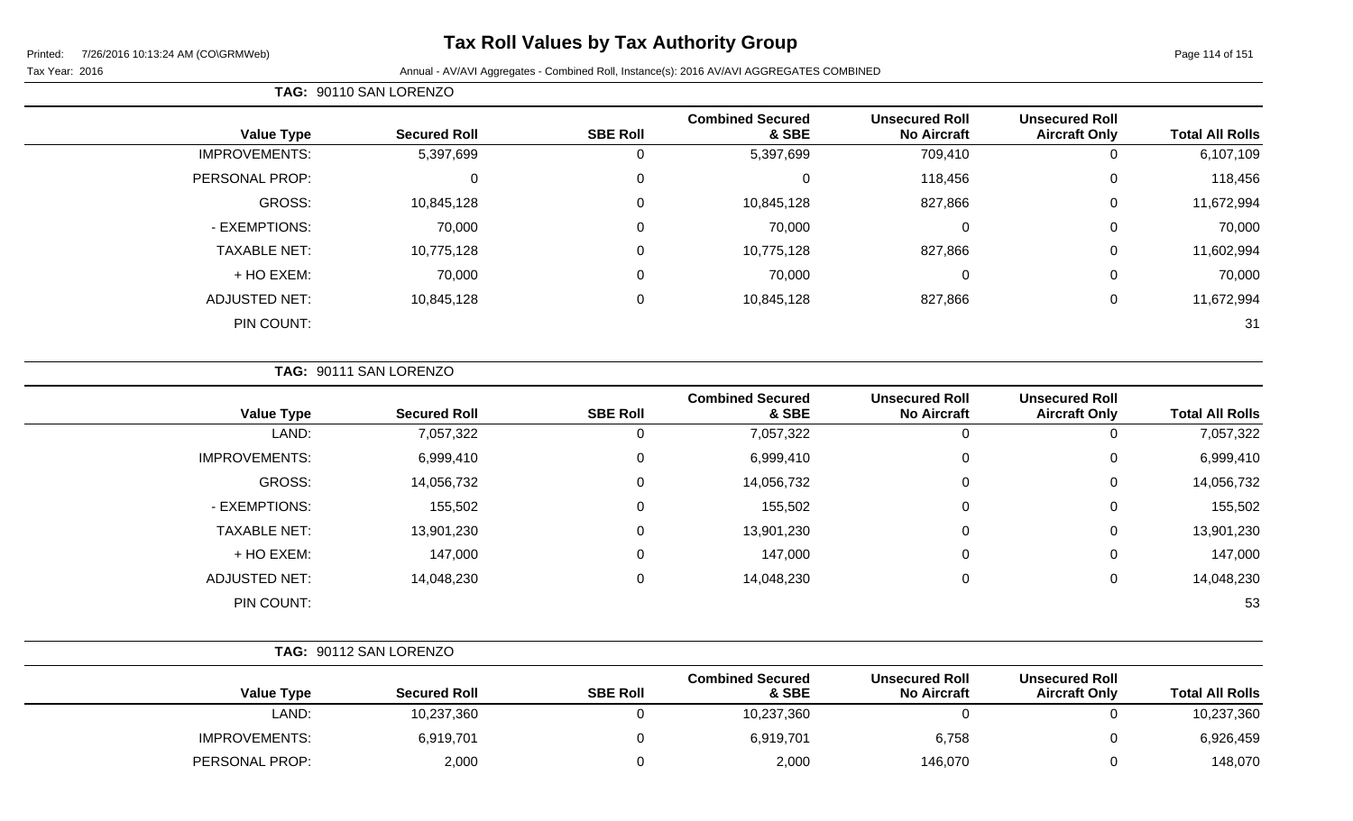# Tax Roll Values by Tax Authority Group

Printed: 7/26/2016 10:13:24 AM (CO\GRMWeb)

Tax Year: 2016

Annual - AV/AVI Aggregates - Combined Roll, Instance(s): 2016 AV/AVI AGGREGATES COMBINED

**TAG: 90110 SAN LORENZO**

| Value Type | Secured Roll | SBE Roll | Combined Secured & SBE | Unsecured Roll No Aircraft | Unsecured Roll Aircraft Only | Total All Rolls |
|---|---|---|---|---|---|---|
| IMPROVEMENTS: | 5,397,699 | 0 | 5,397,699 | 709,410 | 0 | 6,107,109 |
| PERSONAL PROP: | 0 | 0 | 0 | 118,456 | 0 | 118,456 |
| GROSS: | 10,845,128 | 0 | 10,845,128 | 827,866 | 0 | 11,672,994 |
| - EXEMPTIONS: | 70,000 | 0 | 70,000 | 0 | 0 | 70,000 |
| TAXABLE NET: | 10,775,128 | 0 | 10,775,128 | 827,866 | 0 | 11,602,994 |
| + HO EXEM: | 70,000 | 0 | 70,000 | 0 | 0 | 70,000 |
| ADJUSTED NET: | 10,845,128 | 0 | 10,845,128 | 827,866 | 0 | 11,672,994 |
| PIN COUNT: | | | | | | 31 |

**TAG: 90111 SAN LORENZO**

| Value Type | Secured Roll | SBE Roll | Combined Secured & SBE | Unsecured Roll No Aircraft | Unsecured Roll Aircraft Only | Total All Rolls |
|---|---|---|---|---|---|---|
| LAND: | 7,057,322 | 0 | 7,057,322 | 0 | 0 | 7,057,322 |
| IMPROVEMENTS: | 6,999,410 | 0 | 6,999,410 | 0 | 0 | 6,999,410 |
| GROSS: | 14,056,732 | 0 | 14,056,732 | 0 | 0 | 14,056,732 |
| - EXEMPTIONS: | 155,502 | 0 | 155,502 | 0 | 0 | 155,502 |
| TAXABLE NET: | 13,901,230 | 0 | 13,901,230 | 0 | 0 | 13,901,230 |
| + HO EXEM: | 147,000 | 0 | 147,000 | 0 | 0 | 147,000 |
| ADJUSTED NET: | 14,048,230 | 0 | 14,048,230 | 0 | 0 | 14,048,230 |
| PIN COUNT: | | | | | | 53 |

**TAG: 90112 SAN LORENZO**

| Value Type | Secured Roll | SBE Roll | Combined Secured & SBE | Unsecured Roll No Aircraft | Unsecured Roll Aircraft Only | Total All Rolls |
|---|---|---|---|---|---|---|
| LAND: | 10,237,360 | 0 | 10,237,360 | 0 | 0 | 10,237,360 |
| IMPROVEMENTS: | 6,919,701 | 0 | 6,919,701 | 6,758 | 0 | 6,926,459 |
| PERSONAL PROP: | 2,000 | 0 | 2,000 | 146,070 | 0 | 148,070 |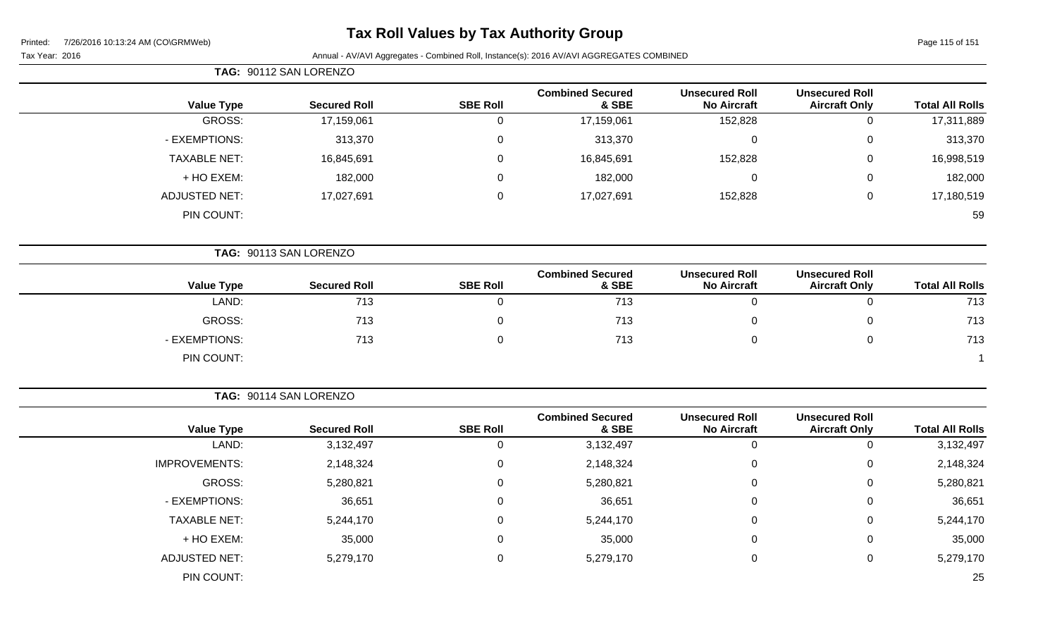# Tax Roll Values by Tax Authority Group

Printed: 7/26/2016 10:13:24 AM (CO\GRMWeb)

Tax Year: 2016

Annual - AV/AVI Aggregates - Combined Roll, Instance(s): 2016 AV/AVI AGGREGATES COMBINED

**TAG: 90112 SAN LORENZO**

| Value Type | Secured Roll | SBE Roll | Combined Secured & SBE | Unsecured Roll No Aircraft | Unsecured Roll Aircraft Only | Total All Rolls |
|---|---|---|---|---|---|---|
| GROSS: | 17,159,061 | 0 | 17,159,061 | 152,828 | 0 | 17,311,889 |
| - EXEMPTIONS: | 313,370 | 0 | 313,370 | 0 | 0 | 313,370 |
| TAXABLE NET: | 16,845,691 | 0 | 16,845,691 | 152,828 | 0 | 16,998,519 |
| + HO EXEM: | 182,000 | 0 | 182,000 | 0 | 0 | 182,000 |
| ADJUSTED NET: | 17,027,691 | 0 | 17,027,691 | 152,828 | 0 | 17,180,519 |
| PIN COUNT: | | | | | | 59 |

**TAG: 90113 SAN LORENZO**

| Value Type | Secured Roll | SBE Roll | Combined Secured & SBE | Unsecured Roll No Aircraft | Unsecured Roll Aircraft Only | Total All Rolls |
|---|---|---|---|---|---|---|
| LAND: | 713 | 0 | 713 | 0 | 0 | 713 |
| GROSS: | 713 | 0 | 713 | 0 | 0 | 713 |
| - EXEMPTIONS: | 713 | 0 | 713 | 0 | 0 | 713 |
| PIN COUNT: | | | | | | 1 |

**TAG: 90114 SAN LORENZO**

| Value Type | Secured Roll | SBE Roll | Combined Secured & SBE | Unsecured Roll No Aircraft | Unsecured Roll Aircraft Only | Total All Rolls |
|---|---|---|---|---|---|---|
| LAND: | 3,132,497 | 0 | 3,132,497 | 0 | 0 | 3,132,497 |
| IMPROVEMENTS: | 2,148,324 | 0 | 2,148,324 | 0 | 0 | 2,148,324 |
| GROSS: | 5,280,821 | 0 | 5,280,821 | 0 | 0 | 5,280,821 |
| - EXEMPTIONS: | 36,651 | 0 | 36,651 | 0 | 0 | 36,651 |
| TAXABLE NET: | 5,244,170 | 0 | 5,244,170 | 0 | 0 | 5,244,170 |
| + HO EXEM: | 35,000 | 0 | 35,000 | 0 | 0 | 35,000 |
| ADJUSTED NET: | 5,279,170 | 0 | 5,279,170 | 0 | 0 | 5,279,170 |
| PIN COUNT: | | | | | | 25 |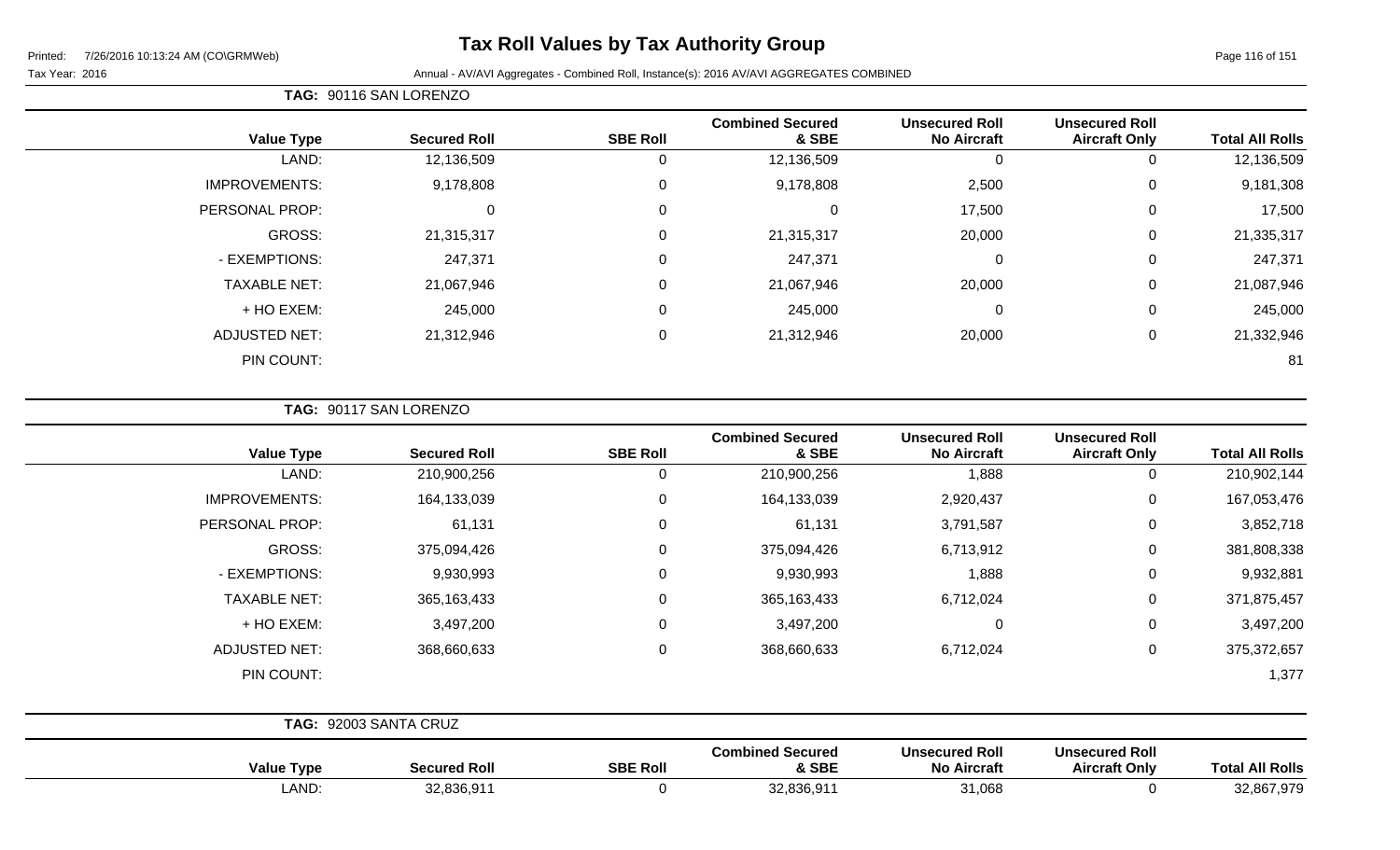# Tax Roll Values by Tax Authority Group

Printed: 7/26/2016 10:13:24 AM (CO\GRMWeb)

Tax Year: 2016

Annual - AV/AVI Aggregates - Combined Roll, Instance(s): 2016 AV/AVI AGGREGATES COMBINED

**TAG: 90116 SAN LORENZO**

| Value Type | Secured Roll | SBE Roll | Combined Secured & SBE | Unsecured Roll No Aircraft | Unsecured Roll Aircraft Only | Total All Rolls |
|---|---|---|---|---|---|---|
| LAND: | 12,136,509 | 0 | 12,136,509 | 0 | 0 | 12,136,509 |
| IMPROVEMENTS: | 9,178,808 | 0 | 9,178,808 | 2,500 | 0 | 9,181,308 |
| PERSONAL PROP: | 0 | 0 | 0 | 17,500 | 0 | 17,500 |
| GROSS: | 21,315,317 | 0 | 21,315,317 | 20,000 | 0 | 21,335,317 |
| - EXEMPTIONS: | 247,371 | 0 | 247,371 | 0 | 0 | 247,371 |
| TAXABLE NET: | 21,067,946 | 0 | 21,067,946 | 20,000 | 0 | 21,087,946 |
| + HO EXEM: | 245,000 | 0 | 245,000 | 0 | 0 | 245,000 |
| ADJUSTED NET: | 21,312,946 | 0 | 21,312,946 | 20,000 | 0 | 21,332,946 |
| PIN COUNT: | | | | | | 81 |

**TAG: 90117 SAN LORENZO**

| Value Type | Secured Roll | SBE Roll | Combined Secured & SBE | Unsecured Roll No Aircraft | Unsecured Roll Aircraft Only | Total All Rolls |
|---|---|---|---|---|---|---|
| LAND: | 210,900,256 | 0 | 210,900,256 | 1,888 | 0 | 210,902,144 |
| IMPROVEMENTS: | 164,133,039 | 0 | 164,133,039 | 2,920,437 | 0 | 167,053,476 |
| PERSONAL PROP: | 61,131 | 0 | 61,131 | 3,791,587 | 0 | 3,852,718 |
| GROSS: | 375,094,426 | 0 | 375,094,426 | 6,713,912 | 0 | 381,808,338 |
| - EXEMPTIONS: | 9,930,993 | 0 | 9,930,993 | 1,888 | 0 | 9,932,881 |
| TAXABLE NET: | 365,163,433 | 0 | 365,163,433 | 6,712,024 | 0 | 371,875,457 |
| + HO EXEM: | 3,497,200 | 0 | 3,497,200 | 0 | 0 | 3,497,200 |
| ADJUSTED NET: | 368,660,633 | 0 | 368,660,633 | 6,712,024 | 0 | 375,372,657 |
| PIN COUNT: | | | | | | 1,377 |

**TAG: 92003 SANTA CRUZ**

| Value Type | Secured Roll | SBE Roll | Combined Secured & SBE | Unsecured Roll No Aircraft | Unsecured Roll Aircraft Only | Total All Rolls |
|---|---|---|---|---|---|---|
| LAND: | 32,836,911 | 0 | 32,836,911 | 31,068 | 0 | 32,867,979 |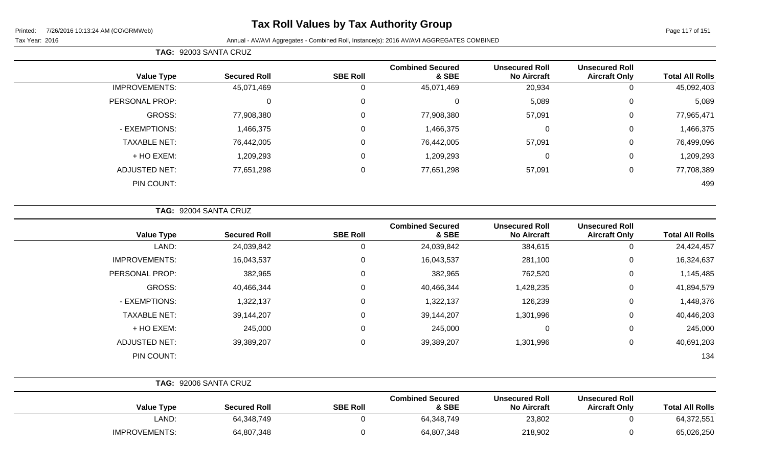# Tax Roll Values by Tax Authority Group

Printed: 7/26/2016 10:13:24 AM (CO\GRMWeb)

Tax Year: 2016 — Annual - AV/AVI Aggregates - Combined Roll, Instance(s): 2016 AV/AVI AGGREGATES COMBINED

**TAG: 92003 SANTA CRUZ**

| Value Type | Secured Roll | SBE Roll | Combined Secured & SBE | Unsecured Roll No Aircraft | Unsecured Roll Aircraft Only | Total All Rolls |
|---|---|---|---|---|---|---|
| IMPROVEMENTS: | 45,071,469 | 0 | 45,071,469 | 20,934 | 0 | 45,092,403 |
| PERSONAL PROP: | 0 | 0 | 0 | 5,089 | 0 | 5,089 |
| GROSS: | 77,908,380 | 0 | 77,908,380 | 57,091 | 0 | 77,965,471 |
| - EXEMPTIONS: | 1,466,375 | 0 | 1,466,375 | 0 | 0 | 1,466,375 |
| TAXABLE NET: | 76,442,005 | 0 | 76,442,005 | 57,091 | 0 | 76,499,096 |
| + HO EXEM: | 1,209,293 | 0 | 1,209,293 | 0 | 0 | 1,209,293 |
| ADJUSTED NET: | 77,651,298 | 0 | 77,651,298 | 57,091 | 0 | 77,708,389 |
| PIN COUNT: | | | | | | 499 |

**TAG: 92004 SANTA CRUZ**

| Value Type | Secured Roll | SBE Roll | Combined Secured & SBE | Unsecured Roll No Aircraft | Unsecured Roll Aircraft Only | Total All Rolls |
|---|---|---|---|---|---|---|
| LAND: | 24,039,842 | 0 | 24,039,842 | 384,615 | 0 | 24,424,457 |
| IMPROVEMENTS: | 16,043,537 | 0 | 16,043,537 | 281,100 | 0 | 16,324,637 |
| PERSONAL PROP: | 382,965 | 0 | 382,965 | 762,520 | 0 | 1,145,485 |
| GROSS: | 40,466,344 | 0 | 40,466,344 | 1,428,235 | 0 | 41,894,579 |
| - EXEMPTIONS: | 1,322,137 | 0 | 1,322,137 | 126,239 | 0 | 1,448,376 |
| TAXABLE NET: | 39,144,207 | 0 | 39,144,207 | 1,301,996 | 0 | 40,446,203 |
| + HO EXEM: | 245,000 | 0 | 245,000 | 0 | 0 | 245,000 |
| ADJUSTED NET: | 39,389,207 | 0 | 39,389,207 | 1,301,996 | 0 | 40,691,203 |
| PIN COUNT: | | | | | | 134 |

**TAG: 92006 SANTA CRUZ**

| Value Type | Secured Roll | SBE Roll | Combined Secured & SBE | Unsecured Roll No Aircraft | Unsecured Roll Aircraft Only | Total All Rolls |
|---|---|---|---|---|---|---|
| LAND: | 64,348,749 | 0 | 64,348,749 | 23,802 | 0 | 64,372,551 |
| IMPROVEMENTS: | 64,807,348 | 0 | 64,807,348 | 218,902 | 0 | 65,026,250 |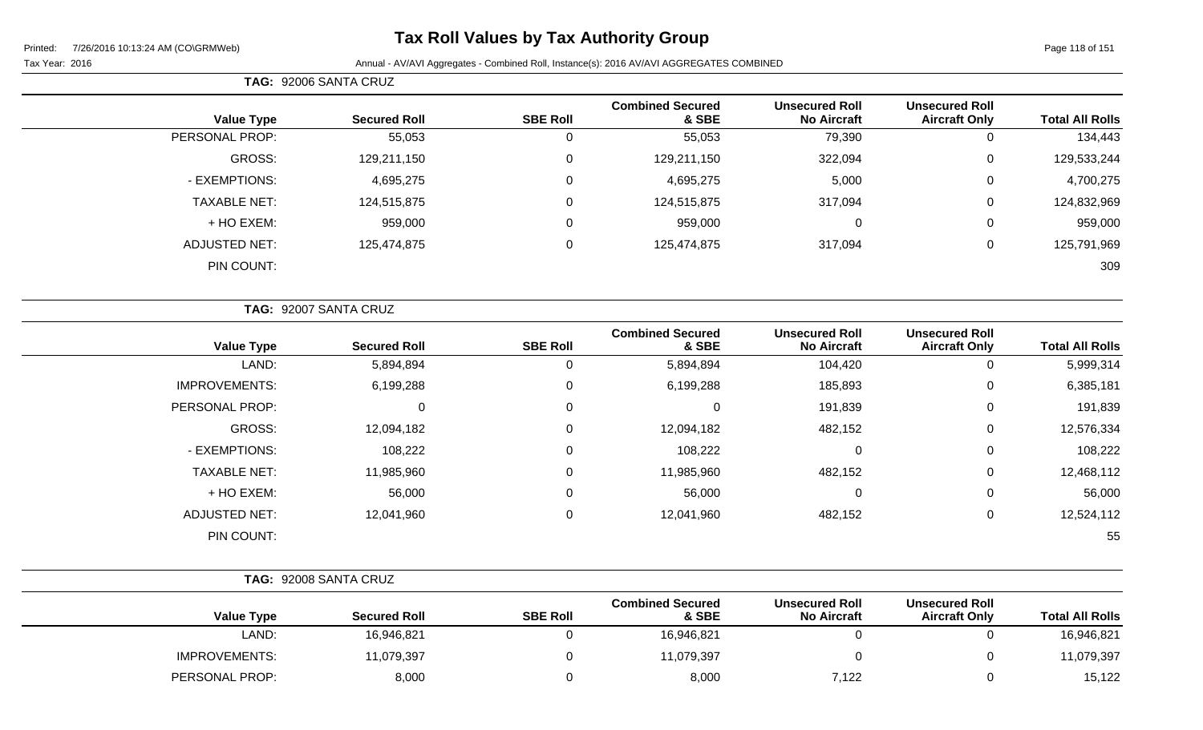# Tax Roll Values by Tax Authority Group

Printed: 7/26/2016 10:13:24 AM (CO\GRMWeb)

Tax Year: 2016

Annual - AV/AVI Aggregates - Combined Roll, Instance(s): 2016 AV/AVI AGGREGATES COMBINED

**TAG:** 92006 SANTA CRUZ

| Value Type | Secured Roll | SBE Roll | Combined Secured & SBE | Unsecured Roll No Aircraft | Unsecured Roll Aircraft Only | Total All Rolls |
|---|---|---|---|---|---|---|
| PERSONAL PROP: | 55,053 | 0 | 55,053 | 79,390 | 0 | 134,443 |
| GROSS: | 129,211,150 | 0 | 129,211,150 | 322,094 | 0 | 129,533,244 |
| - EXEMPTIONS: | 4,695,275 | 0 | 4,695,275 | 5,000 | 0 | 4,700,275 |
| TAXABLE NET: | 124,515,875 | 0 | 124,515,875 | 317,094 | 0 | 124,832,969 |
| + HO EXEM: | 959,000 | 0 | 959,000 | 0 | 0 | 959,000 |
| ADJUSTED NET: | 125,474,875 | 0 | 125,474,875 | 317,094 | 0 | 125,791,969 |
| PIN COUNT: | | | | | | 309 |

**TAG:** 92007 SANTA CRUZ

| Value Type | Secured Roll | SBE Roll | Combined Secured & SBE | Unsecured Roll No Aircraft | Unsecured Roll Aircraft Only | Total All Rolls |
|---|---|---|---|---|---|---|
| LAND: | 5,894,894 | 0 | 5,894,894 | 104,420 | 0 | 5,999,314 |
| IMPROVEMENTS: | 6,199,288 | 0 | 6,199,288 | 185,893 | 0 | 6,385,181 |
| PERSONAL PROP: | 0 | 0 | 0 | 191,839 | 0 | 191,839 |
| GROSS: | 12,094,182 | 0 | 12,094,182 | 482,152 | 0 | 12,576,334 |
| - EXEMPTIONS: | 108,222 | 0 | 108,222 | 0 | 0 | 108,222 |
| TAXABLE NET: | 11,985,960 | 0 | 11,985,960 | 482,152 | 0 | 12,468,112 |
| + HO EXEM: | 56,000 | 0 | 56,000 | 0 | 0 | 56,000 |
| ADJUSTED NET: | 12,041,960 | 0 | 12,041,960 | 482,152 | 0 | 12,524,112 |
| PIN COUNT: | | | | | | 55 |

**TAG:** 92008 SANTA CRUZ

| Value Type | Secured Roll | SBE Roll | Combined Secured & SBE | Unsecured Roll No Aircraft | Unsecured Roll Aircraft Only | Total All Rolls |
|---|---|---|---|---|---|---|
| LAND: | 16,946,821 | 0 | 16,946,821 | 0 | 0 | 16,946,821 |
| IMPROVEMENTS: | 11,079,397 | 0 | 11,079,397 | 0 | 0 | 11,079,397 |
| PERSONAL PROP: | 8,000 | 0 | 8,000 | 7,122 | 0 | 15,122 |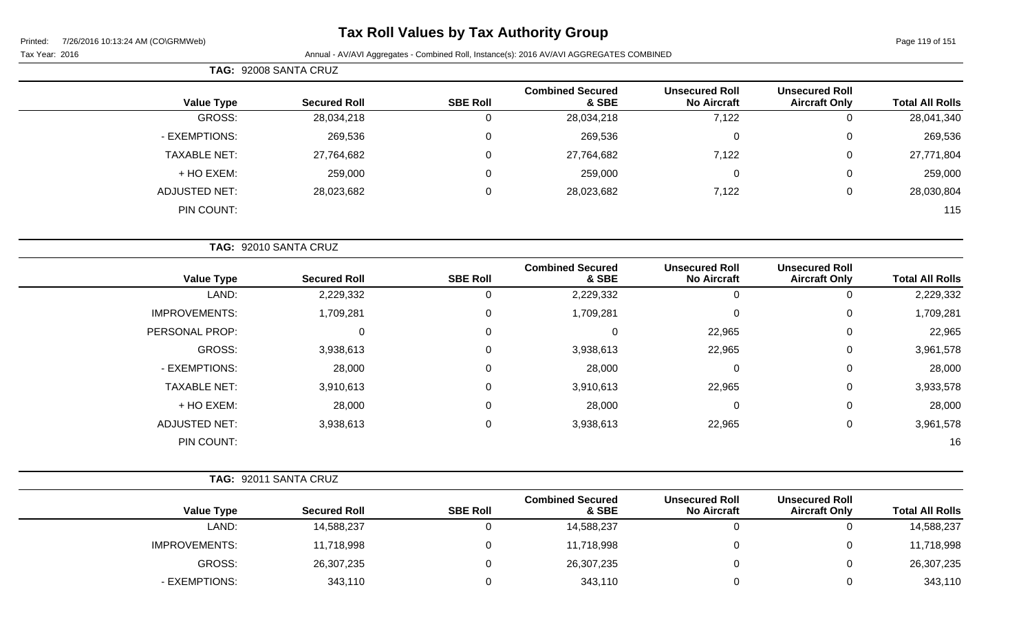# Tax Roll Values by Tax Authority Group

Tax Year: 2016

Annual - AV/AVI Aggregates - Combined Roll, Instance(s): 2016 AV/AVI AGGREGATES COMBINED

**TAG: 92008 SANTA CRUZ**

| Value Type | Secured Roll | SBE Roll | Combined Secured & SBE | Unsecured Roll No Aircraft | Unsecured Roll Aircraft Only | Total All Rolls |
|---|---|---|---|---|---|---|
| GROSS: | 28,034,218 | 0 | 28,034,218 | 7,122 | 0 | 28,041,340 |
| - EXEMPTIONS: | 269,536 | 0 | 269,536 | 0 | 0 | 269,536 |
| TAXABLE NET: | 27,764,682 | 0 | 27,764,682 | 7,122 | 0 | 27,771,804 |
| + HO EXEM: | 259,000 | 0 | 259,000 | 0 | 0 | 259,000 |
| ADJUSTED NET: | 28,023,682 | 0 | 28,023,682 | 7,122 | 0 | 28,030,804 |
| PIN COUNT: | | | | | | 115 |

**TAG: 92010 SANTA CRUZ**

| Value Type | Secured Roll | SBE Roll | Combined Secured & SBE | Unsecured Roll No Aircraft | Unsecured Roll Aircraft Only | Total All Rolls |
|---|---|---|---|---|---|---|
| LAND: | 2,229,332 | 0 | 2,229,332 | 0 | 0 | 2,229,332 |
| IMPROVEMENTS: | 1,709,281 | 0 | 1,709,281 | 0 | 0 | 1,709,281 |
| PERSONAL PROP: | 0 | 0 | 0 | 22,965 | 0 | 22,965 |
| GROSS: | 3,938,613 | 0 | 3,938,613 | 22,965 | 0 | 3,961,578 |
| - EXEMPTIONS: | 28,000 | 0 | 28,000 | 0 | 0 | 28,000 |
| TAXABLE NET: | 3,910,613 | 0 | 3,910,613 | 22,965 | 0 | 3,933,578 |
| + HO EXEM: | 28,000 | 0 | 28,000 | 0 | 0 | 28,000 |
| ADJUSTED NET: | 3,938,613 | 0 | 3,938,613 | 22,965 | 0 | 3,961,578 |
| PIN COUNT: | | | | | | 16 |

**TAG: 92011 SANTA CRUZ**

| Value Type | Secured Roll | SBE Roll | Combined Secured & SBE | Unsecured Roll No Aircraft | Unsecured Roll Aircraft Only | Total All Rolls |
|---|---|---|---|---|---|---|
| LAND: | 14,588,237 | 0 | 14,588,237 | 0 | 0 | 14,588,237 |
| IMPROVEMENTS: | 11,718,998 | 0 | 11,718,998 | 0 | 0 | 11,718,998 |
| GROSS: | 26,307,235 | 0 | 26,307,235 | 0 | 0 | 26,307,235 |
| - EXEMPTIONS: | 343,110 | 0 | 343,110 | 0 | 0 | 343,110 |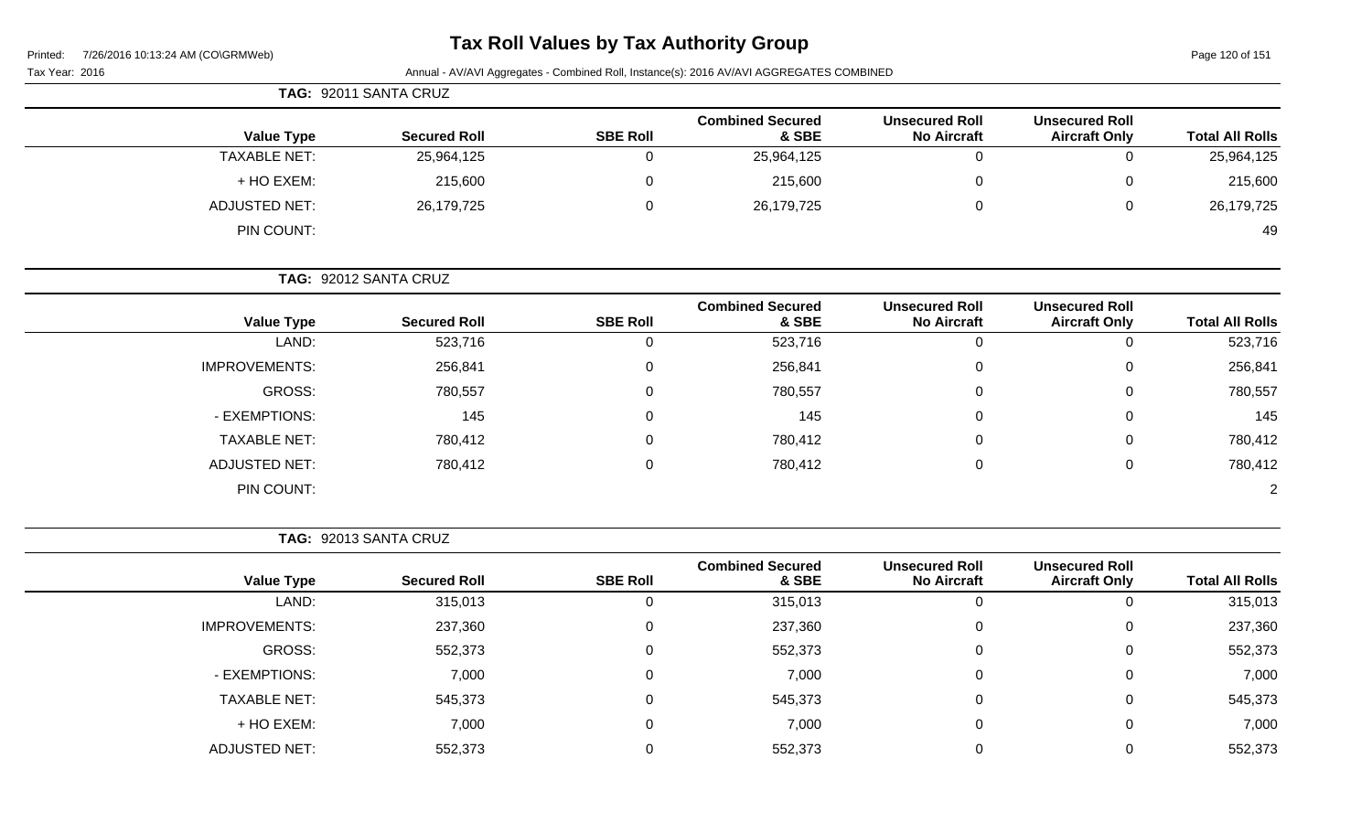# Tax Roll Values by Tax Authority Group

Tax Year: 2016

Annual - AV/AVI Aggregates - Combined Roll, Instance(s): 2016 AV/AVI AGGREGATES COMBINED

**TAG: 92011 SANTA CRUZ**

| Value Type | Secured Roll | SBE Roll | Combined Secured & SBE | Unsecured Roll No Aircraft | Unsecured Roll Aircraft Only | Total All Rolls |
|---|---|---|---|---|---|---|
| TAXABLE NET: | 25,964,125 | 0 | 25,964,125 | 0 | 0 | 25,964,125 |
| + HO EXEM: | 215,600 | 0 | 215,600 | 0 | 0 | 215,600 |
| ADJUSTED NET: | 26,179,725 | 0 | 26,179,725 | 0 | 0 | 26,179,725 |
| PIN COUNT: | | | | | | 49 |

**TAG: 92012 SANTA CRUZ**

| Value Type | Secured Roll | SBE Roll | Combined Secured & SBE | Unsecured Roll No Aircraft | Unsecured Roll Aircraft Only | Total All Rolls |
|---|---|---|---|---|---|---|
| LAND: | 523,716 | 0 | 523,716 | 0 | 0 | 523,716 |
| IMPROVEMENTS: | 256,841 | 0 | 256,841 | 0 | 0 | 256,841 |
| GROSS: | 780,557 | 0 | 780,557 | 0 | 0 | 780,557 |
| - EXEMPTIONS: | 145 | 0 | 145 | 0 | 0 | 145 |
| TAXABLE NET: | 780,412 | 0 | 780,412 | 0 | 0 | 780,412 |
| ADJUSTED NET: | 780,412 | 0 | 780,412 | 0 | 0 | 780,412 |
| PIN COUNT: | | | | | | 2 |

**TAG: 92013 SANTA CRUZ**

| Value Type | Secured Roll | SBE Roll | Combined Secured & SBE | Unsecured Roll No Aircraft | Unsecured Roll Aircraft Only | Total All Rolls |
|---|---|---|---|---|---|---|
| LAND: | 315,013 | 0 | 315,013 | 0 | 0 | 315,013 |
| IMPROVEMENTS: | 237,360 | 0 | 237,360 | 0 | 0 | 237,360 |
| GROSS: | 552,373 | 0 | 552,373 | 0 | 0 | 552,373 |
| - EXEMPTIONS: | 7,000 | 0 | 7,000 | 0 | 0 | 7,000 |
| TAXABLE NET: | 545,373 | 0 | 545,373 | 0 | 0 | 545,373 |
| + HO EXEM: | 7,000 | 0 | 7,000 | 0 | 0 | 7,000 |
| ADJUSTED NET: | 552,373 | 0 | 552,373 | 0 | 0 | 552,373 |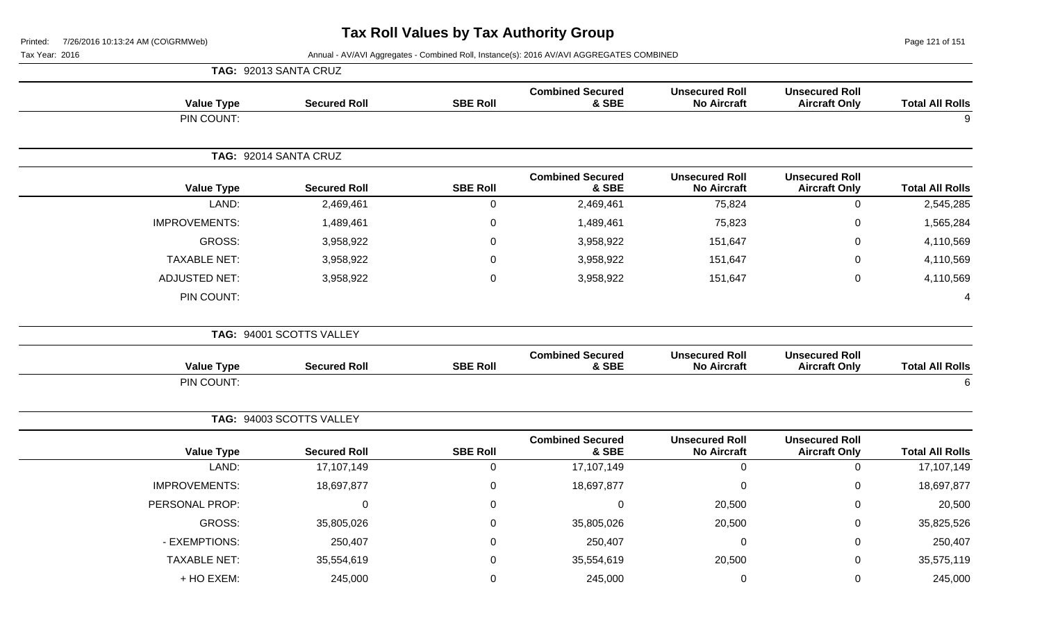# Tax Roll Values by Tax Authority Group

Printed: 7/26/2016 10:13:24 AM (CO\GRMWeb)

Tax Year: 2016

Annual - AV/AVI Aggregates - Combined Roll, Instance(s): 2016 AV/AVI AGGREGATES COMBINED

**TAG: 92013 SANTA CRUZ**

| Value Type | Secured Roll | SBE Roll | Combined Secured & SBE | Unsecured Roll No Aircraft | Unsecured Roll Aircraft Only | Total All Rolls |
|---|---|---|---|---|---|---|
| PIN COUNT: | | | | | | 9 |

**TAG: 92014 SANTA CRUZ**

| Value Type | Secured Roll | SBE Roll | Combined Secured & SBE | Unsecured Roll No Aircraft | Unsecured Roll Aircraft Only | Total All Rolls |
|---|---|---|---|---|---|---|
| LAND: | 2,469,461 | 0 | 2,469,461 | 75,824 | 0 | 2,545,285 |
| IMPROVEMENTS: | 1,489,461 | 0 | 1,489,461 | 75,823 | 0 | 1,565,284 |
| GROSS: | 3,958,922 | 0 | 3,958,922 | 151,647 | 0 | 4,110,569 |
| TAXABLE NET: | 3,958,922 | 0 | 3,958,922 | 151,647 | 0 | 4,110,569 |
| ADJUSTED NET: | 3,958,922 | 0 | 3,958,922 | 151,647 | 0 | 4,110,569 |
| PIN COUNT: | | | | | | 4 |

**TAG: 94001 SCOTTS VALLEY**

| Value Type | Secured Roll | SBE Roll | Combined Secured & SBE | Unsecured Roll No Aircraft | Unsecured Roll Aircraft Only | Total All Rolls |
|---|---|---|---|---|---|---|
| PIN COUNT: | | | | | | 6 |

**TAG: 94003 SCOTTS VALLEY**

| Value Type | Secured Roll | SBE Roll | Combined Secured & SBE | Unsecured Roll No Aircraft | Unsecured Roll Aircraft Only | Total All Rolls |
|---|---|---|---|---|---|---|
| LAND: | 17,107,149 | 0 | 17,107,149 | 0 | 0 | 17,107,149 |
| IMPROVEMENTS: | 18,697,877 | 0 | 18,697,877 | 0 | 0 | 18,697,877 |
| PERSONAL PROP: | 0 | 0 | 0 | 20,500 | 0 | 20,500 |
| GROSS: | 35,805,026 | 0 | 35,805,026 | 20,500 | 0 | 35,825,526 |
| - EXEMPTIONS: | 250,407 | 0 | 250,407 | 0 | 0 | 250,407 |
| TAXABLE NET: | 35,554,619 | 0 | 35,554,619 | 20,500 | 0 | 35,575,119 |
| + HO EXEM: | 245,000 | 0 | 245,000 | 0 | 0 | 245,000 |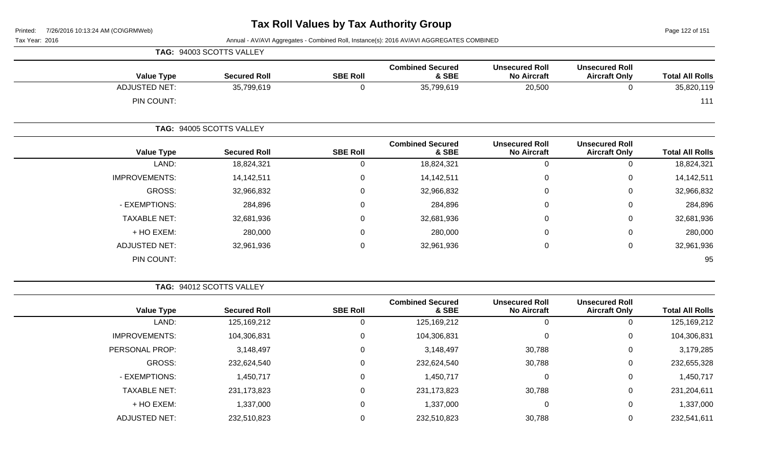# Tax Roll Values by Tax Authority Group

Printed: 7/26/2016 10:13:24 AM (CO\GRMWeb)

Tax Year: 2016

Annual - AV/AVI Aggregates - Combined Roll, Instance(s): 2016 AV/AVI AGGREGATES COMBINED

**TAG: 94003 SCOTTS VALLEY**

| Value Type | Secured Roll | SBE Roll | Combined Secured & SBE | Unsecured Roll No Aircraft | Unsecured Roll Aircraft Only | Total All Rolls |
|---|---|---|---|---|---|---|
| ADJUSTED NET: | 35,799,619 | 0 | 35,799,619 | 20,500 | 0 | 35,820,119 |
| PIN COUNT: | | | | | | 111 |

**TAG: 94005 SCOTTS VALLEY**

| Value Type | Secured Roll | SBE Roll | Combined Secured & SBE | Unsecured Roll No Aircraft | Unsecured Roll Aircraft Only | Total All Rolls |
|---|---|---|---|---|---|---|
| LAND: | 18,824,321 | 0 | 18,824,321 | 0 | 0 | 18,824,321 |
| IMPROVEMENTS: | 14,142,511 | 0 | 14,142,511 | 0 | 0 | 14,142,511 |
| GROSS: | 32,966,832 | 0 | 32,966,832 | 0 | 0 | 32,966,832 |
| - EXEMPTIONS: | 284,896 | 0 | 284,896 | 0 | 0 | 284,896 |
| TAXABLE NET: | 32,681,936 | 0 | 32,681,936 | 0 | 0 | 32,681,936 |
| + HO EXEM: | 280,000 | 0 | 280,000 | 0 | 0 | 280,000 |
| ADJUSTED NET: | 32,961,936 | 0 | 32,961,936 | 0 | 0 | 32,961,936 |
| PIN COUNT: | | | | | | 95 |

**TAG: 94012 SCOTTS VALLEY**

| Value Type | Secured Roll | SBE Roll | Combined Secured & SBE | Unsecured Roll No Aircraft | Unsecured Roll Aircraft Only | Total All Rolls |
|---|---|---|---|---|---|---|
| LAND: | 125,169,212 | 0 | 125,169,212 | 0 | 0 | 125,169,212 |
| IMPROVEMENTS: | 104,306,831 | 0 | 104,306,831 | 0 | 0 | 104,306,831 |
| PERSONAL PROP: | 3,148,497 | 0 | 3,148,497 | 30,788 | 0 | 3,179,285 |
| GROSS: | 232,624,540 | 0 | 232,624,540 | 30,788 | 0 | 232,655,328 |
| - EXEMPTIONS: | 1,450,717 | 0 | 1,450,717 | 0 | 0 | 1,450,717 |
| TAXABLE NET: | 231,173,823 | 0 | 231,173,823 | 30,788 | 0 | 231,204,611 |
| + HO EXEM: | 1,337,000 | 0 | 1,337,000 | 0 | 0 | 1,337,000 |
| ADJUSTED NET: | 232,510,823 | 0 | 232,510,823 | 30,788 | 0 | 232,541,611 |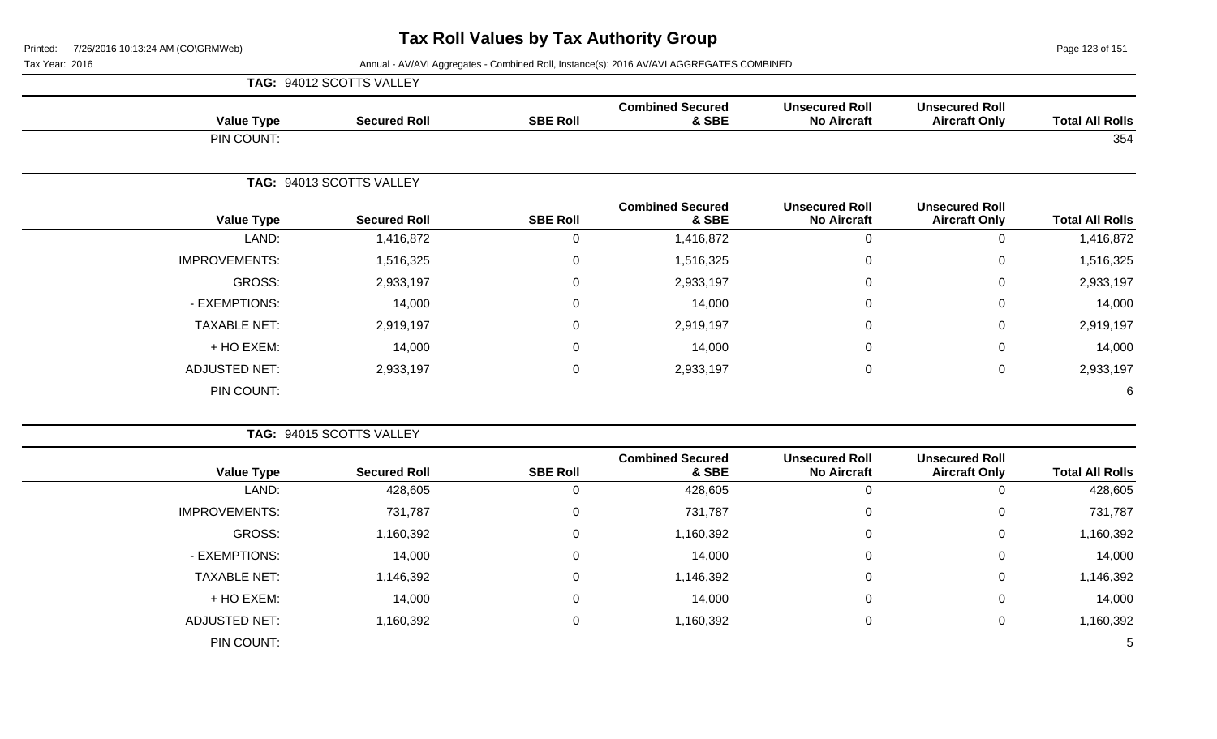# Tax Roll Values by Tax Authority Group

Printed: 7/26/2016 10:13:24 AM (CO\GRMWeb)

Tax Year: 2016

Annual - AV/AVI Aggregates - Combined Roll, Instance(s): 2016 AV/AVI AGGREGATES COMBINED

**TAG: 94012 SCOTTS VALLEY**

| Value Type | Secured Roll | SBE Roll | Combined Secured & SBE | Unsecured Roll No Aircraft | Unsecured Roll Aircraft Only | Total All Rolls |
|---|---|---|---|---|---|---|
| PIN COUNT: | | | | | | 354 |

**TAG: 94013 SCOTTS VALLEY**

| Value Type | Secured Roll | SBE Roll | Combined Secured & SBE | Unsecured Roll No Aircraft | Unsecured Roll Aircraft Only | Total All Rolls |
|---|---|---|---|---|---|---|
| LAND: | 1,416,872 | 0 | 1,416,872 | 0 | 0 | 1,416,872 |
| IMPROVEMENTS: | 1,516,325 | 0 | 1,516,325 | 0 | 0 | 1,516,325 |
| GROSS: | 2,933,197 | 0 | 2,933,197 | 0 | 0 | 2,933,197 |
| - EXEMPTIONS: | 14,000 | 0 | 14,000 | 0 | 0 | 14,000 |
| TAXABLE NET: | 2,919,197 | 0 | 2,919,197 | 0 | 0 | 2,919,197 |
| + HO EXEM: | 14,000 | 0 | 14,000 | 0 | 0 | 14,000 |
| ADJUSTED NET: | 2,933,197 | 0 | 2,933,197 | 0 | 0 | 2,933,197 |
| PIN COUNT: | | | | | | 6 |

**TAG: 94015 SCOTTS VALLEY**

| Value Type | Secured Roll | SBE Roll | Combined Secured & SBE | Unsecured Roll No Aircraft | Unsecured Roll Aircraft Only | Total All Rolls |
|---|---|---|---|---|---|---|
| LAND: | 428,605 | 0 | 428,605 | 0 | 0 | 428,605 |
| IMPROVEMENTS: | 731,787 | 0 | 731,787 | 0 | 0 | 731,787 |
| GROSS: | 1,160,392 | 0 | 1,160,392 | 0 | 0 | 1,160,392 |
| - EXEMPTIONS: | 14,000 | 0 | 14,000 | 0 | 0 | 14,000 |
| TAXABLE NET: | 1,146,392 | 0 | 1,146,392 | 0 | 0 | 1,146,392 |
| + HO EXEM: | 14,000 | 0 | 14,000 | 0 | 0 | 14,000 |
| ADJUSTED NET: | 1,160,392 | 0 | 1,160,392 | 0 | 0 | 1,160,392 |
| PIN COUNT: | | | | | | 5 |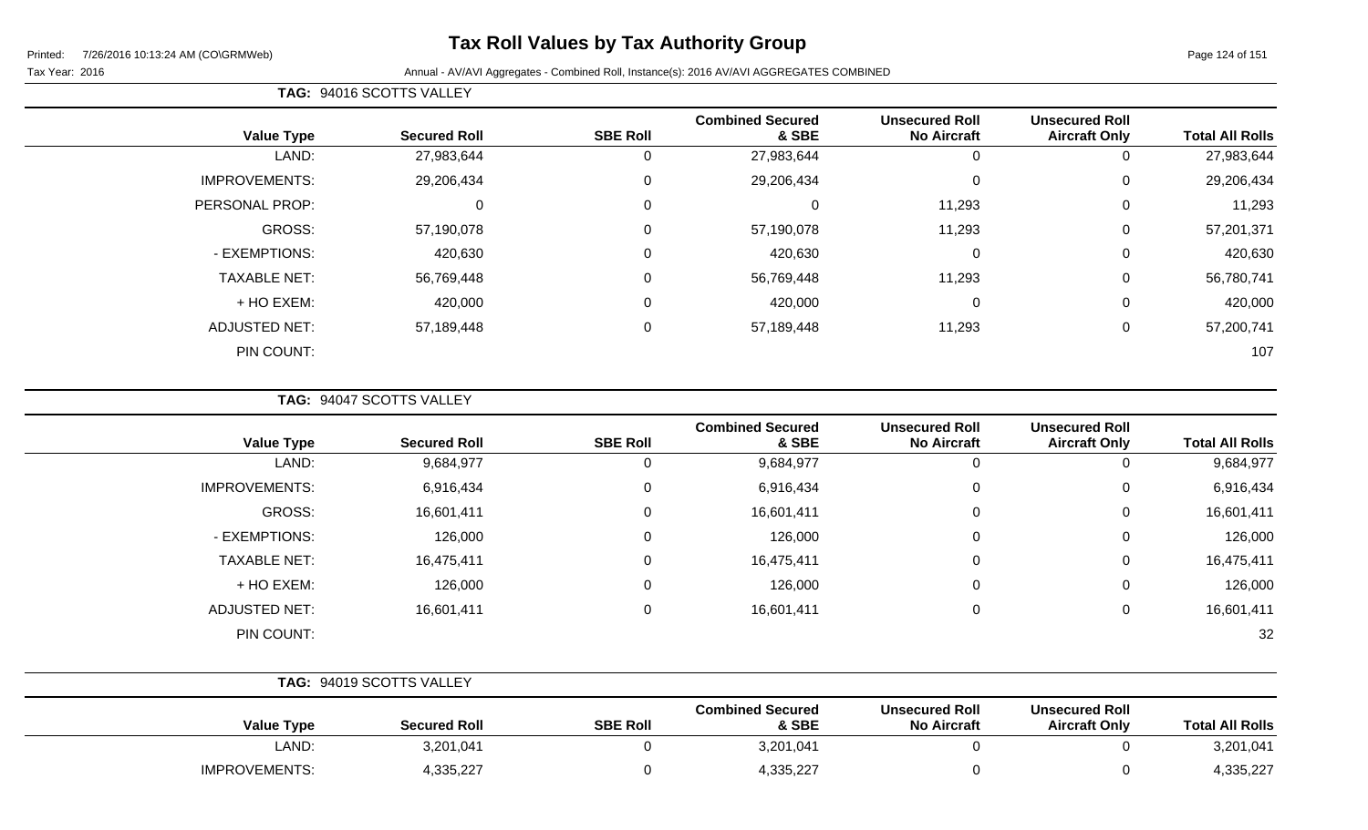# Tax Roll Values by Tax Authority Group

Printed: 7/26/2016 10:13:24 AM (CO\GRMWeb)

Tax Year: 2016 — Annual - AV/AVI Aggregates - Combined Roll, Instance(s): 2016 AV/AVI AGGREGATES COMBINED

**TAG: 94016 SCOTTS VALLEY**

| Value Type | Secured Roll | SBE Roll | Combined Secured & SBE | Unsecured Roll No Aircraft | Unsecured Roll Aircraft Only | Total All Rolls |
|---|---|---|---|---|---|---|
| LAND: | 27,983,644 | 0 | 27,983,644 | 0 | 0 | 27,983,644 |
| IMPROVEMENTS: | 29,206,434 | 0 | 29,206,434 | 0 | 0 | 29,206,434 |
| PERSONAL PROP: | 0 | 0 | 0 | 11,293 | 0 | 11,293 |
| GROSS: | 57,190,078 | 0 | 57,190,078 | 11,293 | 0 | 57,201,371 |
| - EXEMPTIONS: | 420,630 | 0 | 420,630 | 0 | 0 | 420,630 |
| TAXABLE NET: | 56,769,448 | 0 | 56,769,448 | 11,293 | 0 | 56,780,741 |
| + HO EXEM: | 420,000 | 0 | 420,000 | 0 | 0 | 420,000 |
| ADJUSTED NET: | 57,189,448 | 0 | 57,189,448 | 11,293 | 0 | 57,200,741 |
| PIN COUNT: | | | | | | 107 |

**TAG: 94047 SCOTTS VALLEY**

| Value Type | Secured Roll | SBE Roll | Combined Secured & SBE | Unsecured Roll No Aircraft | Unsecured Roll Aircraft Only | Total All Rolls |
|---|---|---|---|---|---|---|
| LAND: | 9,684,977 | 0 | 9,684,977 | 0 | 0 | 9,684,977 |
| IMPROVEMENTS: | 6,916,434 | 0 | 6,916,434 | 0 | 0 | 6,916,434 |
| GROSS: | 16,601,411 | 0 | 16,601,411 | 0 | 0 | 16,601,411 |
| - EXEMPTIONS: | 126,000 | 0 | 126,000 | 0 | 0 | 126,000 |
| TAXABLE NET: | 16,475,411 | 0 | 16,475,411 | 0 | 0 | 16,475,411 |
| + HO EXEM: | 126,000 | 0 | 126,000 | 0 | 0 | 126,000 |
| ADJUSTED NET: | 16,601,411 | 0 | 16,601,411 | 0 | 0 | 16,601,411 |
| PIN COUNT: | | | | | | 32 |

**TAG: 94019 SCOTTS VALLEY**

| Value Type | Secured Roll | SBE Roll | Combined Secured & SBE | Unsecured Roll No Aircraft | Unsecured Roll Aircraft Only | Total All Rolls |
|---|---|---|---|---|---|---|
| LAND: | 3,201,041 | 0 | 3,201,041 | 0 | 0 | 3,201,041 |
| IMPROVEMENTS: | 4,335,227 | 0 | 4,335,227 | 0 | 0 | 4,335,227 |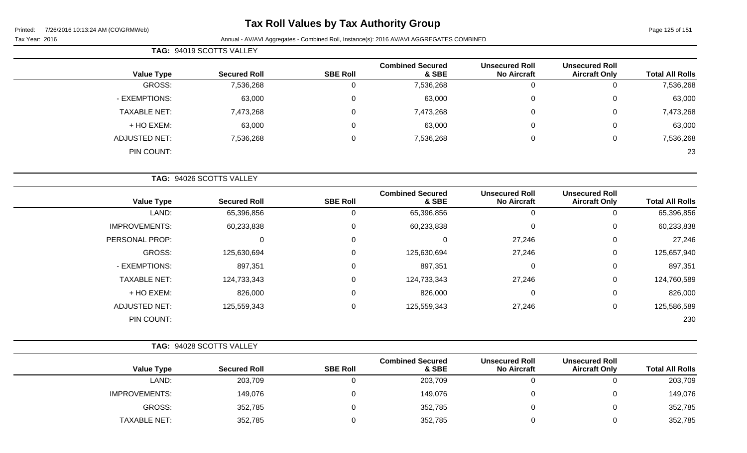# Tax Roll Values by Tax Authority Group

Printed: 7/26/2016 10:13:24 AM (CO\GRMWeb)

Tax Year: 2016

Annual - AV/AVI Aggregates - Combined Roll, Instance(s): 2016 AV/AVI AGGREGATES COMBINED

**TAG: 94019 SCOTTS VALLEY**

| Value Type | Secured Roll | SBE Roll | Combined Secured & SBE | Unsecured Roll No Aircraft | Unsecured Roll Aircraft Only | Total All Rolls |
|---|---|---|---|---|---|---|
| GROSS: | 7,536,268 | 0 | 7,536,268 | 0 | 0 | 7,536,268 |
| - EXEMPTIONS: | 63,000 | 0 | 63,000 | 0 | 0 | 63,000 |
| TAXABLE NET: | 7,473,268 | 0 | 7,473,268 | 0 | 0 | 7,473,268 |
| + HO EXEM: | 63,000 | 0 | 63,000 | 0 | 0 | 63,000 |
| ADJUSTED NET: | 7,536,268 | 0 | 7,536,268 | 0 | 0 | 7,536,268 |
| PIN COUNT: | | | | | | 23 |

**TAG: 94026 SCOTTS VALLEY**

| Value Type | Secured Roll | SBE Roll | Combined Secured & SBE | Unsecured Roll No Aircraft | Unsecured Roll Aircraft Only | Total All Rolls |
|---|---|---|---|---|---|---|
| LAND: | 65,396,856 | 0 | 65,396,856 | 0 | 0 | 65,396,856 |
| IMPROVEMENTS: | 60,233,838 | 0 | 60,233,838 | 0 | 0 | 60,233,838 |
| PERSONAL PROP: | 0 | 0 | 0 | 27,246 | 0 | 27,246 |
| GROSS: | 125,630,694 | 0 | 125,630,694 | 27,246 | 0 | 125,657,940 |
| - EXEMPTIONS: | 897,351 | 0 | 897,351 | 0 | 0 | 897,351 |
| TAXABLE NET: | 124,733,343 | 0 | 124,733,343 | 27,246 | 0 | 124,760,589 |
| + HO EXEM: | 826,000 | 0 | 826,000 | 0 | 0 | 826,000 |
| ADJUSTED NET: | 125,559,343 | 0 | 125,559,343 | 27,246 | 0 | 125,586,589 |
| PIN COUNT: | | | | | | 230 |

**TAG: 94028 SCOTTS VALLEY**

| Value Type | Secured Roll | SBE Roll | Combined Secured & SBE | Unsecured Roll No Aircraft | Unsecured Roll Aircraft Only | Total All Rolls |
|---|---|---|---|---|---|---|
| LAND: | 203,709 | 0 | 203,709 | 0 | 0 | 203,709 |
| IMPROVEMENTS: | 149,076 | 0 | 149,076 | 0 | 0 | 149,076 |
| GROSS: | 352,785 | 0 | 352,785 | 0 | 0 | 352,785 |
| TAXABLE NET: | 352,785 | 0 | 352,785 | 0 | 0 | 352,785 |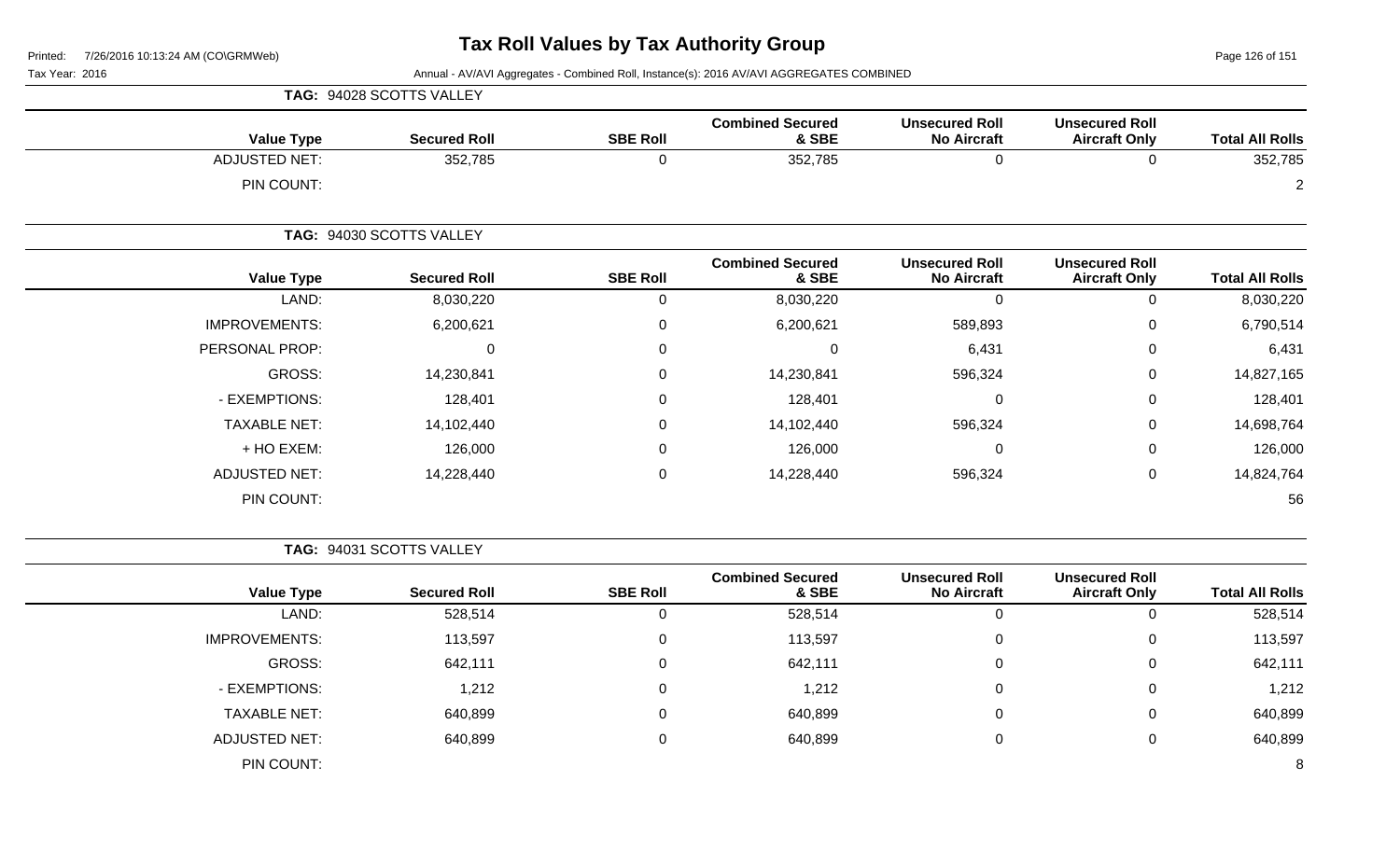**TAG: 94028 SCOTTS VALLEY**

| Value Type | Secured Roll | SBE Roll | Combined Secured & SBE | Unsecured Roll No Aircraft | Unsecured Roll Aircraft Only | Total All Rolls |
|---|---|---|---|---|---|---|
| ADJUSTED NET: | 352,785 | 0 | 352,785 | 0 | 0 | 352,785 |
| PIN COUNT: | | | | | | 2 |

**TAG: 94030 SCOTTS VALLEY**

| Value Type | Secured Roll | SBE Roll | Combined Secured & SBE | Unsecured Roll No Aircraft | Unsecured Roll Aircraft Only | Total All Rolls |
|---|---|---|---|---|---|---|
| LAND: | 8,030,220 | 0 | 8,030,220 | 0 | 0 | 8,030,220 |
| IMPROVEMENTS: | 6,200,621 | 0 | 6,200,621 | 589,893 | 0 | 6,790,514 |
| PERSONAL PROP: | 0 | 0 | 0 | 6,431 | 0 | 6,431 |
| GROSS: | 14,230,841 | 0 | 14,230,841 | 596,324 | 0 | 14,827,165 |
| - EXEMPTIONS: | 128,401 | 0 | 128,401 | 0 | 0 | 128,401 |
| TAXABLE NET: | 14,102,440 | 0 | 14,102,440 | 596,324 | 0 | 14,698,764 |
| + HO EXEM: | 126,000 | 0 | 126,000 | 0 | 0 | 126,000 |
| ADJUSTED NET: | 14,228,440 | 0 | 14,228,440 | 596,324 | 0 | 14,824,764 |
| PIN COUNT: | | | | | | 56 |

**TAG: 94031 SCOTTS VALLEY**

| Value Type | Secured Roll | SBE Roll | Combined Secured & SBE | Unsecured Roll No Aircraft | Unsecured Roll Aircraft Only | Total All Rolls |
|---|---|---|---|---|---|---|
| LAND: | 528,514 | 0 | 528,514 | 0 | 0 | 528,514 |
| IMPROVEMENTS: | 113,597 | 0 | 113,597 | 0 | 0 | 113,597 |
| GROSS: | 642,111 | 0 | 642,111 | 0 | 0 | 642,111 |
| - EXEMPTIONS: | 1,212 | 0 | 1,212 | 0 | 0 | 1,212 |
| TAXABLE NET: | 640,899 | 0 | 640,899 | 0 | 0 | 640,899 |
| ADJUSTED NET: | 640,899 | 0 | 640,899 | 0 | 0 | 640,899 |
| PIN COUNT: | | | | | | 8 |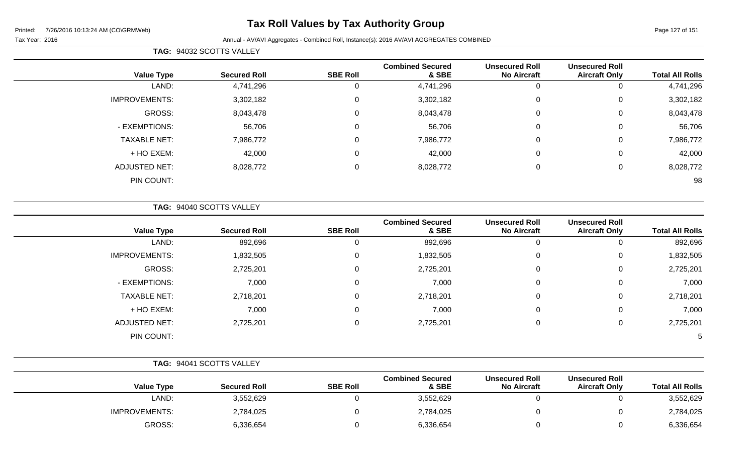# Tax Roll Values by Tax Authority Group

Printed: 7/26/2016 10:13:24 AM (CO\GRMWeb)

Tax Year: 2016

Annual - AV/AVI Aggregates - Combined Roll, Instance(s): 2016 AV/AVI AGGREGATES COMBINED

**TAG: 94032 SCOTTS VALLEY**

| Value Type | Secured Roll | SBE Roll | Combined Secured & SBE | Unsecured Roll No Aircraft | Unsecured Roll Aircraft Only | Total All Rolls |
|---|---|---|---|---|---|---|
| LAND: | 4,741,296 | 0 | 4,741,296 | 0 | 0 | 4,741,296 |
| IMPROVEMENTS: | 3,302,182 | 0 | 3,302,182 | 0 | 0 | 3,302,182 |
| GROSS: | 8,043,478 | 0 | 8,043,478 | 0 | 0 | 8,043,478 |
| - EXEMPTIONS: | 56,706 | 0 | 56,706 | 0 | 0 | 56,706 |
| TAXABLE NET: | 7,986,772 | 0 | 7,986,772 | 0 | 0 | 7,986,772 |
| + HO EXEM: | 42,000 | 0 | 42,000 | 0 | 0 | 42,000 |
| ADJUSTED NET: | 8,028,772 | 0 | 8,028,772 | 0 | 0 | 8,028,772 |
| PIN COUNT: | | | | | | 98 |

**TAG: 94040 SCOTTS VALLEY**

| Value Type | Secured Roll | SBE Roll | Combined Secured & SBE | Unsecured Roll No Aircraft | Unsecured Roll Aircraft Only | Total All Rolls |
|---|---|---|---|---|---|---|
| LAND: | 892,696 | 0 | 892,696 | 0 | 0 | 892,696 |
| IMPROVEMENTS: | 1,832,505 | 0 | 1,832,505 | 0 | 0 | 1,832,505 |
| GROSS: | 2,725,201 | 0 | 2,725,201 | 0 | 0 | 2,725,201 |
| - EXEMPTIONS: | 7,000 | 0 | 7,000 | 0 | 0 | 7,000 |
| TAXABLE NET: | 2,718,201 | 0 | 2,718,201 | 0 | 0 | 2,718,201 |
| + HO EXEM: | 7,000 | 0 | 7,000 | 0 | 0 | 7,000 |
| ADJUSTED NET: | 2,725,201 | 0 | 2,725,201 | 0 | 0 | 2,725,201 |
| PIN COUNT: | | | | | | 5 |

**TAG: 94041 SCOTTS VALLEY**

| Value Type | Secured Roll | SBE Roll | Combined Secured & SBE | Unsecured Roll No Aircraft | Unsecured Roll Aircraft Only | Total All Rolls |
|---|---|---|---|---|---|---|
| LAND: | 3,552,629 | 0 | 3,552,629 | 0 | 0 | 3,552,629 |
| IMPROVEMENTS: | 2,784,025 | 0 | 2,784,025 | 0 | 0 | 2,784,025 |
| GROSS: | 6,336,654 | 0 | 6,336,654 | 0 | 0 | 6,336,654 |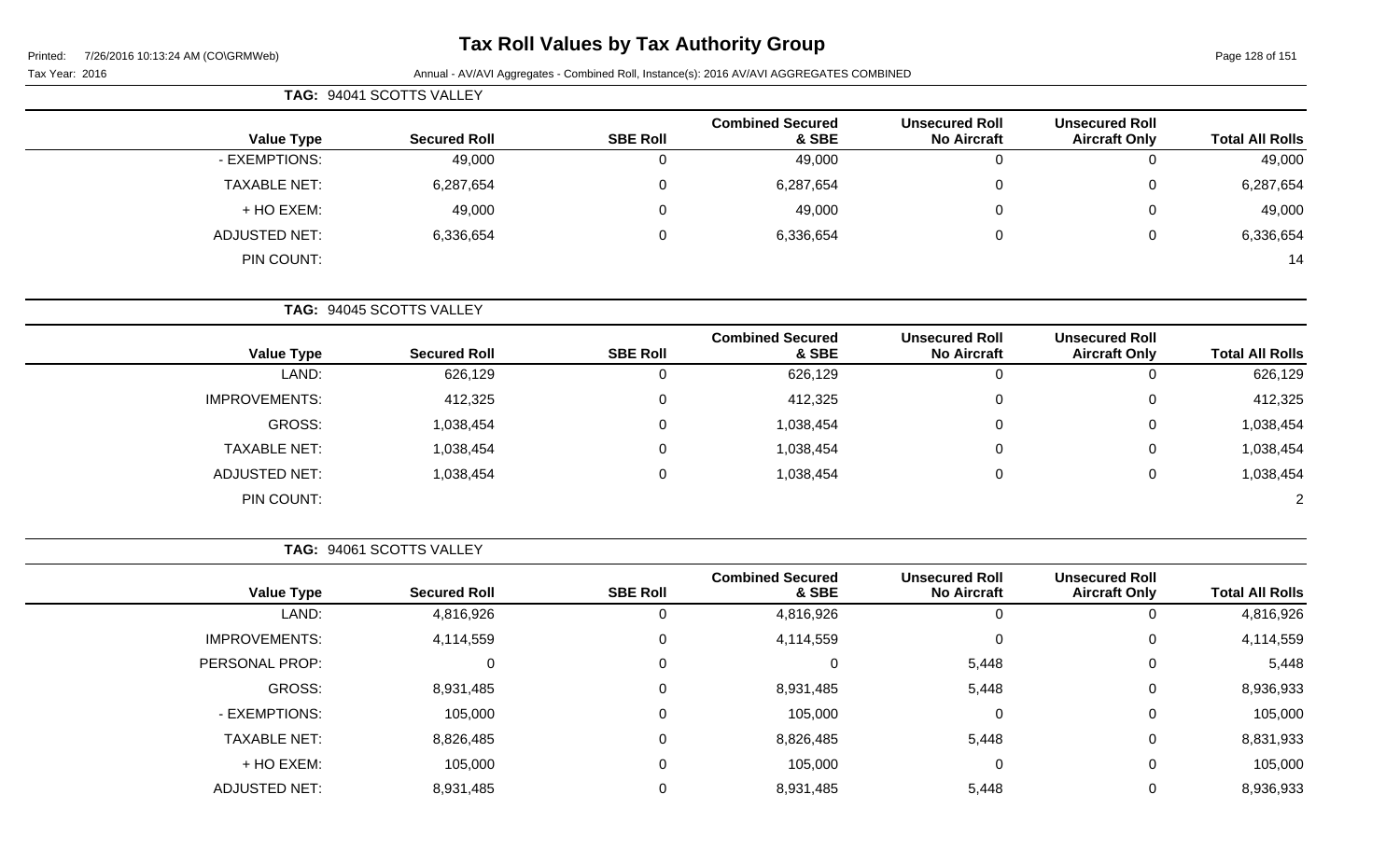# Tax Roll Values by Tax Authority Group

Printed: 7/26/2016 10:13:24 AM (CO\GRMWeb)

Tax Year: 2016 — Annual - AV/AVI Aggregates - Combined Roll, Instance(s): 2016 AV/AVI AGGREGATES COMBINED

**TAG: 94041 SCOTTS VALLEY**

| Value Type | Secured Roll | SBE Roll | Combined Secured & SBE | Unsecured Roll No Aircraft | Unsecured Roll Aircraft Only | Total All Rolls |
|---|---|---|---|---|---|---|
| - EXEMPTIONS: | 49,000 | 0 | 49,000 | 0 | 0 | 49,000 |
| TAXABLE NET: | 6,287,654 | 0 | 6,287,654 | 0 | 0 | 6,287,654 |
| + HO EXEM: | 49,000 | 0 | 49,000 | 0 | 0 | 49,000 |
| ADJUSTED NET: | 6,336,654 | 0 | 6,336,654 | 0 | 0 | 6,336,654 |
| PIN COUNT: | | | | | | 14 |

**TAG: 94045 SCOTTS VALLEY**

| Value Type | Secured Roll | SBE Roll | Combined Secured & SBE | Unsecured Roll No Aircraft | Unsecured Roll Aircraft Only | Total All Rolls |
|---|---|---|---|---|---|---|
| LAND: | 626,129 | 0 | 626,129 | 0 | 0 | 626,129 |
| IMPROVEMENTS: | 412,325 | 0 | 412,325 | 0 | 0 | 412,325 |
| GROSS: | 1,038,454 | 0 | 1,038,454 | 0 | 0 | 1,038,454 |
| TAXABLE NET: | 1,038,454 | 0 | 1,038,454 | 0 | 0 | 1,038,454 |
| ADJUSTED NET: | 1,038,454 | 0 | 1,038,454 | 0 | 0 | 1,038,454 |
| PIN COUNT: | | | | | | 2 |

**TAG: 94061 SCOTTS VALLEY**

| Value Type | Secured Roll | SBE Roll | Combined Secured & SBE | Unsecured Roll No Aircraft | Unsecured Roll Aircraft Only | Total All Rolls |
|---|---|---|---|---|---|---|
| LAND: | 4,816,926 | 0 | 4,816,926 | 0 | 0 | 4,816,926 |
| IMPROVEMENTS: | 4,114,559 | 0 | 4,114,559 | 0 | 0 | 4,114,559 |
| PERSONAL PROP: | 0 | 0 | 0 | 5,448 | 0 | 5,448 |
| GROSS: | 8,931,485 | 0 | 8,931,485 | 5,448 | 0 | 8,936,933 |
| - EXEMPTIONS: | 105,000 | 0 | 105,000 | 0 | 0 | 105,000 |
| TAXABLE NET: | 8,826,485 | 0 | 8,826,485 | 5,448 | 0 | 8,831,933 |
| + HO EXEM: | 105,000 | 0 | 105,000 | 0 | 0 | 105,000 |
| ADJUSTED NET: | 8,931,485 | 0 | 8,931,485 | 5,448 | 0 | 8,936,933 |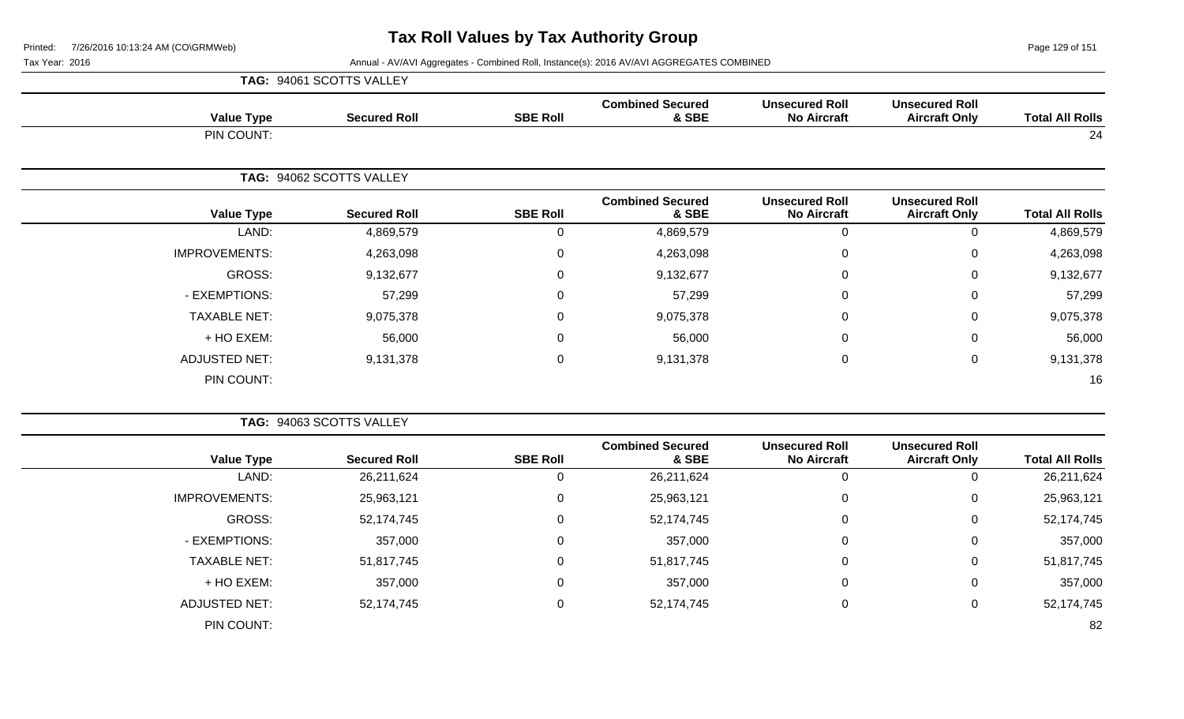# Tax Roll Values by Tax Authority Group

Printed: 7/26/2016 10:13:24 AM (CO\GRMWeb)

Tax Year: 2016

Annual - AV/AVI Aggregates - Combined Roll, Instance(s): 2016 AV/AVI AGGREGATES COMBINED

**TAG: 94061 SCOTTS VALLEY**

| Value Type | Secured Roll | SBE Roll | Combined Secured & SBE | Unsecured Roll No Aircraft | Unsecured Roll Aircraft Only | Total All Rolls |
|---|---|---|---|---|---|---|
| PIN COUNT: | | | | | | 24 |

**TAG: 94062 SCOTTS VALLEY**

| Value Type | Secured Roll | SBE Roll | Combined Secured & SBE | Unsecured Roll No Aircraft | Unsecured Roll Aircraft Only | Total All Rolls |
|---|---|---|---|---|---|---|
| LAND: | 4,869,579 | 0 | 4,869,579 | 0 | 0 | 4,869,579 |
| IMPROVEMENTS: | 4,263,098 | 0 | 4,263,098 | 0 | 0 | 4,263,098 |
| GROSS: | 9,132,677 | 0 | 9,132,677 | 0 | 0 | 9,132,677 |
| - EXEMPTIONS: | 57,299 | 0 | 57,299 | 0 | 0 | 57,299 |
| TAXABLE NET: | 9,075,378 | 0 | 9,075,378 | 0 | 0 | 9,075,378 |
| + HO EXEM: | 56,000 | 0 | 56,000 | 0 | 0 | 56,000 |
| ADJUSTED NET: | 9,131,378 | 0 | 9,131,378 | 0 | 0 | 9,131,378 |
| PIN COUNT: | | | | | | 16 |

**TAG: 94063 SCOTTS VALLEY**

| Value Type | Secured Roll | SBE Roll | Combined Secured & SBE | Unsecured Roll No Aircraft | Unsecured Roll Aircraft Only | Total All Rolls |
|---|---|---|---|---|---|---|
| LAND: | 26,211,624 | 0 | 26,211,624 | 0 | 0 | 26,211,624 |
| IMPROVEMENTS: | 25,963,121 | 0 | 25,963,121 | 0 | 0 | 25,963,121 |
| GROSS: | 52,174,745 | 0 | 52,174,745 | 0 | 0 | 52,174,745 |
| - EXEMPTIONS: | 357,000 | 0 | 357,000 | 0 | 0 | 357,000 |
| TAXABLE NET: | 51,817,745 | 0 | 51,817,745 | 0 | 0 | 51,817,745 |
| + HO EXEM: | 357,000 | 0 | 357,000 | 0 | 0 | 357,000 |
| ADJUSTED NET: | 52,174,745 | 0 | 52,174,745 | 0 | 0 | 52,174,745 |
| PIN COUNT: | | | | | | 82 |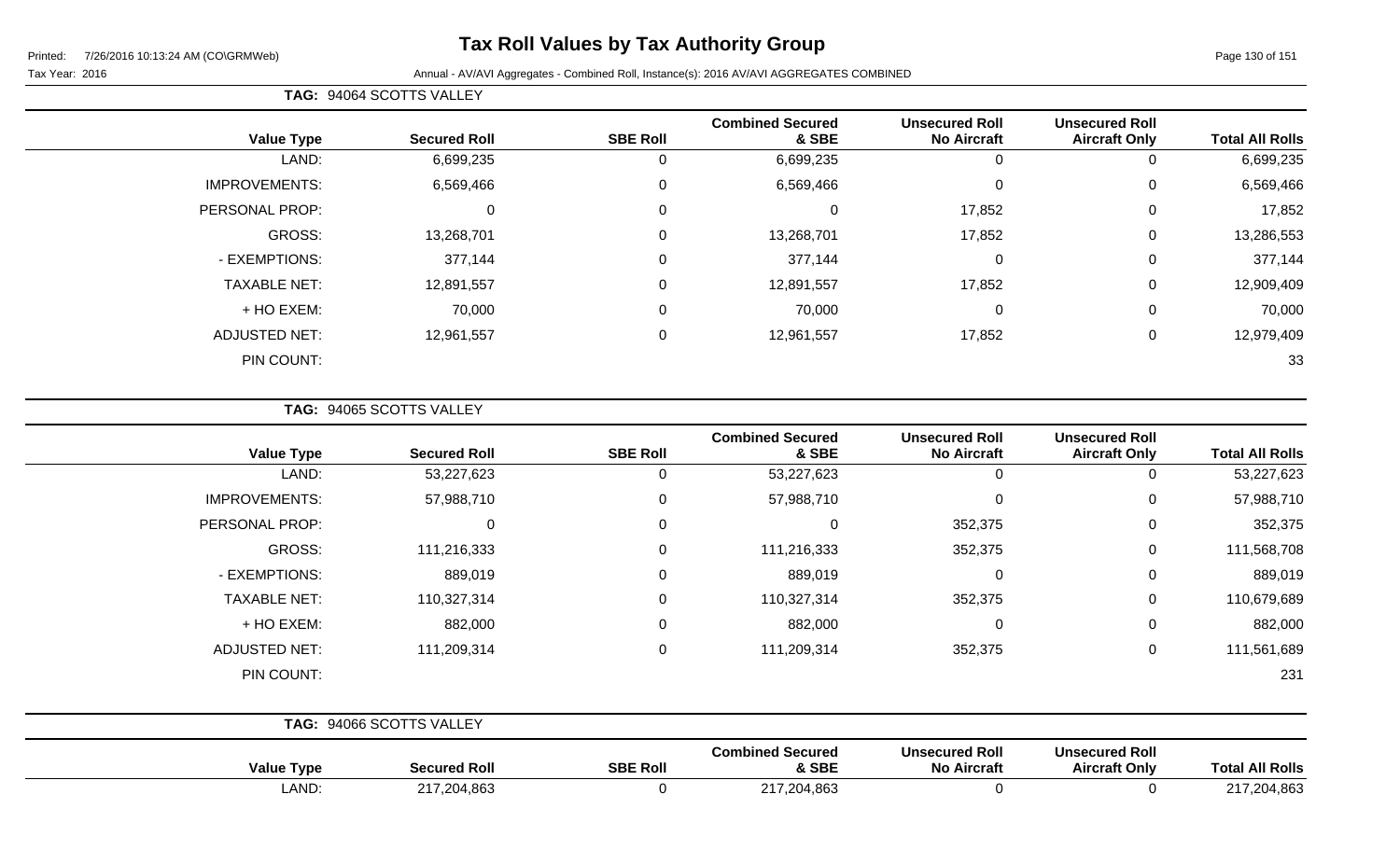# Tax Roll Values by Tax Authority Group

Printed: 7/26/2016 10:13:24 AM (CO\GRMWeb)

Tax Year: 2016

Annual - AV/AVI Aggregates - Combined Roll, Instance(s): 2016 AV/AVI AGGREGATES COMBINED

**TAG: 94064 SCOTTS VALLEY**

| Value Type | Secured Roll | SBE Roll | Combined Secured & SBE | Unsecured Roll No Aircraft | Unsecured Roll Aircraft Only | Total All Rolls |
|---|---|---|---|---|---|---|
| LAND: | 6,699,235 | 0 | 6,699,235 | 0 | 0 | 6,699,235 |
| IMPROVEMENTS: | 6,569,466 | 0 | 6,569,466 | 0 | 0 | 6,569,466 |
| PERSONAL PROP: | 0 | 0 | 0 | 17,852 | 0 | 17,852 |
| GROSS: | 13,268,701 | 0 | 13,268,701 | 17,852 | 0 | 13,286,553 |
| - EXEMPTIONS: | 377,144 | 0 | 377,144 | 0 | 0 | 377,144 |
| TAXABLE NET: | 12,891,557 | 0 | 12,891,557 | 17,852 | 0 | 12,909,409 |
| + HO EXEM: | 70,000 | 0 | 70,000 | 0 | 0 | 70,000 |
| ADJUSTED NET: | 12,961,557 | 0 | 12,961,557 | 17,852 | 0 | 12,979,409 |
| PIN COUNT: | | | | | | 33 |

**TAG: 94065 SCOTTS VALLEY**

| Value Type | Secured Roll | SBE Roll | Combined Secured & SBE | Unsecured Roll No Aircraft | Unsecured Roll Aircraft Only | Total All Rolls |
|---|---|---|---|---|---|---|
| LAND: | 53,227,623 | 0 | 53,227,623 | 0 | 0 | 53,227,623 |
| IMPROVEMENTS: | 57,988,710 | 0 | 57,988,710 | 0 | 0 | 57,988,710 |
| PERSONAL PROP: | 0 | 0 | 0 | 352,375 | 0 | 352,375 |
| GROSS: | 111,216,333 | 0 | 111,216,333 | 352,375 | 0 | 111,568,708 |
| - EXEMPTIONS: | 889,019 | 0 | 889,019 | 0 | 0 | 889,019 |
| TAXABLE NET: | 110,327,314 | 0 | 110,327,314 | 352,375 | 0 | 110,679,689 |
| + HO EXEM: | 882,000 | 0 | 882,000 | 0 | 0 | 882,000 |
| ADJUSTED NET: | 111,209,314 | 0 | 111,209,314 | 352,375 | 0 | 111,561,689 |
| PIN COUNT: | | | | | | 231 |

**TAG: 94066 SCOTTS VALLEY**

| Value Type | Secured Roll | SBE Roll | Combined Secured & SBE | Unsecured Roll No Aircraft | Unsecured Roll Aircraft Only | Total All Rolls |
|---|---|---|---|---|---|---|
| LAND: | 217,204,863 | 0 | 217,204,863 | 0 | 0 | 217,204,863 |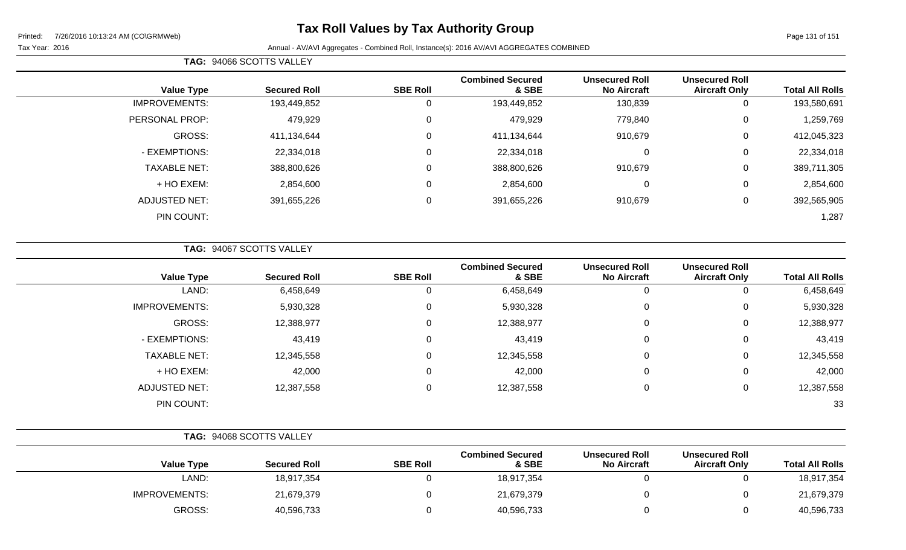# Tax Roll Values by Tax Authority Group

Printed: 7/26/2016 10:13:24 AM (CO\GRMWeb)

Tax Year: 2016

Annual - AV/AVI Aggregates - Combined Roll, Instance(s): 2016 AV/AVI AGGREGATES COMBINED

**TAG: 94066 SCOTTS VALLEY**

| Value Type | Secured Roll | SBE Roll | Combined Secured & SBE | Unsecured Roll No Aircraft | Unsecured Roll Aircraft Only | Total All Rolls |
|---|---|---|---|---|---|---|
| IMPROVEMENTS: | 193,449,852 | 0 | 193,449,852 | 130,839 | 0 | 193,580,691 |
| PERSONAL PROP: | 479,929 | 0 | 479,929 | 779,840 | 0 | 1,259,769 |
| GROSS: | 411,134,644 | 0 | 411,134,644 | 910,679 | 0 | 412,045,323 |
| - EXEMPTIONS: | 22,334,018 | 0 | 22,334,018 | 0 | 0 | 22,334,018 |
| TAXABLE NET: | 388,800,626 | 0 | 388,800,626 | 910,679 | 0 | 389,711,305 |
| + HO EXEM: | 2,854,600 | 0 | 2,854,600 | 0 | 0 | 2,854,600 |
| ADJUSTED NET: | 391,655,226 | 0 | 391,655,226 | 910,679 | 0 | 392,565,905 |
| PIN COUNT: | | | | | | 1,287 |

**TAG: 94067 SCOTTS VALLEY**

| Value Type | Secured Roll | SBE Roll | Combined Secured & SBE | Unsecured Roll No Aircraft | Unsecured Roll Aircraft Only | Total All Rolls |
|---|---|---|---|---|---|---|
| LAND: | 6,458,649 | 0 | 6,458,649 | 0 | 0 | 6,458,649 |
| IMPROVEMENTS: | 5,930,328 | 0 | 5,930,328 | 0 | 0 | 5,930,328 |
| GROSS: | 12,388,977 | 0 | 12,388,977 | 0 | 0 | 12,388,977 |
| - EXEMPTIONS: | 43,419 | 0 | 43,419 | 0 | 0 | 43,419 |
| TAXABLE NET: | 12,345,558 | 0 | 12,345,558 | 0 | 0 | 12,345,558 |
| + HO EXEM: | 42,000 | 0 | 42,000 | 0 | 0 | 42,000 |
| ADJUSTED NET: | 12,387,558 | 0 | 12,387,558 | 0 | 0 | 12,387,558 |
| PIN COUNT: | | | | | | 33 |

**TAG: 94068 SCOTTS VALLEY**

| Value Type | Secured Roll | SBE Roll | Combined Secured & SBE | Unsecured Roll No Aircraft | Unsecured Roll Aircraft Only | Total All Rolls |
|---|---|---|---|---|---|---|
| LAND: | 18,917,354 | 0 | 18,917,354 | 0 | 0 | 18,917,354 |
| IMPROVEMENTS: | 21,679,379 | 0 | 21,679,379 | 0 | 0 | 21,679,379 |
| GROSS: | 40,596,733 | 0 | 40,596,733 | 0 | 0 | 40,596,733 |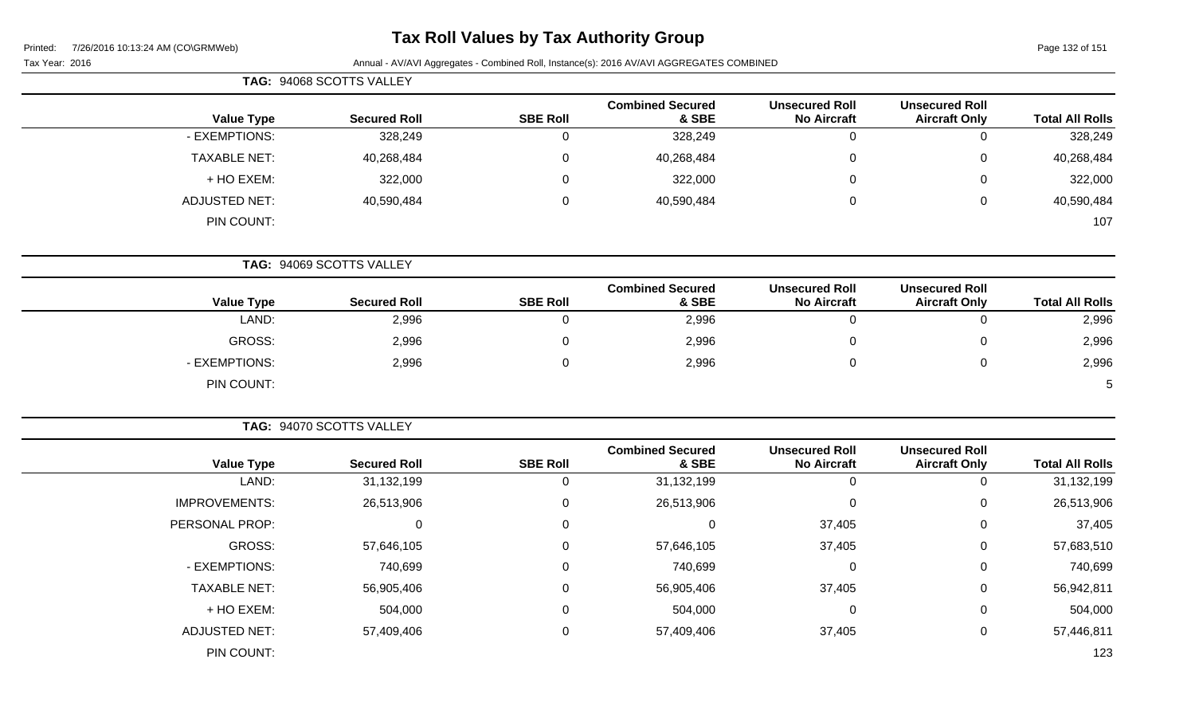# Tax Roll Values by Tax Authority Group

Printed: 7/26/2016 10:13:24 AM (CO\GRMWeb)

Tax Year: 2016

Annual - AV/AVI Aggregates - Combined Roll, Instance(s): 2016 AV/AVI AGGREGATES COMBINED

**TAG: 94068 SCOTTS VALLEY**

| Value Type | Secured Roll | SBE Roll | Combined Secured & SBE | Unsecured Roll No Aircraft | Unsecured Roll Aircraft Only | Total All Rolls |
|---|---|---|---|---|---|---|
| - EXEMPTIONS: | 328,249 | 0 | 328,249 | 0 | 0 | 328,249 |
| TAXABLE NET: | 40,268,484 | 0 | 40,268,484 | 0 | 0 | 40,268,484 |
| + HO EXEM: | 322,000 | 0 | 322,000 | 0 | 0 | 322,000 |
| ADJUSTED NET: | 40,590,484 | 0 | 40,590,484 | 0 | 0 | 40,590,484 |
| PIN COUNT: | | | | | | 107 |

**TAG: 94069 SCOTTS VALLEY**

| Value Type | Secured Roll | SBE Roll | Combined Secured & SBE | Unsecured Roll No Aircraft | Unsecured Roll Aircraft Only | Total All Rolls |
|---|---|---|---|---|---|---|
| LAND: | 2,996 | 0 | 2,996 | 0 | 0 | 2,996 |
| GROSS: | 2,996 | 0 | 2,996 | 0 | 0 | 2,996 |
| - EXEMPTIONS: | 2,996 | 0 | 2,996 | 0 | 0 | 2,996 |
| PIN COUNT: | | | | | | 5 |

**TAG: 94070 SCOTTS VALLEY**

| Value Type | Secured Roll | SBE Roll | Combined Secured & SBE | Unsecured Roll No Aircraft | Unsecured Roll Aircraft Only | Total All Rolls |
|---|---|---|---|---|---|---|
| LAND: | 31,132,199 | 0 | 31,132,199 | 0 | 0 | 31,132,199 |
| IMPROVEMENTS: | 26,513,906 | 0 | 26,513,906 | 0 | 0 | 26,513,906 |
| PERSONAL PROP: | 0 | 0 | 0 | 37,405 | 0 | 37,405 |
| GROSS: | 57,646,105 | 0 | 57,646,105 | 37,405 | 0 | 57,683,510 |
| - EXEMPTIONS: | 740,699 | 0 | 740,699 | 0 | 0 | 740,699 |
| TAXABLE NET: | 56,905,406 | 0 | 56,905,406 | 37,405 | 0 | 56,942,811 |
| + HO EXEM: | 504,000 | 0 | 504,000 | 0 | 0 | 504,000 |
| ADJUSTED NET: | 57,409,406 | 0 | 57,409,406 | 37,405 | 0 | 57,446,811 |
| PIN COUNT: | | | | | | 123 |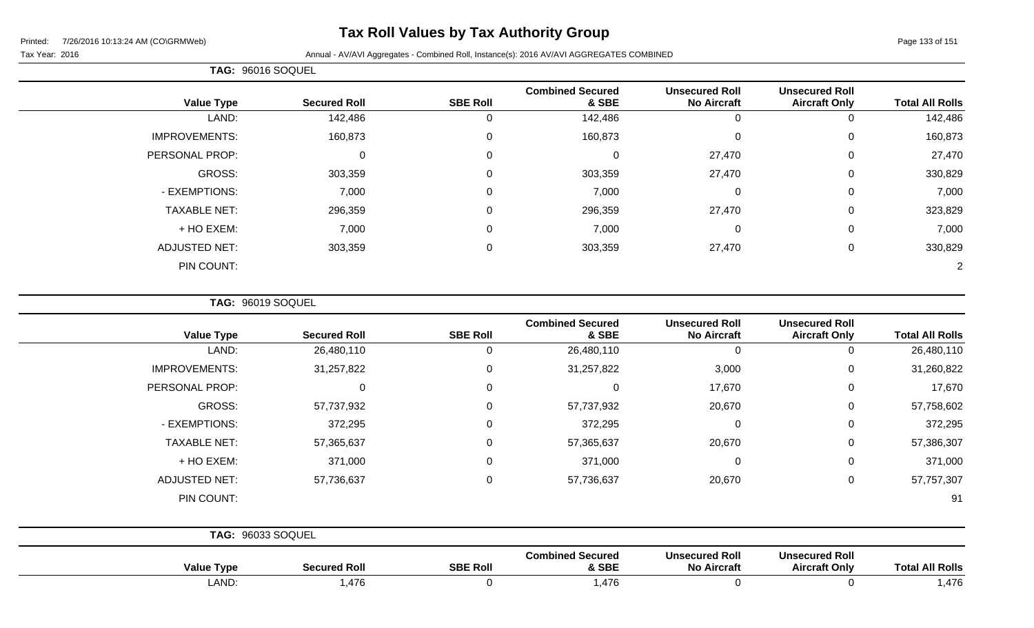# Tax Roll Values by Tax Authority Group

Tax Year: 2016

Annual - AV/AVI Aggregates - Combined Roll, Instance(s): 2016 AV/AVI AGGREGATES COMBINED

**TAG: 96016 SOQUEL**

| Value Type | Secured Roll | SBE Roll | Combined Secured & SBE | Unsecured Roll No Aircraft | Unsecured Roll Aircraft Only | Total All Rolls |
|---|---|---|---|---|---|---|
| LAND: | 142,486 | 0 | 142,486 | 0 | 0 | 142,486 |
| IMPROVEMENTS: | 160,873 | 0 | 160,873 | 0 | 0 | 160,873 |
| PERSONAL PROP: | 0 | 0 | 0 | 27,470 | 0 | 27,470 |
| GROSS: | 303,359 | 0 | 303,359 | 27,470 | 0 | 330,829 |
| - EXEMPTIONS: | 7,000 | 0 | 7,000 | 0 | 0 | 7,000 |
| TAXABLE NET: | 296,359 | 0 | 296,359 | 27,470 | 0 | 323,829 |
| + HO EXEM: | 7,000 | 0 | 7,000 | 0 | 0 | 7,000 |
| ADJUSTED NET: | 303,359 | 0 | 303,359 | 27,470 | 0 | 330,829 |
| PIN COUNT: | | | | | | 2 |

**TAG: 96019 SOQUEL**

| Value Type | Secured Roll | SBE Roll | Combined Secured & SBE | Unsecured Roll No Aircraft | Unsecured Roll Aircraft Only | Total All Rolls |
|---|---|---|---|---|---|---|
| LAND: | 26,480,110 | 0 | 26,480,110 | 0 | 0 | 26,480,110 |
| IMPROVEMENTS: | 31,257,822 | 0 | 31,257,822 | 3,000 | 0 | 31,260,822 |
| PERSONAL PROP: | 0 | 0 | 0 | 17,670 | 0 | 17,670 |
| GROSS: | 57,737,932 | 0 | 57,737,932 | 20,670 | 0 | 57,758,602 |
| - EXEMPTIONS: | 372,295 | 0 | 372,295 | 0 | 0 | 372,295 |
| TAXABLE NET: | 57,365,637 | 0 | 57,365,637 | 20,670 | 0 | 57,386,307 |
| + HO EXEM: | 371,000 | 0 | 371,000 | 0 | 0 | 371,000 |
| ADJUSTED NET: | 57,736,637 | 0 | 57,736,637 | 20,670 | 0 | 57,757,307 |
| PIN COUNT: | | | | | | 91 |

**TAG: 96033 SOQUEL**

| Value Type | Secured Roll | SBE Roll | Combined Secured & SBE | Unsecured Roll No Aircraft | Unsecured Roll Aircraft Only | Total All Rolls |
|---|---|---|---|---|---|---|
| LAND: | 1,476 | 0 | 1,476 | 0 | 0 | 1,476 |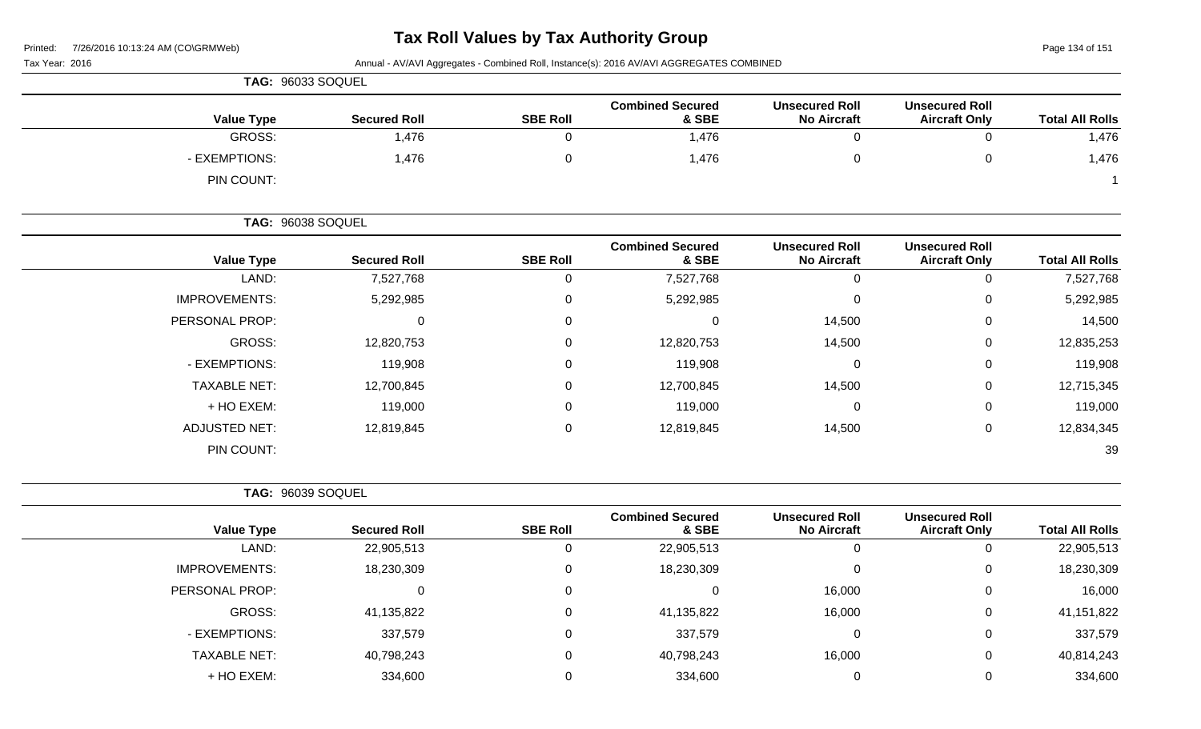# Tax Roll Values by Tax Authority Group

Printed: 7/26/2016 10:13:24 AM (CO\GRMWeb)

Tax Year: 2016

Annual - AV/AVI Aggregates - Combined Roll, Instance(s): 2016 AV/AVI AGGREGATES COMBINED

**TAG: 96033 SOQUEL**

| Value Type | Secured Roll | SBE Roll | Combined Secured & SBE | Unsecured Roll No Aircraft | Unsecured Roll Aircraft Only | Total All Rolls |
|---|---|---|---|---|---|---|
| GROSS: | 1,476 | 0 | 1,476 | 0 | 0 | 1,476 |
| - EXEMPTIONS: | 1,476 | 0 | 1,476 | 0 | 0 | 1,476 |
| PIN COUNT: | | | | | | 1 |

**TAG: 96038 SOQUEL**

| Value Type | Secured Roll | SBE Roll | Combined Secured & SBE | Unsecured Roll No Aircraft | Unsecured Roll Aircraft Only | Total All Rolls |
|---|---|---|---|---|---|---|
| LAND: | 7,527,768 | 0 | 7,527,768 | 0 | 0 | 7,527,768 |
| IMPROVEMENTS: | 5,292,985 | 0 | 5,292,985 | 0 | 0 | 5,292,985 |
| PERSONAL PROP: | 0 | 0 | 0 | 14,500 | 0 | 14,500 |
| GROSS: | 12,820,753 | 0 | 12,820,753 | 14,500 | 0 | 12,835,253 |
| - EXEMPTIONS: | 119,908 | 0 | 119,908 | 0 | 0 | 119,908 |
| TAXABLE NET: | 12,700,845 | 0 | 12,700,845 | 14,500 | 0 | 12,715,345 |
| + HO EXEM: | 119,000 | 0 | 119,000 | 0 | 0 | 119,000 |
| ADJUSTED NET: | 12,819,845 | 0 | 12,819,845 | 14,500 | 0 | 12,834,345 |
| PIN COUNT: | | | | | | 39 |

**TAG: 96039 SOQUEL**

| Value Type | Secured Roll | SBE Roll | Combined Secured & SBE | Unsecured Roll No Aircraft | Unsecured Roll Aircraft Only | Total All Rolls |
|---|---|---|---|---|---|---|
| LAND: | 22,905,513 | 0 | 22,905,513 | 0 | 0 | 22,905,513 |
| IMPROVEMENTS: | 18,230,309 | 0 | 18,230,309 | 0 | 0 | 18,230,309 |
| PERSONAL PROP: | 0 | 0 | 0 | 16,000 | 0 | 16,000 |
| GROSS: | 41,135,822 | 0 | 41,135,822 | 16,000 | 0 | 41,151,822 |
| - EXEMPTIONS: | 337,579 | 0 | 337,579 | 0 | 0 | 337,579 |
| TAXABLE NET: | 40,798,243 | 0 | 40,798,243 | 16,000 | 0 | 40,814,243 |
| + HO EXEM: | 334,600 | 0 | 334,600 | 0 | 0 | 334,600 |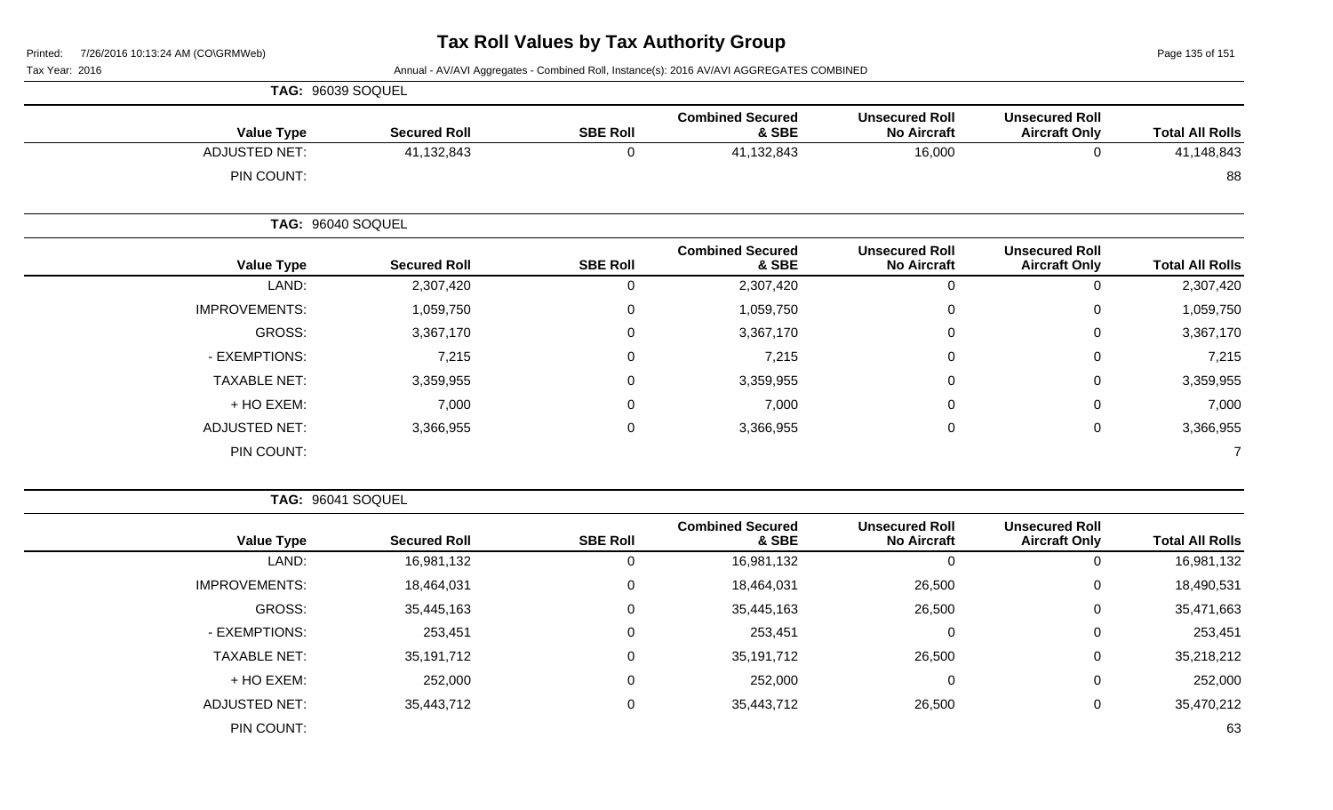# Tax Roll Values by Tax Authority Group

Printed: 7/26/2016 10:13:24 AM (CO\GRMWeb)

Tax Year: 2016

Annual - AV/AVI Aggregates - Combined Roll, Instance(s): 2016 AV/AVI AGGREGATES COMBINED

**TAG: 96039 SOQUEL**

| Value Type | Secured Roll | SBE Roll | Combined Secured & SBE | Unsecured Roll No Aircraft | Unsecured Roll Aircraft Only | Total All Rolls |
|---|---|---|---|---|---|---|
| ADJUSTED NET: | 41,132,843 | 0 | 41,132,843 | 16,000 | 0 | 41,148,843 |
| PIN COUNT: | | | | | | 88 |

**TAG: 96040 SOQUEL**

| Value Type | Secured Roll | SBE Roll | Combined Secured & SBE | Unsecured Roll No Aircraft | Unsecured Roll Aircraft Only | Total All Rolls |
|---|---|---|---|---|---|---|
| LAND: | 2,307,420 | 0 | 2,307,420 | 0 | 0 | 2,307,420 |
| IMPROVEMENTS: | 1,059,750 | 0 | 1,059,750 | 0 | 0 | 1,059,750 |
| GROSS: | 3,367,170 | 0 | 3,367,170 | 0 | 0 | 3,367,170 |
| - EXEMPTIONS: | 7,215 | 0 | 7,215 | 0 | 0 | 7,215 |
| TAXABLE NET: | 3,359,955 | 0 | 3,359,955 | 0 | 0 | 3,359,955 |
| + HO EXEM: | 7,000 | 0 | 7,000 | 0 | 0 | 7,000 |
| ADJUSTED NET: | 3,366,955 | 0 | 3,366,955 | 0 | 0 | 3,366,955 |
| PIN COUNT: | | | | | | 7 |

**TAG: 96041 SOQUEL**

| Value Type | Secured Roll | SBE Roll | Combined Secured & SBE | Unsecured Roll No Aircraft | Unsecured Roll Aircraft Only | Total All Rolls |
|---|---|---|---|---|---|---|
| LAND: | 16,981,132 | 0 | 16,981,132 | 0 | 0 | 16,981,132 |
| IMPROVEMENTS: | 18,464,031 | 0 | 18,464,031 | 26,500 | 0 | 18,490,531 |
| GROSS: | 35,445,163 | 0 | 35,445,163 | 26,500 | 0 | 35,471,663 |
| - EXEMPTIONS: | 253,451 | 0 | 253,451 | 0 | 0 | 253,451 |
| TAXABLE NET: | 35,191,712 | 0 | 35,191,712 | 26,500 | 0 | 35,218,212 |
| + HO EXEM: | 252,000 | 0 | 252,000 | 0 | 0 | 252,000 |
| ADJUSTED NET: | 35,443,712 | 0 | 35,443,712 | 26,500 | 0 | 35,470,212 |
| PIN COUNT: | | | | | | 63 |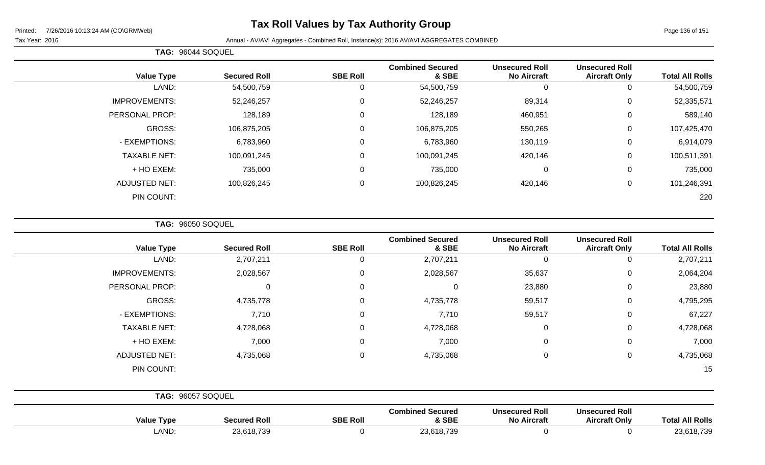# Tax Roll Values by Tax Authority Group

Tax Year: 2016

Annual - AV/AVI Aggregates - Combined Roll, Instance(s): 2016 AV/AVI AGGREGATES COMBINED

**TAG: 96044 SOQUEL**

| Value Type | Secured Roll | SBE Roll | Combined Secured & SBE | Unsecured Roll No Aircraft | Unsecured Roll Aircraft Only | Total All Rolls |
|---|---|---|---|---|---|---|
| LAND: | 54,500,759 | 0 | 54,500,759 | 0 | 0 | 54,500,759 |
| IMPROVEMENTS: | 52,246,257 | 0 | 52,246,257 | 89,314 | 0 | 52,335,571 |
| PERSONAL PROP: | 128,189 | 0 | 128,189 | 460,951 | 0 | 589,140 |
| GROSS: | 106,875,205 | 0 | 106,875,205 | 550,265 | 0 | 107,425,470 |
| - EXEMPTIONS: | 6,783,960 | 0 | 6,783,960 | 130,119 | 0 | 6,914,079 |
| TAXABLE NET: | 100,091,245 | 0 | 100,091,245 | 420,146 | 0 | 100,511,391 |
| + HO EXEM: | 735,000 | 0 | 735,000 | 0 | 0 | 735,000 |
| ADJUSTED NET: | 100,826,245 | 0 | 100,826,245 | 420,146 | 0 | 101,246,391 |
| PIN COUNT: | | | | | | 220 |

**TAG: 96050 SOQUEL**

| Value Type | Secured Roll | SBE Roll | Combined Secured & SBE | Unsecured Roll No Aircraft | Unsecured Roll Aircraft Only | Total All Rolls |
|---|---|---|---|---|---|---|
| LAND: | 2,707,211 | 0 | 2,707,211 | 0 | 0 | 2,707,211 |
| IMPROVEMENTS: | 2,028,567 | 0 | 2,028,567 | 35,637 | 0 | 2,064,204 |
| PERSONAL PROP: | 0 | 0 | 0 | 23,880 | 0 | 23,880 |
| GROSS: | 4,735,778 | 0 | 4,735,778 | 59,517 | 0 | 4,795,295 |
| - EXEMPTIONS: | 7,710 | 0 | 7,710 | 59,517 | 0 | 67,227 |
| TAXABLE NET: | 4,728,068 | 0 | 4,728,068 | 0 | 0 | 4,728,068 |
| + HO EXEM: | 7,000 | 0 | 7,000 | 0 | 0 | 7,000 |
| ADJUSTED NET: | 4,735,068 | 0 | 4,735,068 | 0 | 0 | 4,735,068 |
| PIN COUNT: | | | | | | 15 |

**TAG: 96057 SOQUEL**

| Value Type | Secured Roll | SBE Roll | Combined Secured & SBE | Unsecured Roll No Aircraft | Unsecured Roll Aircraft Only | Total All Rolls |
|---|---|---|---|---|---|---|
| LAND: | 23,618,739 | 0 | 23,618,739 | 0 | 0 | 23,618,739 |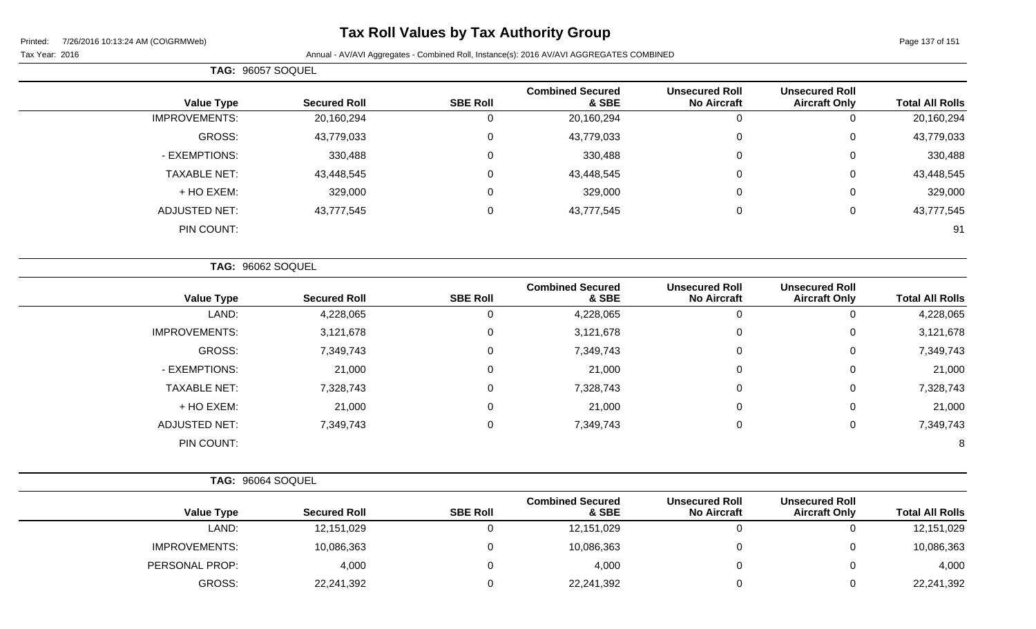# Tax Roll Values by Tax Authority Group

Printed: 7/26/2016 10:13:24 AM (CO\GRMWeb)

Tax Year: 2016

Annual - AV/AVI Aggregates - Combined Roll, Instance(s): 2016 AV/AVI AGGREGATES COMBINED

**TAG: 96057 SOQUEL**

| Value Type | Secured Roll | SBE Roll | Combined Secured & SBE | Unsecured Roll No Aircraft | Unsecured Roll Aircraft Only | Total All Rolls |
|---|---|---|---|---|---|---|
| IMPROVEMENTS: | 20,160,294 | 0 | 20,160,294 | 0 | 0 | 20,160,294 |
| GROSS: | 43,779,033 | 0 | 43,779,033 | 0 | 0 | 43,779,033 |
| - EXEMPTIONS: | 330,488 | 0 | 330,488 | 0 | 0 | 330,488 |
| TAXABLE NET: | 43,448,545 | 0 | 43,448,545 | 0 | 0 | 43,448,545 |
| + HO EXEM: | 329,000 | 0 | 329,000 | 0 | 0 | 329,000 |
| ADJUSTED NET: | 43,777,545 | 0 | 43,777,545 | 0 | 0 | 43,777,545 |
| PIN COUNT: | | | | | | 91 |

**TAG: 96062 SOQUEL**

| Value Type | Secured Roll | SBE Roll | Combined Secured & SBE | Unsecured Roll No Aircraft | Unsecured Roll Aircraft Only | Total All Rolls |
|---|---|---|---|---|---|---|
| LAND: | 4,228,065 | 0 | 4,228,065 | 0 | 0 | 4,228,065 |
| IMPROVEMENTS: | 3,121,678 | 0 | 3,121,678 | 0 | 0 | 3,121,678 |
| GROSS: | 7,349,743 | 0 | 7,349,743 | 0 | 0 | 7,349,743 |
| - EXEMPTIONS: | 21,000 | 0 | 21,000 | 0 | 0 | 21,000 |
| TAXABLE NET: | 7,328,743 | 0 | 7,328,743 | 0 | 0 | 7,328,743 |
| + HO EXEM: | 21,000 | 0 | 21,000 | 0 | 0 | 21,000 |
| ADJUSTED NET: | 7,349,743 | 0 | 7,349,743 | 0 | 0 | 7,349,743 |
| PIN COUNT: | | | | | | 8 |

**TAG: 96064 SOQUEL**

| Value Type | Secured Roll | SBE Roll | Combined Secured & SBE | Unsecured Roll No Aircraft | Unsecured Roll Aircraft Only | Total All Rolls |
|---|---|---|---|---|---|---|
| LAND: | 12,151,029 | 0 | 12,151,029 | 0 | 0 | 12,151,029 |
| IMPROVEMENTS: | 10,086,363 | 0 | 10,086,363 | 0 | 0 | 10,086,363 |
| PERSONAL PROP: | 4,000 | 0 | 4,000 | 0 | 0 | 4,000 |
| GROSS: | 22,241,392 | 0 | 22,241,392 | 0 | 0 | 22,241,392 |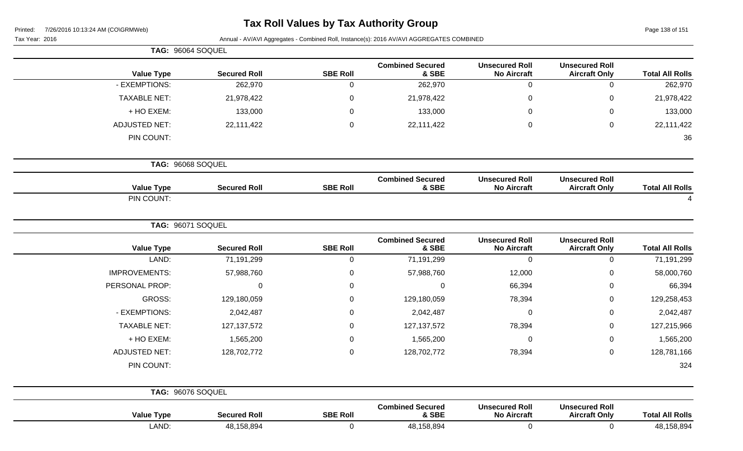# Tax Roll Values by Tax Authority Group

Tax Year: 2016

Annual - AV/AVI Aggregates - Combined Roll, Instance(s): 2016 AV/AVI AGGREGATES COMBINED

**TAG: 96064 SOQUEL**

| Value Type | Secured Roll | SBE Roll | Combined Secured & SBE | Unsecured Roll No Aircraft | Unsecured Roll Aircraft Only | Total All Rolls |
|---|---|---|---|---|---|---|
| - EXEMPTIONS: | 262,970 | 0 | 262,970 | 0 | 0 | 262,970 |
| TAXABLE NET: | 21,978,422 | 0 | 21,978,422 | 0 | 0 | 21,978,422 |
| + HO EXEM: | 133,000 | 0 | 133,000 | 0 | 0 | 133,000 |
| ADJUSTED NET: | 22,111,422 | 0 | 22,111,422 | 0 | 0 | 22,111,422 |
| PIN COUNT: | | | | | | 36 |

**TAG: 96068 SOQUEL**

| Value Type | Secured Roll | SBE Roll | Combined Secured & SBE | Unsecured Roll No Aircraft | Unsecured Roll Aircraft Only | Total All Rolls |
|---|---|---|---|---|---|---|
| PIN COUNT: | | | | | | 4 |

**TAG: 96071 SOQUEL**

| Value Type | Secured Roll | SBE Roll | Combined Secured & SBE | Unsecured Roll No Aircraft | Unsecured Roll Aircraft Only | Total All Rolls |
|---|---|---|---|---|---|---|
| LAND: | 71,191,299 | 0 | 71,191,299 | 0 | 0 | 71,191,299 |
| IMPROVEMENTS: | 57,988,760 | 0 | 57,988,760 | 12,000 | 0 | 58,000,760 |
| PERSONAL PROP: | 0 | 0 | 0 | 66,394 | 0 | 66,394 |
| GROSS: | 129,180,059 | 0 | 129,180,059 | 78,394 | 0 | 129,258,453 |
| - EXEMPTIONS: | 2,042,487 | 0 | 2,042,487 | 0 | 0 | 2,042,487 |
| TAXABLE NET: | 127,137,572 | 0 | 127,137,572 | 78,394 | 0 | 127,215,966 |
| + HO EXEM: | 1,565,200 | 0 | 1,565,200 | 0 | 0 | 1,565,200 |
| ADJUSTED NET: | 128,702,772 | 0 | 128,702,772 | 78,394 | 0 | 128,781,166 |
| PIN COUNT: | | | | | | 324 |

**TAG: 96076 SOQUEL**

| Value Type | Secured Roll | SBE Roll | Combined Secured & SBE | Unsecured Roll No Aircraft | Unsecured Roll Aircraft Only | Total All Rolls |
|---|---|---|---|---|---|---|
| LAND: | 48,158,894 | 0 | 48,158,894 | 0 | 0 | 48,158,894 |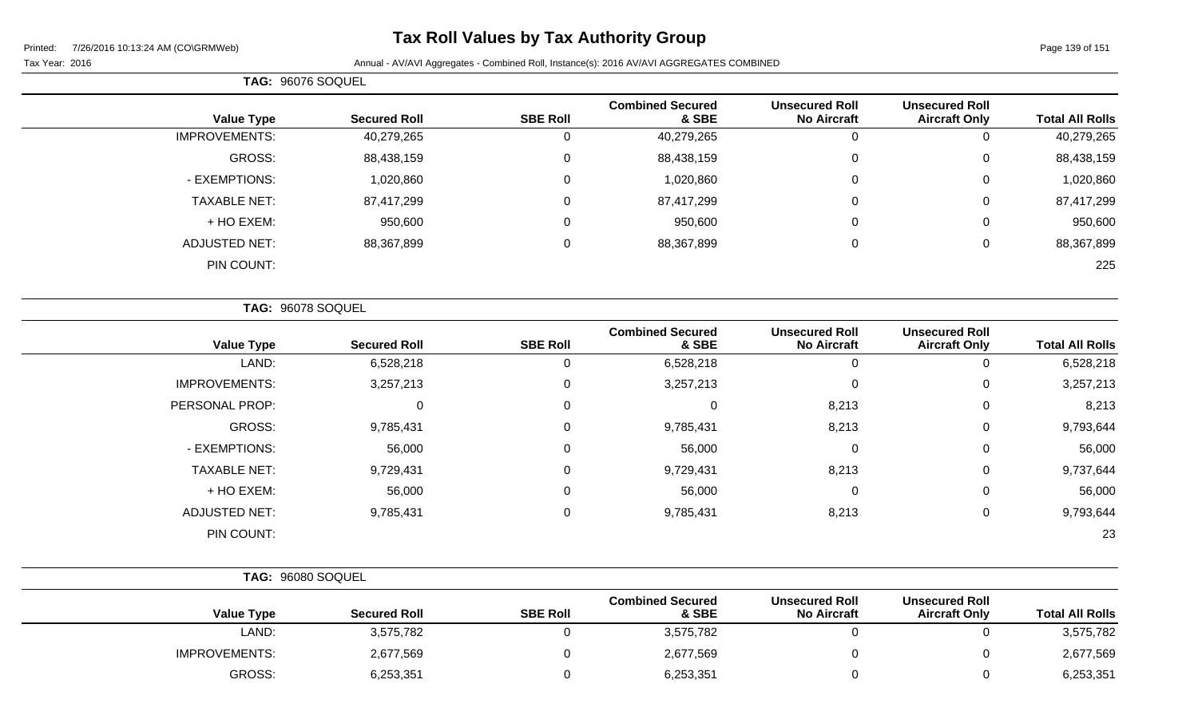# Tax Roll Values by Tax Authority Group

Printed: 7/26/2016 10:13:24 AM (CO\GRMWeb)

Tax Year: 2016

Annual - AV/AVI Aggregates - Combined Roll, Instance(s): 2016 AV/AVI AGGREGATES COMBINED

**TAG: 96076 SOQUEL**

| Value Type | Secured Roll | SBE Roll | Combined Secured & SBE | Unsecured Roll No Aircraft | Unsecured Roll Aircraft Only | Total All Rolls |
|---|---|---|---|---|---|---|
| IMPROVEMENTS: | 40,279,265 | 0 | 40,279,265 | 0 | 0 | 40,279,265 |
| GROSS: | 88,438,159 | 0 | 88,438,159 | 0 | 0 | 88,438,159 |
| - EXEMPTIONS: | 1,020,860 | 0 | 1,020,860 | 0 | 0 | 1,020,860 |
| TAXABLE NET: | 87,417,299 | 0 | 87,417,299 | 0 | 0 | 87,417,299 |
| + HO EXEM: | 950,600 | 0 | 950,600 | 0 | 0 | 950,600 |
| ADJUSTED NET: | 88,367,899 | 0 | 88,367,899 | 0 | 0 | 88,367,899 |
| PIN COUNT: | | | | | | 225 |

**TAG: 96078 SOQUEL**

| Value Type | Secured Roll | SBE Roll | Combined Secured & SBE | Unsecured Roll No Aircraft | Unsecured Roll Aircraft Only | Total All Rolls |
|---|---|---|---|---|---|---|
| LAND: | 6,528,218 | 0 | 6,528,218 | 0 | 0 | 6,528,218 |
| IMPROVEMENTS: | 3,257,213 | 0 | 3,257,213 | 0 | 0 | 3,257,213 |
| PERSONAL PROP: | 0 | 0 | 0 | 8,213 | 0 | 8,213 |
| GROSS: | 9,785,431 | 0 | 9,785,431 | 8,213 | 0 | 9,793,644 |
| - EXEMPTIONS: | 56,000 | 0 | 56,000 | 0 | 0 | 56,000 |
| TAXABLE NET: | 9,729,431 | 0 | 9,729,431 | 8,213 | 0 | 9,737,644 |
| + HO EXEM: | 56,000 | 0 | 56,000 | 0 | 0 | 56,000 |
| ADJUSTED NET: | 9,785,431 | 0 | 9,785,431 | 8,213 | 0 | 9,793,644 |
| PIN COUNT: | | | | | | 23 |

**TAG: 96080 SOQUEL**

| Value Type | Secured Roll | SBE Roll | Combined Secured & SBE | Unsecured Roll No Aircraft | Unsecured Roll Aircraft Only | Total All Rolls |
|---|---|---|---|---|---|---|
| LAND: | 3,575,782 | 0 | 3,575,782 | 0 | 0 | 3,575,782 |
| IMPROVEMENTS: | 2,677,569 | 0 | 2,677,569 | 0 | 0 | 2,677,569 |
| GROSS: | 6,253,351 | 0 | 6,253,351 | 0 | 0 | 6,253,351 |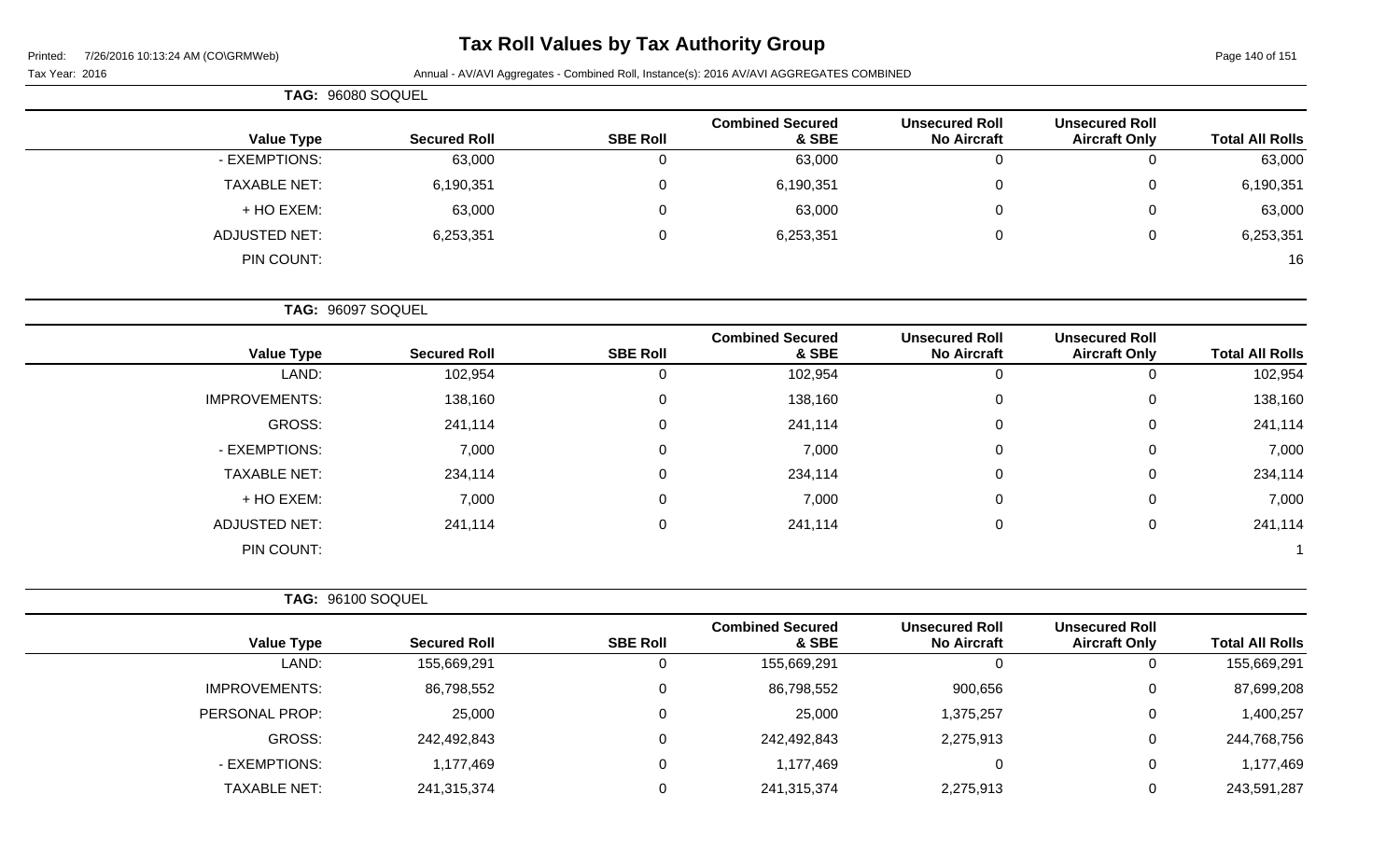# Tax Roll Values by Tax Authority Group

Printed: 7/26/2016 10:13:24 AM (CO\GRMWeb)

Tax Year: 2016

Annual - AV/AVI Aggregates - Combined Roll, Instance(s): 2016 AV/AVI AGGREGATES COMBINED

**TAG: 96080 SOQUEL**

| Value Type | Secured Roll | SBE Roll | Combined Secured & SBE | Unsecured Roll No Aircraft | Unsecured Roll Aircraft Only | Total All Rolls |
|---|---|---|---|---|---|---|
| - EXEMPTIONS: | 63,000 | 0 | 63,000 | 0 | 0 | 63,000 |
| TAXABLE NET: | 6,190,351 | 0 | 6,190,351 | 0 | 0 | 6,190,351 |
| + HO EXEM: | 63,000 | 0 | 63,000 | 0 | 0 | 63,000 |
| ADJUSTED NET: | 6,253,351 | 0 | 6,253,351 | 0 | 0 | 6,253,351 |
| PIN COUNT: | | | | | | 16 |

**TAG: 96097 SOQUEL**

| Value Type | Secured Roll | SBE Roll | Combined Secured & SBE | Unsecured Roll No Aircraft | Unsecured Roll Aircraft Only | Total All Rolls |
|---|---|---|---|---|---|---|
| LAND: | 102,954 | 0 | 102,954 | 0 | 0 | 102,954 |
| IMPROVEMENTS: | 138,160 | 0 | 138,160 | 0 | 0 | 138,160 |
| GROSS: | 241,114 | 0 | 241,114 | 0 | 0 | 241,114 |
| - EXEMPTIONS: | 7,000 | 0 | 7,000 | 0 | 0 | 7,000 |
| TAXABLE NET: | 234,114 | 0 | 234,114 | 0 | 0 | 234,114 |
| + HO EXEM: | 7,000 | 0 | 7,000 | 0 | 0 | 7,000 |
| ADJUSTED NET: | 241,114 | 0 | 241,114 | 0 | 0 | 241,114 |
| PIN COUNT: | | | | | | 1 |

**TAG: 96100 SOQUEL**

| Value Type | Secured Roll | SBE Roll | Combined Secured & SBE | Unsecured Roll No Aircraft | Unsecured Roll Aircraft Only | Total All Rolls |
|---|---|---|---|---|---|---|
| LAND: | 155,669,291 | 0 | 155,669,291 | 0 | 0 | 155,669,291 |
| IMPROVEMENTS: | 86,798,552 | 0 | 86,798,552 | 900,656 | 0 | 87,699,208 |
| PERSONAL PROP: | 25,000 | 0 | 25,000 | 1,375,257 | 0 | 1,400,257 |
| GROSS: | 242,492,843 | 0 | 242,492,843 | 2,275,913 | 0 | 244,768,756 |
| - EXEMPTIONS: | 1,177,469 | 0 | 1,177,469 | 0 | 0 | 1,177,469 |
| TAXABLE NET: | 241,315,374 | 0 | 241,315,374 | 2,275,913 | 0 | 243,591,287 |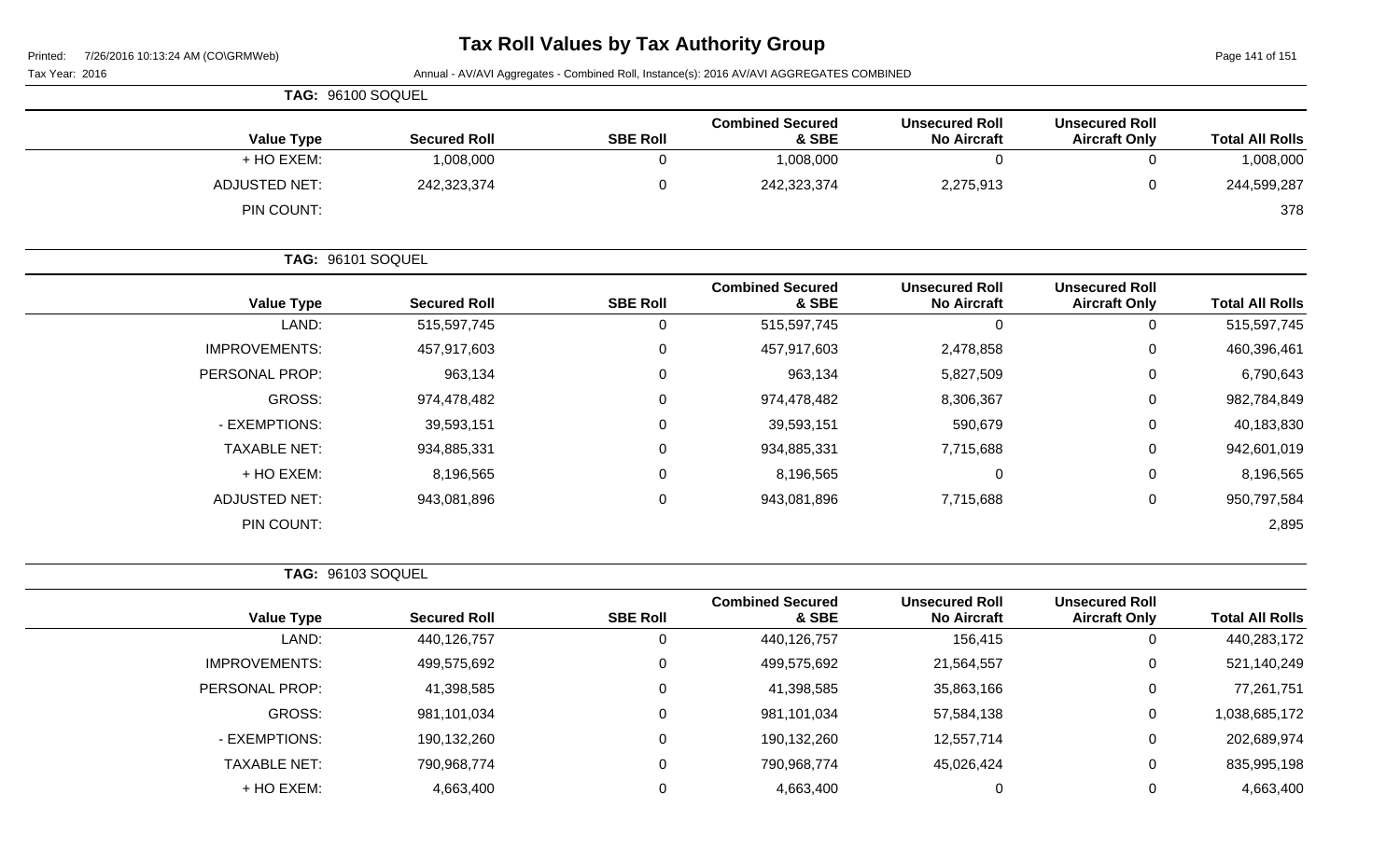# Tax Roll Values by Tax Authority Group

Printed: 7/26/2016 10:13:24 AM (CO\GRMWeb)

Tax Year: 2016

Annual - AV/AVI Aggregates - Combined Roll, Instance(s): 2016 AV/AVI AGGREGATES COMBINED

**TAG: 96100 SOQUEL**

| Value Type | Secured Roll | SBE Roll | Combined Secured & SBE | Unsecured Roll No Aircraft | Unsecured Roll Aircraft Only | Total All Rolls |
|---|---|---|---|---|---|---|
| + HO EXEM: | 1,008,000 | 0 | 1,008,000 | 0 | 0 | 1,008,000 |
| ADJUSTED NET: | 242,323,374 | 0 | 242,323,374 | 2,275,913 | 0 | 244,599,287 |
| PIN COUNT: | | | | | | 378 |

**TAG: 96101 SOQUEL**

| Value Type | Secured Roll | SBE Roll | Combined Secured & SBE | Unsecured Roll No Aircraft | Unsecured Roll Aircraft Only | Total All Rolls |
|---|---|---|---|---|---|---|
| LAND: | 515,597,745 | 0 | 515,597,745 | 0 | 0 | 515,597,745 |
| IMPROVEMENTS: | 457,917,603 | 0 | 457,917,603 | 2,478,858 | 0 | 460,396,461 |
| PERSONAL PROP: | 963,134 | 0 | 963,134 | 5,827,509 | 0 | 6,790,643 |
| GROSS: | 974,478,482 | 0 | 974,478,482 | 8,306,367 | 0 | 982,784,849 |
| - EXEMPTIONS: | 39,593,151 | 0 | 39,593,151 | 590,679 | 0 | 40,183,830 |
| TAXABLE NET: | 934,885,331 | 0 | 934,885,331 | 7,715,688 | 0 | 942,601,019 |
| + HO EXEM: | 8,196,565 | 0 | 8,196,565 | 0 | 0 | 8,196,565 |
| ADJUSTED NET: | 943,081,896 | 0 | 943,081,896 | 7,715,688 | 0 | 950,797,584 |
| PIN COUNT: | | | | | | 2,895 |

**TAG: 96103 SOQUEL**

| Value Type | Secured Roll | SBE Roll | Combined Secured & SBE | Unsecured Roll No Aircraft | Unsecured Roll Aircraft Only | Total All Rolls |
|---|---|---|---|---|---|---|
| LAND: | 440,126,757 | 0 | 440,126,757 | 156,415 | 0 | 440,283,172 |
| IMPROVEMENTS: | 499,575,692 | 0 | 499,575,692 | 21,564,557 | 0 | 521,140,249 |
| PERSONAL PROP: | 41,398,585 | 0 | 41,398,585 | 35,863,166 | 0 | 77,261,751 |
| GROSS: | 981,101,034 | 0 | 981,101,034 | 57,584,138 | 0 | 1,038,685,172 |
| - EXEMPTIONS: | 190,132,260 | 0 | 190,132,260 | 12,557,714 | 0 | 202,689,974 |
| TAXABLE NET: | 790,968,774 | 0 | 790,968,774 | 45,026,424 | 0 | 835,995,198 |
| + HO EXEM: | 4,663,400 | 0 | 4,663,400 | 0 | 0 | 4,663,400 |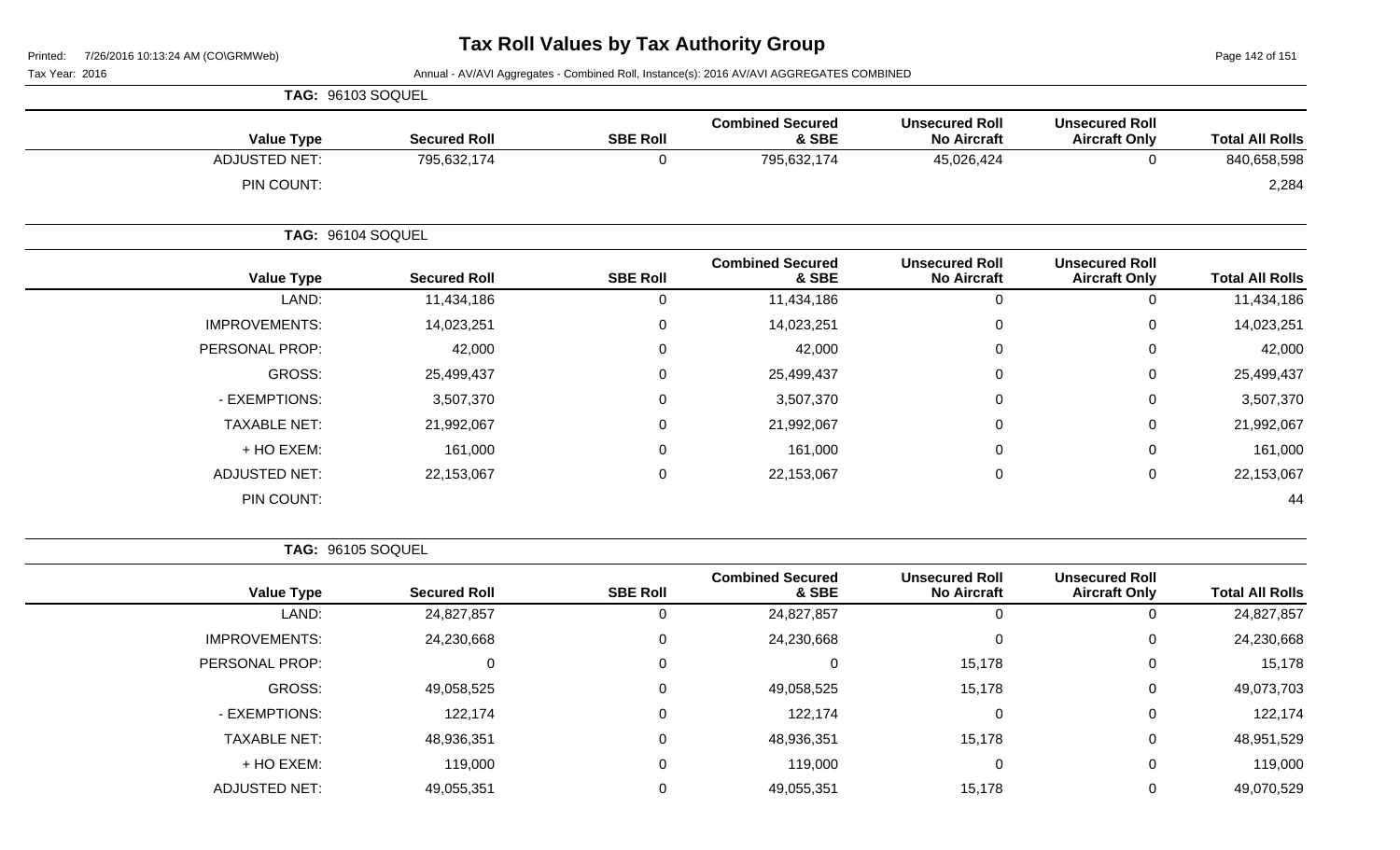# Tax Roll Values by Tax Authority Group

Printed: 7/26/2016 10:13:24 AM (CO\GRMWeb)

Tax Year: 2016

Annual - AV/AVI Aggregates - Combined Roll, Instance(s): 2016 AV/AVI AGGREGATES COMBINED

**TAG: 96103 SOQUEL**

| Value Type | Secured Roll | SBE Roll | Combined Secured & SBE | Unsecured Roll No Aircraft | Unsecured Roll Aircraft Only | Total All Rolls |
|---|---|---|---|---|---|---|
| ADJUSTED NET: | 795,632,174 | 0 | 795,632,174 | 45,026,424 | 0 | 840,658,598 |
| PIN COUNT: | | | | | | 2,284 |

**TAG: 96104 SOQUEL**

| Value Type | Secured Roll | SBE Roll | Combined Secured & SBE | Unsecured Roll No Aircraft | Unsecured Roll Aircraft Only | Total All Rolls |
|---|---|---|---|---|---|---|
| LAND: | 11,434,186 | 0 | 11,434,186 | 0 | 0 | 11,434,186 |
| IMPROVEMENTS: | 14,023,251 | 0 | 14,023,251 | 0 | 0 | 14,023,251 |
| PERSONAL PROP: | 42,000 | 0 | 42,000 | 0 | 0 | 42,000 |
| GROSS: | 25,499,437 | 0 | 25,499,437 | 0 | 0 | 25,499,437 |
| - EXEMPTIONS: | 3,507,370 | 0 | 3,507,370 | 0 | 0 | 3,507,370 |
| TAXABLE NET: | 21,992,067 | 0 | 21,992,067 | 0 | 0 | 21,992,067 |
| + HO EXEM: | 161,000 | 0 | 161,000 | 0 | 0 | 161,000 |
| ADJUSTED NET: | 22,153,067 | 0 | 22,153,067 | 0 | 0 | 22,153,067 |
| PIN COUNT: | | | | | | 44 |

**TAG: 96105 SOQUEL**

| Value Type | Secured Roll | SBE Roll | Combined Secured & SBE | Unsecured Roll No Aircraft | Unsecured Roll Aircraft Only | Total All Rolls |
|---|---|---|---|---|---|---|
| LAND: | 24,827,857 | 0 | 24,827,857 | 0 | 0 | 24,827,857 |
| IMPROVEMENTS: | 24,230,668 | 0 | 24,230,668 | 0 | 0 | 24,230,668 |
| PERSONAL PROP: | 0 | 0 | 0 | 15,178 | 0 | 15,178 |
| GROSS: | 49,058,525 | 0 | 49,058,525 | 15,178 | 0 | 49,073,703 |
| - EXEMPTIONS: | 122,174 | 0 | 122,174 | 0 | 0 | 122,174 |
| TAXABLE NET: | 48,936,351 | 0 | 48,936,351 | 15,178 | 0 | 48,951,529 |
| + HO EXEM: | 119,000 | 0 | 119,000 | 0 | 0 | 119,000 |
| ADJUSTED NET: | 49,055,351 | 0 | 49,055,351 | 15,178 | 0 | 49,070,529 |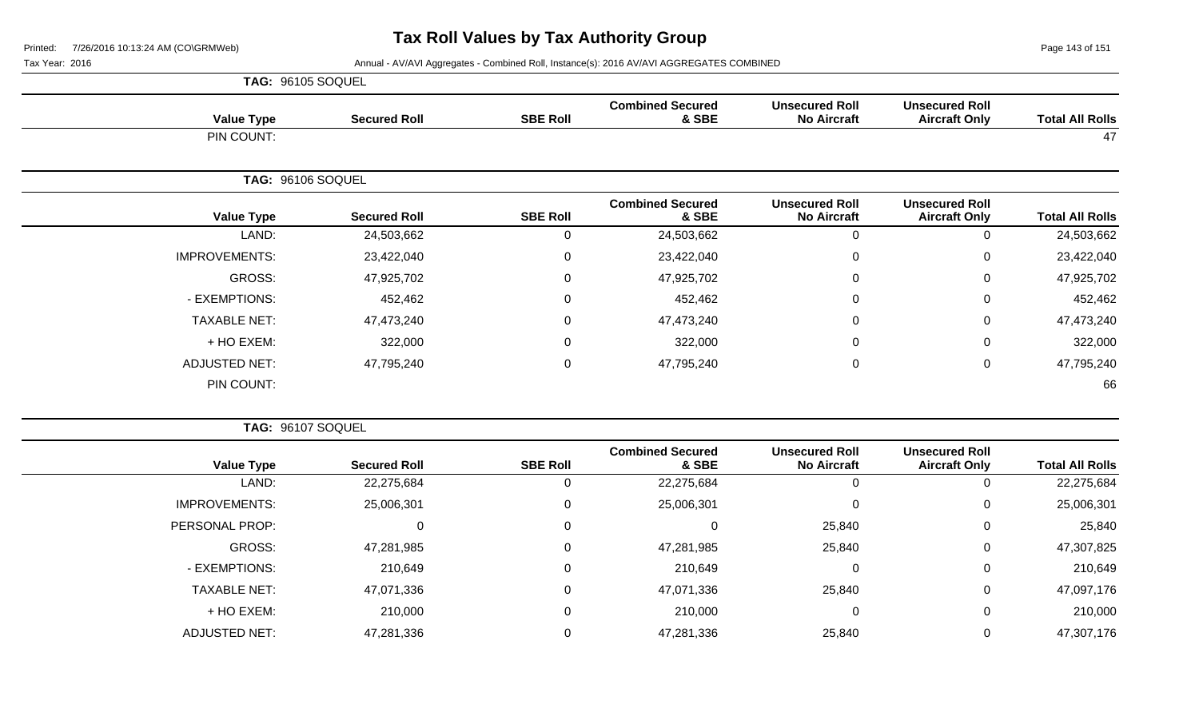# Tax Roll Values by Tax Authority Group

Printed: 7/26/2016 10:13:24 AM (CO\GRMWeb)

Tax Year: 2016

Annual - AV/AVI Aggregates - Combined Roll, Instance(s): 2016 AV/AVI AGGREGATES COMBINED

**TAG: 96105 SOQUEL**

| Value Type | Secured Roll | SBE Roll | Combined Secured & SBE | Unsecured Roll No Aircraft | Unsecured Roll Aircraft Only | Total All Rolls |
|---|---|---|---|---|---|---|
| PIN COUNT: | | | | | | 47 |

**TAG: 96106 SOQUEL**

| Value Type | Secured Roll | SBE Roll | Combined Secured & SBE | Unsecured Roll No Aircraft | Unsecured Roll Aircraft Only | Total All Rolls |
|---|---|---|---|---|---|---|
| LAND: | 24,503,662 | 0 | 24,503,662 | 0 | 0 | 24,503,662 |
| IMPROVEMENTS: | 23,422,040 | 0 | 23,422,040 | 0 | 0 | 23,422,040 |
| GROSS: | 47,925,702 | 0 | 47,925,702 | 0 | 0 | 47,925,702 |
| - EXEMPTIONS: | 452,462 | 0 | 452,462 | 0 | 0 | 452,462 |
| TAXABLE NET: | 47,473,240 | 0 | 47,473,240 | 0 | 0 | 47,473,240 |
| + HO EXEM: | 322,000 | 0 | 322,000 | 0 | 0 | 322,000 |
| ADJUSTED NET: | 47,795,240 | 0 | 47,795,240 | 0 | 0 | 47,795,240 |
| PIN COUNT: | | | | | | 66 |

**TAG: 96107 SOQUEL**

| Value Type | Secured Roll | SBE Roll | Combined Secured & SBE | Unsecured Roll No Aircraft | Unsecured Roll Aircraft Only | Total All Rolls |
|---|---|---|---|---|---|---|
| LAND: | 22,275,684 | 0 | 22,275,684 | 0 | 0 | 22,275,684 |
| IMPROVEMENTS: | 25,006,301 | 0 | 25,006,301 | 0 | 0 | 25,006,301 |
| PERSONAL PROP: | 0 | 0 | 0 | 25,840 | 0 | 25,840 |
| GROSS: | 47,281,985 | 0 | 47,281,985 | 25,840 | 0 | 47,307,825 |
| - EXEMPTIONS: | 210,649 | 0 | 210,649 | 0 | 0 | 210,649 |
| TAXABLE NET: | 47,071,336 | 0 | 47,071,336 | 25,840 | 0 | 47,097,176 |
| + HO EXEM: | 210,000 | 0 | 210,000 | 0 | 0 | 210,000 |
| ADJUSTED NET: | 47,281,336 | 0 | 47,281,336 | 25,840 | 0 | 47,307,176 |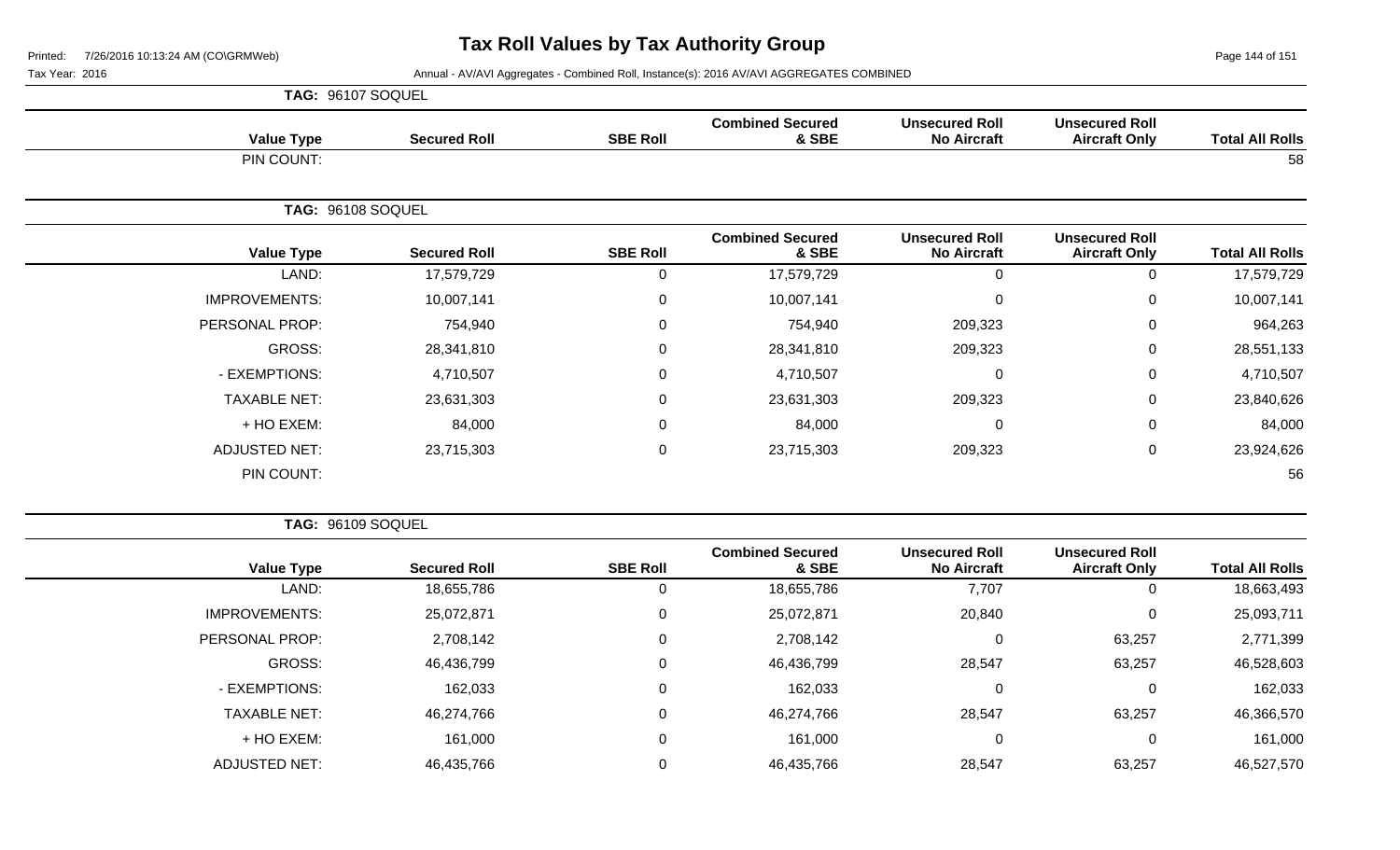# Tax Roll Values by Tax Authority Group

Printed: 7/26/2016 10:13:24 AM (CO\GRMWeb)

Tax Year: 2016

Annual - AV/AVI Aggregates - Combined Roll, Instance(s): 2016 AV/AVI AGGREGATES COMBINED

## TAG: 96107 SOQUEL

| Value Type | Secured Roll | SBE Roll | Combined Secured & SBE | Unsecured Roll No Aircraft | Unsecured Roll Aircraft Only | Total All Rolls |
|---|---|---|---|---|---|---|
| PIN COUNT: | | | | | | 58 |

## TAG: 96108 SOQUEL

| Value Type | Secured Roll | SBE Roll | Combined Secured & SBE | Unsecured Roll No Aircraft | Unsecured Roll Aircraft Only | Total All Rolls |
|---|---|---|---|---|---|---|
| LAND: | 17,579,729 | 0 | 17,579,729 | 0 | 0 | 17,579,729 |
| IMPROVEMENTS: | 10,007,141 | 0 | 10,007,141 | 0 | 0 | 10,007,141 |
| PERSONAL PROP: | 754,940 | 0 | 754,940 | 209,323 | 0 | 964,263 |
| GROSS: | 28,341,810 | 0 | 28,341,810 | 209,323 | 0 | 28,551,133 |
| - EXEMPTIONS: | 4,710,507 | 0 | 4,710,507 | 0 | 0 | 4,710,507 |
| TAXABLE NET: | 23,631,303 | 0 | 23,631,303 | 209,323 | 0 | 23,840,626 |
| + HO EXEM: | 84,000 | 0 | 84,000 | 0 | 0 | 84,000 |
| ADJUSTED NET: | 23,715,303 | 0 | 23,715,303 | 209,323 | 0 | 23,924,626 |
| PIN COUNT: | | | | | | 56 |

## TAG: 96109 SOQUEL

| Value Type | Secured Roll | SBE Roll | Combined Secured & SBE | Unsecured Roll No Aircraft | Unsecured Roll Aircraft Only | Total All Rolls |
|---|---|---|---|---|---|---|
| LAND: | 18,655,786 | 0 | 18,655,786 | 7,707 | 0 | 18,663,493 |
| IMPROVEMENTS: | 25,072,871 | 0 | 25,072,871 | 20,840 | 0 | 25,093,711 |
| PERSONAL PROP: | 2,708,142 | 0 | 2,708,142 | 0 | 63,257 | 2,771,399 |
| GROSS: | 46,436,799 | 0 | 46,436,799 | 28,547 | 63,257 | 46,528,603 |
| - EXEMPTIONS: | 162,033 | 0 | 162,033 | 0 | 0 | 162,033 |
| TAXABLE NET: | 46,274,766 | 0 | 46,274,766 | 28,547 | 63,257 | 46,366,570 |
| + HO EXEM: | 161,000 | 0 | 161,000 | 0 | 0 | 161,000 |
| ADJUSTED NET: | 46,435,766 | 0 | 46,435,766 | 28,547 | 63,257 | 46,527,570 |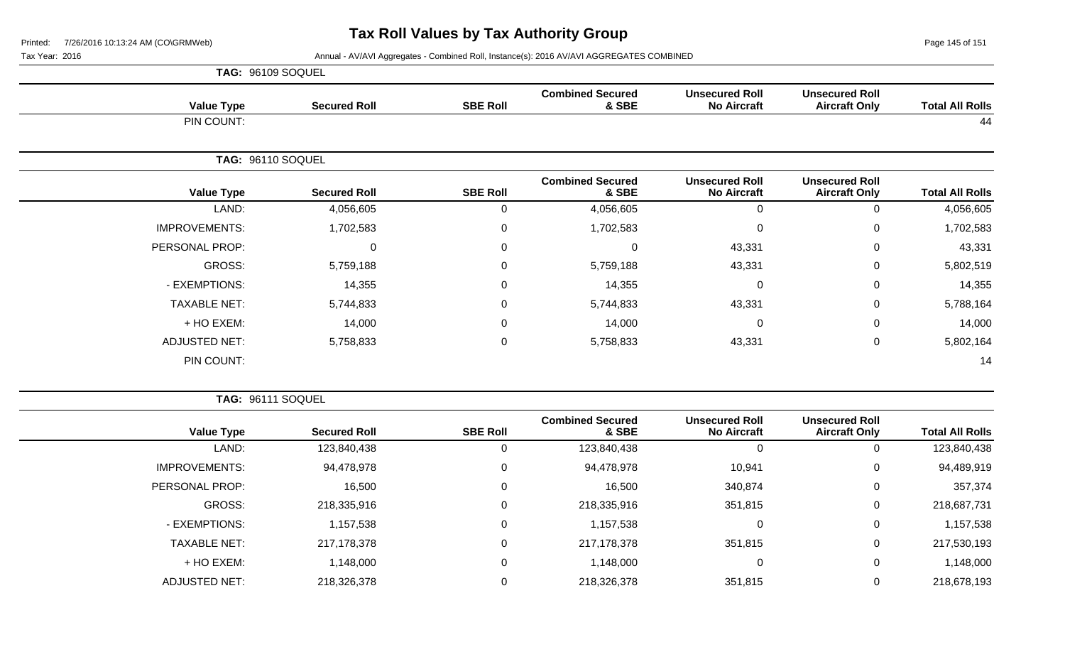# Tax Roll Values by Tax Authority Group

Printed: 7/26/2016 10:13:24 AM (CO\GRMWeb)

Tax Year: 2016

Annual - AV/AVI Aggregates - Combined Roll, Instance(s): 2016 AV/AVI AGGREGATES COMBINED

**TAG: 96109 SOQUEL**

| Value Type | Secured Roll | SBE Roll | Combined Secured & SBE | Unsecured Roll No Aircraft | Unsecured Roll Aircraft Only | Total All Rolls |
|---|---|---|---|---|---|---|
| PIN COUNT: | | | | | | 44 |

**TAG: 96110 SOQUEL**

| Value Type | Secured Roll | SBE Roll | Combined Secured & SBE | Unsecured Roll No Aircraft | Unsecured Roll Aircraft Only | Total All Rolls |
|---|---|---|---|---|---|---|
| LAND: | 4,056,605 | 0 | 4,056,605 | 0 | 0 | 4,056,605 |
| IMPROVEMENTS: | 1,702,583 | 0 | 1,702,583 | 0 | 0 | 1,702,583 |
| PERSONAL PROP: | 0 | 0 | 0 | 43,331 | 0 | 43,331 |
| GROSS: | 5,759,188 | 0 | 5,759,188 | 43,331 | 0 | 5,802,519 |
| - EXEMPTIONS: | 14,355 | 0 | 14,355 | 0 | 0 | 14,355 |
| TAXABLE NET: | 5,744,833 | 0 | 5,744,833 | 43,331 | 0 | 5,788,164 |
| + HO EXEM: | 14,000 | 0 | 14,000 | 0 | 0 | 14,000 |
| ADJUSTED NET: | 5,758,833 | 0 | 5,758,833 | 43,331 | 0 | 5,802,164 |
| PIN COUNT: | | | | | | 14 |

**TAG: 96111 SOQUEL**

| Value Type | Secured Roll | SBE Roll | Combined Secured & SBE | Unsecured Roll No Aircraft | Unsecured Roll Aircraft Only | Total All Rolls |
|---|---|---|---|---|---|---|
| LAND: | 123,840,438 | 0 | 123,840,438 | 0 | 0 | 123,840,438 |
| IMPROVEMENTS: | 94,478,978 | 0 | 94,478,978 | 10,941 | 0 | 94,489,919 |
| PERSONAL PROP: | 16,500 | 0 | 16,500 | 340,874 | 0 | 357,374 |
| GROSS: | 218,335,916 | 0 | 218,335,916 | 351,815 | 0 | 218,687,731 |
| - EXEMPTIONS: | 1,157,538 | 0 | 1,157,538 | 0 | 0 | 1,157,538 |
| TAXABLE NET: | 217,178,378 | 0 | 217,178,378 | 351,815 | 0 | 217,530,193 |
| + HO EXEM: | 1,148,000 | 0 | 1,148,000 | 0 | 0 | 1,148,000 |
| ADJUSTED NET: | 218,326,378 | 0 | 218,326,378 | 351,815 | 0 | 218,678,193 |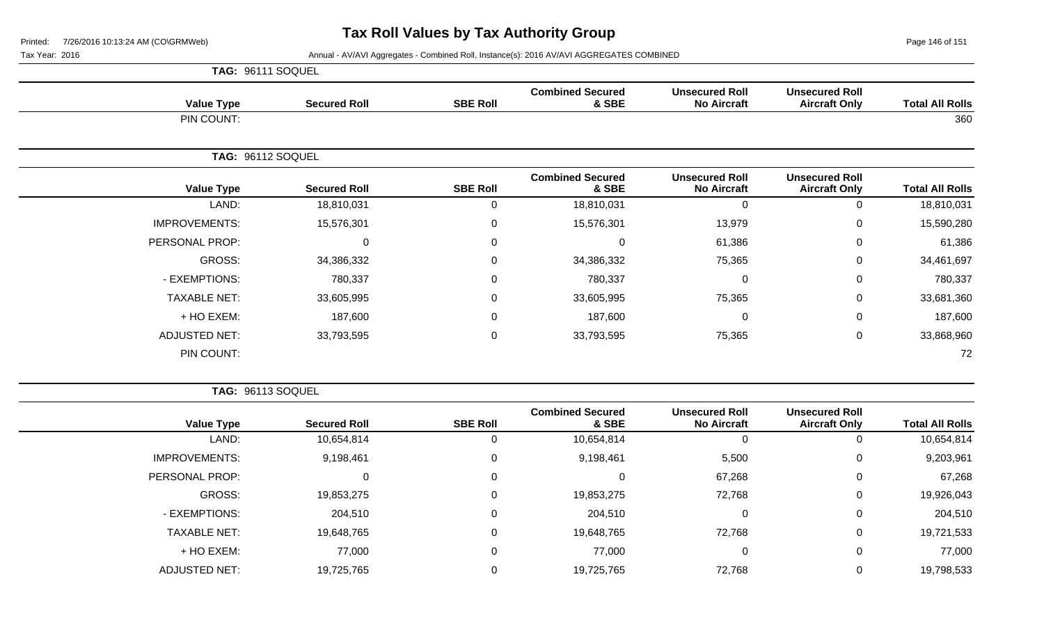# Tax Roll Values by Tax Authority Group

Tax Year: 2016

Annual - AV/AVI Aggregates - Combined Roll, Instance(s): 2016 AV/AVI AGGREGATES COMBINED

**TAG: 96111 SOQUEL**

| Value Type | Secured Roll | SBE Roll | Combined Secured & SBE | Unsecured Roll No Aircraft | Unsecured Roll Aircraft Only | Total All Rolls |
|---|---|---|---|---|---|---|
| PIN COUNT: | | | | | | 360 |

**TAG: 96112 SOQUEL**

| Value Type | Secured Roll | SBE Roll | Combined Secured & SBE | Unsecured Roll No Aircraft | Unsecured Roll Aircraft Only | Total All Rolls |
|---|---|---|---|---|---|---|
| LAND: | 18,810,031 | 0 | 18,810,031 | 0 | 0 | 18,810,031 |
| IMPROVEMENTS: | 15,576,301 | 0 | 15,576,301 | 13,979 | 0 | 15,590,280 |
| PERSONAL PROP: | 0 | 0 | 0 | 61,386 | 0 | 61,386 |
| GROSS: | 34,386,332 | 0 | 34,386,332 | 75,365 | 0 | 34,461,697 |
| - EXEMPTIONS: | 780,337 | 0 | 780,337 | 0 | 0 | 780,337 |
| TAXABLE NET: | 33,605,995 | 0 | 33,605,995 | 75,365 | 0 | 33,681,360 |
| + HO EXEM: | 187,600 | 0 | 187,600 | 0 | 0 | 187,600 |
| ADJUSTED NET: | 33,793,595 | 0 | 33,793,595 | 75,365 | 0 | 33,868,960 |
| PIN COUNT: | | | | | | 72 |

**TAG: 96113 SOQUEL**

| Value Type | Secured Roll | SBE Roll | Combined Secured & SBE | Unsecured Roll No Aircraft | Unsecured Roll Aircraft Only | Total All Rolls |
|---|---|---|---|---|---|---|
| LAND: | 10,654,814 | 0 | 10,654,814 | 0 | 0 | 10,654,814 |
| IMPROVEMENTS: | 9,198,461 | 0 | 9,198,461 | 5,500 | 0 | 9,203,961 |
| PERSONAL PROP: | 0 | 0 | 0 | 67,268 | 0 | 67,268 |
| GROSS: | 19,853,275 | 0 | 19,853,275 | 72,768 | 0 | 19,926,043 |
| - EXEMPTIONS: | 204,510 | 0 | 204,510 | 0 | 0 | 204,510 |
| TAXABLE NET: | 19,648,765 | 0 | 19,648,765 | 72,768 | 0 | 19,721,533 |
| + HO EXEM: | 77,000 | 0 | 77,000 | 0 | 0 | 77,000 |
| ADJUSTED NET: | 19,725,765 | 0 | 19,725,765 | 72,768 | 0 | 19,798,533 |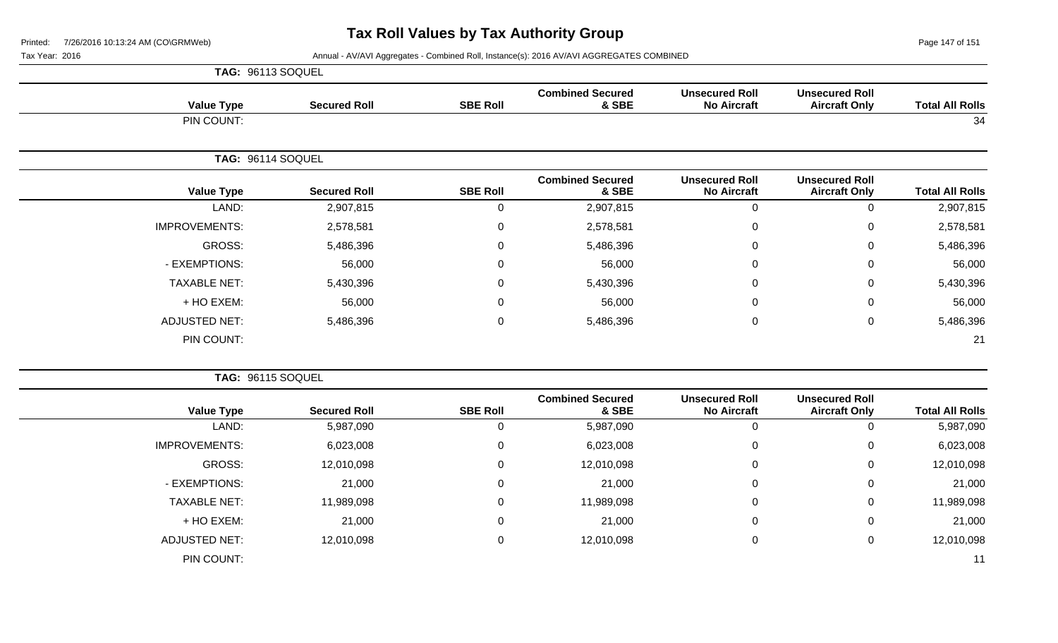# Tax Roll Values by Tax Authority Group

Printed: 7/26/2016 10:13:24 AM (CO\GRMWeb)

Tax Year: 2016

Annual - AV/AVI Aggregates - Combined Roll, Instance(s): 2016 AV/AVI AGGREGATES COMBINED

**TAG: 96113 SOQUEL**

| Value Type | Secured Roll | SBE Roll | Combined Secured & SBE | Unsecured Roll No Aircraft | Unsecured Roll Aircraft Only | Total All Rolls |
|---|---|---|---|---|---|---|
| PIN COUNT: | | | | | | 34 |

**TAG: 96114 SOQUEL**

| Value Type | Secured Roll | SBE Roll | Combined Secured & SBE | Unsecured Roll No Aircraft | Unsecured Roll Aircraft Only | Total All Rolls |
|---|---|---|---|---|---|---|
| LAND: | 2,907,815 | 0 | 2,907,815 | 0 | 0 | 2,907,815 |
| IMPROVEMENTS: | 2,578,581 | 0 | 2,578,581 | 0 | 0 | 2,578,581 |
| GROSS: | 5,486,396 | 0 | 5,486,396 | 0 | 0 | 5,486,396 |
| - EXEMPTIONS: | 56,000 | 0 | 56,000 | 0 | 0 | 56,000 |
| TAXABLE NET: | 5,430,396 | 0 | 5,430,396 | 0 | 0 | 5,430,396 |
| + HO EXEM: | 56,000 | 0 | 56,000 | 0 | 0 | 56,000 |
| ADJUSTED NET: | 5,486,396 | 0 | 5,486,396 | 0 | 0 | 5,486,396 |
| PIN COUNT: | | | | | | 21 |

**TAG: 96115 SOQUEL**

| Value Type | Secured Roll | SBE Roll | Combined Secured & SBE | Unsecured Roll No Aircraft | Unsecured Roll Aircraft Only | Total All Rolls |
|---|---|---|---|---|---|---|
| LAND: | 5,987,090 | 0 | 5,987,090 | 0 | 0 | 5,987,090 |
| IMPROVEMENTS: | 6,023,008 | 0 | 6,023,008 | 0 | 0 | 6,023,008 |
| GROSS: | 12,010,098 | 0 | 12,010,098 | 0 | 0 | 12,010,098 |
| - EXEMPTIONS: | 21,000 | 0 | 21,000 | 0 | 0 | 21,000 |
| TAXABLE NET: | 11,989,098 | 0 | 11,989,098 | 0 | 0 | 11,989,098 |
| + HO EXEM: | 21,000 | 0 | 21,000 | 0 | 0 | 21,000 |
| ADJUSTED NET: | 12,010,098 | 0 | 12,010,098 | 0 | 0 | 12,010,098 |
| PIN COUNT: | | | | | | 11 |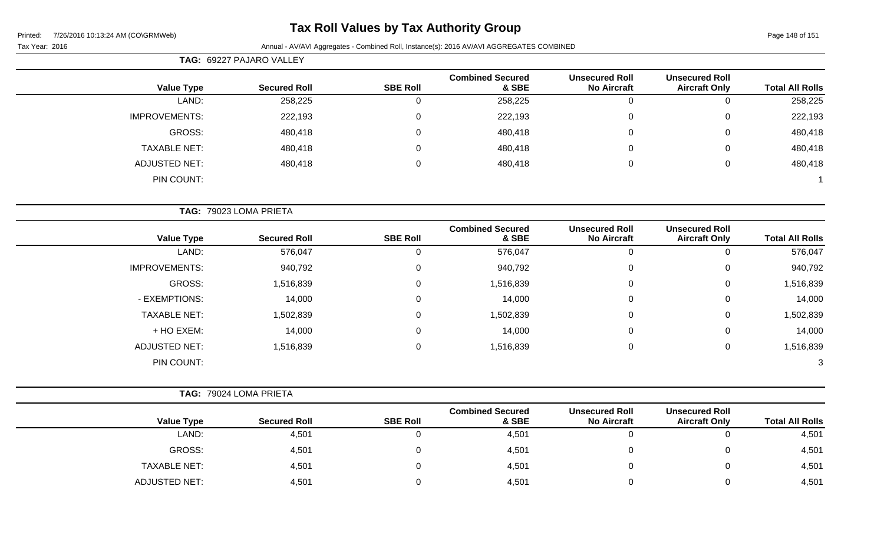# Tax Roll Values by Tax Authority Group

Printed: 7/26/2016 10:13:24 AM (CO\GRMWeb)

Tax Year: 2016

Annual - AV/AVI Aggregates - Combined Roll, Instance(s): 2016 AV/AVI AGGREGATES COMBINED

**TAG: 69227 PAJARO VALLEY**

| Value Type | Secured Roll | SBE Roll | Combined Secured & SBE | Unsecured Roll No Aircraft | Unsecured Roll Aircraft Only | Total All Rolls |
|---|---|---|---|---|---|---|
| LAND: | 258,225 | 0 | 258,225 | 0 | 0 | 258,225 |
| IMPROVEMENTS: | 222,193 | 0 | 222,193 | 0 | 0 | 222,193 |
| GROSS: | 480,418 | 0 | 480,418 | 0 | 0 | 480,418 |
| TAXABLE NET: | 480,418 | 0 | 480,418 | 0 | 0 | 480,418 |
| ADJUSTED NET: | 480,418 | 0 | 480,418 | 0 | 0 | 480,418 |
| PIN COUNT: | | | | | | 1 |

**TAG: 79023 LOMA PRIETA**

| Value Type | Secured Roll | SBE Roll | Combined Secured & SBE | Unsecured Roll No Aircraft | Unsecured Roll Aircraft Only | Total All Rolls |
|---|---|---|---|---|---|---|
| LAND: | 576,047 | 0 | 576,047 | 0 | 0 | 576,047 |
| IMPROVEMENTS: | 940,792 | 0 | 940,792 | 0 | 0 | 940,792 |
| GROSS: | 1,516,839 | 0 | 1,516,839 | 0 | 0 | 1,516,839 |
| - EXEMPTIONS: | 14,000 | 0 | 14,000 | 0 | 0 | 14,000 |
| TAXABLE NET: | 1,502,839 | 0 | 1,502,839 | 0 | 0 | 1,502,839 |
| + HO EXEM: | 14,000 | 0 | 14,000 | 0 | 0 | 14,000 |
| ADJUSTED NET: | 1,516,839 | 0 | 1,516,839 | 0 | 0 | 1,516,839 |
| PIN COUNT: | | | | | | 3 |

**TAG: 79024 LOMA PRIETA**

| Value Type | Secured Roll | SBE Roll | Combined Secured & SBE | Unsecured Roll No Aircraft | Unsecured Roll Aircraft Only | Total All Rolls |
|---|---|---|---|---|---|---|
| LAND: | 4,501 | 0 | 4,501 | 0 | 0 | 4,501 |
| GROSS: | 4,501 | 0 | 4,501 | 0 | 0 | 4,501 |
| TAXABLE NET: | 4,501 | 0 | 4,501 | 0 | 0 | 4,501 |
| ADJUSTED NET: | 4,501 | 0 | 4,501 | 0 | 0 | 4,501 |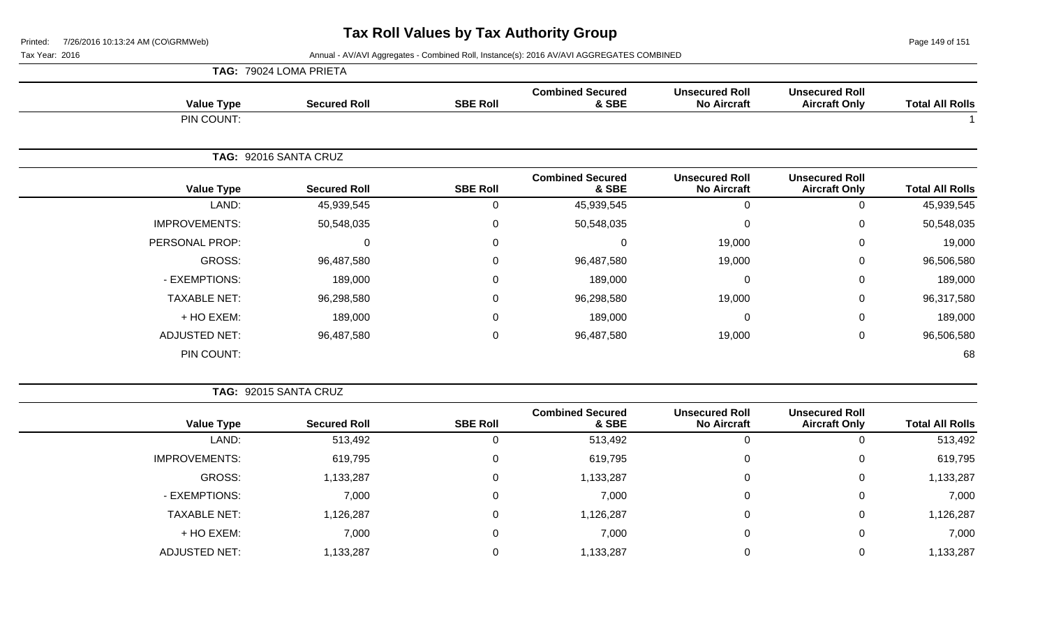# Tax Roll Values by Tax Authority Group

Printed: 7/26/2016 10:13:24 AM (CO\GRMWeb)

Tax Year: 2016

Annual - AV/AVI Aggregates - Combined Roll, Instance(s): 2016 AV/AVI AGGREGATES COMBINED

**TAG: 79024 LOMA PRIETA**

| Value Type | Secured Roll | SBE Roll | Combined Secured & SBE | Unsecured Roll No Aircraft | Unsecured Roll Aircraft Only | Total All Rolls |
|---|---|---|---|---|---|---|
| PIN COUNT: | | | | | | 1 |

**TAG: 92016 SANTA CRUZ**

| Value Type | Secured Roll | SBE Roll | Combined Secured & SBE | Unsecured Roll No Aircraft | Unsecured Roll Aircraft Only | Total All Rolls |
|---|---|---|---|---|---|---|
| LAND: | 45,939,545 | 0 | 45,939,545 | 0 | 0 | 45,939,545 |
| IMPROVEMENTS: | 50,548,035 | 0 | 50,548,035 | 0 | 0 | 50,548,035 |
| PERSONAL PROP: | 0 | 0 | 0 | 19,000 | 0 | 19,000 |
| GROSS: | 96,487,580 | 0 | 96,487,580 | 19,000 | 0 | 96,506,580 |
| - EXEMPTIONS: | 189,000 | 0 | 189,000 | 0 | 0 | 189,000 |
| TAXABLE NET: | 96,298,580 | 0 | 96,298,580 | 19,000 | 0 | 96,317,580 |
| + HO EXEM: | 189,000 | 0 | 189,000 | 0 | 0 | 189,000 |
| ADJUSTED NET: | 96,487,580 | 0 | 96,487,580 | 19,000 | 0 | 96,506,580 |
| PIN COUNT: | | | | | | 68 |

**TAG: 92015 SANTA CRUZ**

| Value Type | Secured Roll | SBE Roll | Combined Secured & SBE | Unsecured Roll No Aircraft | Unsecured Roll Aircraft Only | Total All Rolls |
|---|---|---|---|---|---|---|
| LAND: | 513,492 | 0 | 513,492 | 0 | 0 | 513,492 |
| IMPROVEMENTS: | 619,795 | 0 | 619,795 | 0 | 0 | 619,795 |
| GROSS: | 1,133,287 | 0 | 1,133,287 | 0 | 0 | 1,133,287 |
| - EXEMPTIONS: | 7,000 | 0 | 7,000 | 0 | 0 | 7,000 |
| TAXABLE NET: | 1,126,287 | 0 | 1,126,287 | 0 | 0 | 1,126,287 |
| + HO EXEM: | 7,000 | 0 | 7,000 | 0 | 0 | 7,000 |
| ADJUSTED NET: | 1,133,287 | 0 | 1,133,287 | 0 | 0 | 1,133,287 |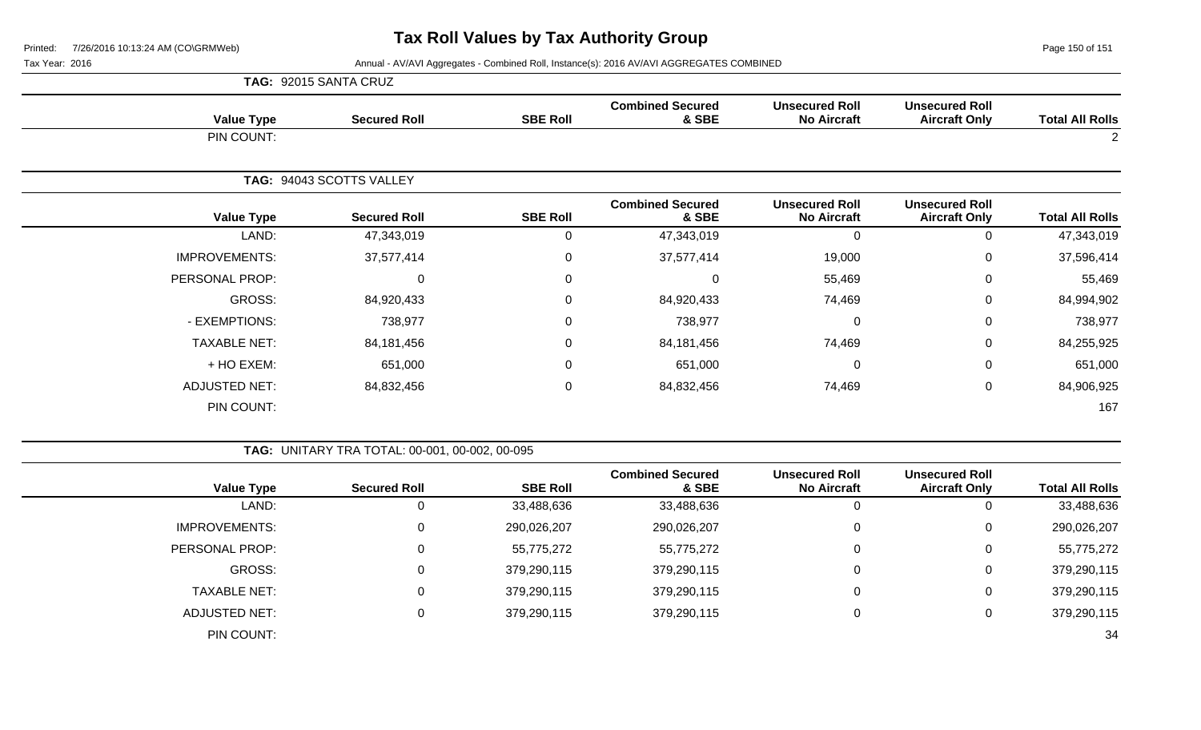# Tax Roll Values by Tax Authority Group

Tax Year: 2016

Annual - AV/AVI Aggregates - Combined Roll, Instance(s): 2016 AV/AVI AGGREGATES COMBINED

**TAG: 92015 SANTA CRUZ**

| Value Type | Secured Roll | SBE Roll | Combined Secured & SBE | Unsecured Roll No Aircraft | Unsecured Roll Aircraft Only | Total All Rolls |
|---|---|---|---|---|---|---|
| PIN COUNT: | | | | | | 2 |

**TAG: 94043 SCOTTS VALLEY**

| Value Type | Secured Roll | SBE Roll | Combined Secured & SBE | Unsecured Roll No Aircraft | Unsecured Roll Aircraft Only | Total All Rolls |
|---|---|---|---|---|---|---|
| LAND: | 47,343,019 | 0 | 47,343,019 | 0 | 0 | 47,343,019 |
| IMPROVEMENTS: | 37,577,414 | 0 | 37,577,414 | 19,000 | 0 | 37,596,414 |
| PERSONAL PROP: | 0 | 0 | 0 | 55,469 | 0 | 55,469 |
| GROSS: | 84,920,433 | 0 | 84,920,433 | 74,469 | 0 | 84,994,902 |
| - EXEMPTIONS: | 738,977 | 0 | 738,977 | 0 | 0 | 738,977 |
| TAXABLE NET: | 84,181,456 | 0 | 84,181,456 | 74,469 | 0 | 84,255,925 |
| + HO EXEM: | 651,000 | 0 | 651,000 | 0 | 0 | 651,000 |
| ADJUSTED NET: | 84,832,456 | 0 | 84,832,456 | 74,469 | 0 | 84,906,925 |
| PIN COUNT: | | | | | | 167 |

**TAG: UNITARY TRA TOTAL: 00-001, 00-002, 00-095**

| Value Type | Secured Roll | SBE Roll | Combined Secured & SBE | Unsecured Roll No Aircraft | Unsecured Roll Aircraft Only | Total All Rolls |
|---|---|---|---|---|---|---|
| LAND: | 0 | 33,488,636 | 33,488,636 | 0 | 0 | 33,488,636 |
| IMPROVEMENTS: | 0 | 290,026,207 | 290,026,207 | 0 | 0 | 290,026,207 |
| PERSONAL PROP: | 0 | 55,775,272 | 55,775,272 | 0 | 0 | 55,775,272 |
| GROSS: | 0 | 379,290,115 | 379,290,115 | 0 | 0 | 379,290,115 |
| TAXABLE NET: | 0 | 379,290,115 | 379,290,115 | 0 | 0 | 379,290,115 |
| ADJUSTED NET: | 0 | 379,290,115 | 379,290,115 | 0 | 0 | 379,290,115 |
| PIN COUNT: | | | | | | 34 |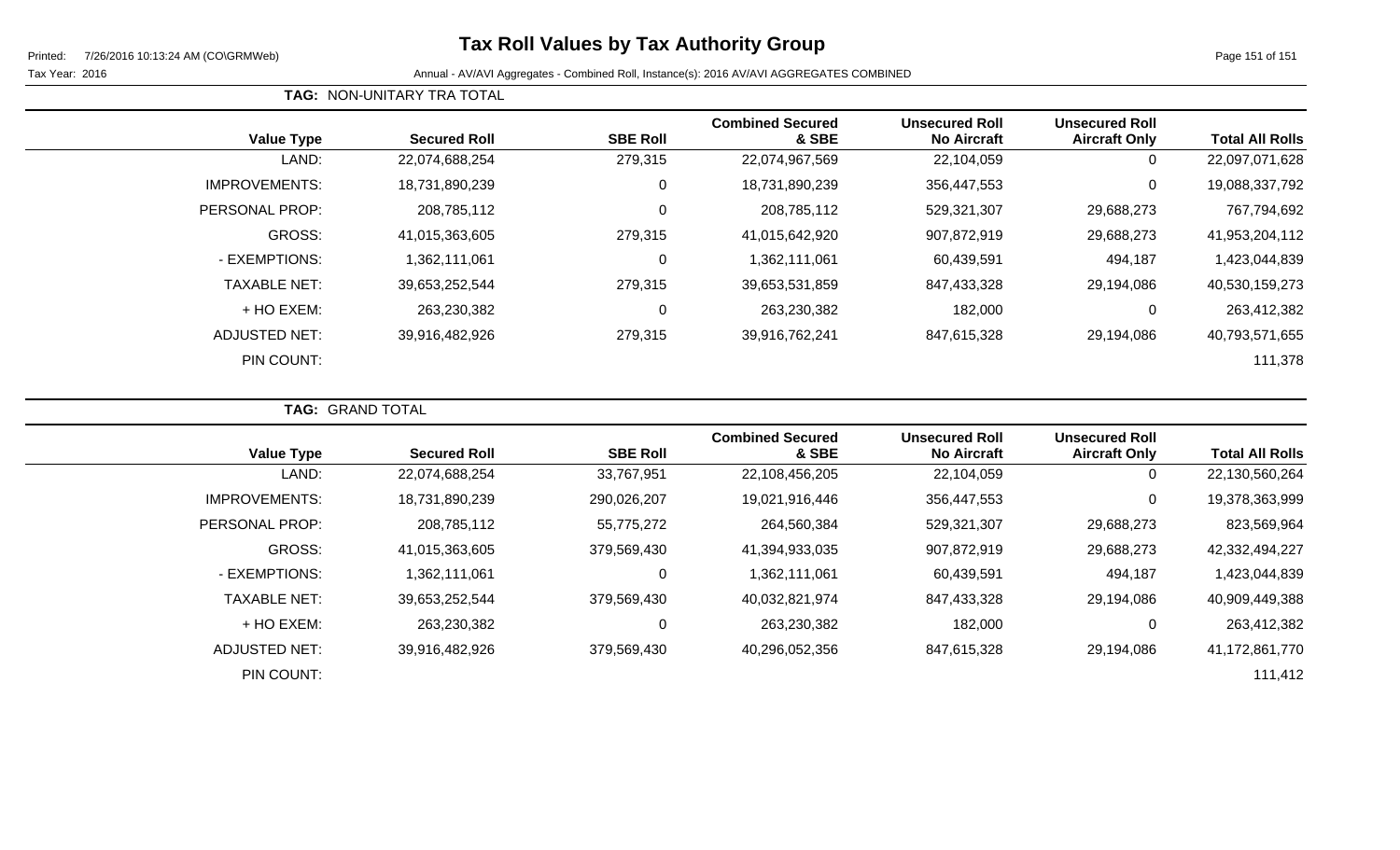# Tax Roll Values by Tax Authority Group

Printed: 7/26/2016 10:13:24 AM (CO\GRMWeb)

Tax Year: 2016

Annual - AV/AVI Aggregates - Combined Roll, Instance(s): 2016 AV/AVI AGGREGATES COMBINED

**TAG:** NON-UNITARY TRA TOTAL

| Value Type | Secured Roll | SBE Roll | Combined Secured & SBE | Unsecured Roll No Aircraft | Unsecured Roll Aircraft Only | Total All Rolls |
|---|---|---|---|---|---|---|
| LAND: | 22,074,688,254 | 279,315 | 22,074,967,569 | 22,104,059 | 0 | 22,097,071,628 |
| IMPROVEMENTS: | 18,731,890,239 | 0 | 18,731,890,239 | 356,447,553 | 0 | 19,088,337,792 |
| PERSONAL PROP: | 208,785,112 | 0 | 208,785,112 | 529,321,307 | 29,688,273 | 767,794,692 |
| GROSS: | 41,015,363,605 | 279,315 | 41,015,642,920 | 907,872,919 | 29,688,273 | 41,953,204,112 |
| - EXEMPTIONS: | 1,362,111,061 | 0 | 1,362,111,061 | 60,439,591 | 494,187 | 1,423,044,839 |
| TAXABLE NET: | 39,653,252,544 | 279,315 | 39,653,531,859 | 847,433,328 | 29,194,086 | 40,530,159,273 |
| + HO EXEM: | 263,230,382 | 0 | 263,230,382 | 182,000 | 0 | 263,412,382 |
| ADJUSTED NET: | 39,916,482,926 | 279,315 | 39,916,762,241 | 847,615,328 | 29,194,086 | 40,793,571,655 |
| PIN COUNT: | | | | | | 111,378 |

**TAG:** GRAND TOTAL

| Value Type | Secured Roll | SBE Roll | Combined Secured & SBE | Unsecured Roll No Aircraft | Unsecured Roll Aircraft Only | Total All Rolls |
|---|---|---|---|---|---|---|
| LAND: | 22,074,688,254 | 33,767,951 | 22,108,456,205 | 22,104,059 | 0 | 22,130,560,264 |
| IMPROVEMENTS: | 18,731,890,239 | 290,026,207 | 19,021,916,446 | 356,447,553 | 0 | 19,378,363,999 |
| PERSONAL PROP: | 208,785,112 | 55,775,272 | 264,560,384 | 529,321,307 | 29,688,273 | 823,569,964 |
| GROSS: | 41,015,363,605 | 379,569,430 | 41,394,933,035 | 907,872,919 | 29,688,273 | 42,332,494,227 |
| - EXEMPTIONS: | 1,362,111,061 | 0 | 1,362,111,061 | 60,439,591 | 494,187 | 1,423,044,839 |
| TAXABLE NET: | 39,653,252,544 | 379,569,430 | 40,032,821,974 | 847,433,328 | 29,194,086 | 40,909,449,388 |
| + HO EXEM: | 263,230,382 | 0 | 263,230,382 | 182,000 | 0 | 263,412,382 |
| ADJUSTED NET: | 39,916,482,926 | 379,569,430 | 40,296,052,356 | 847,615,328 | 29,194,086 | 41,172,861,770 |
| PIN COUNT: | | | | | | 111,412 |